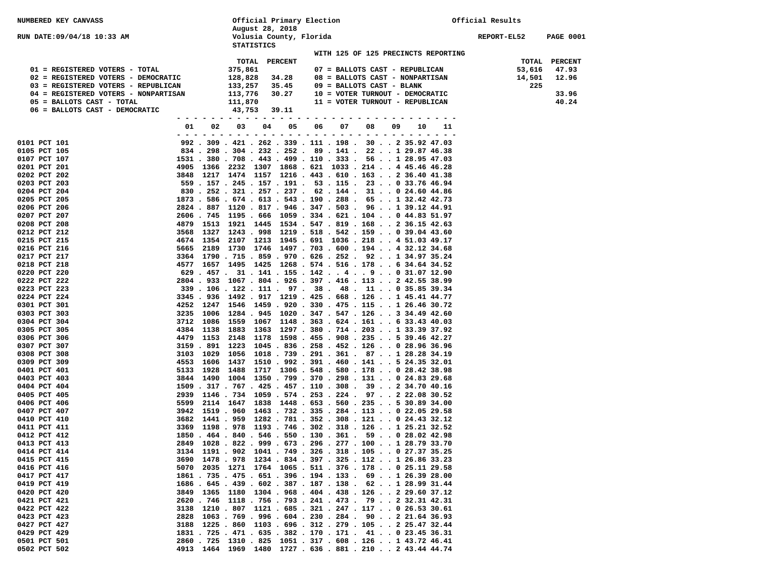NUMBERED KEY CANVASS

RUN DATE:09/04/18 10:33 AM

**Official Primary Election**
**August 28, 2018**
**Volusia County, Florida**
**STATISTICS**

Official Results

REPORT-EL52 PAGE 0001

WITH 125 OF 125 PRECINCTS REPORTING

| | TOTAL | PERCENT |
|---|---|---|
| 01 = REGISTERED VOTERS - TOTAL | 375,861 | |
| 02 = REGISTERED VOTERS - DEMOCRATIC | 128,828 | 34.28 |
| 03 = REGISTERED VOTERS - REPUBLICAN | 133,257 | 35.45 |
| 04 = REGISTERED VOTERS - NONPARTISAN | 113,776 | 30.27 |
| 05 = BALLOTS CAST - TOTAL | 111,870 | |
| 06 = BALLOTS CAST - DEMOCRATIC | 43,753 | 39.11 |
| 07 = BALLOTS CAST - REPUBLICAN | 53,616 | 47.93 |
| 08 = BALLOTS CAST - NONPARTISAN | 14,501 | 12.96 |
| 09 = BALLOTS CAST - BLANK | 225 | |
| 10 = VOTER TURNOUT - DEMOCRATIC | | 33.96 |
| 11 = VOTER TURNOUT - REPUBLICAN | | 40.24 |

| | 01 | 02 | 03 | 04 | 05 | 06 | 07 | 08 | 09 | 10 | 11 |
|---|---|---|---|---|---|---|---|---|---|---|---|
| 0101 PCT 101 | 992 | 309 | 421 | 262 | 339 | 111 | 198 | 30 | 2 | 35.92 | 47.03 |
| 0105 PCT 105 | 834 | 298 | 304 | 232 | 252 | 89 | 141 | 22 | 1 | 29.87 | 46.38 |
| 0107 PCT 107 | 1531 | 380 | 708 | 443 | 499 | 110 | 333 | 56 | 1 | 28.95 | 47.03 |
| 0201 PCT 201 | 4905 | 1366 | 2232 | 1307 | 1868 | 621 | 1033 | 214 | 4 | 45.46 | 46.28 |
| 0202 PCT 202 | 3848 | 1217 | 1474 | 1157 | 1216 | 443 | 610 | 163 | 2 | 36.40 | 41.38 |
| 0203 PCT 203 | 559 | 157 | 245 | 157 | 191 | 53 | 115 | 23 | 0 | 33.76 | 46.94 |
| 0204 PCT 204 | 830 | 252 | 321 | 257 | 237 | 62 | 144 | 31 | 0 | 24.60 | 44.86 |
| 0205 PCT 205 | 1873 | 586 | 674 | 613 | 543 | 190 | 288 | 65 | 1 | 32.42 | 42.73 |
| 0206 PCT 206 | 2824 | 887 | 1120 | 817 | 946 | 347 | 503 | 96 | 1 | 39.12 | 44.91 |
| 0207 PCT 207 | 2606 | 745 | 1195 | 666 | 1059 | 334 | 621 | 104 | 0 | 44.83 | 51.97 |
| 0208 PCT 208 | 4879 | 1513 | 1921 | 1445 | 1534 | 547 | 819 | 168 | 2 | 36.15 | 42.63 |
| 0212 PCT 212 | 3568 | 1327 | 1243 | 998 | 1219 | 518 | 542 | 159 | 0 | 39.04 | 43.60 |
| 0215 PCT 215 | 4674 | 1354 | 2107 | 1213 | 1945 | 691 | 1036 | 218 | 4 | 51.03 | 49.17 |
| 0216 PCT 216 | 5665 | 2189 | 1730 | 1746 | 1497 | 703 | 600 | 194 | 4 | 32.12 | 34.68 |
| 0217 PCT 217 | 3364 | 1790 | 715 | 859 | 970 | 626 | 252 | 92 | 1 | 34.97 | 35.24 |
| 0218 PCT 218 | 4577 | 1657 | 1495 | 1425 | 1268 | 574 | 516 | 178 | 6 | 34.64 | 34.52 |
| 0220 PCT 220 | 629 | 457 | 31 | 141 | 155 | 142 | 4 | 9 | 0 | 31.07 | 12.90 |
| 0222 PCT 222 | 2804 | 933 | 1067 | 804 | 926 | 397 | 416 | 113 | 2 | 42.55 | 38.99 |
| 0223 PCT 223 | 339 | 106 | 122 | 111 | 97 | 38 | 48 | 11 | 0 | 35.85 | 39.34 |
| 0224 PCT 224 | 3345 | 936 | 1492 | 917 | 1219 | 425 | 668 | 126 | 1 | 45.41 | 44.77 |
| 0301 PCT 301 | 4252 | 1247 | 1546 | 1459 | 920 | 330 | 475 | 115 | 1 | 26.46 | 30.72 |
| 0303 PCT 303 | 3235 | 1006 | 1284 | 945 | 1020 | 347 | 547 | 126 | 3 | 34.49 | 42.60 |
| 0304 PCT 304 | 3712 | 1086 | 1559 | 1067 | 1148 | 363 | 624 | 161 | 6 | 33.43 | 40.03 |
| 0305 PCT 305 | 4384 | 1138 | 1883 | 1363 | 1297 | 380 | 714 | 203 | 1 | 33.39 | 37.92 |
| 0306 PCT 306 | 4479 | 1153 | 2148 | 1178 | 1598 | 455 | 908 | 235 | 5 | 39.46 | 42.27 |
| 0307 PCT 307 | 3159 | 891 | 1223 | 1045 | 836 | 258 | 452 | 126 | 0 | 28.96 | 36.96 |
| 0308 PCT 308 | 3103 | 1029 | 1056 | 1018 | 739 | 291 | 361 | 87 | 1 | 28.28 | 34.19 |
| 0309 PCT 309 | 4553 | 1606 | 1437 | 1510 | 992 | 391 | 460 | 141 | 5 | 24.35 | 32.01 |
| 0401 PCT 401 | 5133 | 1928 | 1488 | 1717 | 1306 | 548 | 580 | 178 | 0 | 28.42 | 38.98 |
| 0403 PCT 403 | 3844 | 1490 | 1004 | 1350 | 799 | 370 | 298 | 131 | 0 | 24.83 | 29.68 |
| 0404 PCT 404 | 1509 | 317 | 767 | 425 | 457 | 110 | 308 | 39 | 2 | 34.70 | 40.16 |
| 0405 PCT 405 | 2939 | 1146 | 734 | 1059 | 574 | 253 | 224 | 97 | 2 | 22.08 | 30.52 |
| 0406 PCT 406 | 5599 | 2114 | 1647 | 1838 | 1448 | 653 | 560 | 235 | 5 | 30.89 | 34.00 |
| 0407 PCT 407 | 3942 | 1519 | 960 | 1463 | 732 | 335 | 284 | 113 | 0 | 22.05 | 29.58 |
| 0410 PCT 410 | 3682 | 1441 | 959 | 1282 | 781 | 352 | 308 | 121 | 0 | 24.43 | 32.12 |
| 0411 PCT 411 | 3369 | 1198 | 978 | 1193 | 746 | 302 | 318 | 126 | 1 | 25.21 | 32.52 |
| 0412 PCT 412 | 1850 | 464 | 840 | 546 | 550 | 130 | 361 | 59 | 0 | 28.02 | 42.98 |
| 0413 PCT 413 | 2849 | 1028 | 822 | 999 | 673 | 296 | 277 | 100 | 1 | 28.79 | 33.70 |
| 0414 PCT 414 | 3134 | 1191 | 902 | 1041 | 749 | 326 | 318 | 105 | 0 | 27.37 | 35.25 |
| 0415 PCT 415 | 3690 | 1478 | 978 | 1234 | 834 | 397 | 325 | 112 | 1 | 26.86 | 33.23 |
| 0416 PCT 416 | 5070 | 2035 | 1271 | 1764 | 1065 | 511 | 376 | 178 | 0 | 25.11 | 29.58 |
| 0417 PCT 417 | 1861 | 735 | 475 | 651 | 396 | 194 | 133 | 69 | 1 | 26.39 | 28.00 |
| 0419 PCT 419 | 1686 | 645 | 439 | 602 | 387 | 187 | 138 | 62 | 1 | 28.99 | 31.44 |
| 0420 PCT 420 | 3849 | 1365 | 1180 | 1304 | 968 | 404 | 438 | 126 | 2 | 29.60 | 37.12 |
| 0421 PCT 421 | 2620 | 746 | 1118 | 756 | 793 | 241 | 473 | 79 | 2 | 32.31 | 42.31 |
| 0422 PCT 422 | 3138 | 1210 | 807 | 1121 | 685 | 321 | 247 | 117 | 0 | 26.53 | 30.61 |
| 0423 PCT 423 | 2828 | 1063 | 769 | 996 | 604 | 230 | 284 | 90 | 2 | 21.64 | 36.93 |
| 0427 PCT 427 | 3188 | 1225 | 860 | 1103 | 696 | 312 | 279 | 105 | 2 | 25.47 | 32.44 |
| 0429 PCT 429 | 1831 | 725 | 471 | 635 | 382 | 170 | 171 | 41 | 0 | 23.45 | 36.31 |
| 0501 PCT 501 | 2860 | 725 | 1310 | 825 | 1051 | 317 | 608 | 126 | 1 | 43.72 | 46.41 |
| 0502 PCT 502 | 4913 | 1464 | 1969 | 1480 | 1727 | 636 | 881 | 210 | 2 | 43.44 | 44.74 |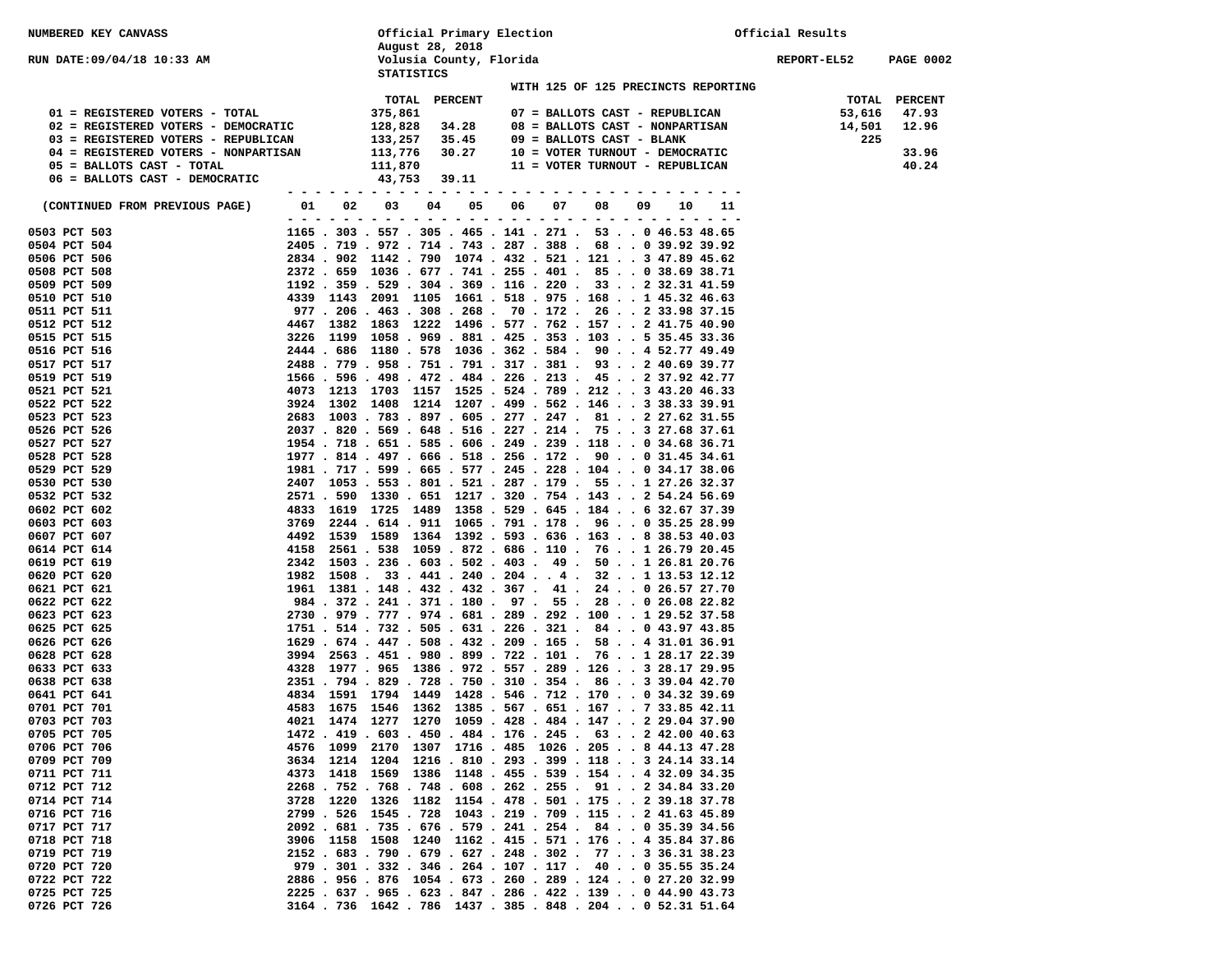NUMBERED KEY CANVASS

RUN DATE:09/04/18 10:33 AM

Official Primary Election
August 28, 2018
Volusia County, Florida
STATISTICS

Official Results

REPORT-EL52 PAGE 0002

WITH 125 OF 125 PRECINCTS REPORTING

| Key | Description | TOTAL | PERCENT |
|---|---|---|---|
| 01 | REGISTERED VOTERS - TOTAL | 375,861 | |
| 02 | REGISTERED VOTERS - DEMOCRATIC | 128,828 | 34.28 |
| 03 | REGISTERED VOTERS - REPUBLICAN | 133,257 | 35.45 |
| 04 | REGISTERED VOTERS - NONPARTISAN | 113,776 | 30.27 |
| 05 | BALLOTS CAST - TOTAL | 111,870 | |
| 06 | BALLOTS CAST - DEMOCRATIC | 43,753 | 39.11 |
| 07 | BALLOTS CAST - REPUBLICAN | 53,616 | 47.93 |
| 08 | BALLOTS CAST - NONPARTISAN | 14,501 | 12.96 |
| 09 | BALLOTS CAST - BLANK | 225 | |
| 10 | VOTER TURNOUT - DEMOCRATIC | | 33.96 |
| 11 | VOTER TURNOUT - REPUBLICAN | | 40.24 |

(CONTINUED FROM PREVIOUS PAGE)

| Precinct | 01 | 02 | 03 | 04 | 05 | 06 | 07 | 08 | 09 | 10 | 11 |
|---|---|---|---|---|---|---|---|---|---|---|---|
| 0503 PCT 503 | 1165 | 303 | 557 | 305 | 465 | 141 | 271 | 53 | 0 | 46.53 | 48.65 |
| 0504 PCT 504 | 2405 | 719 | 972 | 714 | 743 | 287 | 388 | 68 | 0 | 39.92 | 39.92 |
| 0506 PCT 506 | 2834 | 902 | 1142 | 790 | 1074 | 432 | 521 | 121 | 3 | 47.89 | 45.62 |
| 0508 PCT 508 | 2372 | 659 | 1036 | 677 | 741 | 255 | 401 | 85 | 0 | 38.69 | 38.71 |
| 0509 PCT 509 | 1192 | 359 | 529 | 304 | 369 | 116 | 220 | 33 | 2 | 32.31 | 41.59 |
| 0510 PCT 510 | 4339 | 1143 | 2091 | 1105 | 1661 | 518 | 975 | 168 | 1 | 45.32 | 46.63 |
| 0511 PCT 511 | 977 | 206 | 463 | 308 | 268 | 70 | 172 | 26 | 2 | 33.98 | 37.15 |
| 0512 PCT 512 | 4467 | 1382 | 1863 | 1222 | 1496 | 577 | 762 | 157 | 2 | 41.75 | 40.90 |
| 0515 PCT 515 | 3226 | 1199 | 1058 | 969 | 881 | 425 | 353 | 103 | 5 | 35.45 | 33.36 |
| 0516 PCT 516 | 2444 | 686 | 1180 | 578 | 1036 | 362 | 584 | 90 | 4 | 52.77 | 49.49 |
| 0517 PCT 517 | 2488 | 779 | 958 | 751 | 791 | 317 | 381 | 93 | 2 | 40.69 | 39.77 |
| 0519 PCT 519 | 1566 | 596 | 498 | 472 | 484 | 226 | 213 | 45 | 2 | 37.92 | 42.77 |
| 0521 PCT 521 | 4073 | 1213 | 1703 | 1157 | 1525 | 524 | 789 | 212 | 3 | 43.20 | 46.33 |
| 0522 PCT 522 | 3924 | 1302 | 1408 | 1214 | 1207 | 499 | 562 | 146 | 3 | 38.33 | 39.91 |
| 0523 PCT 523 | 2683 | 1003 | 783 | 897 | 605 | 277 | 247 | 81 | 2 | 27.62 | 31.55 |
| 0526 PCT 526 | 2037 | 820 | 569 | 648 | 516 | 227 | 214 | 75 | 3 | 27.68 | 37.61 |
| 0527 PCT 527 | 1954 | 718 | 651 | 585 | 606 | 249 | 239 | 118 | 0 | 34.68 | 36.71 |
| 0528 PCT 528 | 1977 | 814 | 497 | 666 | 518 | 256 | 172 | 90 | 0 | 31.45 | 34.61 |
| 0529 PCT 529 | 1981 | 717 | 599 | 665 | 577 | 245 | 228 | 104 | 0 | 34.17 | 38.06 |
| 0530 PCT 530 | 2407 | 1053 | 553 | 801 | 521 | 287 | 179 | 55 | 1 | 27.26 | 32.37 |
| 0532 PCT 532 | 2571 | 590 | 1330 | 651 | 1217 | 320 | 754 | 143 | 2 | 54.24 | 56.69 |
| 0602 PCT 602 | 4833 | 1619 | 1725 | 1489 | 1358 | 529 | 645 | 184 | 6 | 32.67 | 37.39 |
| 0603 PCT 603 | 3769 | 2244 | 614 | 911 | 1065 | 791 | 178 | 96 | 0 | 35.25 | 28.99 |
| 0607 PCT 607 | 4492 | 1539 | 1589 | 1364 | 1392 | 593 | 636 | 163 | 8 | 38.53 | 40.03 |
| 0614 PCT 614 | 4158 | 2561 | 538 | 1059 | 872 | 686 | 110 | 76 | 1 | 26.79 | 20.45 |
| 0619 PCT 619 | 2342 | 1503 | 236 | 603 | 502 | 403 | 49 | 50 | 1 | 26.81 | 20.76 |
| 0620 PCT 620 | 1982 | 1508 | 33 | 441 | 240 | 204 | 4 | 32 | 1 | 13.53 | 12.12 |
| 0621 PCT 621 | 1961 | 1381 | 148 | 432 | 432 | 367 | 41 | 24 | 0 | 26.57 | 27.70 |
| 0622 PCT 622 | 984 | 372 | 241 | 371 | 180 | 97 | 55 | 28 | 0 | 26.08 | 22.82 |
| 0623 PCT 623 | 2730 | 979 | 777 | 974 | 681 | 289 | 292 | 100 | 1 | 29.52 | 37.58 |
| 0625 PCT 625 | 1751 | 514 | 732 | 505 | 631 | 226 | 321 | 84 | 0 | 43.97 | 43.85 |
| 0626 PCT 626 | 1629 | 674 | 447 | 508 | 432 | 209 | 165 | 58 | 4 | 31.01 | 36.91 |
| 0628 PCT 628 | 3994 | 2563 | 451 | 980 | 899 | 722 | 101 | 76 | 1 | 28.17 | 22.39 |
| 0633 PCT 633 | 4328 | 1977 | 965 | 1386 | 972 | 557 | 289 | 126 | 3 | 28.17 | 29.95 |
| 0638 PCT 638 | 2351 | 794 | 829 | 728 | 750 | 310 | 354 | 86 | 3 | 39.04 | 42.70 |
| 0641 PCT 641 | 4834 | 1591 | 1794 | 1449 | 1428 | 546 | 712 | 170 | 0 | 34.32 | 39.69 |
| 0701 PCT 701 | 4583 | 1675 | 1546 | 1362 | 1385 | 567 | 651 | 167 | 7 | 33.85 | 42.11 |
| 0703 PCT 703 | 4021 | 1474 | 1277 | 1270 | 1059 | 428 | 484 | 147 | 2 | 29.04 | 37.90 |
| 0705 PCT 705 | 1472 | 419 | 603 | 450 | 484 | 176 | 245 | 63 | 2 | 42.00 | 40.63 |
| 0706 PCT 706 | 4576 | 1099 | 2170 | 1307 | 1716 | 485 | 1026 | 205 | 8 | 44.13 | 47.28 |
| 0709 PCT 709 | 3634 | 1214 | 1204 | 1216 | 810 | 293 | 399 | 118 | 3 | 24.14 | 33.14 |
| 0711 PCT 711 | 4373 | 1418 | 1569 | 1386 | 1148 | 455 | 539 | 154 | 4 | 32.09 | 34.35 |
| 0712 PCT 712 | 2268 | 752 | 768 | 748 | 608 | 262 | 255 | 91 | 2 | 34.84 | 33.20 |
| 0714 PCT 714 | 3728 | 1220 | 1326 | 1182 | 1154 | 478 | 501 | 175 | 2 | 39.18 | 37.78 |
| 0716 PCT 716 | 2799 | 526 | 1545 | 728 | 1043 | 219 | 709 | 115 | 2 | 41.63 | 45.89 |
| 0717 PCT 717 | 2092 | 681 | 735 | 676 | 579 | 241 | 254 | 84 | 0 | 35.39 | 34.56 |
| 0718 PCT 718 | 3906 | 1158 | 1508 | 1240 | 1162 | 415 | 571 | 176 | 4 | 35.84 | 37.86 |
| 0719 PCT 719 | 2152 | 683 | 790 | 679 | 627 | 248 | 302 | 77 | 3 | 36.31 | 38.23 |
| 0720 PCT 720 | 979 | 301 | 332 | 346 | 264 | 107 | 117 | 40 | 0 | 35.55 | 35.24 |
| 0722 PCT 722 | 2886 | 956 | 876 | 1054 | 673 | 260 | 289 | 124 | 0 | 27.20 | 32.99 |
| 0725 PCT 725 | 2225 | 637 | 965 | 623 | 847 | 286 | 422 | 139 | 0 | 44.90 | 43.73 |
| 0726 PCT 726 | 3164 | 736 | 1642 | 786 | 1437 | 385 | 848 | 204 | 0 | 52.31 | 51.64 |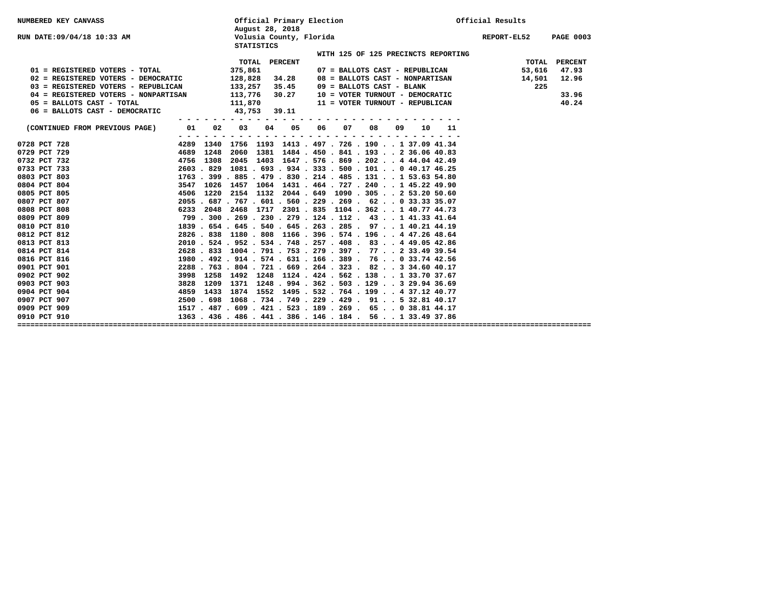NUMBERED KEY CANVASS

RUN DATE:09/04/18 10:33 AM

Official Primary Election
August 28, 2018
Volusia County, Florida
STATISTICS

Official Results

REPORT-EL52 PAGE 0003

WITH 125 OF 125 PRECINCTS REPORTING

| | TOTAL | PERCENT |
|---|---|---|
| 01 = REGISTERED VOTERS - TOTAL | 375,861 | |
| 02 = REGISTERED VOTERS - DEMOCRATIC | 128,828 | 34.28 |
| 03 = REGISTERED VOTERS - REPUBLICAN | 133,257 | 35.45 |
| 04 = REGISTERED VOTERS - NONPARTISAN | 113,776 | 30.27 |
| 05 = BALLOTS CAST - TOTAL | 111,870 | |
| 06 = BALLOTS CAST - DEMOCRATIC | 43,753 | 39.11 |
| 07 = BALLOTS CAST - REPUBLICAN | 53,616 | 47.93 |
| 08 = BALLOTS CAST - NONPARTISAN | 14,501 | 12.96 |
| 09 = BALLOTS CAST - BLANK | 225 | |
| 10 = VOTER TURNOUT - DEMOCRATIC | | 33.96 |
| 11 = VOTER TURNOUT - REPUBLICAN | | 40.24 |

| (CONTINUED FROM PREVIOUS PAGE) | 01 | 02 | 03 | 04 | 05 | 06 | 07 | 08 | 09 | 10 | 11 |
|---|---|---|---|---|---|---|---|---|---|---|---|
| 0728 PCT 728 | 4289 | 1340 | 1756 | 1193 | 1413 | 497 | 726 | 190 | 1 | 37.09 | 41.34 |
| 0729 PCT 729 | 4689 | 1248 | 2060 | 1381 | 1484 | 450 | 841 | 193 | 2 | 36.06 | 40.83 |
| 0732 PCT 732 | 4756 | 1308 | 2045 | 1403 | 1647 | 576 | 869 | 202 | 4 | 44.04 | 42.49 |
| 0733 PCT 733 | 2603 | 829 | 1081 | 693 | 934 | 333 | 500 | 101 | 0 | 40.17 | 46.25 |
| 0803 PCT 803 | 1763 | 399 | 885 | 479 | 830 | 214 | 485 | 131 | 1 | 53.63 | 54.80 |
| 0804 PCT 804 | 3547 | 1026 | 1457 | 1064 | 1431 | 464 | 727 | 240 | 1 | 45.22 | 49.90 |
| 0805 PCT 805 | 4506 | 1220 | 2154 | 1132 | 2044 | 649 | 1090 | 305 | 2 | 53.20 | 50.60 |
| 0807 PCT 807 | 2055 | 687 | 767 | 601 | 560 | 229 | 269 | 62 | 0 | 33.33 | 35.07 |
| 0808 PCT 808 | 6233 | 2048 | 2468 | 1717 | 2301 | 835 | 1104 | 362 | 1 | 40.77 | 44.73 |
| 0809 PCT 809 | 799 | 300 | 269 | 230 | 279 | 124 | 112 | 43 | 1 | 41.33 | 41.64 |
| 0810 PCT 810 | 1839 | 654 | 645 | 540 | 645 | 263 | 285 | 97 | 1 | 40.21 | 44.19 |
| 0812 PCT 812 | 2826 | 838 | 1180 | 808 | 1166 | 396 | 574 | 196 | 4 | 47.26 | 48.64 |
| 0813 PCT 813 | 2010 | 524 | 952 | 534 | 748 | 257 | 408 | 83 | 4 | 49.05 | 42.86 |
| 0814 PCT 814 | 2628 | 833 | 1004 | 791 | 753 | 279 | 397 | 77 | 2 | 33.49 | 39.54 |
| 0816 PCT 816 | 1980 | 492 | 914 | 574 | 631 | 166 | 389 | 76 | 0 | 33.74 | 42.56 |
| 0901 PCT 901 | 2288 | 763 | 804 | 721 | 669 | 264 | 323 | 82 | 3 | 34.60 | 40.17 |
| 0902 PCT 902 | 3998 | 1258 | 1492 | 1248 | 1124 | 424 | 562 | 138 | 1 | 33.70 | 37.67 |
| 0903 PCT 903 | 3828 | 1209 | 1371 | 1248 | 994 | 362 | 503 | 129 | 3 | 29.94 | 36.69 |
| 0904 PCT 904 | 4859 | 1433 | 1874 | 1552 | 1495 | 532 | 764 | 199 | 4 | 37.12 | 40.77 |
| 0907 PCT 907 | 2500 | 698 | 1068 | 734 | 749 | 229 | 429 | 91 | 5 | 32.81 | 40.17 |
| 0909 PCT 909 | 1517 | 487 | 609 | 421 | 523 | 189 | 269 | 65 | 0 | 38.81 | 44.17 |
| 0910 PCT 910 | 1363 | 436 | 486 | 441 | 386 | 146 | 184 | 56 | 1 | 33.49 | 37.86 |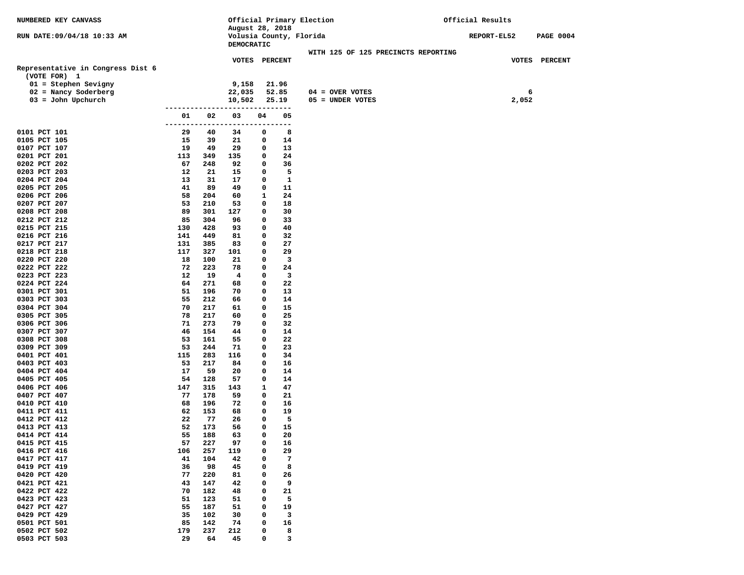NUMBERED KEY CANVASS

RUN DATE:09/04/18 10:33 AM

Official Primary Election
August 28, 2018
Volusia County, Florida
DEMOCRATIC

Official Results

REPORT-EL52 PAGE 0004

WITH 125 OF 125 PRECINCTS REPORTING

## Representative in Congress Dist 6

(VOTE FOR) 1

| Candidate | VOTES | PERCENT |
|---|---|---|
| 01 = Stephen Sevigny | 9,158 | 21.96 |
| 02 = Nancy Soderberg | 22,035 | 52.85 |
| 03 = John Upchurch | 10,502 | 25.19 |

| | VOTES |
|---|---|
| 04 = OVER VOTES | 6 |
| 05 = UNDER VOTES | 2,052 |

| Precinct | 01 | 02 | 03 | 04 | 05 |
|---|---|---|---|---|---|
| 0101 PCT 101 | 29 | 40 | 34 | 0 | 8 |
| 0105 PCT 105 | 15 | 39 | 21 | 0 | 14 |
| 0107 PCT 107 | 19 | 49 | 29 | 0 | 13 |
| 0201 PCT 201 | 113 | 349 | 135 | 0 | 24 |
| 0202 PCT 202 | 67 | 248 | 92 | 0 | 36 |
| 0203 PCT 203 | 12 | 21 | 15 | 0 | 5 |
| 0204 PCT 204 | 13 | 31 | 17 | 0 | 1 |
| 0205 PCT 205 | 41 | 89 | 49 | 0 | 11 |
| 0206 PCT 206 | 58 | 204 | 60 | 1 | 24 |
| 0207 PCT 207 | 53 | 210 | 53 | 0 | 18 |
| 0208 PCT 208 | 89 | 301 | 127 | 0 | 30 |
| 0212 PCT 212 | 85 | 304 | 96 | 0 | 33 |
| 0215 PCT 215 | 130 | 428 | 93 | 0 | 40 |
| 0216 PCT 216 | 141 | 449 | 81 | 0 | 32 |
| 0217 PCT 217 | 131 | 385 | 83 | 0 | 27 |
| 0218 PCT 218 | 117 | 327 | 101 | 0 | 29 |
| 0220 PCT 220 | 18 | 100 | 21 | 0 | 3 |
| 0222 PCT 222 | 72 | 223 | 78 | 0 | 24 |
| 0223 PCT 223 | 12 | 19 | 4 | 0 | 3 |
| 0224 PCT 224 | 64 | 271 | 68 | 0 | 22 |
| 0301 PCT 301 | 51 | 196 | 70 | 0 | 13 |
| 0303 PCT 303 | 55 | 212 | 66 | 0 | 14 |
| 0304 PCT 304 | 70 | 217 | 61 | 0 | 15 |
| 0305 PCT 305 | 78 | 217 | 60 | 0 | 25 |
| 0306 PCT 306 | 71 | 273 | 79 | 0 | 32 |
| 0307 PCT 307 | 46 | 154 | 44 | 0 | 14 |
| 0308 PCT 308 | 53 | 161 | 55 | 0 | 22 |
| 0309 PCT 309 | 53 | 244 | 71 | 0 | 23 |
| 0401 PCT 401 | 115 | 283 | 116 | 0 | 34 |
| 0403 PCT 403 | 53 | 217 | 84 | 0 | 16 |
| 0404 PCT 404 | 17 | 59 | 20 | 0 | 14 |
| 0405 PCT 405 | 54 | 128 | 57 | 0 | 14 |
| 0406 PCT 406 | 147 | 315 | 143 | 1 | 47 |
| 0407 PCT 407 | 77 | 178 | 59 | 0 | 21 |
| 0410 PCT 410 | 68 | 196 | 72 | 0 | 16 |
| 0411 PCT 411 | 62 | 153 | 68 | 0 | 19 |
| 0412 PCT 412 | 22 | 77 | 26 | 0 | 5 |
| 0413 PCT 413 | 52 | 173 | 56 | 0 | 15 |
| 0414 PCT 414 | 55 | 188 | 63 | 0 | 20 |
| 0415 PCT 415 | 57 | 227 | 97 | 0 | 16 |
| 0416 PCT 416 | 106 | 257 | 119 | 0 | 29 |
| 0417 PCT 417 | 41 | 104 | 42 | 0 | 7 |
| 0419 PCT 419 | 36 | 98 | 45 | 0 | 8 |
| 0420 PCT 420 | 77 | 220 | 81 | 0 | 26 |
| 0421 PCT 421 | 43 | 147 | 42 | 0 | 9 |
| 0422 PCT 422 | 70 | 182 | 48 | 0 | 21 |
| 0423 PCT 423 | 51 | 123 | 51 | 0 | 5 |
| 0427 PCT 427 | 55 | 187 | 51 | 0 | 19 |
| 0429 PCT 429 | 35 | 102 | 30 | 0 | 3 |
| 0501 PCT 501 | 85 | 142 | 74 | 0 | 16 |
| 0502 PCT 502 | 179 | 237 | 212 | 0 | 8 |
| 0503 PCT 503 | 29 | 64 | 45 | 0 | 3 |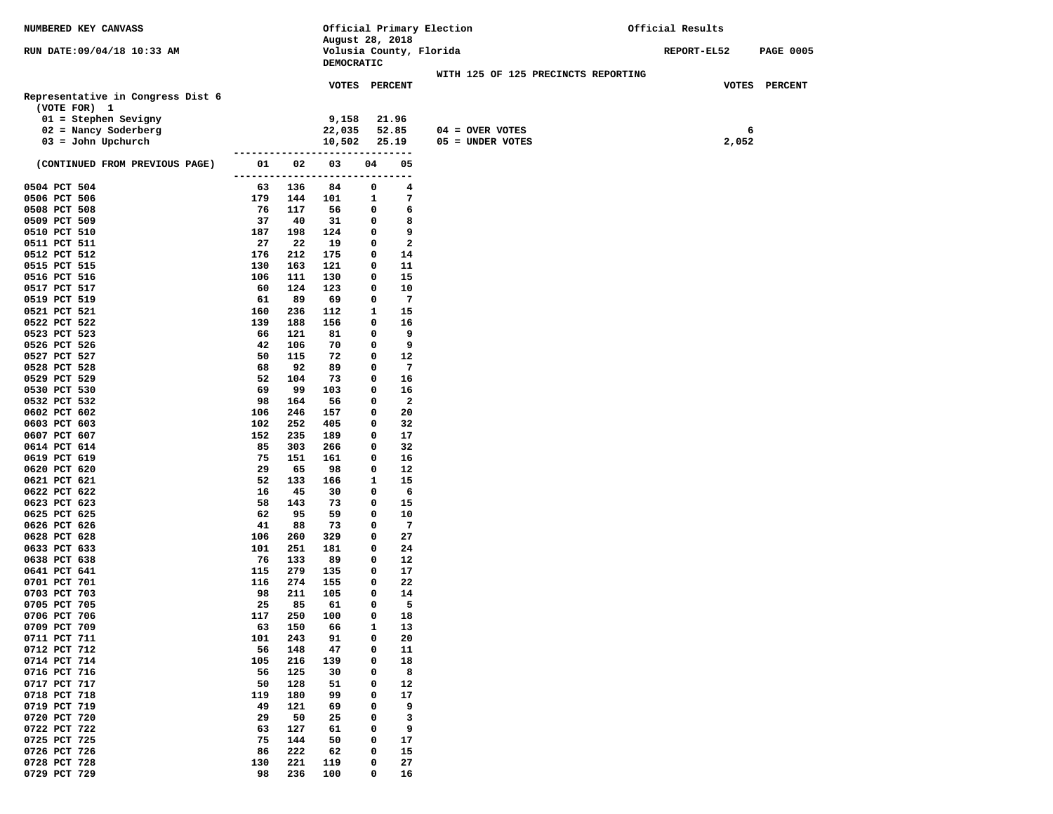NUMBERED KEY CANVASS

RUN DATE:09/04/18 10:33 AM

Official Primary Election
August 28, 2018
Volusia County, Florida
DEMOCRATIC

Official Results

REPORT-EL52

WITH 125 OF 125 PRECINCTS REPORTING

## Representative in Congress Dist 6

(VOTE FOR) 1

| Candidate | VOTES | PERCENT |
|---|---|---|
| 01 = Stephen Sevigny | 9,158 | 21.96 |
| 02 = Nancy Soderberg | 22,035 | 52.85 |
| 03 = John Upchurch | 10,502 | 25.19 |

| | VOTES | PERCENT |
|---|---|---|
| 04 = OVER VOTES | 6 | |
| 05 = UNDER VOTES | 2,052 | |

| (CONTINUED FROM PREVIOUS PAGE) | 01 | 02 | 03 | 04 | 05 |
|---|---|---|---|---|---|
| 0504 PCT 504 | 63 | 136 | 84 | 0 | 4 |
| 0506 PCT 506 | 179 | 144 | 101 | 1 | 7 |
| 0508 PCT 508 | 76 | 117 | 56 | 0 | 6 |
| 0509 PCT 509 | 37 | 40 | 31 | 0 | 8 |
| 0510 PCT 510 | 187 | 198 | 124 | 0 | 9 |
| 0511 PCT 511 | 27 | 22 | 19 | 0 | 2 |
| 0512 PCT 512 | 176 | 212 | 175 | 0 | 14 |
| 0515 PCT 515 | 130 | 163 | 121 | 0 | 11 |
| 0516 PCT 516 | 106 | 111 | 130 | 0 | 15 |
| 0517 PCT 517 | 60 | 124 | 123 | 0 | 10 |
| 0519 PCT 519 | 61 | 89 | 69 | 0 | 7 |
| 0521 PCT 521 | 160 | 236 | 112 | 1 | 15 |
| 0522 PCT 522 | 139 | 188 | 156 | 0 | 16 |
| 0523 PCT 523 | 66 | 121 | 81 | 0 | 9 |
| 0526 PCT 526 | 42 | 106 | 70 | 0 | 9 |
| 0527 PCT 527 | 50 | 115 | 72 | 0 | 12 |
| 0528 PCT 528 | 68 | 92 | 89 | 0 | 7 |
| 0529 PCT 529 | 52 | 104 | 73 | 0 | 16 |
| 0530 PCT 530 | 69 | 99 | 103 | 0 | 16 |
| 0532 PCT 532 | 98 | 164 | 56 | 0 | 2 |
| 0602 PCT 602 | 106 | 246 | 157 | 0 | 20 |
| 0603 PCT 603 | 102 | 252 | 405 | 0 | 32 |
| 0607 PCT 607 | 152 | 235 | 189 | 0 | 17 |
| 0614 PCT 614 | 85 | 303 | 266 | 0 | 32 |
| 0619 PCT 619 | 75 | 151 | 161 | 0 | 16 |
| 0620 PCT 620 | 29 | 65 | 98 | 0 | 12 |
| 0621 PCT 621 | 52 | 133 | 166 | 1 | 15 |
| 0622 PCT 622 | 16 | 45 | 30 | 0 | 6 |
| 0623 PCT 623 | 58 | 143 | 73 | 0 | 15 |
| 0625 PCT 625 | 62 | 95 | 59 | 0 | 10 |
| 0626 PCT 626 | 41 | 88 | 73 | 0 | 7 |
| 0628 PCT 628 | 106 | 260 | 329 | 0 | 27 |
| 0633 PCT 633 | 101 | 251 | 181 | 0 | 24 |
| 0638 PCT 638 | 76 | 133 | 89 | 0 | 12 |
| 0641 PCT 641 | 115 | 279 | 135 | 0 | 17 |
| 0701 PCT 701 | 116 | 274 | 155 | 0 | 22 |
| 0703 PCT 703 | 98 | 211 | 105 | 0 | 14 |
| 0705 PCT 705 | 25 | 85 | 61 | 0 | 5 |
| 0706 PCT 706 | 117 | 250 | 100 | 0 | 18 |
| 0709 PCT 709 | 63 | 150 | 66 | 1 | 13 |
| 0711 PCT 711 | 101 | 243 | 91 | 0 | 20 |
| 0712 PCT 712 | 56 | 148 | 47 | 0 | 11 |
| 0714 PCT 714 | 105 | 216 | 139 | 0 | 18 |
| 0716 PCT 716 | 56 | 125 | 30 | 0 | 8 |
| 0717 PCT 717 | 50 | 128 | 51 | 0 | 12 |
| 0718 PCT 718 | 119 | 180 | 99 | 0 | 17 |
| 0719 PCT 719 | 49 | 121 | 69 | 0 | 9 |
| 0720 PCT 720 | 29 | 50 | 25 | 0 | 3 |
| 0722 PCT 722 | 63 | 127 | 61 | 0 | 9 |
| 0725 PCT 725 | 75 | 144 | 50 | 0 | 17 |
| 0726 PCT 726 | 86 | 222 | 62 | 0 | 15 |
| 0728 PCT 728 | 130 | 221 | 119 | 0 | 27 |
| 0729 PCT 729 | 98 | 236 | 100 | 0 | 16 |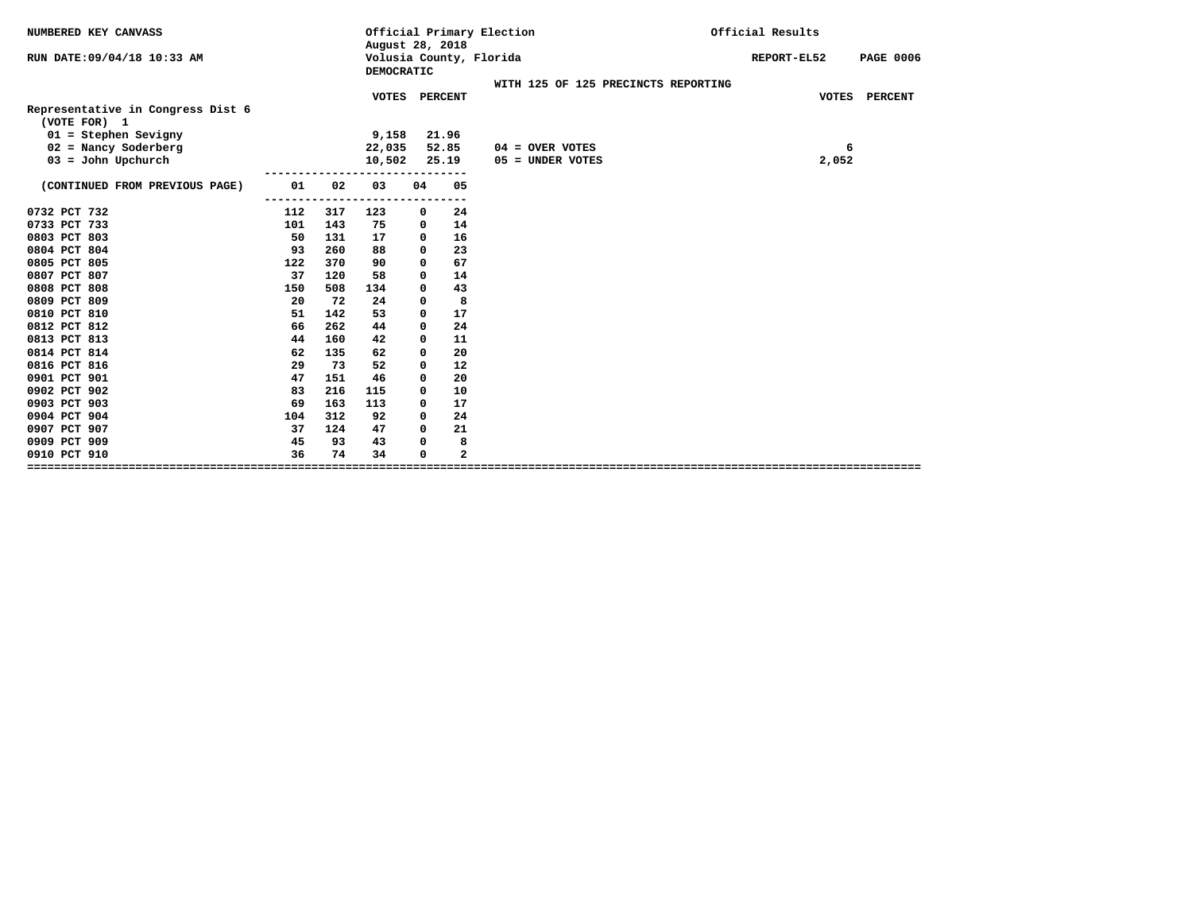NUMBERED KEY CANVASS

RUN DATE:09/04/18 10:33 AM

Official Primary Election
August 28, 2018
Volusia County, Florida
DEMOCRATIC

Official Results

REPORT-EL52

WITH 125 OF 125 PRECINCTS REPORTING

## Representative in Congress Dist 6
(VOTE FOR) 1

| | VOTES | PERCENT |
|---|---|---|
| 01 = Stephen Sevigny | 9,158 | 21.96 |
| 02 = Nancy Soderberg | 22,035 | 52.85 |
| 03 = John Upchurch | 10,502 | 25.19 |

| | VOTES | PERCENT |
|---|---|---|
| 04 = OVER VOTES | 6 | |
| 05 = UNDER VOTES | 2,052 | |

| (CONTINUED FROM PREVIOUS PAGE) | 01 | 02 | 03 | 04 | 05 |
|---|---|---|---|---|---|
| 0732 PCT 732 | 112 | 317 | 123 | 0 | 24 |
| 0733 PCT 733 | 101 | 143 | 75 | 0 | 14 |
| 0803 PCT 803 | 50 | 131 | 17 | 0 | 16 |
| 0804 PCT 804 | 93 | 260 | 88 | 0 | 23 |
| 0805 PCT 805 | 122 | 370 | 90 | 0 | 67 |
| 0807 PCT 807 | 37 | 120 | 58 | 0 | 14 |
| 0808 PCT 808 | 150 | 508 | 134 | 0 | 43 |
| 0809 PCT 809 | 20 | 72 | 24 | 0 | 8 |
| 0810 PCT 810 | 51 | 142 | 53 | 0 | 17 |
| 0812 PCT 812 | 66 | 262 | 44 | 0 | 24 |
| 0813 PCT 813 | 44 | 160 | 42 | 0 | 11 |
| 0814 PCT 814 | 62 | 135 | 62 | 0 | 20 |
| 0816 PCT 816 | 29 | 73 | 52 | 0 | 12 |
| 0901 PCT 901 | 47 | 151 | 46 | 0 | 20 |
| 0902 PCT 902 | 83 | 216 | 115 | 0 | 10 |
| 0903 PCT 903 | 69 | 163 | 113 | 0 | 17 |
| 0904 PCT 904 | 104 | 312 | 92 | 0 | 24 |
| 0907 PCT 907 | 37 | 124 | 47 | 0 | 21 |
| 0909 PCT 909 | 45 | 93 | 43 | 0 | 8 |
| 0910 PCT 910 | 36 | 74 | 34 | 0 | 2 |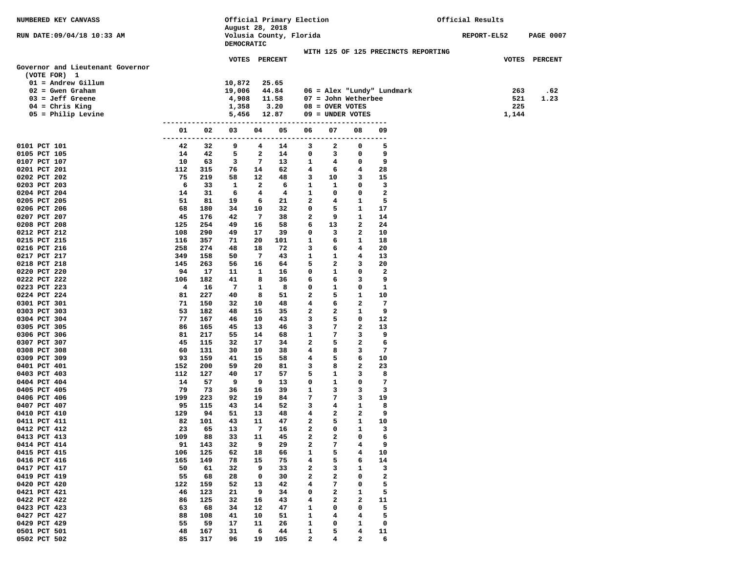NUMBERED KEY CANVASS

RUN DATE:09/04/18 10:33 AM

Official Primary Election
August 28, 2018
Volusia County, Florida
DEMOCRATIC

Official Results

REPORT-EL52

WITH 125 OF 125 PRECINCTS REPORTING

## Governor and Lieutenant Governor

(VOTE FOR) 1

| | VOTES | PERCENT |
|---|---|---|
| 01 = Andrew Gillum | 10,872 | 25.65 |
| 02 = Gwen Graham | 19,006 | 44.84 |
| 03 = Jeff Greene | 4,908 | 11.58 |
| 04 = Chris King | 1,358 | 3.20 |
| 05 = Philip Levine | 5,456 | 12.87 |
| 06 = Alex "Lundy" Lundmark | 263 | .62 |
| 07 = John Wetherbee | 521 | 1.23 |
| 08 = OVER VOTES | 225 | |
| 09 = UNDER VOTES | 1,144 | |

| | 01 | 02 | 03 | 04 | 05 | 06 | 07 | 08 | 09 |
|---|---|---|---|---|---|---|---|---|---|
| 0101 PCT 101 | 42 | 32 | 9 | 4 | 14 | 3 | 2 | 0 | 5 |
| 0105 PCT 105 | 14 | 42 | 5 | 2 | 14 | 0 | 3 | 0 | 9 |
| 0107 PCT 107 | 10 | 63 | 3 | 7 | 13 | 1 | 4 | 0 | 9 |
| 0201 PCT 201 | 112 | 315 | 76 | 14 | 62 | 4 | 6 | 4 | 28 |
| 0202 PCT 202 | 75 | 219 | 58 | 12 | 48 | 3 | 10 | 3 | 15 |
| 0203 PCT 203 | 6 | 33 | 1 | 2 | 6 | 1 | 1 | 0 | 3 |
| 0204 PCT 204 | 14 | 31 | 6 | 4 | 4 | 1 | 0 | 0 | 2 |
| 0205 PCT 205 | 51 | 81 | 19 | 6 | 21 | 2 | 4 | 1 | 5 |
| 0206 PCT 206 | 68 | 180 | 34 | 10 | 32 | 0 | 5 | 1 | 17 |
| 0207 PCT 207 | 45 | 176 | 42 | 7 | 38 | 2 | 9 | 1 | 14 |
| 0208 PCT 208 | 125 | 254 | 49 | 16 | 58 | 6 | 13 | 2 | 24 |
| 0212 PCT 212 | 108 | 290 | 49 | 17 | 39 | 0 | 3 | 2 | 10 |
| 0215 PCT 215 | 116 | 357 | 71 | 20 | 101 | 1 | 6 | 1 | 18 |
| 0216 PCT 216 | 258 | 274 | 48 | 18 | 72 | 3 | 6 | 4 | 20 |
| 0217 PCT 217 | 349 | 158 | 50 | 7 | 43 | 1 | 1 | 4 | 13 |
| 0218 PCT 218 | 145 | 263 | 56 | 16 | 64 | 5 | 2 | 3 | 20 |
| 0220 PCT 220 | 94 | 17 | 11 | 1 | 16 | 0 | 1 | 0 | 2 |
| 0222 PCT 222 | 106 | 182 | 41 | 8 | 36 | 6 | 6 | 3 | 9 |
| 0223 PCT 223 | 4 | 16 | 7 | 1 | 8 | 0 | 1 | 0 | 1 |
| 0224 PCT 224 | 81 | 227 | 40 | 8 | 51 | 2 | 5 | 1 | 10 |
| 0301 PCT 301 | 71 | 150 | 32 | 10 | 48 | 4 | 6 | 2 | 7 |
| 0303 PCT 303 | 53 | 182 | 48 | 15 | 35 | 2 | 2 | 1 | 9 |
| 0304 PCT 304 | 77 | 167 | 46 | 10 | 43 | 3 | 5 | 0 | 12 |
| 0305 PCT 305 | 86 | 165 | 45 | 13 | 46 | 3 | 7 | 2 | 13 |
| 0306 PCT 306 | 81 | 217 | 55 | 14 | 68 | 1 | 7 | 3 | 9 |
| 0307 PCT 307 | 45 | 115 | 32 | 17 | 34 | 2 | 5 | 2 | 6 |
| 0308 PCT 308 | 60 | 131 | 30 | 10 | 38 | 4 | 8 | 3 | 7 |
| 0309 PCT 309 | 93 | 159 | 41 | 15 | 58 | 4 | 5 | 6 | 10 |
| 0401 PCT 401 | 152 | 200 | 59 | 20 | 81 | 3 | 8 | 2 | 23 |
| 0403 PCT 403 | 112 | 127 | 40 | 17 | 57 | 5 | 1 | 3 | 8 |
| 0404 PCT 404 | 14 | 57 | 9 | 9 | 13 | 0 | 1 | 0 | 7 |
| 0405 PCT 405 | 79 | 73 | 36 | 16 | 39 | 1 | 3 | 3 | 3 |
| 0406 PCT 406 | 199 | 223 | 92 | 19 | 84 | 7 | 7 | 3 | 19 |
| 0407 PCT 407 | 95 | 115 | 43 | 14 | 52 | 3 | 4 | 1 | 8 |
| 0410 PCT 410 | 129 | 94 | 51 | 13 | 48 | 4 | 2 | 2 | 9 |
| 0411 PCT 411 | 82 | 101 | 43 | 11 | 47 | 2 | 5 | 1 | 10 |
| 0412 PCT 412 | 23 | 65 | 13 | 7 | 16 | 2 | 0 | 1 | 3 |
| 0413 PCT 413 | 109 | 88 | 33 | 11 | 45 | 2 | 2 | 0 | 6 |
| 0414 PCT 414 | 91 | 143 | 32 | 9 | 29 | 2 | 7 | 4 | 9 |
| 0415 PCT 415 | 106 | 125 | 62 | 18 | 66 | 1 | 5 | 4 | 10 |
| 0416 PCT 416 | 165 | 149 | 78 | 15 | 75 | 4 | 5 | 6 | 14 |
| 0417 PCT 417 | 50 | 61 | 32 | 9 | 33 | 2 | 3 | 1 | 3 |
| 0419 PCT 419 | 55 | 68 | 28 | 0 | 30 | 2 | 2 | 0 | 2 |
| 0420 PCT 420 | 122 | 159 | 52 | 13 | 42 | 4 | 7 | 0 | 5 |
| 0421 PCT 421 | 46 | 123 | 21 | 9 | 34 | 0 | 2 | 1 | 5 |
| 0422 PCT 422 | 86 | 125 | 32 | 16 | 43 | 4 | 2 | 2 | 11 |
| 0423 PCT 423 | 63 | 68 | 34 | 12 | 47 | 1 | 0 | 0 | 5 |
| 0427 PCT 427 | 88 | 108 | 41 | 10 | 51 | 1 | 4 | 4 | 5 |
| 0429 PCT 429 | 55 | 59 | 17 | 11 | 26 | 1 | 0 | 1 | 0 |
| 0501 PCT 501 | 48 | 167 | 31 | 6 | 44 | 1 | 5 | 4 | 11 |
| 0502 PCT 502 | 85 | 317 | 96 | 19 | 105 | 2 | 4 | 2 | 6 |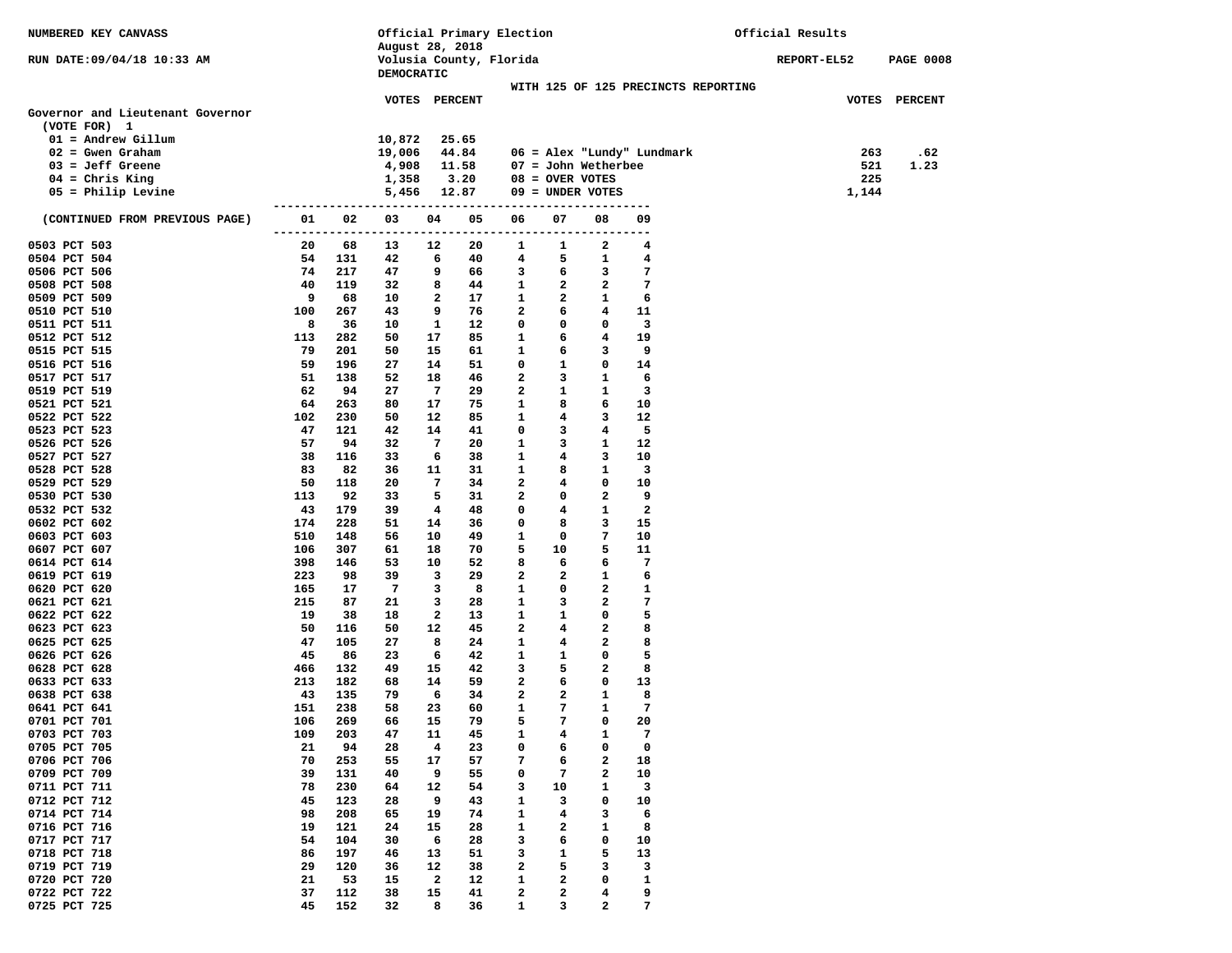NUMBERED KEY CANVASS

RUN DATE:09/04/18 10:33 AM

Official Primary Election
August 28, 2018
Volusia County, Florida
DEMOCRATIC

Official Results

REPORT-EL52 PAGE 0008

WITH 125 OF 125 PRECINCTS REPORTING

## Governor and Lieutenant Governor

(VOTE FOR) 1

| Candidate | VOTES | PERCENT |
|---|---|---|
| 01 = Andrew Gillum | 10,872 | 25.65 |
| 02 = Gwen Graham | 19,006 | 44.84 |
| 03 = Jeff Greene | 4,908 | 11.58 |
| 04 = Chris King | 1,358 | 3.20 |
| 05 = Philip Levine | 5,456 | 12.87 |
| 06 = Alex "Lundy" Lundmark | 263 | .62 |
| 07 = John Wetherbee | 521 | 1.23 |
| 08 = OVER VOTES | 225 | |
| 09 = UNDER VOTES | 1,144 | |

| (CONTINUED FROM PREVIOUS PAGE) | 01 | 02 | 03 | 04 | 05 | 06 | 07 | 08 | 09 |
|---|---|---|---|---|---|---|---|---|---|
| 0503 PCT 503 | 20 | 68 | 13 | 12 | 20 | 1 | 1 | 2 | 4 |
| 0504 PCT 504 | 54 | 131 | 42 | 6 | 40 | 4 | 5 | 1 | 4 |
| 0506 PCT 506 | 74 | 217 | 47 | 9 | 66 | 3 | 6 | 3 | 7 |
| 0508 PCT 508 | 40 | 119 | 32 | 8 | 44 | 1 | 2 | 2 | 7 |
| 0509 PCT 509 | 9 | 68 | 10 | 2 | 17 | 1 | 2 | 1 | 6 |
| 0510 PCT 510 | 100 | 267 | 43 | 9 | 76 | 2 | 6 | 4 | 11 |
| 0511 PCT 511 | 8 | 36 | 10 | 1 | 12 | 0 | 0 | 0 | 3 |
| 0512 PCT 512 | 113 | 282 | 50 | 17 | 85 | 1 | 6 | 4 | 19 |
| 0515 PCT 515 | 79 | 201 | 50 | 15 | 61 | 1 | 6 | 3 | 9 |
| 0516 PCT 516 | 59 | 196 | 27 | 14 | 51 | 0 | 1 | 0 | 14 |
| 0517 PCT 517 | 51 | 138 | 52 | 18 | 46 | 2 | 3 | 1 | 6 |
| 0519 PCT 519 | 62 | 94 | 27 | 7 | 29 | 2 | 1 | 1 | 3 |
| 0521 PCT 521 | 64 | 263 | 80 | 17 | 75 | 1 | 8 | 6 | 10 |
| 0522 PCT 522 | 102 | 230 | 50 | 12 | 85 | 1 | 4 | 3 | 12 |
| 0523 PCT 523 | 47 | 121 | 42 | 14 | 41 | 0 | 3 | 4 | 5 |
| 0526 PCT 526 | 57 | 94 | 32 | 7 | 20 | 1 | 3 | 1 | 12 |
| 0527 PCT 527 | 38 | 116 | 33 | 6 | 38 | 1 | 4 | 3 | 10 |
| 0528 PCT 528 | 83 | 82 | 36 | 11 | 31 | 1 | 8 | 1 | 3 |
| 0529 PCT 529 | 50 | 118 | 20 | 7 | 34 | 2 | 4 | 0 | 10 |
| 0530 PCT 530 | 113 | 92 | 33 | 5 | 31 | 2 | 0 | 2 | 9 |
| 0532 PCT 532 | 43 | 179 | 39 | 4 | 48 | 0 | 4 | 1 | 2 |
| 0602 PCT 602 | 174 | 228 | 51 | 14 | 36 | 0 | 8 | 3 | 15 |
| 0603 PCT 603 | 510 | 148 | 56 | 10 | 49 | 1 | 0 | 7 | 10 |
| 0607 PCT 607 | 106 | 307 | 61 | 18 | 70 | 5 | 10 | 5 | 11 |
| 0614 PCT 614 | 398 | 146 | 53 | 10 | 52 | 8 | 6 | 6 | 7 |
| 0619 PCT 619 | 223 | 98 | 39 | 3 | 29 | 2 | 2 | 1 | 6 |
| 0620 PCT 620 | 165 | 17 | 7 | 3 | 8 | 1 | 0 | 2 | 1 |
| 0621 PCT 621 | 215 | 87 | 21 | 3 | 28 | 1 | 3 | 2 | 7 |
| 0622 PCT 622 | 19 | 38 | 18 | 2 | 13 | 1 | 1 | 0 | 5 |
| 0623 PCT 623 | 50 | 116 | 50 | 12 | 45 | 2 | 4 | 2 | 8 |
| 0625 PCT 625 | 47 | 105 | 27 | 8 | 24 | 1 | 4 | 2 | 8 |
| 0626 PCT 626 | 45 | 86 | 23 | 6 | 42 | 1 | 1 | 0 | 5 |
| 0628 PCT 628 | 466 | 132 | 49 | 15 | 42 | 3 | 5 | 2 | 8 |
| 0633 PCT 633 | 213 | 182 | 68 | 14 | 59 | 2 | 6 | 0 | 13 |
| 0638 PCT 638 | 43 | 135 | 79 | 6 | 34 | 2 | 2 | 1 | 8 |
| 0641 PCT 641 | 151 | 238 | 58 | 23 | 60 | 1 | 7 | 1 | 7 |
| 0701 PCT 701 | 106 | 269 | 66 | 15 | 79 | 5 | 7 | 0 | 20 |
| 0703 PCT 703 | 109 | 203 | 47 | 11 | 45 | 1 | 4 | 1 | 7 |
| 0705 PCT 705 | 21 | 94 | 28 | 4 | 23 | 0 | 6 | 0 | 0 |
| 0706 PCT 706 | 70 | 253 | 55 | 17 | 57 | 7 | 6 | 2 | 18 |
| 0709 PCT 709 | 39 | 131 | 40 | 9 | 55 | 0 | 7 | 2 | 10 |
| 0711 PCT 711 | 78 | 230 | 64 | 12 | 54 | 3 | 10 | 1 | 3 |
| 0712 PCT 712 | 45 | 123 | 28 | 9 | 43 | 1 | 3 | 0 | 10 |
| 0714 PCT 714 | 98 | 208 | 65 | 19 | 74 | 1 | 4 | 3 | 6 |
| 0716 PCT 716 | 19 | 121 | 24 | 15 | 28 | 1 | 2 | 1 | 8 |
| 0717 PCT 717 | 54 | 104 | 30 | 6 | 28 | 3 | 6 | 0 | 10 |
| 0718 PCT 718 | 86 | 197 | 46 | 13 | 51 | 3 | 1 | 5 | 13 |
| 0719 PCT 719 | 29 | 120 | 36 | 12 | 38 | 2 | 5 | 3 | 3 |
| 0720 PCT 720 | 21 | 53 | 15 | 2 | 12 | 1 | 2 | 0 | 1 |
| 0722 PCT 722 | 37 | 112 | 38 | 15 | 41 | 2 | 2 | 4 | 9 |
| 0725 PCT 725 | 45 | 152 | 32 | 8 | 36 | 1 | 3 | 2 | 7 |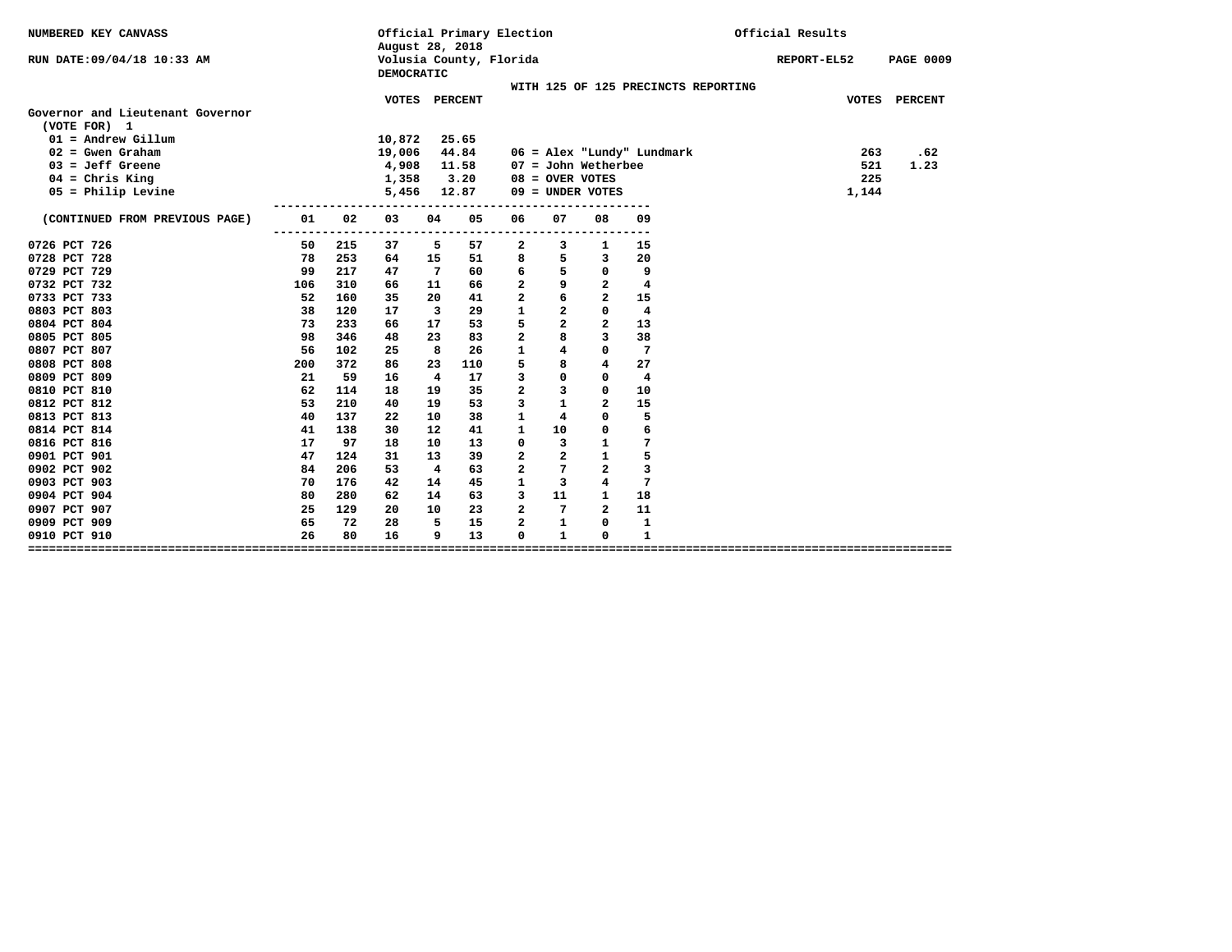NUMBERED KEY CANVASS

RUN DATE:09/04/18 10:33 AM

Official Primary Election
August 28, 2018
Volusia County, Florida
DEMOCRATIC

Official Results

REPORT-EL52

WITH 125 OF 125 PRECINCTS REPORTING

## Governor and Lieutenant Governor

(VOTE FOR) 1

| | VOTES | PERCENT |
|---|---|---|
| 01 = Andrew Gillum | 10,872 | 25.65 |
| 02 = Gwen Graham | 19,006 | 44.84 |
| 03 = Jeff Greene | 4,908 | 11.58 |
| 04 = Chris King | 1,358 | 3.20 |
| 05 = Philip Levine | 5,456 | 12.87 |
| 06 = Alex "Lundy" Lundmark | 263 | .62 |
| 07 = John Wetherbee | 521 | 1.23 |
| 08 = OVER VOTES | 225 | |
| 09 = UNDER VOTES | 1,144 | |

| (CONTINUED FROM PREVIOUS PAGE) | 01 | 02 | 03 | 04 | 05 | 06 | 07 | 08 | 09 |
|---|---|---|---|---|---|---|---|---|---|
| 0726 PCT 726 | 50 | 215 | 37 | 5 | 57 | 2 | 3 | 1 | 15 |
| 0728 PCT 728 | 78 | 253 | 64 | 15 | 51 | 8 | 5 | 3 | 20 |
| 0729 PCT 729 | 99 | 217 | 47 | 7 | 60 | 6 | 5 | 0 | 9 |
| 0732 PCT 732 | 106 | 310 | 66 | 11 | 66 | 2 | 9 | 2 | 4 |
| 0733 PCT 733 | 52 | 160 | 35 | 20 | 41 | 2 | 6 | 2 | 15 |
| 0803 PCT 803 | 38 | 120 | 17 | 3 | 29 | 1 | 2 | 0 | 4 |
| 0804 PCT 804 | 73 | 233 | 66 | 17 | 53 | 5 | 2 | 2 | 13 |
| 0805 PCT 805 | 98 | 346 | 48 | 23 | 83 | 2 | 8 | 3 | 38 |
| 0807 PCT 807 | 56 | 102 | 25 | 8 | 26 | 1 | 4 | 0 | 7 |
| 0808 PCT 808 | 200 | 372 | 86 | 23 | 110 | 5 | 8 | 4 | 27 |
| 0809 PCT 809 | 21 | 59 | 16 | 4 | 17 | 3 | 0 | 0 | 4 |
| 0810 PCT 810 | 62 | 114 | 18 | 19 | 35 | 2 | 3 | 0 | 10 |
| 0812 PCT 812 | 53 | 210 | 40 | 19 | 53 | 3 | 1 | 2 | 15 |
| 0813 PCT 813 | 40 | 137 | 22 | 10 | 38 | 1 | 4 | 0 | 5 |
| 0814 PCT 814 | 41 | 138 | 30 | 12 | 41 | 1 | 10 | 0 | 6 |
| 0816 PCT 816 | 17 | 97 | 18 | 10 | 13 | 0 | 3 | 1 | 7 |
| 0901 PCT 901 | 47 | 124 | 31 | 13 | 39 | 2 | 2 | 1 | 5 |
| 0902 PCT 902 | 84 | 206 | 53 | 4 | 63 | 2 | 7 | 2 | 3 |
| 0903 PCT 903 | 70 | 176 | 42 | 14 | 45 | 1 | 3 | 4 | 7 |
| 0904 PCT 904 | 80 | 280 | 62 | 14 | 63 | 3 | 11 | 1 | 18 |
| 0907 PCT 907 | 25 | 129 | 20 | 10 | 23 | 2 | 7 | 2 | 11 |
| 0909 PCT 909 | 65 | 72 | 28 | 5 | 15 | 2 | 1 | 0 | 1 |
| 0910 PCT 910 | 26 | 80 | 16 | 9 | 13 | 0 | 1 | 0 | 1 |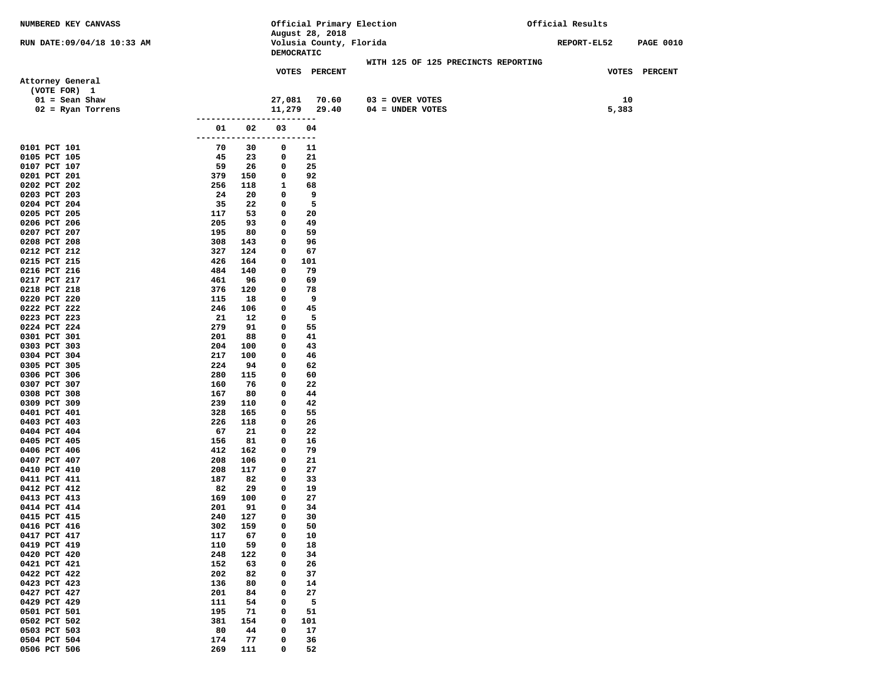NUMBERED KEY CANVASS

RUN DATE:09/04/18 10:33 AM

Official Primary Election
August 28, 2018
Volusia County, Florida
DEMOCRATIC

Official Results

REPORT-EL52

WITH 125 OF 125 PRECINCTS REPORTING

**Attorney General**
(VOTE FOR) 1

| | VOTES | PERCENT | | VOTES |
|---|---|---|---|---|
| 01 = Sean Shaw | 27,081 | 70.60 | 03 = OVER VOTES | 10 |
| 02 = Ryan Torrens | 11,279 | 29.40 | 04 = UNDER VOTES | 5,383 |

| Precinct | 01 | 02 | 03 | 04 |
|---|---|---|---|---|
| 0101 PCT 101 | 70 | 30 | 0 | 11 |
| 0105 PCT 105 | 45 | 23 | 0 | 21 |
| 0107 PCT 107 | 59 | 26 | 0 | 25 |
| 0201 PCT 201 | 379 | 150 | 0 | 92 |
| 0202 PCT 202 | 256 | 118 | 1 | 68 |
| 0203 PCT 203 | 24 | 20 | 0 | 9 |
| 0204 PCT 204 | 35 | 22 | 0 | 5 |
| 0205 PCT 205 | 117 | 53 | 0 | 20 |
| 0206 PCT 206 | 205 | 93 | 0 | 49 |
| 0207 PCT 207 | 195 | 80 | 0 | 59 |
| 0208 PCT 208 | 308 | 143 | 0 | 96 |
| 0212 PCT 212 | 327 | 124 | 0 | 67 |
| 0215 PCT 215 | 426 | 164 | 0 | 101 |
| 0216 PCT 216 | 484 | 140 | 0 | 79 |
| 0217 PCT 217 | 461 | 96 | 0 | 69 |
| 0218 PCT 218 | 376 | 120 | 0 | 78 |
| 0220 PCT 220 | 115 | 18 | 0 | 9 |
| 0222 PCT 222 | 246 | 106 | 0 | 45 |
| 0223 PCT 223 | 21 | 12 | 0 | 5 |
| 0224 PCT 224 | 279 | 91 | 0 | 55 |
| 0301 PCT 301 | 201 | 88 | 0 | 41 |
| 0303 PCT 303 | 204 | 100 | 0 | 43 |
| 0304 PCT 304 | 217 | 100 | 0 | 46 |
| 0305 PCT 305 | 224 | 94 | 0 | 62 |
| 0306 PCT 306 | 280 | 115 | 0 | 60 |
| 0307 PCT 307 | 160 | 76 | 0 | 22 |
| 0308 PCT 308 | 167 | 80 | 0 | 44 |
| 0309 PCT 309 | 239 | 110 | 0 | 42 |
| 0401 PCT 401 | 328 | 165 | 0 | 55 |
| 0403 PCT 403 | 226 | 118 | 0 | 26 |
| 0404 PCT 404 | 67 | 21 | 0 | 22 |
| 0405 PCT 405 | 156 | 81 | 0 | 16 |
| 0406 PCT 406 | 412 | 162 | 0 | 79 |
| 0407 PCT 407 | 208 | 106 | 0 | 21 |
| 0410 PCT 410 | 208 | 117 | 0 | 27 |
| 0411 PCT 411 | 187 | 82 | 0 | 33 |
| 0412 PCT 412 | 82 | 29 | 0 | 19 |
| 0413 PCT 413 | 169 | 100 | 0 | 27 |
| 0414 PCT 414 | 201 | 91 | 0 | 34 |
| 0415 PCT 415 | 240 | 127 | 0 | 30 |
| 0416 PCT 416 | 302 | 159 | 0 | 50 |
| 0417 PCT 417 | 117 | 67 | 0 | 10 |
| 0419 PCT 419 | 110 | 59 | 0 | 18 |
| 0420 PCT 420 | 248 | 122 | 0 | 34 |
| 0421 PCT 421 | 152 | 63 | 0 | 26 |
| 0422 PCT 422 | 202 | 82 | 0 | 37 |
| 0423 PCT 423 | 136 | 80 | 0 | 14 |
| 0427 PCT 427 | 201 | 84 | 0 | 27 |
| 0429 PCT 429 | 111 | 54 | 0 | 5 |
| 0501 PCT 501 | 195 | 71 | 0 | 51 |
| 0502 PCT 502 | 381 | 154 | 0 | 101 |
| 0503 PCT 503 | 80 | 44 | 0 | 17 |
| 0504 PCT 504 | 174 | 77 | 0 | 36 |
| 0506 PCT 506 | 269 | 111 | 0 | 52 |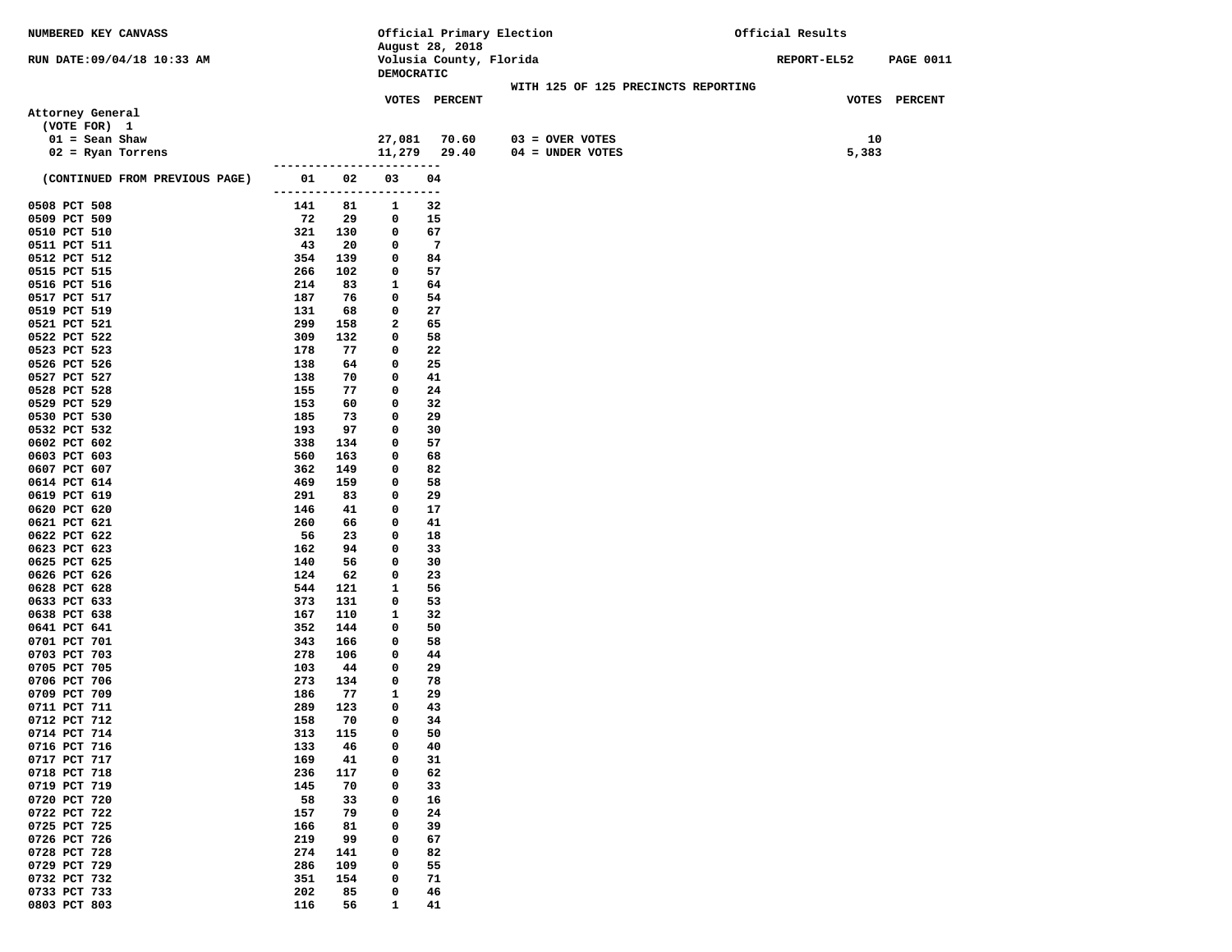NUMBERED KEY CANVASS

RUN DATE:09/04/18 10:33 AM

Official Primary Election
August 28, 2018
Volusia County, Florida
DEMOCRATIC

Official Results

REPORT-EL52 PAGE 0011

WITH 125 OF 125 PRECINCTS REPORTING

## Attorney General

(VOTE FOR) 1

| | VOTES | PERCENT | | VOTES | PERCENT |
|---|---|---|---|---|---|
| 01 = Sean Shaw | 27,081 | 70.60 | 03 = OVER VOTES | 10 | |
| 02 = Ryan Torrens | 11,279 | 29.40 | 04 = UNDER VOTES | 5,383 | |

| (CONTINUED FROM PREVIOUS PAGE) | 01 | 02 | 03 | 04 |
|---|---|---|---|---|
| 0508 PCT 508 | 141 | 81 | 1 | 32 |
| 0509 PCT 509 | 72 | 29 | 0 | 15 |
| 0510 PCT 510 | 321 | 130 | 0 | 67 |
| 0511 PCT 511 | 43 | 20 | 0 | 7 |
| 0512 PCT 512 | 354 | 139 | 0 | 84 |
| 0515 PCT 515 | 266 | 102 | 0 | 57 |
| 0516 PCT 516 | 214 | 83 | 1 | 64 |
| 0517 PCT 517 | 187 | 76 | 0 | 54 |
| 0519 PCT 519 | 131 | 68 | 0 | 27 |
| 0521 PCT 521 | 299 | 158 | 2 | 65 |
| 0522 PCT 522 | 309 | 132 | 0 | 58 |
| 0523 PCT 523 | 178 | 77 | 0 | 22 |
| 0526 PCT 526 | 138 | 64 | 0 | 25 |
| 0527 PCT 527 | 138 | 70 | 0 | 41 |
| 0528 PCT 528 | 155 | 77 | 0 | 24 |
| 0529 PCT 529 | 153 | 60 | 0 | 32 |
| 0530 PCT 530 | 185 | 73 | 0 | 29 |
| 0532 PCT 532 | 193 | 97 | 0 | 30 |
| 0602 PCT 602 | 338 | 134 | 0 | 57 |
| 0603 PCT 603 | 560 | 163 | 0 | 68 |
| 0607 PCT 607 | 362 | 149 | 0 | 82 |
| 0614 PCT 614 | 469 | 159 | 0 | 58 |
| 0619 PCT 619 | 291 | 83 | 0 | 29 |
| 0620 PCT 620 | 146 | 41 | 0 | 17 |
| 0621 PCT 621 | 260 | 66 | 0 | 41 |
| 0622 PCT 622 | 56 | 23 | 0 | 18 |
| 0623 PCT 623 | 162 | 94 | 0 | 33 |
| 0625 PCT 625 | 140 | 56 | 0 | 30 |
| 0626 PCT 626 | 124 | 62 | 0 | 23 |
| 0628 PCT 628 | 544 | 121 | 1 | 56 |
| 0633 PCT 633 | 373 | 131 | 0 | 53 |
| 0638 PCT 638 | 167 | 110 | 1 | 32 |
| 0641 PCT 641 | 352 | 144 | 0 | 50 |
| 0701 PCT 701 | 343 | 166 | 0 | 58 |
| 0703 PCT 703 | 278 | 106 | 0 | 44 |
| 0705 PCT 705 | 103 | 44 | 0 | 29 |
| 0706 PCT 706 | 273 | 134 | 0 | 78 |
| 0709 PCT 709 | 186 | 77 | 1 | 29 |
| 0711 PCT 711 | 289 | 123 | 0 | 43 |
| 0712 PCT 712 | 158 | 70 | 0 | 34 |
| 0714 PCT 714 | 313 | 115 | 0 | 50 |
| 0716 PCT 716 | 133 | 46 | 0 | 40 |
| 0717 PCT 717 | 169 | 41 | 0 | 31 |
| 0718 PCT 718 | 236 | 117 | 0 | 62 |
| 0719 PCT 719 | 145 | 70 | 0 | 33 |
| 0720 PCT 720 | 58 | 33 | 0 | 16 |
| 0722 PCT 722 | 157 | 79 | 0 | 24 |
| 0725 PCT 725 | 166 | 81 | 0 | 39 |
| 0726 PCT 726 | 219 | 99 | 0 | 67 |
| 0728 PCT 728 | 274 | 141 | 0 | 82 |
| 0729 PCT 729 | 286 | 109 | 0 | 55 |
| 0732 PCT 732 | 351 | 154 | 0 | 71 |
| 0733 PCT 733 | 202 | 85 | 0 | 46 |
| 0803 PCT 803 | 116 | 56 | 1 | 41 |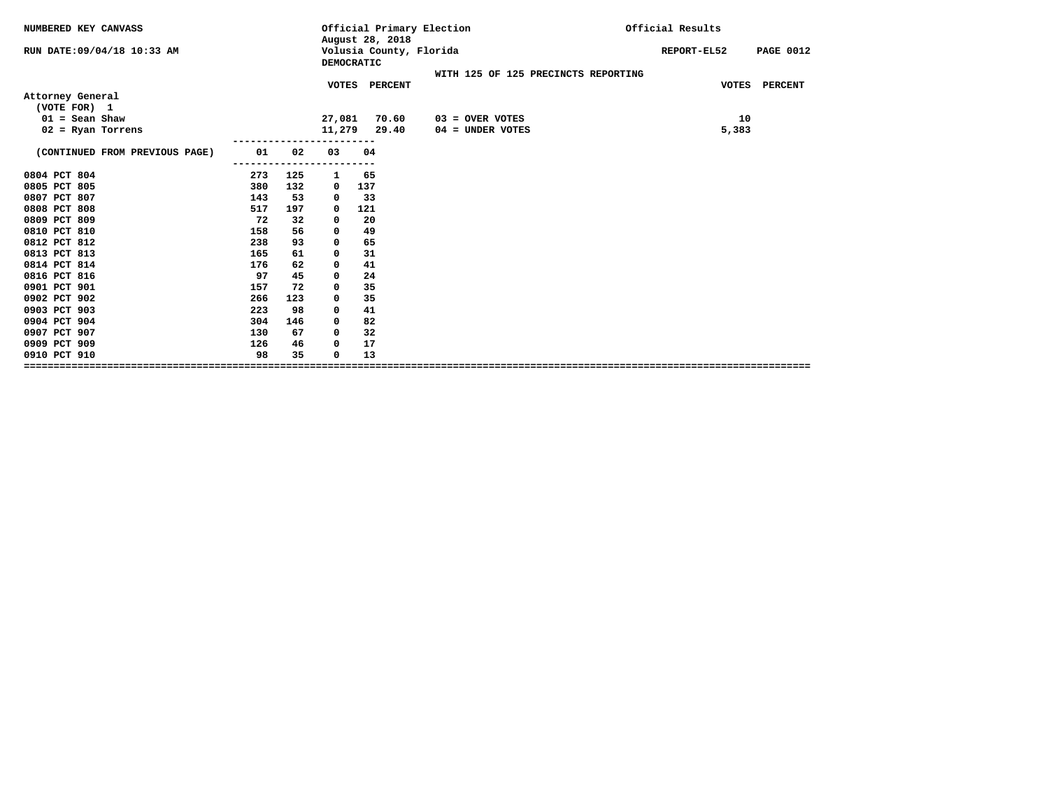NUMBERED KEY CANVASS

RUN DATE:09/04/18 10:33 AM

Official Primary Election
August 28, 2018
Volusia County, Florida
DEMOCRATIC

Official Results

REPORT-EL52

WITH 125 OF 125 PRECINCTS REPORTING

**Attorney General**
(VOTE FOR) 1

| | VOTES | PERCENT | | VOTES | PERCENT |
|---|---|---|---|---|---|
| 01 = Sean Shaw | 27,081 | 70.60 | 03 = OVER VOTES | 10 | |
| 02 = Ryan Torrens | 11,279 | 29.40 | 04 = UNDER VOTES | 5,383 | |

| (CONTINUED FROM PREVIOUS PAGE) | 01 | 02 | 03 | 04 |
|---|---|---|---|---|
| 0804 PCT 804 | 273 | 125 | 1 | 65 |
| 0805 PCT 805 | 380 | 132 | 0 | 137 |
| 0807 PCT 807 | 143 | 53 | 0 | 33 |
| 0808 PCT 808 | 517 | 197 | 0 | 121 |
| 0809 PCT 809 | 72 | 32 | 0 | 20 |
| 0810 PCT 810 | 158 | 56 | 0 | 49 |
| 0812 PCT 812 | 238 | 93 | 0 | 65 |
| 0813 PCT 813 | 165 | 61 | 0 | 31 |
| 0814 PCT 814 | 176 | 62 | 0 | 41 |
| 0816 PCT 816 | 97 | 45 | 0 | 24 |
| 0901 PCT 901 | 157 | 72 | 0 | 35 |
| 0902 PCT 902 | 266 | 123 | 0 | 35 |
| 0903 PCT 903 | 223 | 98 | 0 | 41 |
| 0904 PCT 904 | 304 | 146 | 0 | 82 |
| 0907 PCT 907 | 130 | 67 | 0 | 32 |
| 0909 PCT 909 | 126 | 46 | 0 | 17 |
| 0910 PCT 910 | 98 | 35 | 0 | 13 |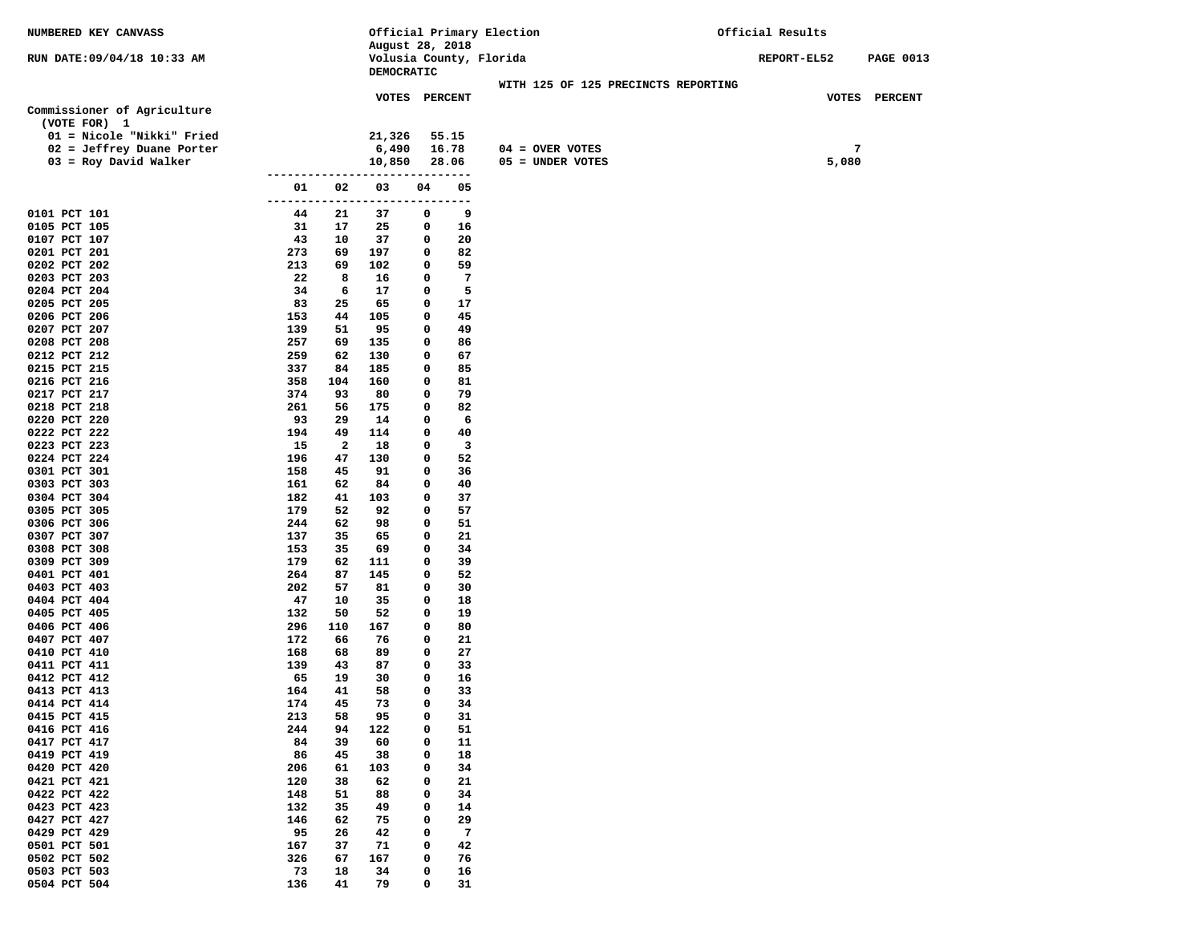NUMBERED KEY CANVASS

RUN DATE:09/04/18 10:33 AM

Official Primary Election
August 28, 2018
Volusia County, Florida
DEMOCRATIC

Official Results

REPORT-EL52

WITH 125 OF 125 PRECINCTS REPORTING

## Commissioner of Agriculture

(VOTE FOR) 1

| Candidate | VOTES | PERCENT |
|---|---|---|
| 01 = Nicole "Nikki" Fried | 21,326 | 55.15 |
| 02 = Jeffrey Duane Porter | 6,490 | 16.78 |
| 03 = Roy David Walker | 10,850 | 28.06 |

| | VOTES | PERCENT |
|---|---|---|
| 04 = OVER VOTES | 7 | |
| 05 = UNDER VOTES | 5,080 | |

| Precinct | 01 | 02 | 03 | 04 | 05 |
|---|---|---|---|---|---|
| 0101 PCT 101 | 44 | 21 | 37 | 0 | 9 |
| 0105 PCT 105 | 31 | 17 | 25 | 0 | 16 |
| 0107 PCT 107 | 43 | 10 | 37 | 0 | 20 |
| 0201 PCT 201 | 273 | 69 | 197 | 0 | 82 |
| 0202 PCT 202 | 213 | 69 | 102 | 0 | 59 |
| 0203 PCT 203 | 22 | 8 | 16 | 0 | 7 |
| 0204 PCT 204 | 34 | 6 | 17 | 0 | 5 |
| 0205 PCT 205 | 83 | 25 | 65 | 0 | 17 |
| 0206 PCT 206 | 153 | 44 | 105 | 0 | 45 |
| 0207 PCT 207 | 139 | 51 | 95 | 0 | 49 |
| 0208 PCT 208 | 257 | 69 | 135 | 0 | 86 |
| 0212 PCT 212 | 259 | 62 | 130 | 0 | 67 |
| 0215 PCT 215 | 337 | 84 | 185 | 0 | 85 |
| 0216 PCT 216 | 358 | 104 | 160 | 0 | 81 |
| 0217 PCT 217 | 374 | 93 | 80 | 0 | 79 |
| 0218 PCT 218 | 261 | 56 | 175 | 0 | 82 |
| 0220 PCT 220 | 93 | 29 | 14 | 0 | 6 |
| 0222 PCT 222 | 194 | 49 | 114 | 0 | 40 |
| 0223 PCT 223 | 15 | 2 | 18 | 0 | 3 |
| 0224 PCT 224 | 196 | 47 | 130 | 0 | 52 |
| 0301 PCT 301 | 158 | 45 | 91 | 0 | 36 |
| 0303 PCT 303 | 161 | 62 | 84 | 0 | 40 |
| 0304 PCT 304 | 182 | 41 | 103 | 0 | 37 |
| 0305 PCT 305 | 179 | 52 | 92 | 0 | 57 |
| 0306 PCT 306 | 244 | 62 | 98 | 0 | 51 |
| 0307 PCT 307 | 137 | 35 | 65 | 0 | 21 |
| 0308 PCT 308 | 153 | 35 | 69 | 0 | 34 |
| 0309 PCT 309 | 179 | 62 | 111 | 0 | 39 |
| 0401 PCT 401 | 264 | 87 | 145 | 0 | 52 |
| 0403 PCT 403 | 202 | 57 | 81 | 0 | 30 |
| 0404 PCT 404 | 47 | 10 | 35 | 0 | 18 |
| 0405 PCT 405 | 132 | 50 | 52 | 0 | 19 |
| 0406 PCT 406 | 296 | 110 | 167 | 0 | 80 |
| 0407 PCT 407 | 172 | 66 | 76 | 0 | 21 |
| 0410 PCT 410 | 168 | 68 | 89 | 0 | 27 |
| 0411 PCT 411 | 139 | 43 | 87 | 0 | 33 |
| 0412 PCT 412 | 65 | 19 | 30 | 0 | 16 |
| 0413 PCT 413 | 164 | 41 | 58 | 0 | 33 |
| 0414 PCT 414 | 174 | 45 | 73 | 0 | 34 |
| 0415 PCT 415 | 213 | 58 | 95 | 0 | 31 |
| 0416 PCT 416 | 244 | 94 | 122 | 0 | 51 |
| 0417 PCT 417 | 84 | 39 | 60 | 0 | 11 |
| 0419 PCT 419 | 86 | 45 | 38 | 0 | 18 |
| 0420 PCT 420 | 206 | 61 | 103 | 0 | 34 |
| 0421 PCT 421 | 120 | 38 | 62 | 0 | 21 |
| 0422 PCT 422 | 148 | 51 | 88 | 0 | 34 |
| 0423 PCT 423 | 132 | 35 | 49 | 0 | 14 |
| 0427 PCT 427 | 146 | 62 | 75 | 0 | 29 |
| 0429 PCT 429 | 95 | 26 | 42 | 0 | 7 |
| 0501 PCT 501 | 167 | 37 | 71 | 0 | 42 |
| 0502 PCT 502 | 326 | 67 | 167 | 0 | 76 |
| 0503 PCT 503 | 73 | 18 | 34 | 0 | 16 |
| 0504 PCT 504 | 136 | 41 | 79 | 0 | 31 |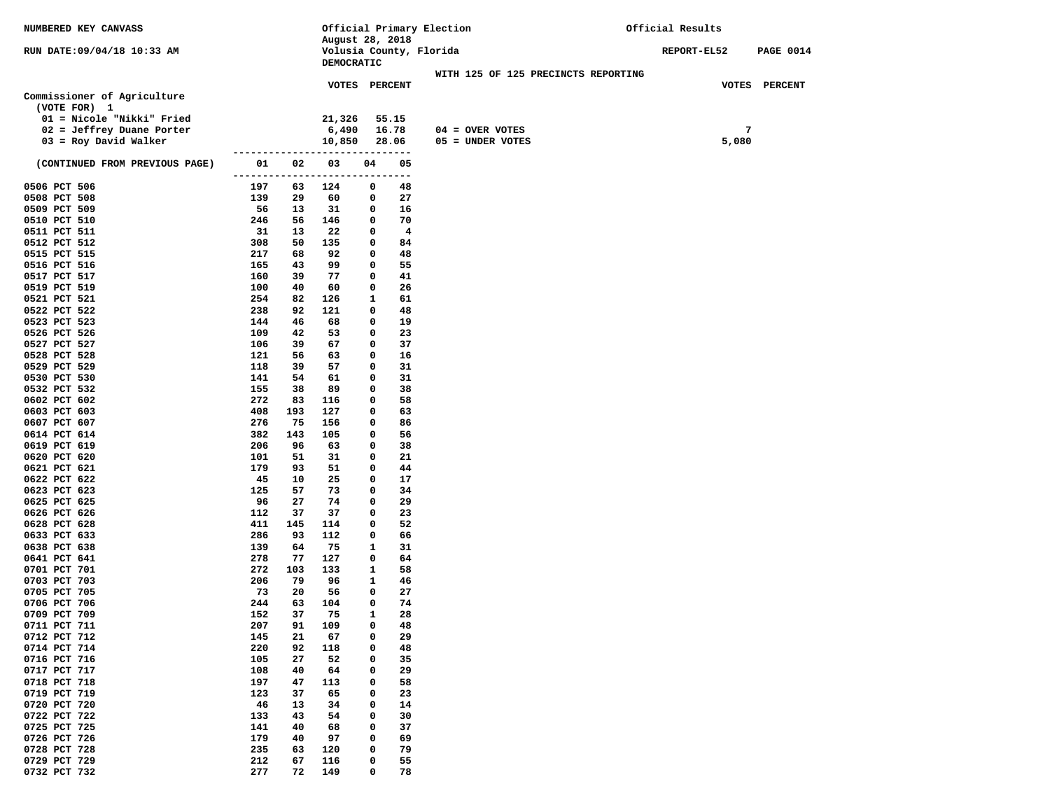NUMBERED KEY CANVASS

RUN DATE:09/04/18 10:33 AM

Official Primary Election
August 28, 2018
Volusia County, Florida
DEMOCRATIC

Official Results

REPORT-EL52 PAGE 0014

WITH 125 OF 125 PRECINCTS REPORTING

## Commissioner of Agriculture

(VOTE FOR) 1

| | VOTES | PERCENT |
|---|---|---|
| 01 = Nicole "Nikki" Fried | 21,326 | 55.15 |
| 02 = Jeffrey Duane Porter | 6,490 | 16.78 |
| 03 = Roy David Walker | 10,850 | 28.06 |

| | VOTES | PERCENT |
|---|---|---|
| 04 = OVER VOTES | 7 | |
| 05 = UNDER VOTES | 5,080 | |

| (CONTINUED FROM PREVIOUS PAGE) | 01 | 02 | 03 | 04 | 05 |
|---|---|---|---|---|---|
| 0506 PCT 506 | 197 | 63 | 124 | 0 | 48 |
| 0508 PCT 508 | 139 | 29 | 60 | 0 | 27 |
| 0509 PCT 509 | 56 | 13 | 31 | 0 | 16 |
| 0510 PCT 510 | 246 | 56 | 146 | 0 | 70 |
| 0511 PCT 511 | 31 | 13 | 22 | 0 | 4 |
| 0512 PCT 512 | 308 | 50 | 135 | 0 | 84 |
| 0515 PCT 515 | 217 | 68 | 92 | 0 | 48 |
| 0516 PCT 516 | 165 | 43 | 99 | 0 | 55 |
| 0517 PCT 517 | 160 | 39 | 77 | 0 | 41 |
| 0519 PCT 519 | 100 | 40 | 60 | 0 | 26 |
| 0521 PCT 521 | 254 | 82 | 126 | 1 | 61 |
| 0522 PCT 522 | 238 | 92 | 121 | 0 | 48 |
| 0523 PCT 523 | 144 | 46 | 68 | 0 | 19 |
| 0526 PCT 526 | 109 | 42 | 53 | 0 | 23 |
| 0527 PCT 527 | 106 | 39 | 67 | 0 | 37 |
| 0528 PCT 528 | 121 | 56 | 63 | 0 | 16 |
| 0529 PCT 529 | 118 | 39 | 57 | 0 | 31 |
| 0530 PCT 530 | 141 | 54 | 61 | 0 | 31 |
| 0532 PCT 532 | 155 | 38 | 89 | 0 | 38 |
| 0602 PCT 602 | 272 | 83 | 116 | 0 | 58 |
| 0603 PCT 603 | 408 | 193 | 127 | 0 | 63 |
| 0607 PCT 607 | 276 | 75 | 156 | 0 | 86 |
| 0614 PCT 614 | 382 | 143 | 105 | 0 | 56 |
| 0619 PCT 619 | 206 | 96 | 63 | 0 | 38 |
| 0620 PCT 620 | 101 | 51 | 31 | 0 | 21 |
| 0621 PCT 621 | 179 | 93 | 51 | 0 | 44 |
| 0622 PCT 622 | 45 | 10 | 25 | 0 | 17 |
| 0623 PCT 623 | 125 | 57 | 73 | 0 | 34 |
| 0625 PCT 625 | 96 | 27 | 74 | 0 | 29 |
| 0626 PCT 626 | 112 | 37 | 37 | 0 | 23 |
| 0628 PCT 628 | 411 | 145 | 114 | 0 | 52 |
| 0633 PCT 633 | 286 | 93 | 112 | 0 | 66 |
| 0638 PCT 638 | 139 | 64 | 75 | 1 | 31 |
| 0641 PCT 641 | 278 | 77 | 127 | 0 | 64 |
| 0701 PCT 701 | 272 | 103 | 133 | 1 | 58 |
| 0703 PCT 703 | 206 | 79 | 96 | 1 | 46 |
| 0705 PCT 705 | 73 | 20 | 56 | 0 | 27 |
| 0706 PCT 706 | 244 | 63 | 104 | 0 | 74 |
| 0709 PCT 709 | 152 | 37 | 75 | 1 | 28 |
| 0711 PCT 711 | 207 | 91 | 109 | 0 | 48 |
| 0712 PCT 712 | 145 | 21 | 67 | 0 | 29 |
| 0714 PCT 714 | 220 | 92 | 118 | 0 | 48 |
| 0716 PCT 716 | 105 | 27 | 52 | 0 | 35 |
| 0717 PCT 717 | 108 | 40 | 64 | 0 | 29 |
| 0718 PCT 718 | 197 | 47 | 113 | 0 | 58 |
| 0719 PCT 719 | 123 | 37 | 65 | 0 | 23 |
| 0720 PCT 720 | 46 | 13 | 34 | 0 | 14 |
| 0722 PCT 722 | 133 | 43 | 54 | 0 | 30 |
| 0725 PCT 725 | 141 | 40 | 68 | 0 | 37 |
| 0726 PCT 726 | 179 | 40 | 97 | 0 | 69 |
| 0728 PCT 728 | 235 | 63 | 120 | 0 | 79 |
| 0729 PCT 729 | 212 | 67 | 116 | 0 | 55 |
| 0732 PCT 732 | 277 | 72 | 149 | 0 | 78 |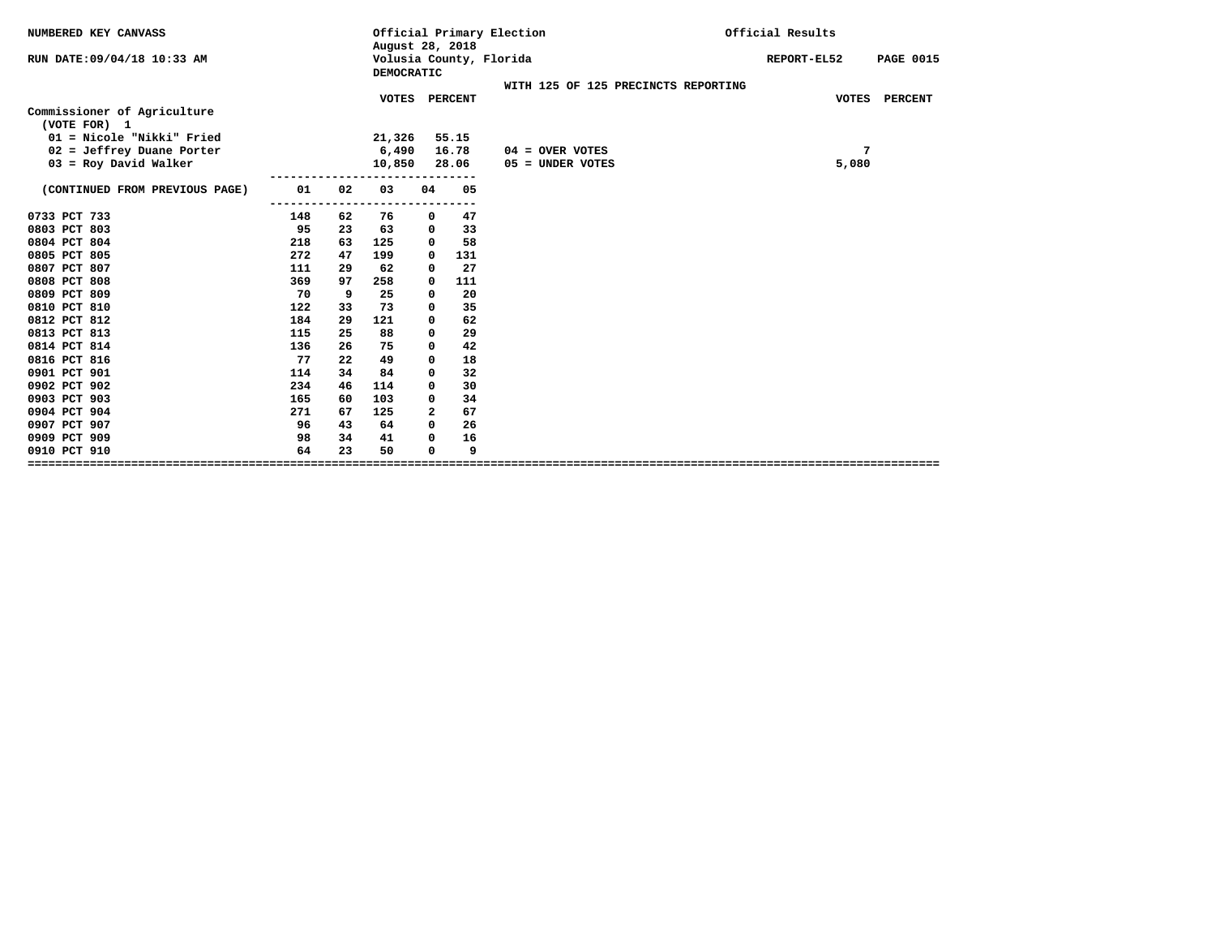NUMBERED KEY CANVASS

RUN DATE:09/04/18 10:33 AM

Official Primary Election
August 28, 2018
Volusia County, Florida
DEMOCRATIC

Official Results

REPORT-EL52 PAGE 0015

WITH 125 OF 125 PRECINCTS REPORTING

## Commissioner of Agriculture
(VOTE FOR) 1

| | VOTES | PERCENT |
|---|---|---|
| 01 = Nicole "Nikki" Fried | 21,326 | 55.15 |
| 02 = Jeffrey Duane Porter | 6,490 | 16.78 |
| 03 = Roy David Walker | 10,850 | 28.06 |

| | VOTES | PERCENT |
|---|---|---|
| 04 = OVER VOTES | 7 | |
| 05 = UNDER VOTES | 5,080 | |

| (CONTINUED FROM PREVIOUS PAGE) | 01 | 02 | 03 | 04 | 05 |
|---|---|---|---|---|---|
| 0733 PCT 733 | 148 | 62 | 76 | 0 | 47 |
| 0803 PCT 803 | 95 | 23 | 63 | 0 | 33 |
| 0804 PCT 804 | 218 | 63 | 125 | 0 | 58 |
| 0805 PCT 805 | 272 | 47 | 199 | 0 | 131 |
| 0807 PCT 807 | 111 | 29 | 62 | 0 | 27 |
| 0808 PCT 808 | 369 | 97 | 258 | 0 | 111 |
| 0809 PCT 809 | 70 | 9 | 25 | 0 | 20 |
| 0810 PCT 810 | 122 | 33 | 73 | 0 | 35 |
| 0812 PCT 812 | 184 | 29 | 121 | 0 | 62 |
| 0813 PCT 813 | 115 | 25 | 88 | 0 | 29 |
| 0814 PCT 814 | 136 | 26 | 75 | 0 | 42 |
| 0816 PCT 816 | 77 | 22 | 49 | 0 | 18 |
| 0901 PCT 901 | 114 | 34 | 84 | 0 | 32 |
| 0902 PCT 902 | 234 | 46 | 114 | 0 | 30 |
| 0903 PCT 903 | 165 | 60 | 103 | 0 | 34 |
| 0904 PCT 904 | 271 | 67 | 125 | 2 | 67 |
| 0907 PCT 907 | 96 | 43 | 64 | 0 | 26 |
| 0909 PCT 909 | 98 | 34 | 41 | 0 | 16 |
| 0910 PCT 910 | 64 | 23 | 50 | 0 | 9 |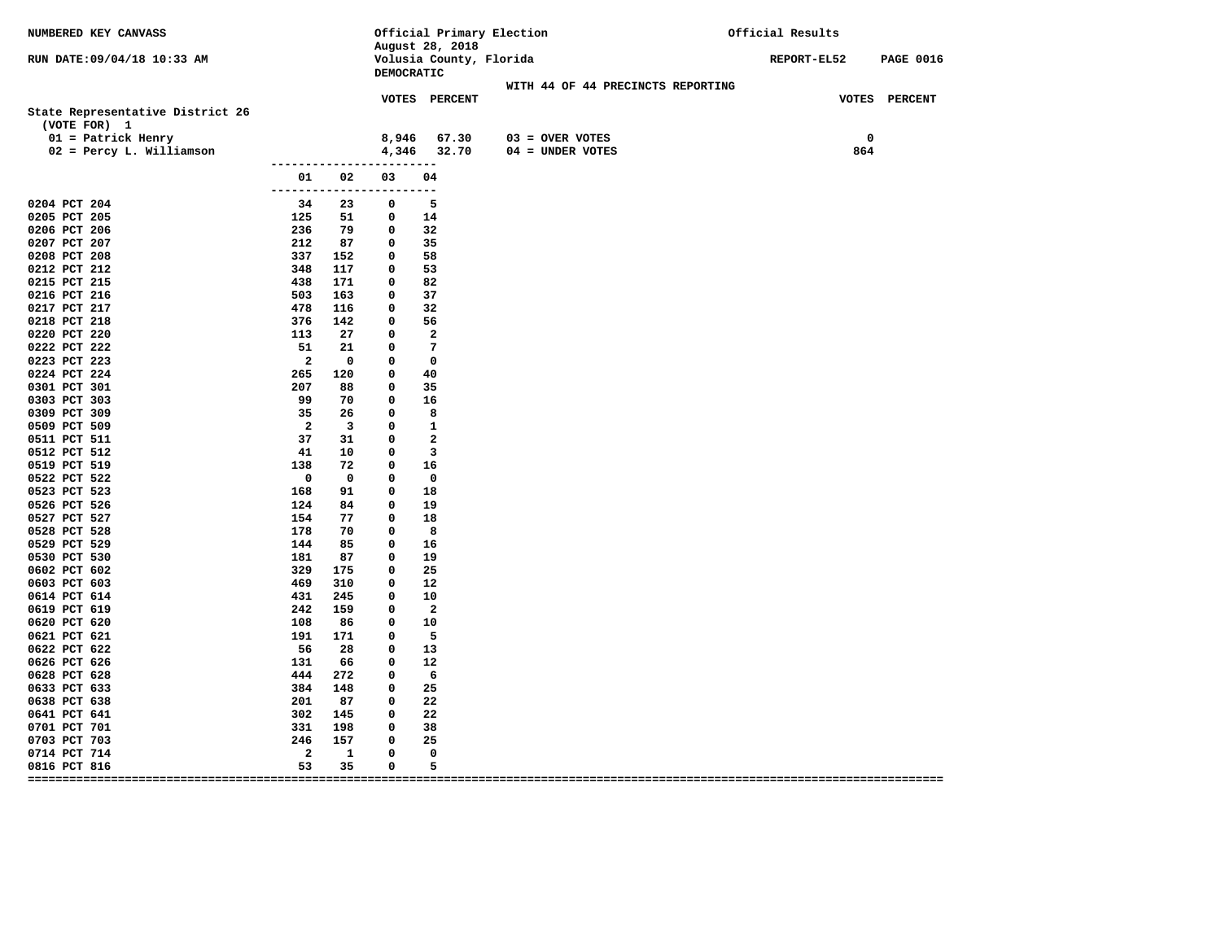NUMBERED KEY CANVASS

RUN DATE:09/04/18 10:33 AM

Official Primary Election
August 28, 2018
Volusia County, Florida
DEMOCRATIC

Official Results

REPORT-EL52

WITH 44 OF 44 PRECINCTS REPORTING

## State Representative District 26

(VOTE FOR) 1

| | VOTES | PERCENT | | VOTES | PERCENT |
|---|---|---|---|---|---|
| 01 = Patrick Henry | 8,946 | 67.30 | 03 = OVER VOTES | 0 | |
| 02 = Percy L. Williamson | 4,346 | 32.70 | 04 = UNDER VOTES | 864 | |

| | 01 | 02 | 03 | 04 |
|---|---|---|---|---|
| 0204 PCT 204 | 34 | 23 | 0 | 5 |
| 0205 PCT 205 | 125 | 51 | 0 | 14 |
| 0206 PCT 206 | 236 | 79 | 0 | 32 |
| 0207 PCT 207 | 212 | 87 | 0 | 35 |
| 0208 PCT 208 | 337 | 152 | 0 | 58 |
| 0212 PCT 212 | 348 | 117 | 0 | 53 |
| 0215 PCT 215 | 438 | 171 | 0 | 82 |
| 0216 PCT 216 | 503 | 163 | 0 | 37 |
| 0217 PCT 217 | 478 | 116 | 0 | 32 |
| 0218 PCT 218 | 376 | 142 | 0 | 56 |
| 0220 PCT 220 | 113 | 27 | 0 | 2 |
| 0222 PCT 222 | 51 | 21 | 0 | 7 |
| 0223 PCT 223 | 2 | 0 | 0 | 0 |
| 0224 PCT 224 | 265 | 120 | 0 | 40 |
| 0301 PCT 301 | 207 | 88 | 0 | 35 |
| 0303 PCT 303 | 99 | 70 | 0 | 16 |
| 0309 PCT 309 | 35 | 26 | 0 | 8 |
| 0509 PCT 509 | 2 | 3 | 0 | 1 |
| 0511 PCT 511 | 37 | 31 | 0 | 2 |
| 0512 PCT 512 | 41 | 10 | 0 | 3 |
| 0519 PCT 519 | 138 | 72 | 0 | 16 |
| 0522 PCT 522 | 0 | 0 | 0 | 0 |
| 0523 PCT 523 | 168 | 91 | 0 | 18 |
| 0526 PCT 526 | 124 | 84 | 0 | 19 |
| 0527 PCT 527 | 154 | 77 | 0 | 18 |
| 0528 PCT 528 | 178 | 70 | 0 | 8 |
| 0529 PCT 529 | 144 | 85 | 0 | 16 |
| 0530 PCT 530 | 181 | 87 | 0 | 19 |
| 0602 PCT 602 | 329 | 175 | 0 | 25 |
| 0603 PCT 603 | 469 | 310 | 0 | 12 |
| 0614 PCT 614 | 431 | 245 | 0 | 10 |
| 0619 PCT 619 | 242 | 159 | 0 | 2 |
| 0620 PCT 620 | 108 | 86 | 0 | 10 |
| 0621 PCT 621 | 191 | 171 | 0 | 5 |
| 0622 PCT 622 | 56 | 28 | 0 | 13 |
| 0626 PCT 626 | 131 | 66 | 0 | 12 |
| 0628 PCT 628 | 444 | 272 | 0 | 6 |
| 0633 PCT 633 | 384 | 148 | 0 | 25 |
| 0638 PCT 638 | 201 | 87 | 0 | 22 |
| 0641 PCT 641 | 302 | 145 | 0 | 22 |
| 0701 PCT 701 | 331 | 198 | 0 | 38 |
| 0703 PCT 703 | 246 | 157 | 0 | 25 |
| 0714 PCT 714 | 2 | 1 | 0 | 0 |
| 0816 PCT 816 | 53 | 35 | 0 | 5 |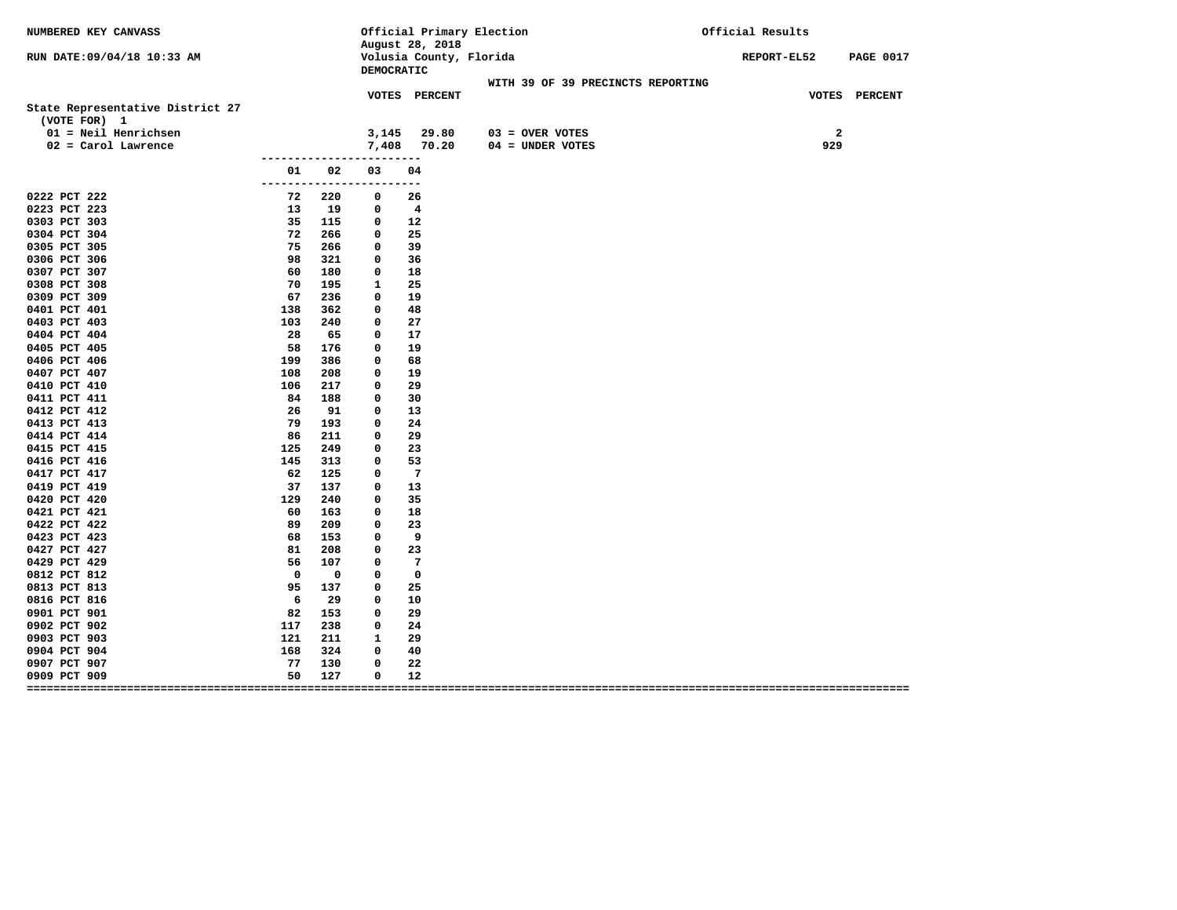NUMBERED KEY CANVASS

RUN DATE:09/04/18 10:33 AM

Official Primary Election
August 28, 2018
Volusia County, Florida
DEMOCRATIC

Official Results

REPORT-EL52

WITH 39 OF 39 PRECINCTS REPORTING

## State Representative District 27

(VOTE FOR) 1

| | VOTES | PERCENT | | VOTES | PERCENT |
|---|---|---|---|---|---|
| 01 = Neil Henrichsen | 3,145 | 29.80 | 03 = OVER VOTES | 2 | |
| 02 = Carol Lawrence | 7,408 | 70.20 | 04 = UNDER VOTES | 929 | |

| | 01 | 02 | 03 | 04 |
|---|---|---|---|---|
| 0222 PCT 222 | 72 | 220 | 0 | 26 |
| 0223 PCT 223 | 13 | 19 | 0 | 4 |
| 0303 PCT 303 | 35 | 115 | 0 | 12 |
| 0304 PCT 304 | 72 | 266 | 0 | 25 |
| 0305 PCT 305 | 75 | 266 | 0 | 39 |
| 0306 PCT 306 | 98 | 321 | 0 | 36 |
| 0307 PCT 307 | 60 | 180 | 0 | 18 |
| 0308 PCT 308 | 70 | 195 | 1 | 25 |
| 0309 PCT 309 | 67 | 236 | 0 | 19 |
| 0401 PCT 401 | 138 | 362 | 0 | 48 |
| 0403 PCT 403 | 103 | 240 | 0 | 27 |
| 0404 PCT 404 | 28 | 65 | 0 | 17 |
| 0405 PCT 405 | 58 | 176 | 0 | 19 |
| 0406 PCT 406 | 199 | 386 | 0 | 68 |
| 0407 PCT 407 | 108 | 208 | 0 | 19 |
| 0410 PCT 410 | 106 | 217 | 0 | 29 |
| 0411 PCT 411 | 84 | 188 | 0 | 30 |
| 0412 PCT 412 | 26 | 91 | 0 | 13 |
| 0413 PCT 413 | 79 | 193 | 0 | 24 |
| 0414 PCT 414 | 86 | 211 | 0 | 29 |
| 0415 PCT 415 | 125 | 249 | 0 | 23 |
| 0416 PCT 416 | 145 | 313 | 0 | 53 |
| 0417 PCT 417 | 62 | 125 | 0 | 7 |
| 0419 PCT 419 | 37 | 137 | 0 | 13 |
| 0420 PCT 420 | 129 | 240 | 0 | 35 |
| 0421 PCT 421 | 60 | 163 | 0 | 18 |
| 0422 PCT 422 | 89 | 209 | 0 | 23 |
| 0423 PCT 423 | 68 | 153 | 0 | 9 |
| 0427 PCT 427 | 81 | 208 | 0 | 23 |
| 0429 PCT 429 | 56 | 107 | 0 | 7 |
| 0812 PCT 812 | 0 | 0 | 0 | 0 |
| 0813 PCT 813 | 95 | 137 | 0 | 25 |
| 0816 PCT 816 | 6 | 29 | 0 | 10 |
| 0901 PCT 901 | 82 | 153 | 0 | 29 |
| 0902 PCT 902 | 117 | 238 | 0 | 24 |
| 0903 PCT 903 | 121 | 211 | 1 | 29 |
| 0904 PCT 904 | 168 | 324 | 0 | 40 |
| 0907 PCT 907 | 77 | 130 | 0 | 22 |
| 0909 PCT 909 | 50 | 127 | 0 | 12 |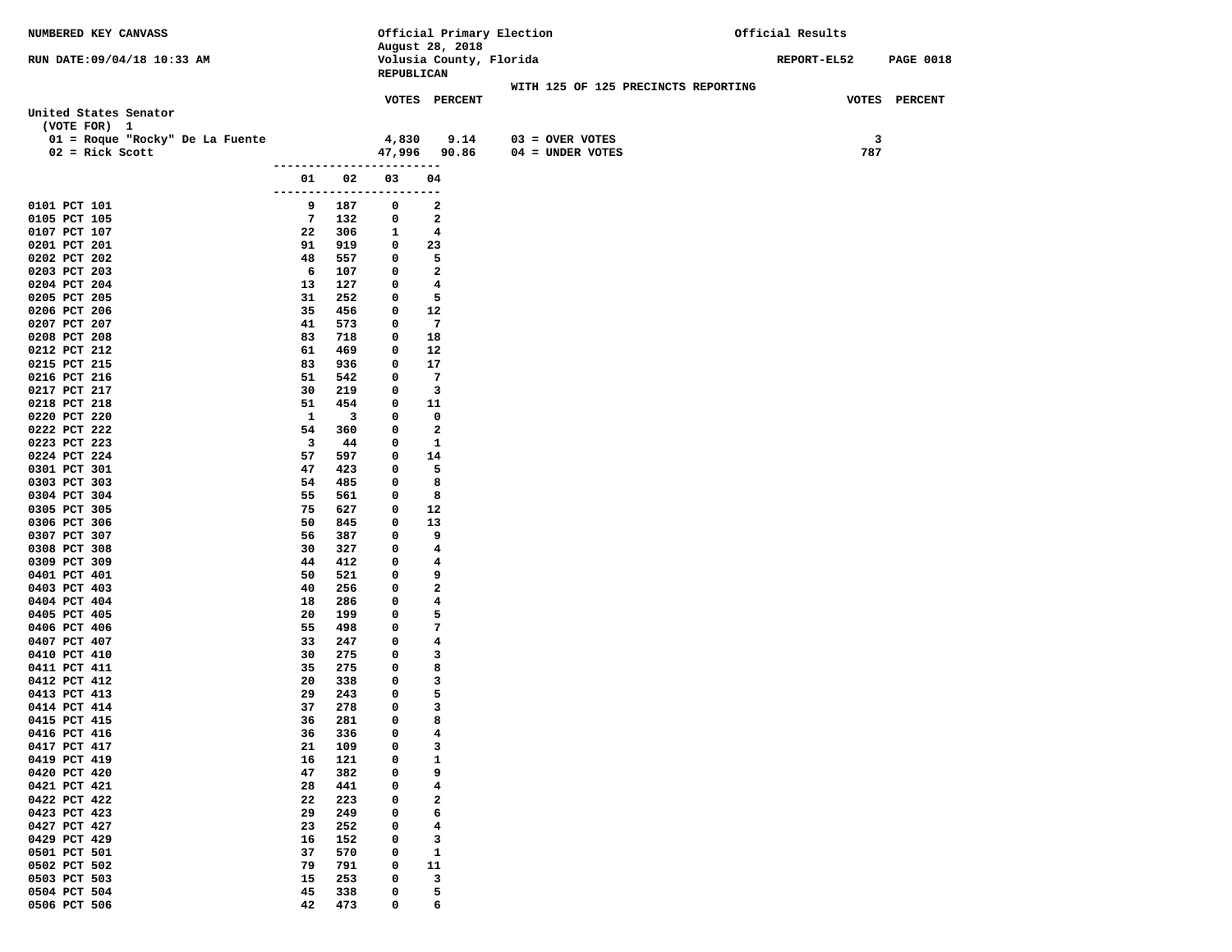NUMBERED KEY CANVASS

RUN DATE:09/04/18 10:33 AM

Official Primary Election
August 28, 2018
Volusia County, Florida
REPUBLICAN

Official Results

REPORT-EL52 PAGE 0018

WITH 125 OF 125 PRECINCTS REPORTING

**United States Senator**
(VOTE FOR) 1

| | VOTES | PERCENT | | VOTES | PERCENT |
|---|---|---|---|---|---|
| 01 = Roque "Rocky" De La Fuente | 4,830 | 9.14 | 03 = OVER VOTES | 3 | |
| 02 = Rick Scott | 47,996 | 90.86 | 04 = UNDER VOTES | 787 | |

| | 01 | 02 | 03 | 04 |
|---|---|---|---|---|
| 0101 PCT 101 | 9 | 187 | 0 | 2 |
| 0105 PCT 105 | 7 | 132 | 0 | 2 |
| 0107 PCT 107 | 22 | 306 | 1 | 4 |
| 0201 PCT 201 | 91 | 919 | 0 | 23 |
| 0202 PCT 202 | 48 | 557 | 0 | 5 |
| 0203 PCT 203 | 6 | 107 | 0 | 2 |
| 0204 PCT 204 | 13 | 127 | 0 | 4 |
| 0205 PCT 205 | 31 | 252 | 0 | 5 |
| 0206 PCT 206 | 35 | 456 | 0 | 12 |
| 0207 PCT 207 | 41 | 573 | 0 | 7 |
| 0208 PCT 208 | 83 | 718 | 0 | 18 |
| 0212 PCT 212 | 61 | 469 | 0 | 12 |
| 0215 PCT 215 | 83 | 936 | 0 | 17 |
| 0216 PCT 216 | 51 | 542 | 0 | 7 |
| 0217 PCT 217 | 30 | 219 | 0 | 3 |
| 0218 PCT 218 | 51 | 454 | 0 | 11 |
| 0220 PCT 220 | 1 | 3 | 0 | 0 |
| 0222 PCT 222 | 54 | 360 | 0 | 2 |
| 0223 PCT 223 | 3 | 44 | 0 | 1 |
| 0224 PCT 224 | 57 | 597 | 0 | 14 |
| 0301 PCT 301 | 47 | 423 | 0 | 5 |
| 0303 PCT 303 | 54 | 485 | 0 | 8 |
| 0304 PCT 304 | 55 | 561 | 0 | 8 |
| 0305 PCT 305 | 75 | 627 | 0 | 12 |
| 0306 PCT 306 | 50 | 845 | 0 | 13 |
| 0307 PCT 307 | 56 | 387 | 0 | 9 |
| 0308 PCT 308 | 30 | 327 | 0 | 4 |
| 0309 PCT 309 | 44 | 412 | 0 | 4 |
| 0401 PCT 401 | 50 | 521 | 0 | 9 |
| 0403 PCT 403 | 40 | 256 | 0 | 2 |
| 0404 PCT 404 | 18 | 286 | 0 | 4 |
| 0405 PCT 405 | 20 | 199 | 0 | 5 |
| 0406 PCT 406 | 55 | 498 | 0 | 7 |
| 0407 PCT 407 | 33 | 247 | 0 | 4 |
| 0410 PCT 410 | 30 | 275 | 0 | 3 |
| 0411 PCT 411 | 35 | 275 | 0 | 8 |
| 0412 PCT 412 | 20 | 338 | 0 | 3 |
| 0413 PCT 413 | 29 | 243 | 0 | 5 |
| 0414 PCT 414 | 37 | 278 | 0 | 3 |
| 0415 PCT 415 | 36 | 281 | 0 | 8 |
| 0416 PCT 416 | 36 | 336 | 0 | 4 |
| 0417 PCT 417 | 21 | 109 | 0 | 3 |
| 0419 PCT 419 | 16 | 121 | 0 | 1 |
| 0420 PCT 420 | 47 | 382 | 0 | 9 |
| 0421 PCT 421 | 28 | 441 | 0 | 4 |
| 0422 PCT 422 | 22 | 223 | 0 | 2 |
| 0423 PCT 423 | 29 | 249 | 0 | 6 |
| 0427 PCT 427 | 23 | 252 | 0 | 4 |
| 0429 PCT 429 | 16 | 152 | 0 | 3 |
| 0501 PCT 501 | 37 | 570 | 0 | 1 |
| 0502 PCT 502 | 79 | 791 | 0 | 11 |
| 0503 PCT 503 | 15 | 253 | 0 | 3 |
| 0504 PCT 504 | 45 | 338 | 0 | 5 |
| 0506 PCT 506 | 42 | 473 | 0 | 6 |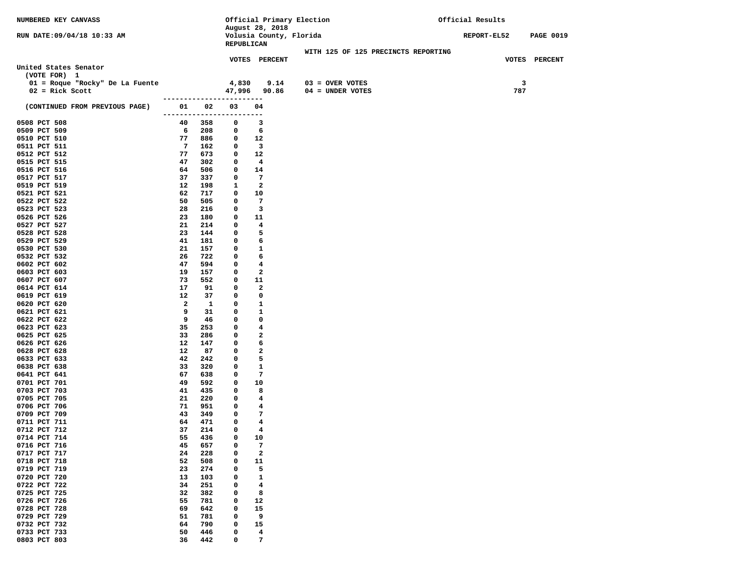NUMBERED KEY CANVASS — Official Primary Election, August 28, 2018 — Volusia County, Florida — REPUBLICAN — Official Results

RUN DATE:09/04/18 10:33 AM — REPORT-EL52 PAGE 0019

WITH 125 OF 125 PRECINCTS REPORTING

## United States Senator

(VOTE FOR) 1

| | VOTES | PERCENT | | VOTES |
|---|---|---|---|---|
| 01 = Roque "Rocky" De La Fuente | 4,830 | 9.14 | 03 = OVER VOTES | 3 |
| 02 = Rick Scott | 47,996 | 90.86 | 04 = UNDER VOTES | 787 |

(CONTINUED FROM PREVIOUS PAGE)

| Precinct | 01 | 02 | 03 | 04 |
|---|---|---|---|---|
| 0508 PCT 508 | 40 | 358 | 0 | 3 |
| 0509 PCT 509 | 6 | 208 | 0 | 6 |
| 0510 PCT 510 | 77 | 886 | 0 | 12 |
| 0511 PCT 511 | 7 | 162 | 0 | 3 |
| 0512 PCT 512 | 77 | 673 | 0 | 12 |
| 0515 PCT 515 | 47 | 302 | 0 | 4 |
| 0516 PCT 516 | 64 | 506 | 0 | 14 |
| 0517 PCT 517 | 37 | 337 | 0 | 7 |
| 0519 PCT 519 | 12 | 198 | 1 | 2 |
| 0521 PCT 521 | 62 | 717 | 0 | 10 |
| 0522 PCT 522 | 50 | 505 | 0 | 7 |
| 0523 PCT 523 | 28 | 216 | 0 | 3 |
| 0526 PCT 526 | 23 | 180 | 0 | 11 |
| 0527 PCT 527 | 21 | 214 | 0 | 4 |
| 0528 PCT 528 | 23 | 144 | 0 | 5 |
| 0529 PCT 529 | 41 | 181 | 0 | 6 |
| 0530 PCT 530 | 21 | 157 | 0 | 1 |
| 0532 PCT 532 | 26 | 722 | 0 | 6 |
| 0602 PCT 602 | 47 | 594 | 0 | 4 |
| 0603 PCT 603 | 19 | 157 | 0 | 2 |
| 0607 PCT 607 | 73 | 552 | 0 | 11 |
| 0614 PCT 614 | 17 | 91 | 0 | 2 |
| 0619 PCT 619 | 12 | 37 | 0 | 0 |
| 0620 PCT 620 | 2 | 1 | 0 | 1 |
| 0621 PCT 621 | 9 | 31 | 0 | 1 |
| 0622 PCT 622 | 9 | 46 | 0 | 0 |
| 0623 PCT 623 | 35 | 253 | 0 | 4 |
| 0625 PCT 625 | 33 | 286 | 0 | 2 |
| 0626 PCT 626 | 12 | 147 | 0 | 6 |
| 0628 PCT 628 | 12 | 87 | 0 | 2 |
| 0633 PCT 633 | 42 | 242 | 0 | 5 |
| 0638 PCT 638 | 33 | 320 | 0 | 1 |
| 0641 PCT 641 | 67 | 638 | 0 | 7 |
| 0701 PCT 701 | 49 | 592 | 0 | 10 |
| 0703 PCT 703 | 41 | 435 | 0 | 8 |
| 0705 PCT 705 | 21 | 220 | 0 | 4 |
| 0706 PCT 706 | 71 | 951 | 0 | 4 |
| 0709 PCT 709 | 43 | 349 | 0 | 7 |
| 0711 PCT 711 | 64 | 471 | 0 | 4 |
| 0712 PCT 712 | 37 | 214 | 0 | 4 |
| 0714 PCT 714 | 55 | 436 | 0 | 10 |
| 0716 PCT 716 | 45 | 657 | 0 | 7 |
| 0717 PCT 717 | 24 | 228 | 0 | 2 |
| 0718 PCT 718 | 52 | 508 | 0 | 11 |
| 0719 PCT 719 | 23 | 274 | 0 | 5 |
| 0720 PCT 720 | 13 | 103 | 0 | 1 |
| 0722 PCT 722 | 34 | 251 | 0 | 4 |
| 0725 PCT 725 | 32 | 382 | 0 | 8 |
| 0726 PCT 726 | 55 | 781 | 0 | 12 |
| 0728 PCT 728 | 69 | 642 | 0 | 15 |
| 0729 PCT 729 | 51 | 781 | 0 | 9 |
| 0732 PCT 732 | 64 | 790 | 0 | 15 |
| 0733 PCT 733 | 50 | 446 | 0 | 4 |
| 0803 PCT 803 | 36 | 442 | 0 | 7 |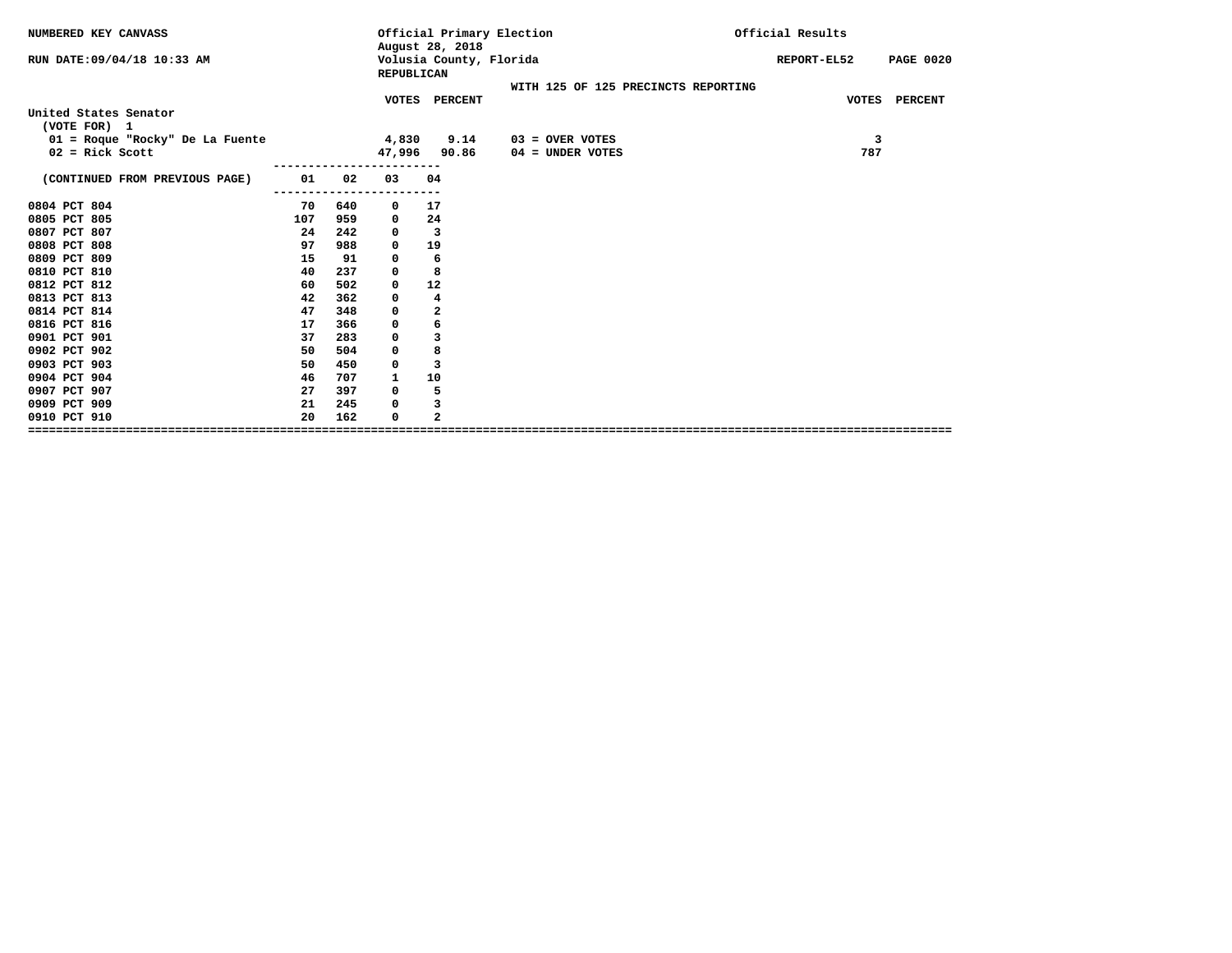NUMBERED KEY CANVASS

RUN DATE:09/04/18 10:33 AM

Official Primary Election
August 28, 2018
Volusia County, Florida
REPUBLICAN

Official Results

REPORT-EL52

WITH 125 OF 125 PRECINCTS REPORTING

**United States Senator**
(VOTE FOR) 1

| | VOTES | PERCENT | | VOTES |
|---|---|---|---|---|
| 01 = Roque "Rocky" De La Fuente | 4,830 | 9.14 | 03 = OVER VOTES | 3 |
| 02 = Rick Scott | 47,996 | 90.86 | 04 = UNDER VOTES | 787 |

| (CONTINUED FROM PREVIOUS PAGE) | 01 | 02 | 03 | 04 |
|---|---|---|---|---|
| 0804 PCT 804 | 70 | 640 | 0 | 17 |
| 0805 PCT 805 | 107 | 959 | 0 | 24 |
| 0807 PCT 807 | 24 | 242 | 0 | 3 |
| 0808 PCT 808 | 97 | 988 | 0 | 19 |
| 0809 PCT 809 | 15 | 91 | 0 | 6 |
| 0810 PCT 810 | 40 | 237 | 0 | 8 |
| 0812 PCT 812 | 60 | 502 | 0 | 12 |
| 0813 PCT 813 | 42 | 362 | 0 | 4 |
| 0814 PCT 814 | 47 | 348 | 0 | 2 |
| 0816 PCT 816 | 17 | 366 | 0 | 6 |
| 0901 PCT 901 | 37 | 283 | 0 | 3 |
| 0902 PCT 902 | 50 | 504 | 0 | 8 |
| 0903 PCT 903 | 50 | 450 | 0 | 3 |
| 0904 PCT 904 | 46 | 707 | 1 | 10 |
| 0907 PCT 907 | 27 | 397 | 0 | 5 |
| 0909 PCT 909 | 21 | 245 | 0 | 3 |
| 0910 PCT 910 | 20 | 162 | 0 | 2 |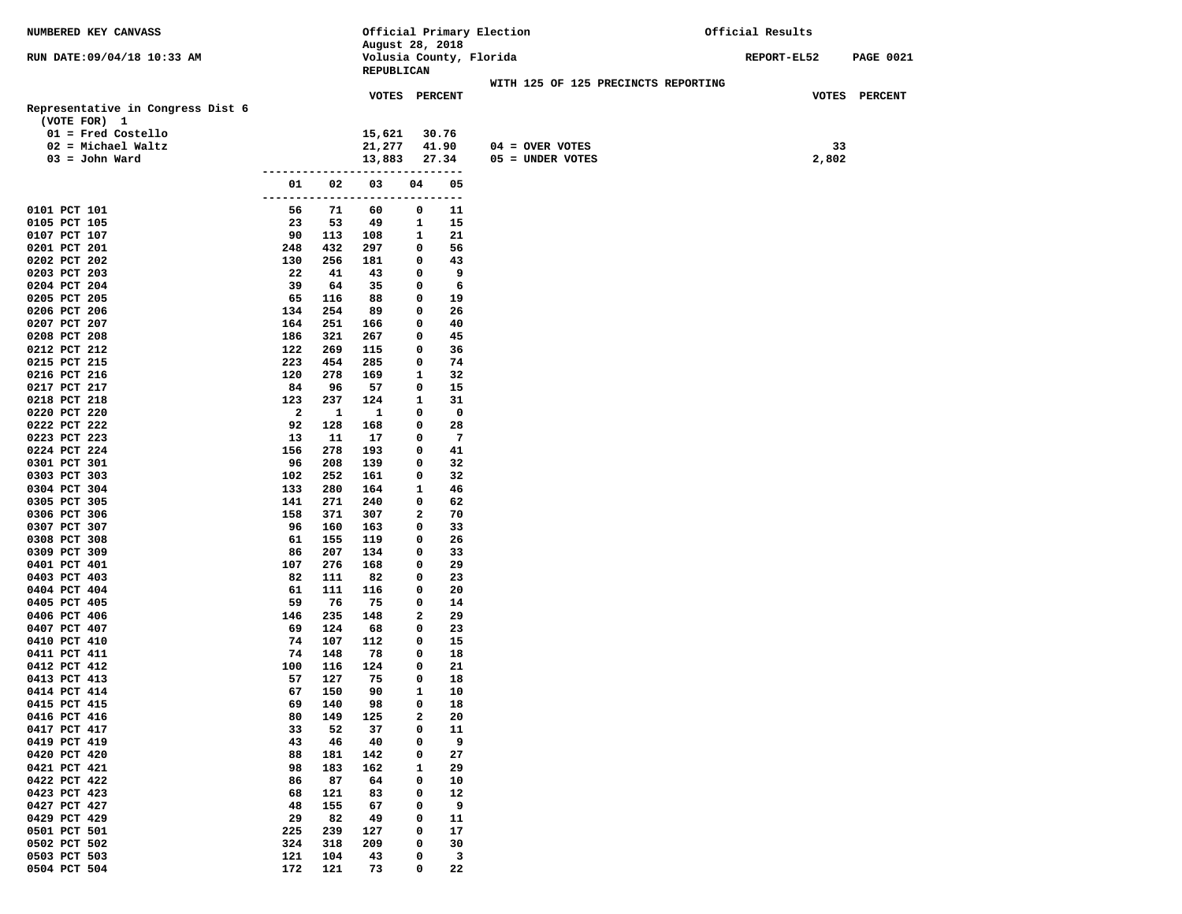NUMBERED KEY CANVASS

RUN DATE:09/04/18 10:33 AM

Official Primary Election
August 28, 2018
Volusia County, Florida
REPUBLICAN

Official Results

REPORT-EL52 PAGE 0021

WITH 125 OF 125 PRECINCTS REPORTING

**Representative in Congress Dist 6**
(VOTE FOR) 1

| | VOTES | PERCENT |
|---|---|---|
| 01 = Fred Costello | 15,621 | 30.76 |
| 02 = Michael Waltz | 21,277 | 41.90 |
| 03 = John Ward | 13,883 | 27.34 |

| | VOTES | PERCENT |
|---|---|---|
| 04 = OVER VOTES | 33 | |
| 05 = UNDER VOTES | 2,802 | |

| | 01 | 02 | 03 | 04 | 05 |
|---|---|---|---|---|---|
| 0101 PCT 101 | 56 | 71 | 60 | 0 | 11 |
| 0105 PCT 105 | 23 | 53 | 49 | 1 | 15 |
| 0107 PCT 107 | 90 | 113 | 108 | 1 | 21 |
| 0201 PCT 201 | 248 | 432 | 297 | 0 | 56 |
| 0202 PCT 202 | 130 | 256 | 181 | 0 | 43 |
| 0203 PCT 203 | 22 | 41 | 43 | 0 | 9 |
| 0204 PCT 204 | 39 | 64 | 35 | 0 | 6 |
| 0205 PCT 205 | 65 | 116 | 88 | 0 | 19 |
| 0206 PCT 206 | 134 | 254 | 89 | 0 | 26 |
| 0207 PCT 207 | 164 | 251 | 166 | 0 | 40 |
| 0208 PCT 208 | 186 | 321 | 267 | 0 | 45 |
| 0212 PCT 212 | 122 | 269 | 115 | 0 | 36 |
| 0215 PCT 215 | 223 | 454 | 285 | 0 | 74 |
| 0216 PCT 216 | 120 | 278 | 169 | 1 | 32 |
| 0217 PCT 217 | 84 | 96 | 57 | 0 | 15 |
| 0218 PCT 218 | 123 | 237 | 124 | 1 | 31 |
| 0220 PCT 220 | 2 | 1 | 1 | 0 | 0 |
| 0222 PCT 222 | 92 | 128 | 168 | 0 | 28 |
| 0223 PCT 223 | 13 | 11 | 17 | 0 | 7 |
| 0224 PCT 224 | 156 | 278 | 193 | 0 | 41 |
| 0301 PCT 301 | 96 | 208 | 139 | 0 | 32 |
| 0303 PCT 303 | 102 | 252 | 161 | 0 | 32 |
| 0304 PCT 304 | 133 | 280 | 164 | 1 | 46 |
| 0305 PCT 305 | 141 | 271 | 240 | 0 | 62 |
| 0306 PCT 306 | 158 | 371 | 307 | 2 | 70 |
| 0307 PCT 307 | 96 | 160 | 163 | 0 | 33 |
| 0308 PCT 308 | 61 | 155 | 119 | 0 | 26 |
| 0309 PCT 309 | 86 | 207 | 134 | 0 | 33 |
| 0401 PCT 401 | 107 | 276 | 168 | 0 | 29 |
| 0403 PCT 403 | 82 | 111 | 82 | 0 | 23 |
| 0404 PCT 404 | 61 | 111 | 116 | 0 | 20 |
| 0405 PCT 405 | 59 | 76 | 75 | 0 | 14 |
| 0406 PCT 406 | 146 | 235 | 148 | 2 | 29 |
| 0407 PCT 407 | 69 | 124 | 68 | 0 | 23 |
| 0410 PCT 410 | 74 | 107 | 112 | 0 | 15 |
| 0411 PCT 411 | 74 | 148 | 78 | 0 | 18 |
| 0412 PCT 412 | 100 | 116 | 124 | 0 | 21 |
| 0413 PCT 413 | 57 | 127 | 75 | 0 | 18 |
| 0414 PCT 414 | 67 | 150 | 90 | 1 | 10 |
| 0415 PCT 415 | 69 | 140 | 98 | 0 | 18 |
| 0416 PCT 416 | 80 | 149 | 125 | 2 | 20 |
| 0417 PCT 417 | 33 | 52 | 37 | 0 | 11 |
| 0419 PCT 419 | 43 | 46 | 40 | 0 | 9 |
| 0420 PCT 420 | 88 | 181 | 142 | 0 | 27 |
| 0421 PCT 421 | 98 | 183 | 162 | 1 | 29 |
| 0422 PCT 422 | 86 | 87 | 64 | 0 | 10 |
| 0423 PCT 423 | 68 | 121 | 83 | 0 | 12 |
| 0427 PCT 427 | 48 | 155 | 67 | 0 | 9 |
| 0429 PCT 429 | 29 | 82 | 49 | 0 | 11 |
| 0501 PCT 501 | 225 | 239 | 127 | 0 | 17 |
| 0502 PCT 502 | 324 | 318 | 209 | 0 | 30 |
| 0503 PCT 503 | 121 | 104 | 43 | 0 | 3 |
| 0504 PCT 504 | 172 | 121 | 73 | 0 | 22 |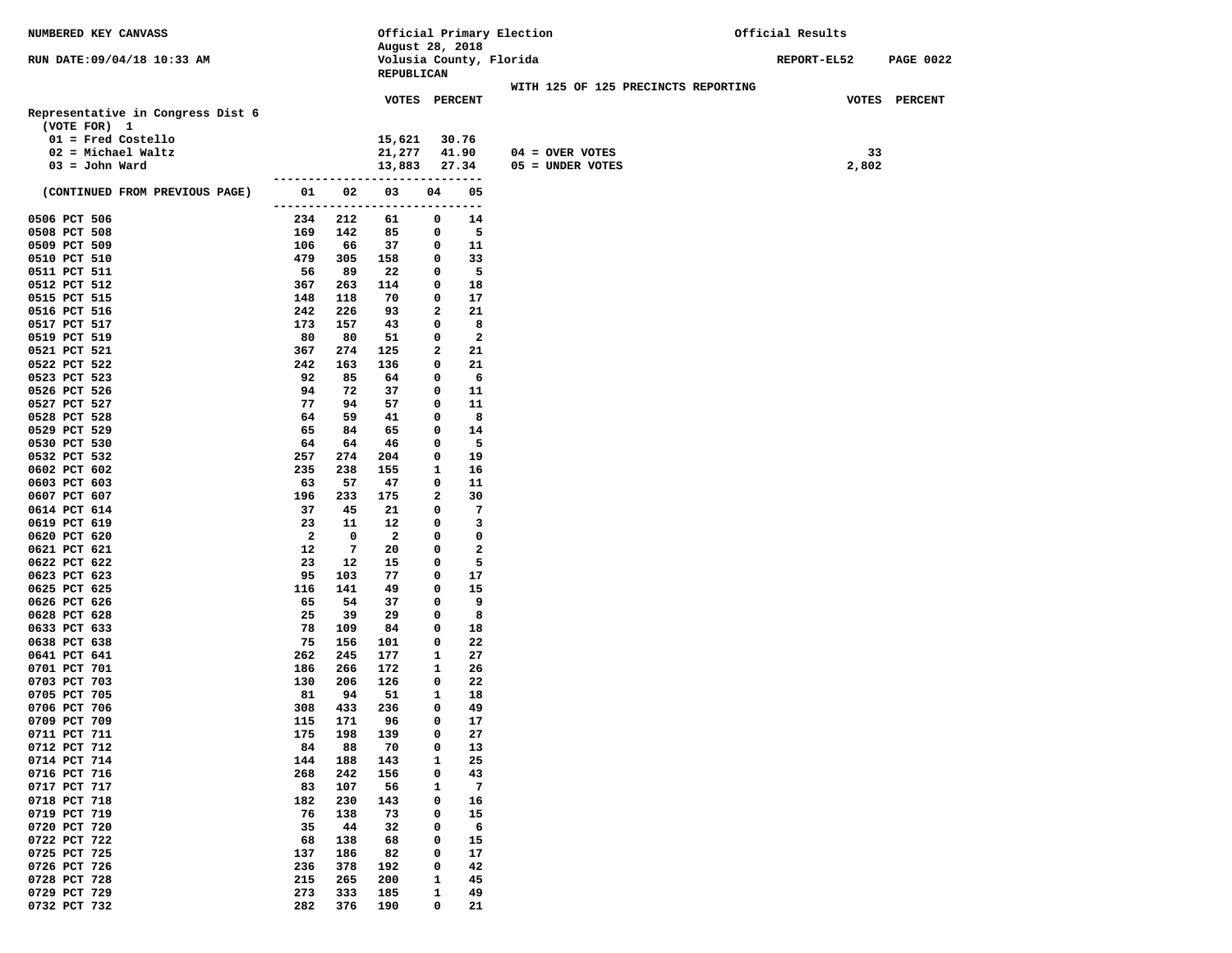NUMBERED KEY CANVASS

RUN DATE:09/04/18 10:33 AM

Official Primary Election
August 28, 2018
Volusia County, Florida
REPUBLICAN

Official Results

REPORT-EL52 PAGE 0022

WITH 125 OF 125 PRECINCTS REPORTING

## Representative in Congress Dist 6

(VOTE FOR) 1

| Candidate | VOTES | PERCENT |
|---|---|---|
| 01 = Fred Costello | 15,621 | 30.76 |
| 02 = Michael Waltz | 21,277 | 41.90 |
| 03 = John Ward | 13,883 | 27.34 |

| | VOTES | PERCENT |
|---|---|---|
| 04 = OVER VOTES | 33 | |
| 05 = UNDER VOTES | 2,802 | |

| (CONTINUED FROM PREVIOUS PAGE) | 01 | 02 | 03 | 04 | 05 |
|---|---|---|---|---|---|
| 0506 PCT 506 | 234 | 212 | 61 | 0 | 14 |
| 0508 PCT 508 | 169 | 142 | 85 | 0 | 5 |
| 0509 PCT 509 | 106 | 66 | 37 | 0 | 11 |
| 0510 PCT 510 | 479 | 305 | 158 | 0 | 33 |
| 0511 PCT 511 | 56 | 89 | 22 | 0 | 5 |
| 0512 PCT 512 | 367 | 263 | 114 | 0 | 18 |
| 0515 PCT 515 | 148 | 118 | 70 | 0 | 17 |
| 0516 PCT 516 | 242 | 226 | 93 | 2 | 21 |
| 0517 PCT 517 | 173 | 157 | 43 | 0 | 8 |
| 0519 PCT 519 | 80 | 80 | 51 | 0 | 2 |
| 0521 PCT 521 | 367 | 274 | 125 | 2 | 21 |
| 0522 PCT 522 | 242 | 163 | 136 | 0 | 21 |
| 0523 PCT 523 | 92 | 85 | 64 | 0 | 6 |
| 0526 PCT 526 | 94 | 72 | 37 | 0 | 11 |
| 0527 PCT 527 | 77 | 94 | 57 | 0 | 11 |
| 0528 PCT 528 | 64 | 59 | 41 | 0 | 8 |
| 0529 PCT 529 | 65 | 84 | 65 | 0 | 14 |
| 0530 PCT 530 | 64 | 64 | 46 | 0 | 5 |
| 0532 PCT 532 | 257 | 274 | 204 | 0 | 19 |
| 0602 PCT 602 | 235 | 238 | 155 | 1 | 16 |
| 0603 PCT 603 | 63 | 57 | 47 | 0 | 11 |
| 0607 PCT 607 | 196 | 233 | 175 | 2 | 30 |
| 0614 PCT 614 | 37 | 45 | 21 | 0 | 7 |
| 0619 PCT 619 | 23 | 11 | 12 | 0 | 3 |
| 0620 PCT 620 | 2 | 0 | 2 | 0 | 0 |
| 0621 PCT 621 | 12 | 7 | 20 | 0 | 2 |
| 0622 PCT 622 | 23 | 12 | 15 | 0 | 5 |
| 0623 PCT 623 | 95 | 103 | 77 | 0 | 17 |
| 0625 PCT 625 | 116 | 141 | 49 | 0 | 15 |
| 0626 PCT 626 | 65 | 54 | 37 | 0 | 9 |
| 0628 PCT 628 | 25 | 39 | 29 | 0 | 8 |
| 0633 PCT 633 | 78 | 109 | 84 | 0 | 18 |
| 0638 PCT 638 | 75 | 156 | 101 | 0 | 22 |
| 0641 PCT 641 | 262 | 245 | 177 | 1 | 27 |
| 0701 PCT 701 | 186 | 266 | 172 | 1 | 26 |
| 0703 PCT 703 | 130 | 206 | 126 | 0 | 22 |
| 0705 PCT 705 | 81 | 94 | 51 | 1 | 18 |
| 0706 PCT 706 | 308 | 433 | 236 | 0 | 49 |
| 0709 PCT 709 | 115 | 171 | 96 | 0 | 17 |
| 0711 PCT 711 | 175 | 198 | 139 | 0 | 27 |
| 0712 PCT 712 | 84 | 88 | 70 | 0 | 13 |
| 0714 PCT 714 | 144 | 188 | 143 | 1 | 25 |
| 0716 PCT 716 | 268 | 242 | 156 | 0 | 43 |
| 0717 PCT 717 | 83 | 107 | 56 | 1 | 7 |
| 0718 PCT 718 | 182 | 230 | 143 | 0 | 16 |
| 0719 PCT 719 | 76 | 138 | 73 | 0 | 15 |
| 0720 PCT 720 | 35 | 44 | 32 | 0 | 6 |
| 0722 PCT 722 | 68 | 138 | 68 | 0 | 15 |
| 0725 PCT 725 | 137 | 186 | 82 | 0 | 17 |
| 0726 PCT 726 | 236 | 378 | 192 | 0 | 42 |
| 0728 PCT 728 | 215 | 265 | 200 | 1 | 45 |
| 0729 PCT 729 | 273 | 333 | 185 | 1 | 49 |
| 0732 PCT 732 | 282 | 376 | 190 | 0 | 21 |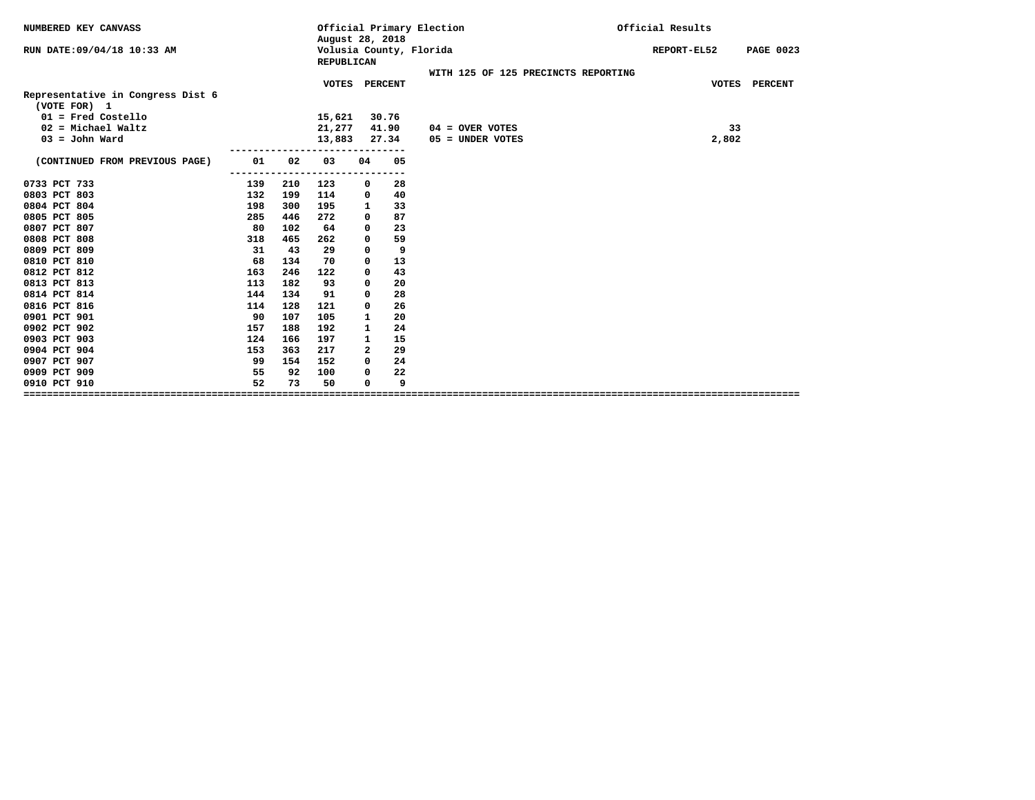NUMBERED KEY CANVASS

Official Primary Election
August 28, 2018
Volusia County, Florida
REPUBLICAN

Official Results

RUN DATE:09/04/18 10:33 AM

REPORT-EL52

WITH 125 OF 125 PRECINCTS REPORTING

## Representative in Congress Dist 6

(VOTE FOR) 1

| | VOTES | PERCENT |
|---|---|---|
| 01 = Fred Costello | 15,621 | 30.76 |
| 02 = Michael Waltz | 21,277 | 41.90 |
| 03 = John Ward | 13,883 | 27.34 |

| | VOTES |
|---|---|
| 04 = OVER VOTES | 33 |
| 05 = UNDER VOTES | 2,802 |

| (CONTINUED FROM PREVIOUS PAGE) | 01 | 02 | 03 | 04 | 05 |
|---|---|---|---|---|---|
| 0733 PCT 733 | 139 | 210 | 123 | 0 | 28 |
| 0803 PCT 803 | 132 | 199 | 114 | 0 | 40 |
| 0804 PCT 804 | 198 | 300 | 195 | 1 | 33 |
| 0805 PCT 805 | 285 | 446 | 272 | 0 | 87 |
| 0807 PCT 807 | 80 | 102 | 64 | 0 | 23 |
| 0808 PCT 808 | 318 | 465 | 262 | 0 | 59 |
| 0809 PCT 809 | 31 | 43 | 29 | 0 | 9 |
| 0810 PCT 810 | 68 | 134 | 70 | 0 | 13 |
| 0812 PCT 812 | 163 | 246 | 122 | 0 | 43 |
| 0813 PCT 813 | 113 | 182 | 93 | 0 | 20 |
| 0814 PCT 814 | 144 | 134 | 91 | 0 | 28 |
| 0816 PCT 816 | 114 | 128 | 121 | 0 | 26 |
| 0901 PCT 901 | 90 | 107 | 105 | 1 | 20 |
| 0902 PCT 902 | 157 | 188 | 192 | 1 | 24 |
| 0903 PCT 903 | 124 | 166 | 197 | 1 | 15 |
| 0904 PCT 904 | 153 | 363 | 217 | 2 | 29 |
| 0907 PCT 907 | 99 | 154 | 152 | 0 | 24 |
| 0909 PCT 909 | 55 | 92 | 100 | 0 | 22 |
| 0910 PCT 910 | 52 | 73 | 50 | 0 | 9 |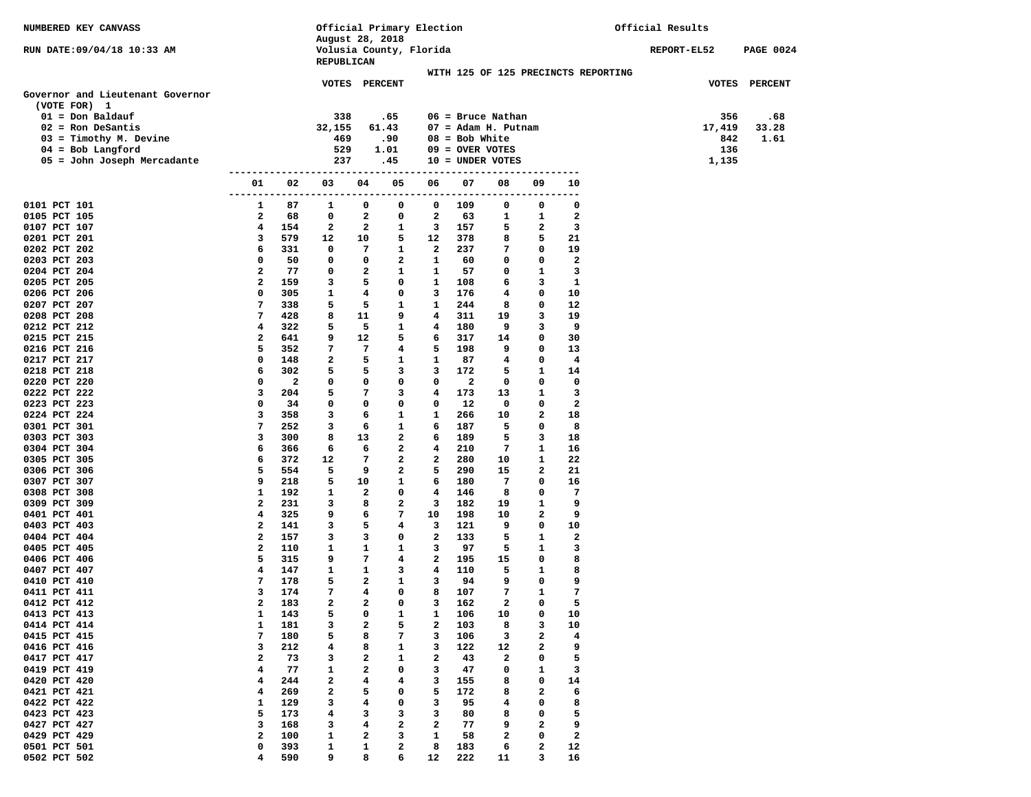NUMBERED KEY CANVASS

RUN DATE:09/04/18 10:33 AM

Official Primary Election
August 28, 2018
Volusia County, Florida
REPUBLICAN

Official Results

REPORT-EL52 PAGE 0024

WITH 125 OF 125 PRECINCTS REPORTING

**Governor and Lieutenant Governor**
(VOTE FOR) 1

| Candidate | VOTES | PERCENT |
|---|---|---|
| 01 = Don Baldauf | 338 | .65 |
| 02 = Ron DeSantis | 32,155 | 61.43 |
| 03 = Timothy M. Devine | 469 | .90 |
| 04 = Bob Langford | 529 | 1.01 |
| 05 = John Joseph Mercadante | 237 | .45 |
| 06 = Bruce Nathan | 356 | .68 |
| 07 = Adam H. Putnam | 17,419 | 33.28 |
| 08 = Bob White | 842 | 1.61 |
| 09 = OVER VOTES | 136 | |
| 10 = UNDER VOTES | 1,135 | |

| Precinct | 01 | 02 | 03 | 04 | 05 | 06 | 07 | 08 | 09 | 10 |
|---|---|---|---|---|---|---|---|---|---|---|
| 0101 PCT 101 | 1 | 87 | 1 | 0 | 0 | 0 | 109 | 0 | 0 | 0 |
| 0105 PCT 105 | 2 | 68 | 0 | 2 | 0 | 2 | 63 | 1 | 1 | 2 |
| 0107 PCT 107 | 4 | 154 | 2 | 2 | 1 | 3 | 157 | 5 | 2 | 3 |
| 0201 PCT 201 | 3 | 579 | 12 | 10 | 5 | 12 | 378 | 8 | 5 | 21 |
| 0202 PCT 202 | 6 | 331 | 0 | 7 | 1 | 2 | 237 | 7 | 0 | 19 |
| 0203 PCT 203 | 0 | 50 | 0 | 0 | 2 | 1 | 60 | 0 | 0 | 2 |
| 0204 PCT 204 | 2 | 77 | 0 | 2 | 1 | 1 | 57 | 0 | 1 | 3 |
| 0205 PCT 205 | 2 | 159 | 3 | 5 | 0 | 1 | 108 | 6 | 3 | 1 |
| 0206 PCT 206 | 0 | 305 | 1 | 4 | 0 | 3 | 176 | 4 | 0 | 10 |
| 0207 PCT 207 | 7 | 338 | 5 | 5 | 1 | 1 | 244 | 8 | 0 | 12 |
| 0208 PCT 208 | 7 | 428 | 8 | 11 | 9 | 4 | 311 | 19 | 3 | 19 |
| 0212 PCT 212 | 4 | 322 | 5 | 5 | 1 | 4 | 180 | 9 | 3 | 9 |
| 0215 PCT 215 | 2 | 641 | 9 | 12 | 5 | 6 | 317 | 14 | 0 | 30 |
| 0216 PCT 216 | 5 | 352 | 7 | 7 | 4 | 5 | 198 | 9 | 0 | 13 |
| 0217 PCT 217 | 0 | 148 | 2 | 5 | 1 | 1 | 87 | 4 | 0 | 4 |
| 0218 PCT 218 | 6 | 302 | 5 | 5 | 3 | 3 | 172 | 5 | 1 | 14 |
| 0220 PCT 220 | 0 | 2 | 0 | 0 | 0 | 0 | 2 | 0 | 0 | 0 |
| 0222 PCT 222 | 3 | 204 | 5 | 7 | 3 | 4 | 173 | 13 | 1 | 3 |
| 0223 PCT 223 | 0 | 34 | 0 | 0 | 0 | 0 | 12 | 0 | 0 | 2 |
| 0224 PCT 224 | 3 | 358 | 3 | 6 | 1 | 1 | 266 | 10 | 2 | 18 |
| 0301 PCT 301 | 7 | 252 | 3 | 6 | 1 | 6 | 187 | 5 | 0 | 8 |
| 0303 PCT 303 | 3 | 300 | 8 | 13 | 2 | 6 | 189 | 5 | 3 | 18 |
| 0304 PCT 304 | 6 | 366 | 6 | 6 | 2 | 4 | 210 | 7 | 1 | 16 |
| 0305 PCT 305 | 6 | 372 | 12 | 7 | 2 | 2 | 280 | 10 | 1 | 22 |
| 0306 PCT 306 | 5 | 554 | 5 | 9 | 2 | 5 | 290 | 15 | 2 | 21 |
| 0307 PCT 307 | 9 | 218 | 5 | 10 | 1 | 6 | 180 | 7 | 0 | 16 |
| 0308 PCT 308 | 1 | 192 | 1 | 2 | 0 | 4 | 146 | 8 | 0 | 7 |
| 0309 PCT 309 | 2 | 231 | 3 | 8 | 2 | 3 | 182 | 19 | 1 | 9 |
| 0401 PCT 401 | 4 | 325 | 9 | 6 | 7 | 10 | 198 | 10 | 2 | 9 |
| 0403 PCT 403 | 2 | 141 | 3 | 5 | 4 | 3 | 121 | 9 | 0 | 10 |
| 0404 PCT 404 | 2 | 157 | 3 | 3 | 0 | 2 | 133 | 5 | 1 | 2 |
| 0405 PCT 405 | 2 | 110 | 1 | 1 | 1 | 3 | 97 | 5 | 1 | 3 |
| 0406 PCT 406 | 5 | 315 | 9 | 7 | 4 | 2 | 195 | 15 | 0 | 8 |
| 0407 PCT 407 | 4 | 147 | 1 | 1 | 3 | 4 | 110 | 5 | 1 | 8 |
| 0410 PCT 410 | 7 | 178 | 5 | 2 | 1 | 3 | 94 | 9 | 0 | 9 |
| 0411 PCT 411 | 3 | 174 | 7 | 4 | 0 | 8 | 107 | 7 | 1 | 7 |
| 0412 PCT 412 | 2 | 183 | 2 | 2 | 0 | 3 | 162 | 2 | 0 | 5 |
| 0413 PCT 413 | 1 | 143 | 5 | 0 | 1 | 1 | 106 | 10 | 0 | 10 |
| 0414 PCT 414 | 1 | 181 | 3 | 2 | 5 | 2 | 103 | 8 | 3 | 10 |
| 0415 PCT 415 | 7 | 180 | 5 | 8 | 7 | 3 | 106 | 3 | 2 | 4 |
| 0416 PCT 416 | 3 | 212 | 4 | 8 | 1 | 3 | 122 | 12 | 2 | 9 |
| 0417 PCT 417 | 2 | 73 | 3 | 2 | 1 | 2 | 43 | 2 | 0 | 5 |
| 0419 PCT 419 | 4 | 77 | 1 | 2 | 0 | 3 | 47 | 0 | 1 | 3 |
| 0420 PCT 420 | 4 | 244 | 2 | 4 | 4 | 3 | 155 | 8 | 0 | 14 |
| 0421 PCT 421 | 4 | 269 | 2 | 5 | 0 | 5 | 172 | 8 | 2 | 6 |
| 0422 PCT 422 | 1 | 129 | 3 | 4 | 0 | 3 | 95 | 4 | 0 | 8 |
| 0423 PCT 423 | 5 | 173 | 4 | 3 | 3 | 3 | 80 | 8 | 0 | 5 |
| 0427 PCT 427 | 3 | 168 | 3 | 4 | 2 | 2 | 77 | 9 | 2 | 9 |
| 0429 PCT 429 | 2 | 100 | 1 | 2 | 3 | 1 | 58 | 2 | 0 | 2 |
| 0501 PCT 501 | 0 | 393 | 1 | 1 | 2 | 8 | 183 | 6 | 2 | 12 |
| 0502 PCT 502 | 4 | 590 | 9 | 8 | 6 | 12 | 222 | 11 | 3 | 16 |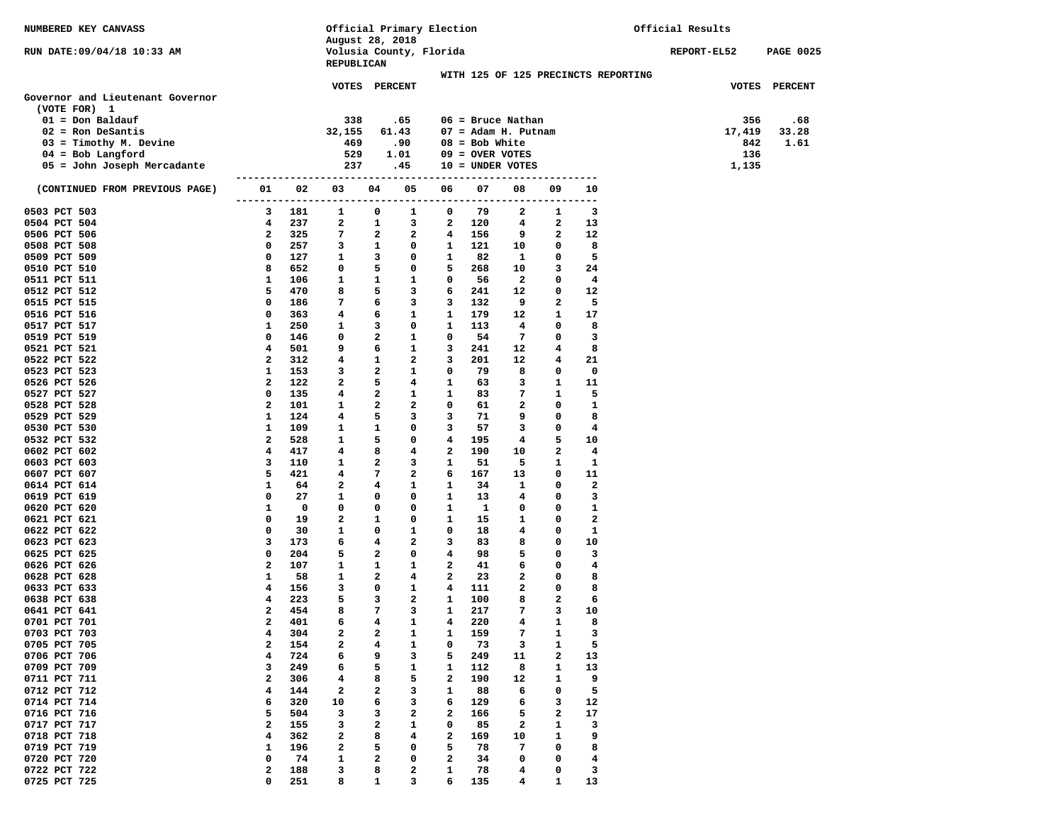NUMBERED KEY CANVASS

RUN DATE:09/04/18 10:33 AM

Official Primary Election
August 28, 2018
Volusia County, Florida
REPUBLICAN

Official Results

REPORT-EL52 PAGE 0025

WITH 125 OF 125 PRECINCTS REPORTING

**Governor and Lieutenant Governor**
(VOTE FOR) 1

| Candidate | VOTES | PERCENT | Candidate | VOTES | PERCENT |
|---|---|---|---|---|---|
| 01 = Don Baldauf | 338 | .65 | 06 = Bruce Nathan | 356 | .68 |
| 02 = Ron DeSantis | 32,155 | 61.43 | 07 = Adam H. Putnam | 17,419 | 33.28 |
| 03 = Timothy M. Devine | 469 | .90 | 08 = Bob White | 842 | 1.61 |
| 04 = Bob Langford | 529 | 1.01 | 09 = OVER VOTES | 136 | |
| 05 = John Joseph Mercadante | 237 | .45 | 10 = UNDER VOTES | 1,135 | |

| (CONTINUED FROM PREVIOUS PAGE) | 01 | 02 | 03 | 04 | 05 | 06 | 07 | 08 | 09 | 10 |
|---|---|---|---|---|---|---|---|---|---|---|
| 0503 PCT 503 | 3 | 181 | 1 | 0 | 1 | 0 | 79 | 2 | 1 | 3 |
| 0504 PCT 504 | 4 | 237 | 2 | 1 | 3 | 2 | 120 | 4 | 2 | 13 |
| 0506 PCT 506 | 2 | 325 | 7 | 2 | 2 | 4 | 156 | 9 | 2 | 12 |
| 0508 PCT 508 | 0 | 257 | 3 | 1 | 0 | 1 | 121 | 10 | 0 | 8 |
| 0509 PCT 509 | 0 | 127 | 1 | 3 | 0 | 1 | 82 | 1 | 0 | 5 |
| 0510 PCT 510 | 8 | 652 | 0 | 5 | 0 | 5 | 268 | 10 | 3 | 24 |
| 0511 PCT 511 | 1 | 106 | 1 | 1 | 1 | 0 | 56 | 2 | 0 | 4 |
| 0512 PCT 512 | 5 | 470 | 8 | 5 | 3 | 6 | 241 | 12 | 0 | 12 |
| 0515 PCT 515 | 0 | 186 | 7 | 6 | 3 | 3 | 132 | 9 | 2 | 5 |
| 0516 PCT 516 | 0 | 363 | 4 | 6 | 1 | 1 | 179 | 12 | 1 | 17 |
| 0517 PCT 517 | 1 | 250 | 1 | 3 | 0 | 1 | 113 | 4 | 0 | 8 |
| 0519 PCT 519 | 0 | 146 | 0 | 2 | 1 | 0 | 54 | 7 | 0 | 3 |
| 0521 PCT 521 | 4 | 501 | 9 | 6 | 1 | 3 | 241 | 12 | 4 | 8 |
| 0522 PCT 522 | 2 | 312 | 4 | 1 | 2 | 3 | 201 | 12 | 4 | 21 |
| 0523 PCT 523 | 1 | 153 | 3 | 2 | 1 | 0 | 79 | 8 | 0 | 0 |
| 0526 PCT 526 | 2 | 122 | 2 | 5 | 4 | 1 | 63 | 3 | 1 | 11 |
| 0527 PCT 527 | 0 | 135 | 4 | 2 | 1 | 1 | 83 | 7 | 1 | 5 |
| 0528 PCT 528 | 2 | 101 | 1 | 2 | 2 | 0 | 61 | 2 | 0 | 1 |
| 0529 PCT 529 | 1 | 124 | 4 | 5 | 3 | 3 | 71 | 9 | 0 | 8 |
| 0530 PCT 530 | 1 | 109 | 1 | 1 | 0 | 3 | 57 | 3 | 0 | 4 |
| 0532 PCT 532 | 2 | 528 | 1 | 5 | 0 | 4 | 195 | 4 | 5 | 10 |
| 0602 PCT 602 | 4 | 417 | 4 | 8 | 4 | 2 | 190 | 10 | 2 | 4 |
| 0603 PCT 603 | 3 | 110 | 1 | 2 | 3 | 1 | 51 | 5 | 1 | 1 |
| 0607 PCT 607 | 5 | 421 | 4 | 7 | 2 | 6 | 167 | 13 | 0 | 11 |
| 0614 PCT 614 | 1 | 64 | 2 | 4 | 1 | 1 | 34 | 1 | 0 | 2 |
| 0619 PCT 619 | 0 | 27 | 1 | 0 | 0 | 1 | 13 | 4 | 0 | 3 |
| 0620 PCT 620 | 1 | 0 | 0 | 0 | 0 | 1 | 1 | 0 | 0 | 1 |
| 0621 PCT 621 | 0 | 19 | 2 | 1 | 0 | 1 | 15 | 1 | 0 | 2 |
| 0622 PCT 622 | 0 | 30 | 1 | 0 | 1 | 0 | 18 | 4 | 0 | 1 |
| 0623 PCT 623 | 3 | 173 | 6 | 4 | 2 | 3 | 83 | 8 | 0 | 10 |
| 0625 PCT 625 | 0 | 204 | 5 | 2 | 0 | 4 | 98 | 5 | 0 | 3 |
| 0626 PCT 626 | 2 | 107 | 1 | 1 | 1 | 2 | 41 | 6 | 0 | 4 |
| 0628 PCT 628 | 1 | 58 | 1 | 2 | 4 | 2 | 23 | 2 | 0 | 8 |
| 0633 PCT 633 | 4 | 156 | 3 | 0 | 1 | 4 | 111 | 2 | 0 | 8 |
| 0638 PCT 638 | 4 | 223 | 5 | 3 | 2 | 1 | 100 | 8 | 2 | 6 |
| 0641 PCT 641 | 2 | 454 | 8 | 7 | 3 | 1 | 217 | 7 | 3 | 10 |
| 0701 PCT 701 | 2 | 401 | 6 | 4 | 1 | 4 | 220 | 4 | 1 | 8 |
| 0703 PCT 703 | 4 | 304 | 2 | 2 | 1 | 1 | 159 | 7 | 1 | 3 |
| 0705 PCT 705 | 2 | 154 | 2 | 4 | 1 | 0 | 73 | 3 | 1 | 5 |
| 0706 PCT 706 | 4 | 724 | 6 | 9 | 3 | 5 | 249 | 11 | 2 | 13 |
| 0709 PCT 709 | 3 | 249 | 6 | 5 | 1 | 1 | 112 | 8 | 1 | 13 |
| 0711 PCT 711 | 2 | 306 | 4 | 8 | 5 | 2 | 190 | 12 | 1 | 9 |
| 0712 PCT 712 | 4 | 144 | 2 | 2 | 3 | 1 | 88 | 6 | 0 | 5 |
| 0714 PCT 714 | 6 | 320 | 10 | 6 | 3 | 6 | 129 | 6 | 3 | 12 |
| 0716 PCT 716 | 5 | 504 | 3 | 3 | 2 | 2 | 166 | 5 | 2 | 17 |
| 0717 PCT 717 | 2 | 155 | 3 | 2 | 1 | 0 | 85 | 2 | 1 | 3 |
| 0718 PCT 718 | 4 | 362 | 2 | 8 | 4 | 2 | 169 | 10 | 1 | 9 |
| 0719 PCT 719 | 1 | 196 | 2 | 5 | 0 | 5 | 78 | 7 | 0 | 8 |
| 0720 PCT 720 | 0 | 74 | 1 | 2 | 0 | 2 | 34 | 0 | 0 | 4 |
| 0722 PCT 722 | 2 | 188 | 3 | 8 | 2 | 1 | 78 | 4 | 0 | 3 |
| 0725 PCT 725 | 0 | 251 | 8 | 1 | 3 | 6 | 135 | 4 | 1 | 13 |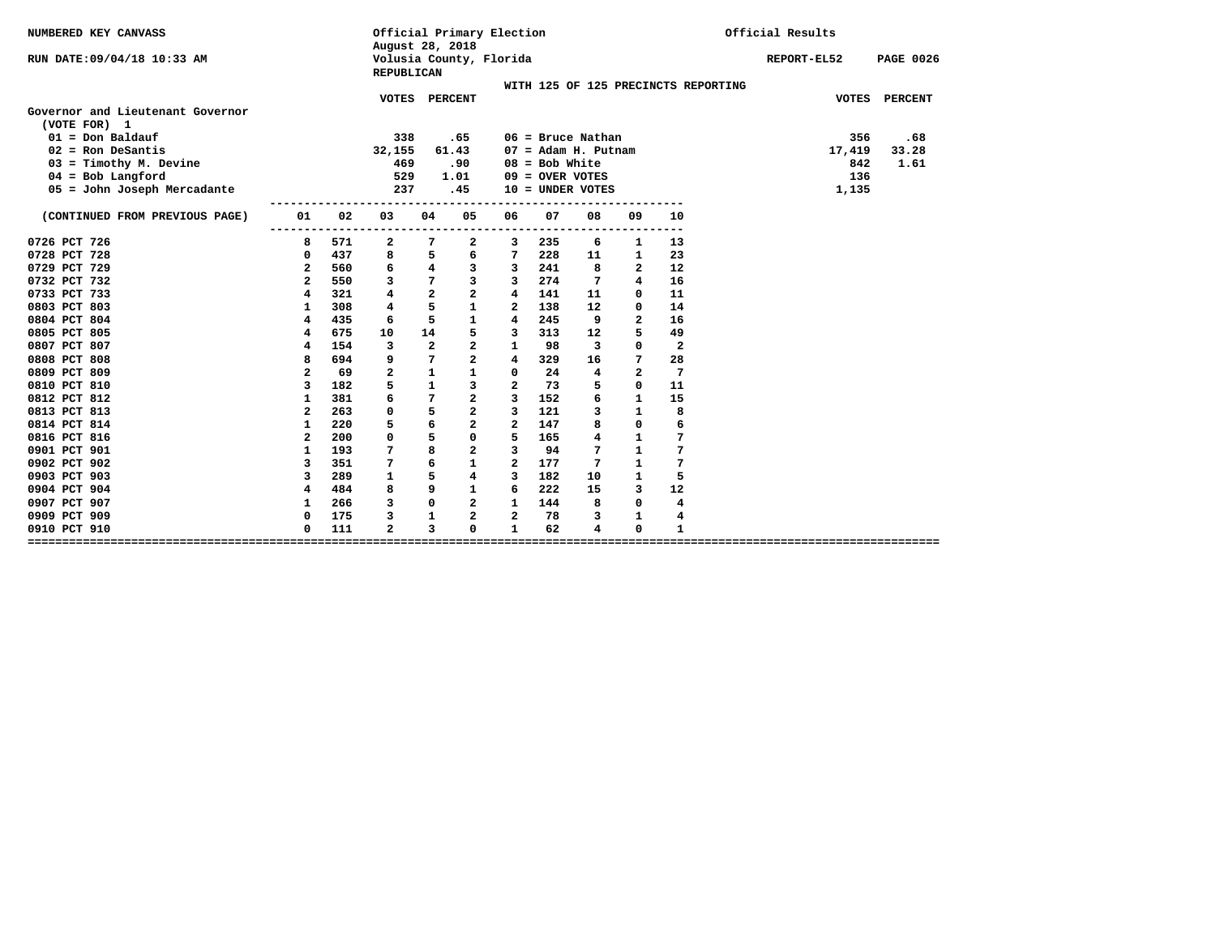NUMBERED KEY CANVASS

RUN DATE:09/04/18 10:33 AM

Official Primary Election
August 28, 2018
Volusia County, Florida
REPUBLICAN

Official Results

REPORT-EL52 PAGE 0026

WITH 125 OF 125 PRECINCTS REPORTING

**Governor and Lieutenant Governor**
(VOTE FOR) 1

| Candidate | VOTES | PERCENT |
|---|---|---|
| 01 = Don Baldauf | 338 | .65 |
| 02 = Ron DeSantis | 32,155 | 61.43 |
| 03 = Timothy M. Devine | 469 | .90 |
| 04 = Bob Langford | 529 | 1.01 |
| 05 = John Joseph Mercadante | 237 | .45 |
| 06 = Bruce Nathan | 356 | .68 |
| 07 = Adam H. Putnam | 17,419 | 33.28 |
| 08 = Bob White | 842 | 1.61 |
| 09 = OVER VOTES | 136 | |
| 10 = UNDER VOTES | 1,135 | |

| (CONTINUED FROM PREVIOUS PAGE) | 01 | 02 | 03 | 04 | 05 | 06 | 07 | 08 | 09 | 10 |
|---|---|---|---|---|---|---|---|---|---|---|
| 0726 PCT 726 | 8 | 571 | 2 | 7 | 2 | 3 | 235 | 6 | 1 | 13 |
| 0728 PCT 728 | 0 | 437 | 8 | 5 | 6 | 7 | 228 | 11 | 1 | 23 |
| 0729 PCT 729 | 2 | 560 | 6 | 4 | 3 | 3 | 241 | 8 | 2 | 12 |
| 0732 PCT 732 | 2 | 550 | 3 | 7 | 3 | 3 | 274 | 7 | 4 | 16 |
| 0733 PCT 733 | 4 | 321 | 4 | 2 | 2 | 4 | 141 | 11 | 0 | 11 |
| 0803 PCT 803 | 1 | 308 | 4 | 5 | 1 | 2 | 138 | 12 | 0 | 14 |
| 0804 PCT 804 | 4 | 435 | 6 | 5 | 1 | 4 | 245 | 9 | 2 | 16 |
| 0805 PCT 805 | 4 | 675 | 10 | 14 | 5 | 3 | 313 | 12 | 5 | 49 |
| 0807 PCT 807 | 4 | 154 | 3 | 2 | 2 | 1 | 98 | 3 | 0 | 2 |
| 0808 PCT 808 | 8 | 694 | 9 | 7 | 2 | 4 | 329 | 16 | 7 | 28 |
| 0809 PCT 809 | 2 | 69 | 2 | 1 | 1 | 0 | 24 | 4 | 2 | 7 |
| 0810 PCT 810 | 3 | 182 | 5 | 1 | 3 | 2 | 73 | 5 | 0 | 11 |
| 0812 PCT 812 | 1 | 381 | 6 | 7 | 2 | 3 | 152 | 6 | 1 | 15 |
| 0813 PCT 813 | 2 | 263 | 0 | 5 | 2 | 3 | 121 | 3 | 1 | 8 |
| 0814 PCT 814 | 1 | 220 | 5 | 6 | 2 | 2 | 147 | 8 | 0 | 6 |
| 0816 PCT 816 | 2 | 200 | 0 | 5 | 0 | 5 | 165 | 4 | 1 | 7 |
| 0901 PCT 901 | 1 | 193 | 7 | 8 | 2 | 3 | 94 | 7 | 1 | 7 |
| 0902 PCT 902 | 3 | 351 | 7 | 6 | 1 | 2 | 177 | 7 | 1 | 7 |
| 0903 PCT 903 | 3 | 289 | 1 | 5 | 4 | 3 | 182 | 10 | 1 | 5 |
| 0904 PCT 904 | 4 | 484 | 8 | 9 | 1 | 6 | 222 | 15 | 3 | 12 |
| 0907 PCT 907 | 1 | 266 | 3 | 0 | 2 | 1 | 144 | 8 | 0 | 4 |
| 0909 PCT 909 | 0 | 175 | 3 | 1 | 2 | 2 | 78 | 3 | 1 | 4 |
| 0910 PCT 910 | 0 | 111 | 2 | 3 | 0 | 1 | 62 | 4 | 0 | 1 |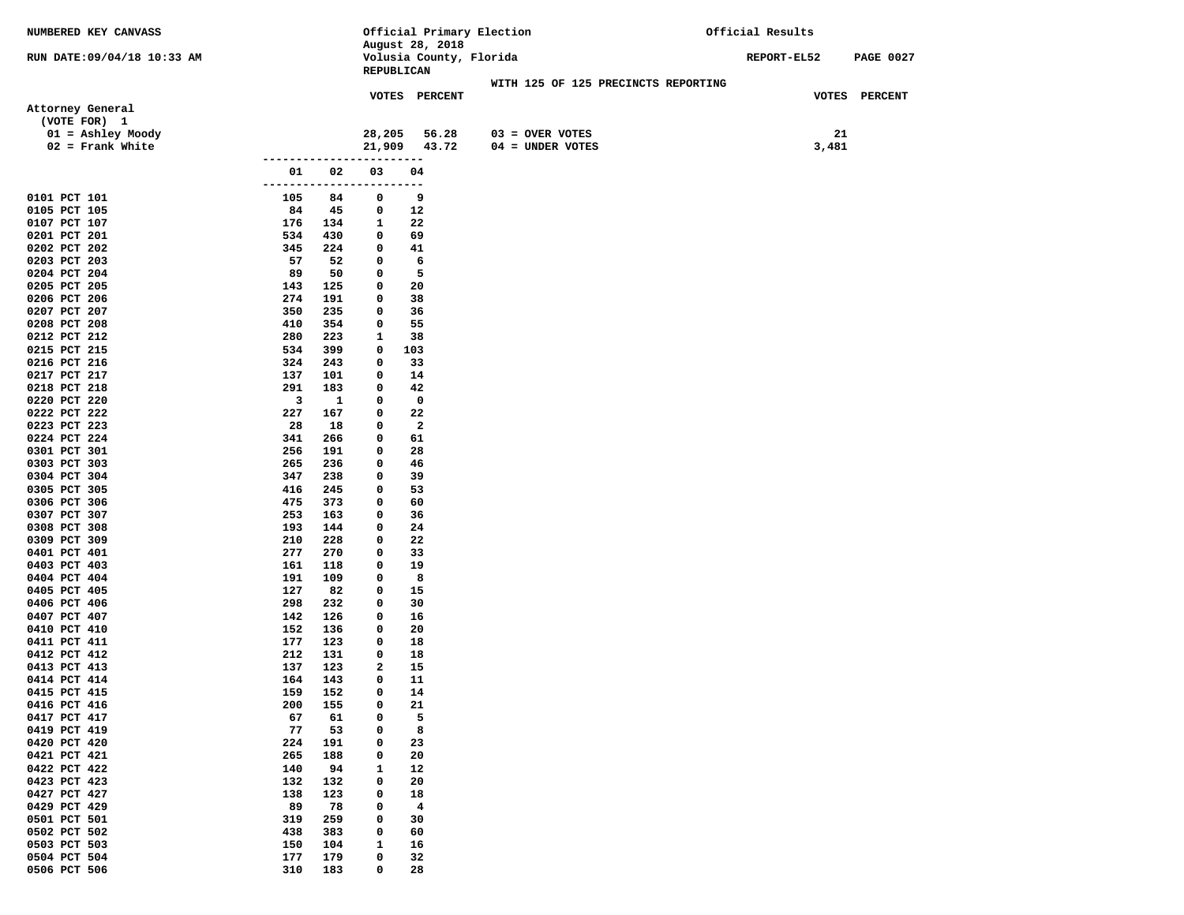NUMBERED KEY CANVASS

RUN DATE:09/04/18 10:33 AM

Official Primary Election
August 28, 2018
Volusia County, Florida
REPUBLICAN

Official Results

REPORT-EL52 PAGE 0027

WITH 125 OF 125 PRECINCTS REPORTING

**Attorney General**
(VOTE FOR) 1

| | VOTES | PERCENT | | VOTES | PERCENT |
|---|---|---|---|---|---|
| 01 = Ashley Moody | 28,205 | 56.28 | 03 = OVER VOTES | 21 | |
| 02 = Frank White | 21,909 | 43.72 | 04 = UNDER VOTES | 3,481 | |

| Precinct | 01 | 02 | 03 | 04 |
|---|---|---|---|---|
| 0101 PCT 101 | 105 | 84 | 0 | 9 |
| 0105 PCT 105 | 84 | 45 | 0 | 12 |
| 0107 PCT 107 | 176 | 134 | 1 | 22 |
| 0201 PCT 201 | 534 | 430 | 0 | 69 |
| 0202 PCT 202 | 345 | 224 | 0 | 41 |
| 0203 PCT 203 | 57 | 52 | 0 | 6 |
| 0204 PCT 204 | 89 | 50 | 0 | 5 |
| 0205 PCT 205 | 143 | 125 | 0 | 20 |
| 0206 PCT 206 | 274 | 191 | 0 | 38 |
| 0207 PCT 207 | 350 | 235 | 0 | 36 |
| 0208 PCT 208 | 410 | 354 | 0 | 55 |
| 0212 PCT 212 | 280 | 223 | 1 | 38 |
| 0215 PCT 215 | 534 | 399 | 0 | 103 |
| 0216 PCT 216 | 324 | 243 | 0 | 33 |
| 0217 PCT 217 | 137 | 101 | 0 | 14 |
| 0218 PCT 218 | 291 | 183 | 0 | 42 |
| 0220 PCT 220 | 3 | 1 | 0 | 0 |
| 0222 PCT 222 | 227 | 167 | 0 | 22 |
| 0223 PCT 223 | 28 | 18 | 0 | 2 |
| 0224 PCT 224 | 341 | 266 | 0 | 61 |
| 0301 PCT 301 | 256 | 191 | 0 | 28 |
| 0303 PCT 303 | 265 | 236 | 0 | 46 |
| 0304 PCT 304 | 347 | 238 | 0 | 39 |
| 0305 PCT 305 | 416 | 245 | 0 | 53 |
| 0306 PCT 306 | 475 | 373 | 0 | 60 |
| 0307 PCT 307 | 253 | 163 | 0 | 36 |
| 0308 PCT 308 | 193 | 144 | 0 | 24 |
| 0309 PCT 309 | 210 | 228 | 0 | 22 |
| 0401 PCT 401 | 277 | 270 | 0 | 33 |
| 0403 PCT 403 | 161 | 118 | 0 | 19 |
| 0404 PCT 404 | 191 | 109 | 0 | 8 |
| 0405 PCT 405 | 127 | 82 | 0 | 15 |
| 0406 PCT 406 | 298 | 232 | 0 | 30 |
| 0407 PCT 407 | 142 | 126 | 0 | 16 |
| 0410 PCT 410 | 152 | 136 | 0 | 20 |
| 0411 PCT 411 | 177 | 123 | 0 | 18 |
| 0412 PCT 412 | 212 | 131 | 0 | 18 |
| 0413 PCT 413 | 137 | 123 | 2 | 15 |
| 0414 PCT 414 | 164 | 143 | 0 | 11 |
| 0415 PCT 415 | 159 | 152 | 0 | 14 |
| 0416 PCT 416 | 200 | 155 | 0 | 21 |
| 0417 PCT 417 | 67 | 61 | 0 | 5 |
| 0419 PCT 419 | 77 | 53 | 0 | 8 |
| 0420 PCT 420 | 224 | 191 | 0 | 23 |
| 0421 PCT 421 | 265 | 188 | 0 | 20 |
| 0422 PCT 422 | 140 | 94 | 1 | 12 |
| 0423 PCT 423 | 132 | 132 | 0 | 20 |
| 0427 PCT 427 | 138 | 123 | 0 | 18 |
| 0429 PCT 429 | 89 | 78 | 0 | 4 |
| 0501 PCT 501 | 319 | 259 | 0 | 30 |
| 0502 PCT 502 | 438 | 383 | 0 | 60 |
| 0503 PCT 503 | 150 | 104 | 1 | 16 |
| 0504 PCT 504 | 177 | 179 | 0 | 32 |
| 0506 PCT 506 | 310 | 183 | 0 | 28 |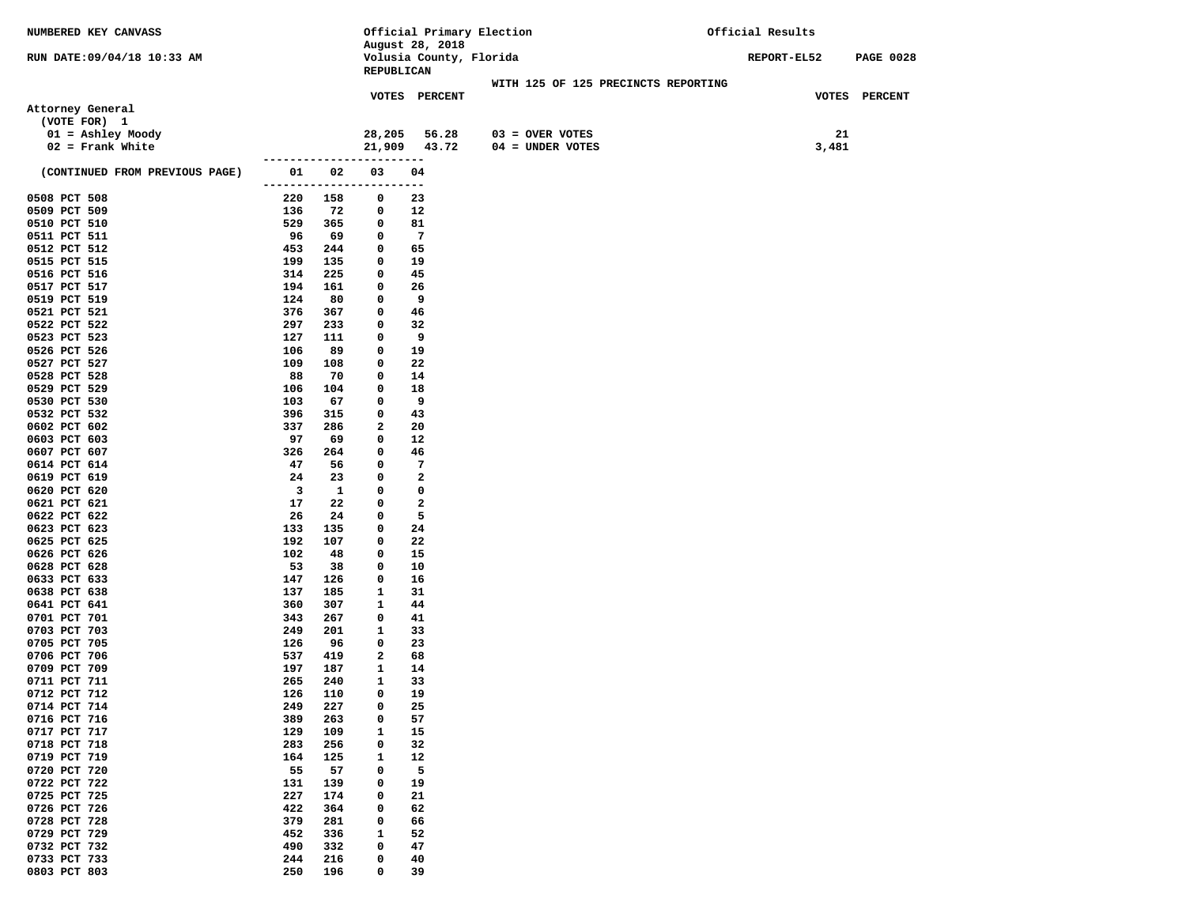NUMBERED KEY CANVASS

RUN DATE:09/04/18 10:33 AM

Official Primary Election
August 28, 2018
Volusia County, Florida
REPUBLICAN

Official Results

REPORT-EL52 PAGE 0028

WITH 125 OF 125 PRECINCTS REPORTING

## Attorney General

(VOTE FOR) 1

| | VOTES | PERCENT | | VOTES | PERCENT |
|---|---|---|---|---|---|
| 01 = Ashley Moody | 28,205 | 56.28 | 03 = OVER VOTES | 21 | |
| 02 = Frank White | 21,909 | 43.72 | 04 = UNDER VOTES | 3,481 | |

| (CONTINUED FROM PREVIOUS PAGE) | 01 | 02 | 03 | 04 |
|---|---|---|---|---|
| 0508 PCT 508 | 220 | 158 | 0 | 23 |
| 0509 PCT 509 | 136 | 72 | 0 | 12 |
| 0510 PCT 510 | 529 | 365 | 0 | 81 |
| 0511 PCT 511 | 96 | 69 | 0 | 7 |
| 0512 PCT 512 | 453 | 244 | 0 | 65 |
| 0515 PCT 515 | 199 | 135 | 0 | 19 |
| 0516 PCT 516 | 314 | 225 | 0 | 45 |
| 0517 PCT 517 | 194 | 161 | 0 | 26 |
| 0519 PCT 519 | 124 | 80 | 0 | 9 |
| 0521 PCT 521 | 376 | 367 | 0 | 46 |
| 0522 PCT 522 | 297 | 233 | 0 | 32 |
| 0523 PCT 523 | 127 | 111 | 0 | 9 |
| 0526 PCT 526 | 106 | 89 | 0 | 19 |
| 0527 PCT 527 | 109 | 108 | 0 | 22 |
| 0528 PCT 528 | 88 | 70 | 0 | 14 |
| 0529 PCT 529 | 106 | 104 | 0 | 18 |
| 0530 PCT 530 | 103 | 67 | 0 | 9 |
| 0532 PCT 532 | 396 | 315 | 0 | 43 |
| 0602 PCT 602 | 337 | 286 | 2 | 20 |
| 0603 PCT 603 | 97 | 69 | 0 | 12 |
| 0607 PCT 607 | 326 | 264 | 0 | 46 |
| 0614 PCT 614 | 47 | 56 | 0 | 7 |
| 0619 PCT 619 | 24 | 23 | 0 | 2 |
| 0620 PCT 620 | 3 | 1 | 0 | 0 |
| 0621 PCT 621 | 17 | 22 | 0 | 2 |
| 0622 PCT 622 | 26 | 24 | 0 | 5 |
| 0623 PCT 623 | 133 | 135 | 0 | 24 |
| 0625 PCT 625 | 192 | 107 | 0 | 22 |
| 0626 PCT 626 | 102 | 48 | 0 | 15 |
| 0628 PCT 628 | 53 | 38 | 0 | 10 |
| 0633 PCT 633 | 147 | 126 | 0 | 16 |
| 0638 PCT 638 | 137 | 185 | 1 | 31 |
| 0641 PCT 641 | 360 | 307 | 1 | 44 |
| 0701 PCT 701 | 343 | 267 | 0 | 41 |
| 0703 PCT 703 | 249 | 201 | 1 | 33 |
| 0705 PCT 705 | 126 | 96 | 0 | 23 |
| 0706 PCT 706 | 537 | 419 | 2 | 68 |
| 0709 PCT 709 | 197 | 187 | 1 | 14 |
| 0711 PCT 711 | 265 | 240 | 1 | 33 |
| 0712 PCT 712 | 126 | 110 | 0 | 19 |
| 0714 PCT 714 | 249 | 227 | 0 | 25 |
| 0716 PCT 716 | 389 | 263 | 0 | 57 |
| 0717 PCT 717 | 129 | 109 | 1 | 15 |
| 0718 PCT 718 | 283 | 256 | 0 | 32 |
| 0719 PCT 719 | 164 | 125 | 1 | 12 |
| 0720 PCT 720 | 55 | 57 | 0 | 5 |
| 0722 PCT 722 | 131 | 139 | 0 | 19 |
| 0725 PCT 725 | 227 | 174 | 0 | 21 |
| 0726 PCT 726 | 422 | 364 | 0 | 62 |
| 0728 PCT 728 | 379 | 281 | 0 | 66 |
| 0729 PCT 729 | 452 | 336 | 1 | 52 |
| 0732 PCT 732 | 490 | 332 | 0 | 47 |
| 0733 PCT 733 | 244 | 216 | 0 | 40 |
| 0803 PCT 803 | 250 | 196 | 0 | 39 |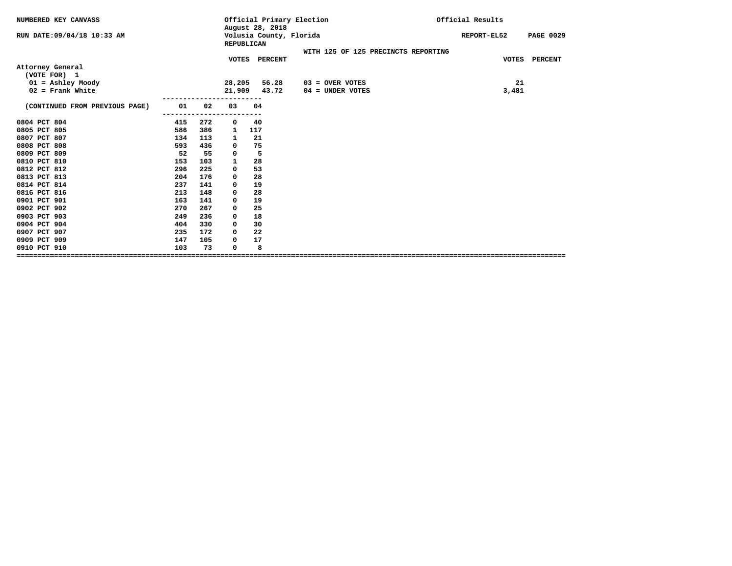NUMBERED KEY CANVASS

RUN DATE:09/04/18 10:33 AM

Official Primary Election
August 28, 2018
Volusia County, Florida
REPUBLICAN

Official Results

REPORT-EL52

WITH 125 OF 125 PRECINCTS REPORTING

## Attorney General
(VOTE FOR) 1

| | VOTES | PERCENT | | VOTES | PERCENT |
|---|---|---|---|---|---|
| 01 = Ashley Moody | 28,205 | 56.28 | 03 = OVER VOTES | 21 | |
| 02 = Frank White | 21,909 | 43.72 | 04 = UNDER VOTES | 3,481 | |

| (CONTINUED FROM PREVIOUS PAGE) | 01 | 02 | 03 | 04 |
|---|---|---|---|---|
| 0804 PCT 804 | 415 | 272 | 0 | 40 |
| 0805 PCT 805 | 586 | 386 | 1 | 117 |
| 0807 PCT 807 | 134 | 113 | 1 | 21 |
| 0808 PCT 808 | 593 | 436 | 0 | 75 |
| 0809 PCT 809 | 52 | 55 | 0 | 5 |
| 0810 PCT 810 | 153 | 103 | 1 | 28 |
| 0812 PCT 812 | 296 | 225 | 0 | 53 |
| 0813 PCT 813 | 204 | 176 | 0 | 28 |
| 0814 PCT 814 | 237 | 141 | 0 | 19 |
| 0816 PCT 816 | 213 | 148 | 0 | 28 |
| 0901 PCT 901 | 163 | 141 | 0 | 19 |
| 0902 PCT 902 | 270 | 267 | 0 | 25 |
| 0903 PCT 903 | 249 | 236 | 0 | 18 |
| 0904 PCT 904 | 404 | 330 | 0 | 30 |
| 0907 PCT 907 | 235 | 172 | 0 | 22 |
| 0909 PCT 909 | 147 | 105 | 0 | 17 |
| 0910 PCT 910 | 103 | 73 | 0 | 8 |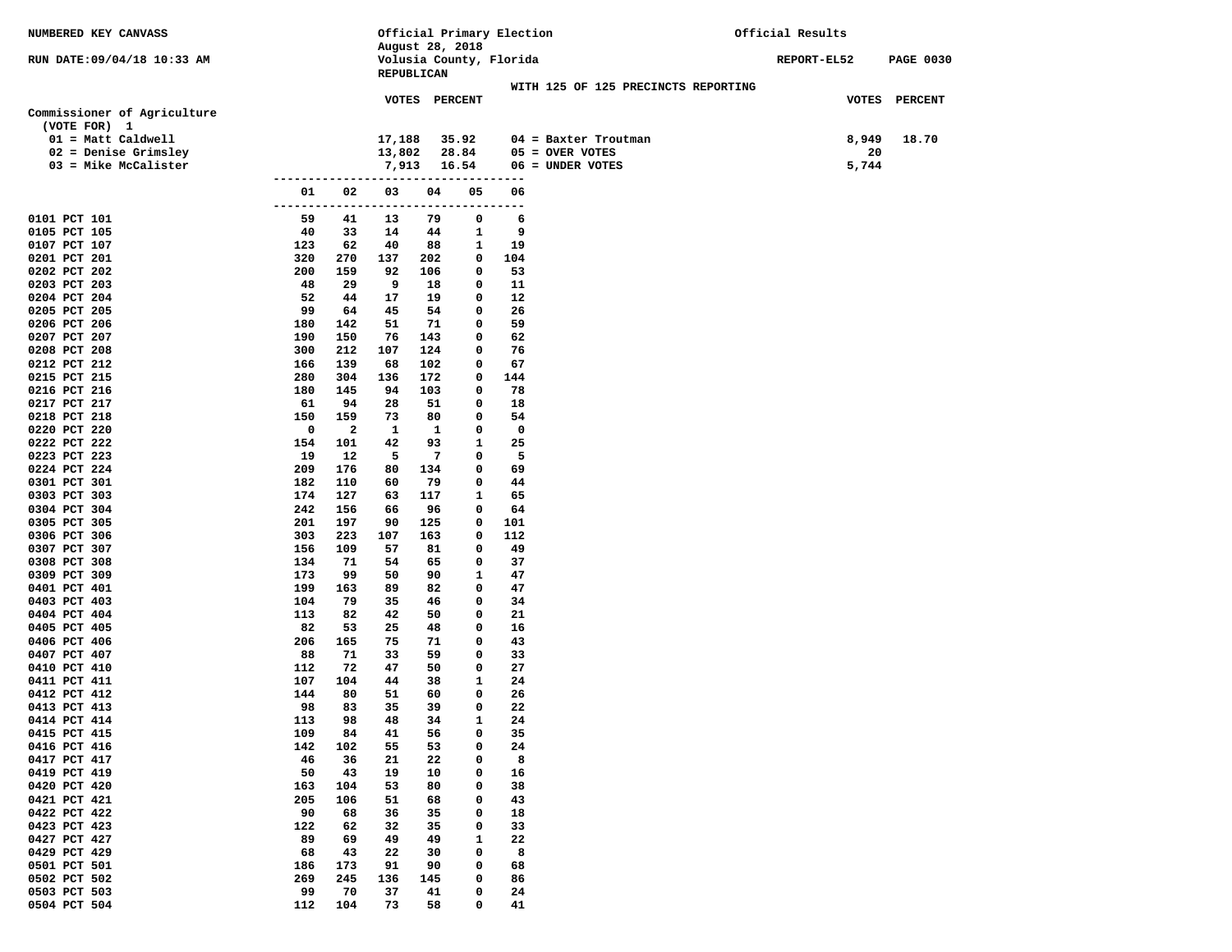NUMBERED KEY CANVASS

Official Primary Election
August 28, 2018
Volusia County, Florida
REPUBLICAN

Official Results

RUN DATE:09/04/18 10:33 AM

REPORT-EL52 PAGE 0030

WITH 125 OF 125 PRECINCTS REPORTING

## Commissioner of Agriculture

(VOTE FOR) 1

| | VOTES | PERCENT |
|---|---|---|
| 01 = Matt Caldwell | 17,188 | 35.92 |
| 02 = Denise Grimsley | 13,802 | 28.84 |
| 03 = Mike McCalister | 7,913 | 16.54 |
| 04 = Baxter Troutman | 8,949 | 18.70 |
| 05 = OVER VOTES | 20 | |
| 06 = UNDER VOTES | 5,744 | |

| | 01 | 02 | 03 | 04 | 05 | 06 |
|---|---|---|---|---|---|---|
| 0101 PCT 101 | 59 | 41 | 13 | 79 | 0 | 6 |
| 0105 PCT 105 | 40 | 33 | 14 | 44 | 1 | 9 |
| 0107 PCT 107 | 123 | 62 | 40 | 88 | 1 | 19 |
| 0201 PCT 201 | 320 | 270 | 137 | 202 | 0 | 104 |
| 0202 PCT 202 | 200 | 159 | 92 | 106 | 0 | 53 |
| 0203 PCT 203 | 48 | 29 | 9 | 18 | 0 | 11 |
| 0204 PCT 204 | 52 | 44 | 17 | 19 | 0 | 12 |
| 0205 PCT 205 | 99 | 64 | 45 | 54 | 0 | 26 |
| 0206 PCT 206 | 180 | 142 | 51 | 71 | 0 | 59 |
| 0207 PCT 207 | 190 | 150 | 76 | 143 | 0 | 62 |
| 0208 PCT 208 | 300 | 212 | 107 | 124 | 0 | 76 |
| 0212 PCT 212 | 166 | 139 | 68 | 102 | 0 | 67 |
| 0215 PCT 215 | 280 | 304 | 136 | 172 | 0 | 144 |
| 0216 PCT 216 | 180 | 145 | 94 | 103 | 0 | 78 |
| 0217 PCT 217 | 61 | 94 | 28 | 51 | 0 | 18 |
| 0218 PCT 218 | 150 | 159 | 73 | 80 | 0 | 54 |
| 0220 PCT 220 | 0 | 2 | 1 | 1 | 0 | 0 |
| 0222 PCT 222 | 154 | 101 | 42 | 93 | 1 | 25 |
| 0223 PCT 223 | 19 | 12 | 5 | 7 | 0 | 5 |
| 0224 PCT 224 | 209 | 176 | 80 | 134 | 0 | 69 |
| 0301 PCT 301 | 182 | 110 | 60 | 79 | 0 | 44 |
| 0303 PCT 303 | 174 | 127 | 63 | 117 | 1 | 65 |
| 0304 PCT 304 | 242 | 156 | 66 | 96 | 0 | 64 |
| 0305 PCT 305 | 201 | 197 | 90 | 125 | 0 | 101 |
| 0306 PCT 306 | 303 | 223 | 107 | 163 | 0 | 112 |
| 0307 PCT 307 | 156 | 109 | 57 | 81 | 0 | 49 |
| 0308 PCT 308 | 134 | 71 | 54 | 65 | 0 | 37 |
| 0309 PCT 309 | 173 | 99 | 50 | 90 | 1 | 47 |
| 0401 PCT 401 | 199 | 163 | 89 | 82 | 0 | 47 |
| 0403 PCT 403 | 104 | 79 | 35 | 46 | 0 | 34 |
| 0404 PCT 404 | 113 | 82 | 42 | 50 | 0 | 21 |
| 0405 PCT 405 | 82 | 53 | 25 | 48 | 0 | 16 |
| 0406 PCT 406 | 206 | 165 | 75 | 71 | 0 | 43 |
| 0407 PCT 407 | 88 | 71 | 33 | 59 | 0 | 33 |
| 0410 PCT 410 | 112 | 72 | 47 | 50 | 0 | 27 |
| 0411 PCT 411 | 107 | 104 | 44 | 38 | 1 | 24 |
| 0412 PCT 412 | 144 | 80 | 51 | 60 | 0 | 26 |
| 0413 PCT 413 | 98 | 83 | 35 | 39 | 0 | 22 |
| 0414 PCT 414 | 113 | 98 | 48 | 34 | 1 | 24 |
| 0415 PCT 415 | 109 | 84 | 41 | 56 | 0 | 35 |
| 0416 PCT 416 | 142 | 102 | 55 | 53 | 0 | 24 |
| 0417 PCT 417 | 46 | 36 | 21 | 22 | 0 | 8 |
| 0419 PCT 419 | 50 | 43 | 19 | 10 | 0 | 16 |
| 0420 PCT 420 | 163 | 104 | 53 | 80 | 0 | 38 |
| 0421 PCT 421 | 205 | 106 | 51 | 68 | 0 | 43 |
| 0422 PCT 422 | 90 | 68 | 36 | 35 | 0 | 18 |
| 0423 PCT 423 | 122 | 62 | 32 | 35 | 0 | 33 |
| 0427 PCT 427 | 89 | 69 | 49 | 49 | 1 | 22 |
| 0429 PCT 429 | 68 | 43 | 22 | 30 | 0 | 8 |
| 0501 PCT 501 | 186 | 173 | 91 | 90 | 0 | 68 |
| 0502 PCT 502 | 269 | 245 | 136 | 145 | 0 | 86 |
| 0503 PCT 503 | 99 | 70 | 37 | 41 | 0 | 24 |
| 0504 PCT 504 | 112 | 104 | 73 | 58 | 0 | 41 |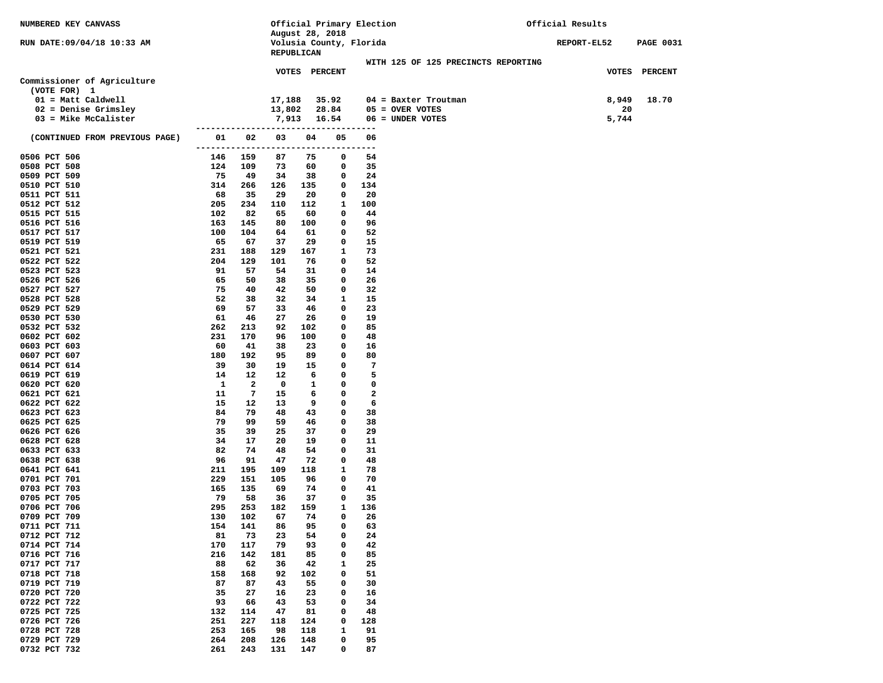NUMBERED KEY CANVASS

RUN DATE:09/04/18 10:33 AM

Official Primary Election
August 28, 2018
Volusia County, Florida
REPUBLICAN

Official Results

REPORT-EL52

WITH 125 OF 125 PRECINCTS REPORTING

## Commissioner of Agriculture

(VOTE FOR) 1

| Candidate | VOTES | PERCENT |
|---|---|---|
| 01 = Matt Caldwell | 17,188 | 35.92 |
| 02 = Denise Grimsley | 13,802 | 28.84 |
| 03 = Mike McCalister | 7,913 | 16.54 |
| 04 = Baxter Troutman | 8,949 | 18.70 |
| 05 = OVER VOTES | 20 | |
| 06 = UNDER VOTES | 5,744 | |

| (CONTINUED FROM PREVIOUS PAGE) | 01 | 02 | 03 | 04 | 05 | 06 |
|---|---|---|---|---|---|---|
| 0506 PCT 506 | 146 | 159 | 87 | 75 | 0 | 54 |
| 0508 PCT 508 | 124 | 109 | 73 | 60 | 0 | 35 |
| 0509 PCT 509 | 75 | 49 | 34 | 38 | 0 | 24 |
| 0510 PCT 510 | 314 | 266 | 126 | 135 | 0 | 134 |
| 0511 PCT 511 | 68 | 35 | 29 | 20 | 0 | 20 |
| 0512 PCT 512 | 205 | 234 | 110 | 112 | 1 | 100 |
| 0515 PCT 515 | 102 | 82 | 65 | 60 | 0 | 44 |
| 0516 PCT 516 | 163 | 145 | 80 | 100 | 0 | 96 |
| 0517 PCT 517 | 100 | 104 | 64 | 61 | 0 | 52 |
| 0519 PCT 519 | 65 | 67 | 37 | 29 | 0 | 15 |
| 0521 PCT 521 | 231 | 188 | 129 | 167 | 1 | 73 |
| 0522 PCT 522 | 204 | 129 | 101 | 76 | 0 | 52 |
| 0523 PCT 523 | 91 | 57 | 54 | 31 | 0 | 14 |
| 0526 PCT 526 | 65 | 50 | 38 | 35 | 0 | 26 |
| 0527 PCT 527 | 75 | 40 | 42 | 50 | 0 | 32 |
| 0528 PCT 528 | 52 | 38 | 32 | 34 | 1 | 15 |
| 0529 PCT 529 | 69 | 57 | 33 | 46 | 0 | 23 |
| 0530 PCT 530 | 61 | 46 | 27 | 26 | 0 | 19 |
| 0532 PCT 532 | 262 | 213 | 92 | 102 | 0 | 85 |
| 0602 PCT 602 | 231 | 170 | 96 | 100 | 0 | 48 |
| 0603 PCT 603 | 60 | 41 | 38 | 23 | 0 | 16 |
| 0607 PCT 607 | 180 | 192 | 95 | 89 | 0 | 80 |
| 0614 PCT 614 | 39 | 30 | 19 | 15 | 0 | 7 |
| 0619 PCT 619 | 14 | 12 | 12 | 6 | 0 | 5 |
| 0620 PCT 620 | 1 | 2 | 0 | 1 | 0 | 0 |
| 0621 PCT 621 | 11 | 7 | 15 | 6 | 0 | 2 |
| 0622 PCT 622 | 15 | 12 | 13 | 9 | 0 | 6 |
| 0623 PCT 623 | 84 | 79 | 48 | 43 | 0 | 38 |
| 0625 PCT 625 | 79 | 99 | 59 | 46 | 0 | 38 |
| 0626 PCT 626 | 35 | 39 | 25 | 37 | 0 | 29 |
| 0628 PCT 628 | 34 | 17 | 20 | 19 | 0 | 11 |
| 0633 PCT 633 | 82 | 74 | 48 | 54 | 0 | 31 |
| 0638 PCT 638 | 96 | 91 | 47 | 72 | 0 | 48 |
| 0641 PCT 641 | 211 | 195 | 109 | 118 | 1 | 78 |
| 0701 PCT 701 | 229 | 151 | 105 | 96 | 0 | 70 |
| 0703 PCT 703 | 165 | 135 | 69 | 74 | 0 | 41 |
| 0705 PCT 705 | 79 | 58 | 36 | 37 | 0 | 35 |
| 0706 PCT 706 | 295 | 253 | 182 | 159 | 1 | 136 |
| 0709 PCT 709 | 130 | 102 | 67 | 74 | 0 | 26 |
| 0711 PCT 711 | 154 | 141 | 86 | 95 | 0 | 63 |
| 0712 PCT 712 | 81 | 73 | 23 | 54 | 0 | 24 |
| 0714 PCT 714 | 170 | 117 | 79 | 93 | 0 | 42 |
| 0716 PCT 716 | 216 | 142 | 181 | 85 | 0 | 85 |
| 0717 PCT 717 | 88 | 62 | 36 | 42 | 1 | 25 |
| 0718 PCT 718 | 158 | 168 | 92 | 102 | 0 | 51 |
| 0719 PCT 719 | 87 | 87 | 43 | 55 | 0 | 30 |
| 0720 PCT 720 | 35 | 27 | 16 | 23 | 0 | 16 |
| 0722 PCT 722 | 93 | 66 | 43 | 53 | 0 | 34 |
| 0725 PCT 725 | 132 | 114 | 47 | 81 | 0 | 48 |
| 0726 PCT 726 | 251 | 227 | 118 | 124 | 0 | 128 |
| 0728 PCT 728 | 253 | 165 | 98 | 118 | 1 | 91 |
| 0729 PCT 729 | 264 | 208 | 126 | 148 | 0 | 95 |
| 0732 PCT 732 | 261 | 243 | 131 | 147 | 0 | 87 |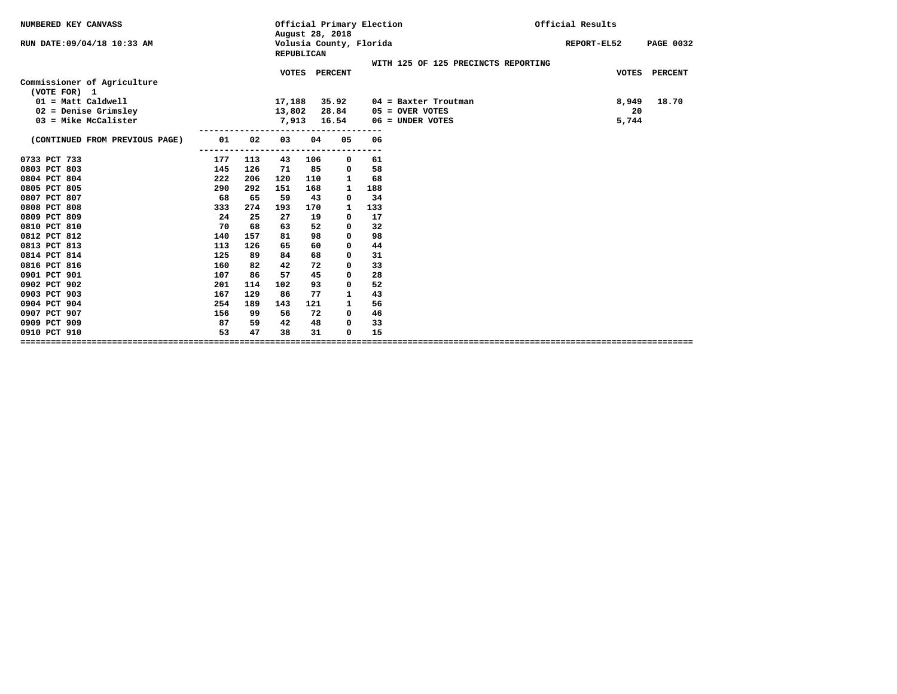NUMBERED KEY CANVASS

RUN DATE:09/04/18 10:33 AM

Official Primary Election
August 28, 2018
Volusia County, Florida
REPUBLICAN

Official Results

REPORT-EL52

WITH 125 OF 125 PRECINCTS REPORTING

## Commissioner of Agriculture
(VOTE FOR) 1

| Candidate | VOTES | PERCENT |
|---|---|---|
| 01 = Matt Caldwell | 17,188 | 35.92 |
| 02 = Denise Grimsley | 13,802 | 28.84 |
| 03 = Mike McCalister | 7,913 | 16.54 |
| 04 = Baxter Troutman | 8,949 | 18.70 |
| 05 = OVER VOTES | 20 | |
| 06 = UNDER VOTES | 5,744 | |

| (CONTINUED FROM PREVIOUS PAGE) | 01 | 02 | 03 | 04 | 05 | 06 |
|---|---|---|---|---|---|---|
| 0733 PCT 733 | 177 | 113 | 43 | 106 | 0 | 61 |
| 0803 PCT 803 | 145 | 126 | 71 | 85 | 0 | 58 |
| 0804 PCT 804 | 222 | 206 | 120 | 110 | 1 | 68 |
| 0805 PCT 805 | 290 | 292 | 151 | 168 | 1 | 188 |
| 0807 PCT 807 | 68 | 65 | 59 | 43 | 0 | 34 |
| 0808 PCT 808 | 333 | 274 | 193 | 170 | 1 | 133 |
| 0809 PCT 809 | 24 | 25 | 27 | 19 | 0 | 17 |
| 0810 PCT 810 | 70 | 68 | 63 | 52 | 0 | 32 |
| 0812 PCT 812 | 140 | 157 | 81 | 98 | 0 | 98 |
| 0813 PCT 813 | 113 | 126 | 65 | 60 | 0 | 44 |
| 0814 PCT 814 | 125 | 89 | 84 | 68 | 0 | 31 |
| 0816 PCT 816 | 160 | 82 | 42 | 72 | 0 | 33 |
| 0901 PCT 901 | 107 | 86 | 57 | 45 | 0 | 28 |
| 0902 PCT 902 | 201 | 114 | 102 | 93 | 0 | 52 |
| 0903 PCT 903 | 167 | 129 | 86 | 77 | 1 | 43 |
| 0904 PCT 904 | 254 | 189 | 143 | 121 | 1 | 56 |
| 0907 PCT 907 | 156 | 99 | 56 | 72 | 0 | 46 |
| 0909 PCT 909 | 87 | 59 | 42 | 48 | 0 | 33 |
| 0910 PCT 910 | 53 | 47 | 38 | 31 | 0 | 15 |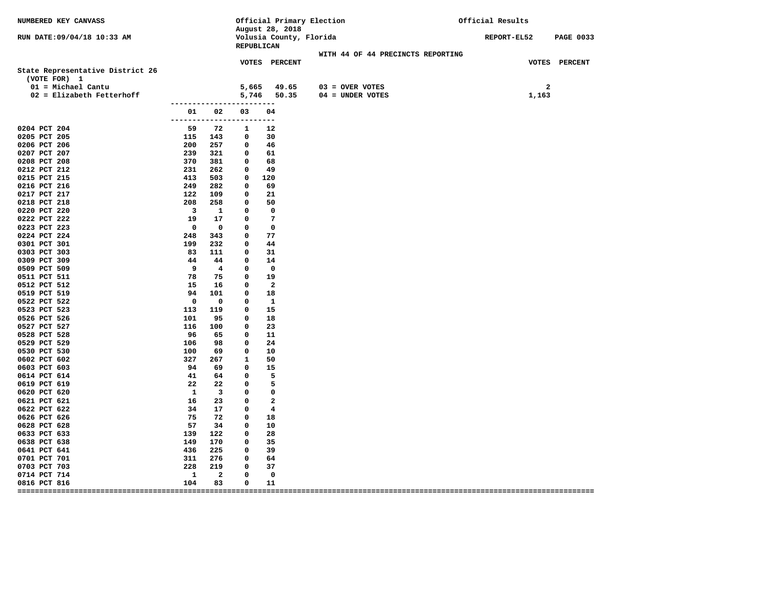NUMBERED KEY CANVASS

RUN DATE:09/04/18 10:33 AM

Official Primary Election
August 28, 2018
Volusia County, Florida
REPUBLICAN

Official Results

REPORT-EL52

WITH 44 OF 44 PRECINCTS REPORTING

## State Representative District 26

(VOTE FOR) 1

| Candidate | VOTES | PERCENT |
|---|---|---|
| 01 = Michael Cantu | 5,665 | 49.65 |
| 02 = Elizabeth Fetterhoff | 5,746 | 50.35 |

| | VOTES | PERCENT |
|---|---|---|
| 03 = OVER VOTES | 2 | |
| 04 = UNDER VOTES | 1,163 | |

| Precinct | 01 | 02 | 03 | 04 |
|---|---|---|---|---|
| 0204 PCT 204 | 59 | 72 | 1 | 12 |
| 0205 PCT 205 | 115 | 143 | 0 | 30 |
| 0206 PCT 206 | 200 | 257 | 0 | 46 |
| 0207 PCT 207 | 239 | 321 | 0 | 61 |
| 0208 PCT 208 | 370 | 381 | 0 | 68 |
| 0212 PCT 212 | 231 | 262 | 0 | 49 |
| 0215 PCT 215 | 413 | 503 | 0 | 120 |
| 0216 PCT 216 | 249 | 282 | 0 | 69 |
| 0217 PCT 217 | 122 | 109 | 0 | 21 |
| 0218 PCT 218 | 208 | 258 | 0 | 50 |
| 0220 PCT 220 | 3 | 1 | 0 | 0 |
| 0222 PCT 222 | 19 | 17 | 0 | 7 |
| 0223 PCT 223 | 0 | 0 | 0 | 0 |
| 0224 PCT 224 | 248 | 343 | 0 | 77 |
| 0301 PCT 301 | 199 | 232 | 0 | 44 |
| 0303 PCT 303 | 83 | 111 | 0 | 31 |
| 0309 PCT 309 | 44 | 44 | 0 | 14 |
| 0509 PCT 509 | 9 | 4 | 0 | 0 |
| 0511 PCT 511 | 78 | 75 | 0 | 19 |
| 0512 PCT 512 | 15 | 16 | 0 | 2 |
| 0519 PCT 519 | 94 | 101 | 0 | 18 |
| 0522 PCT 522 | 0 | 0 | 0 | 1 |
| 0523 PCT 523 | 113 | 119 | 0 | 15 |
| 0526 PCT 526 | 101 | 95 | 0 | 18 |
| 0527 PCT 527 | 116 | 100 | 0 | 23 |
| 0528 PCT 528 | 96 | 65 | 0 | 11 |
| 0529 PCT 529 | 106 | 98 | 0 | 24 |
| 0530 PCT 530 | 100 | 69 | 0 | 10 |
| 0602 PCT 602 | 327 | 267 | 1 | 50 |
| 0603 PCT 603 | 94 | 69 | 0 | 15 |
| 0614 PCT 614 | 41 | 64 | 0 | 5 |
| 0619 PCT 619 | 22 | 22 | 0 | 5 |
| 0620 PCT 620 | 1 | 3 | 0 | 0 |
| 0621 PCT 621 | 16 | 23 | 0 | 2 |
| 0622 PCT 622 | 34 | 17 | 0 | 4 |
| 0626 PCT 626 | 75 | 72 | 0 | 18 |
| 0628 PCT 628 | 57 | 34 | 0 | 10 |
| 0633 PCT 633 | 139 | 122 | 0 | 28 |
| 0638 PCT 638 | 149 | 170 | 0 | 35 |
| 0641 PCT 641 | 436 | 225 | 0 | 39 |
| 0701 PCT 701 | 311 | 276 | 0 | 64 |
| 0703 PCT 703 | 228 | 219 | 0 | 37 |
| 0714 PCT 714 | 1 | 2 | 0 | 0 |
| 0816 PCT 816 | 104 | 83 | 0 | 11 |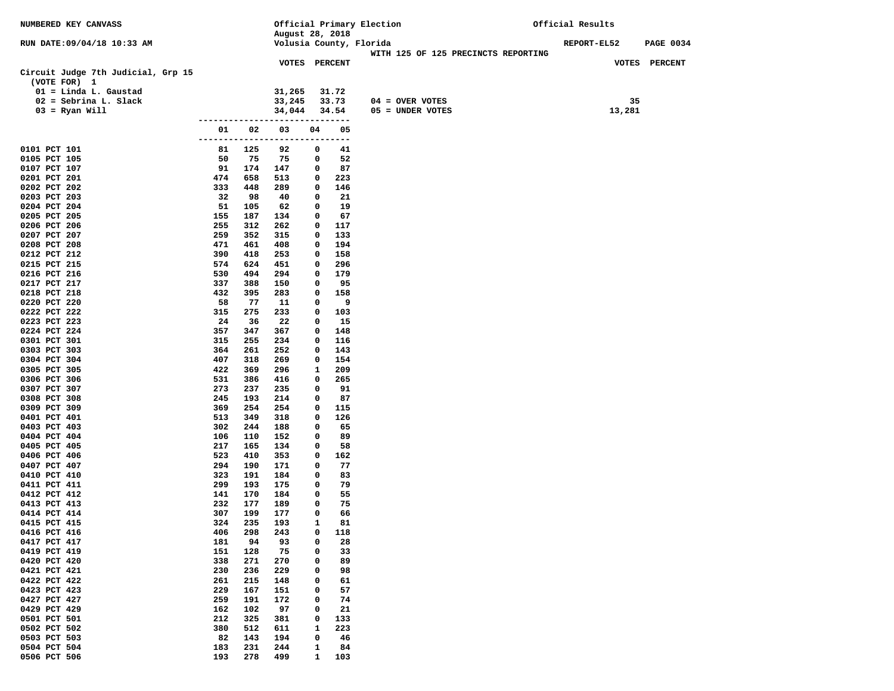NUMBERED KEY CANVASS

RUN DATE:09/04/18 10:33 AM

Official Primary Election
August 28, 2018
Volusia County, Florida

WITH 125 OF 125 PRECINCTS REPORTING

Official Results

REPORT-EL52

**Circuit Judge 7th Judicial, Grp 15**
(VOTE FOR) 1

| | VOTES | PERCENT |
|---|---|---|
| 01 = Linda L. Gaustad | 31,265 | 31.72 |
| 02 = Sebrina L. Slack | 33,245 | 33.73 |
| 03 = Ryan Will | 34,044 | 34.54 |

| | VOTES | PERCENT |
|---|---|---|
| 04 = OVER VOTES | 35 | |
| 05 = UNDER VOTES | 13,281 | |

| | 01 | 02 | 03 | 04 | 05 |
|---|---|---|---|---|---|
| 0101 PCT 101 | 81 | 125 | 92 | 0 | 41 |
| 0105 PCT 105 | 50 | 75 | 75 | 0 | 52 |
| 0107 PCT 107 | 91 | 174 | 147 | 0 | 87 |
| 0201 PCT 201 | 474 | 658 | 513 | 0 | 223 |
| 0202 PCT 202 | 333 | 448 | 289 | 0 | 146 |
| 0203 PCT 203 | 32 | 98 | 40 | 0 | 21 |
| 0204 PCT 204 | 51 | 105 | 62 | 0 | 19 |
| 0205 PCT 205 | 155 | 187 | 134 | 0 | 67 |
| 0206 PCT 206 | 255 | 312 | 262 | 0 | 117 |
| 0207 PCT 207 | 259 | 352 | 315 | 0 | 133 |
| 0208 PCT 208 | 471 | 461 | 408 | 0 | 194 |
| 0212 PCT 212 | 390 | 418 | 253 | 0 | 158 |
| 0215 PCT 215 | 574 | 624 | 451 | 0 | 296 |
| 0216 PCT 216 | 530 | 494 | 294 | 0 | 179 |
| 0217 PCT 217 | 337 | 388 | 150 | 0 | 95 |
| 0218 PCT 218 | 432 | 395 | 283 | 0 | 158 |
| 0220 PCT 220 | 58 | 77 | 11 | 0 | 9 |
| 0222 PCT 222 | 315 | 275 | 233 | 0 | 103 |
| 0223 PCT 223 | 24 | 36 | 22 | 0 | 15 |
| 0224 PCT 224 | 357 | 347 | 367 | 0 | 148 |
| 0301 PCT 301 | 315 | 255 | 234 | 0 | 116 |
| 0303 PCT 303 | 364 | 261 | 252 | 0 | 143 |
| 0304 PCT 304 | 407 | 318 | 269 | 0 | 154 |
| 0305 PCT 305 | 422 | 369 | 296 | 1 | 209 |
| 0306 PCT 306 | 531 | 386 | 416 | 0 | 265 |
| 0307 PCT 307 | 273 | 237 | 235 | 0 | 91 |
| 0308 PCT 308 | 245 | 193 | 214 | 0 | 87 |
| 0309 PCT 309 | 369 | 254 | 254 | 0 | 115 |
| 0401 PCT 401 | 513 | 349 | 318 | 0 | 126 |
| 0403 PCT 403 | 302 | 244 | 188 | 0 | 65 |
| 0404 PCT 404 | 106 | 110 | 152 | 0 | 89 |
| 0405 PCT 405 | 217 | 165 | 134 | 0 | 58 |
| 0406 PCT 406 | 523 | 410 | 353 | 0 | 162 |
| 0407 PCT 407 | 294 | 190 | 171 | 0 | 77 |
| 0410 PCT 410 | 323 | 191 | 184 | 0 | 83 |
| 0411 PCT 411 | 299 | 193 | 175 | 0 | 79 |
| 0412 PCT 412 | 141 | 170 | 184 | 0 | 55 |
| 0413 PCT 413 | 232 | 177 | 189 | 0 | 75 |
| 0414 PCT 414 | 307 | 199 | 177 | 0 | 66 |
| 0415 PCT 415 | 324 | 235 | 193 | 1 | 81 |
| 0416 PCT 416 | 406 | 298 | 243 | 0 | 118 |
| 0417 PCT 417 | 181 | 94 | 93 | 0 | 28 |
| 0419 PCT 419 | 151 | 128 | 75 | 0 | 33 |
| 0420 PCT 420 | 338 | 271 | 270 | 0 | 89 |
| 0421 PCT 421 | 230 | 236 | 229 | 0 | 98 |
| 0422 PCT 422 | 261 | 215 | 148 | 0 | 61 |
| 0423 PCT 423 | 229 | 167 | 151 | 0 | 57 |
| 0427 PCT 427 | 259 | 191 | 172 | 0 | 74 |
| 0429 PCT 429 | 162 | 102 | 97 | 0 | 21 |
| 0501 PCT 501 | 212 | 325 | 381 | 0 | 133 |
| 0502 PCT 502 | 380 | 512 | 611 | 1 | 223 |
| 0503 PCT 503 | 82 | 143 | 194 | 0 | 46 |
| 0504 PCT 504 | 183 | 231 | 244 | 1 | 84 |
| 0506 PCT 506 | 193 | 278 | 499 | 1 | 103 |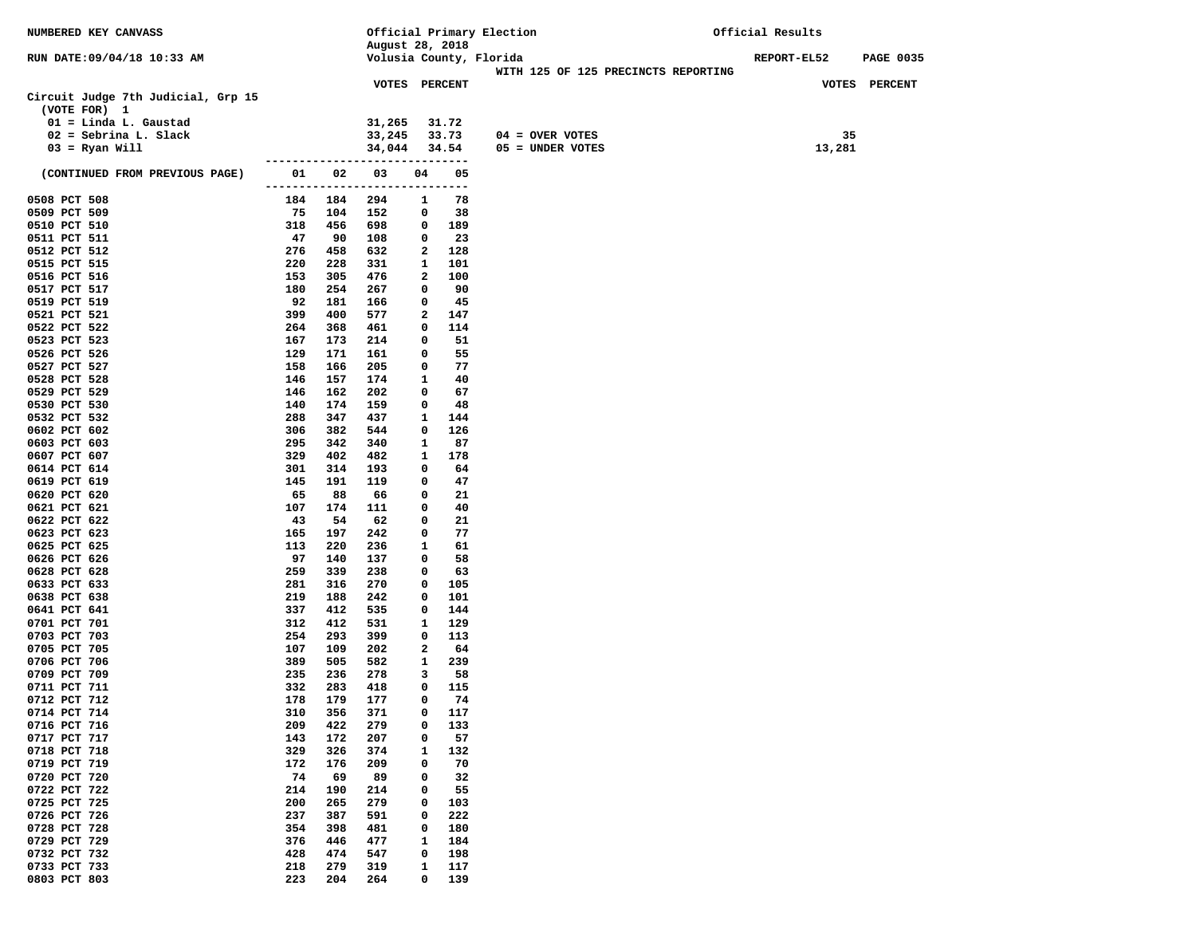NUMBERED KEY CANVASS — Official Primary Election, August 28, 2018 — Official Results

RUN DATE:09/04/18 10:33 AM — Volusia County, Florida — REPORT-EL52 PAGE 0035

WITH 125 OF 125 PRECINCTS REPORTING

**Circuit Judge 7th Judicial, Grp 15**
(VOTE FOR) 1

| | VOTES | PERCENT |
|---|---|---|
| 01 = Linda L. Gaustad | 31,265 | 31.72 |
| 02 = Sebrina L. Slack | 33,245 | 33.73 |
| 03 = Ryan Will | 34,044 | 34.54 |

| | VOTES |
|---|---|
| 04 = OVER VOTES | 35 |
| 05 = UNDER VOTES | 13,281 |

| (CONTINUED FROM PREVIOUS PAGE) | 01 | 02 | 03 | 04 | 05 |
|---|---|---|---|---|---|
| 0508 PCT 508 | 184 | 184 | 294 | 1 | 78 |
| 0509 PCT 509 | 75 | 104 | 152 | 0 | 38 |
| 0510 PCT 510 | 318 | 456 | 698 | 0 | 189 |
| 0511 PCT 511 | 47 | 90 | 108 | 0 | 23 |
| 0512 PCT 512 | 276 | 458 | 632 | 2 | 128 |
| 0515 PCT 515 | 220 | 228 | 331 | 1 | 101 |
| 0516 PCT 516 | 153 | 305 | 476 | 2 | 100 |
| 0517 PCT 517 | 180 | 254 | 267 | 0 | 90 |
| 0519 PCT 519 | 92 | 181 | 166 | 0 | 45 |
| 0521 PCT 521 | 399 | 400 | 577 | 2 | 147 |
| 0522 PCT 522 | 264 | 368 | 461 | 0 | 114 |
| 0523 PCT 523 | 167 | 173 | 214 | 0 | 51 |
| 0526 PCT 526 | 129 | 171 | 161 | 0 | 55 |
| 0527 PCT 527 | 158 | 166 | 205 | 0 | 77 |
| 0528 PCT 528 | 146 | 157 | 174 | 1 | 40 |
| 0529 PCT 529 | 146 | 162 | 202 | 0 | 67 |
| 0530 PCT 530 | 140 | 174 | 159 | 0 | 48 |
| 0532 PCT 532 | 288 | 347 | 437 | 1 | 144 |
| 0602 PCT 602 | 306 | 382 | 544 | 0 | 126 |
| 0603 PCT 603 | 295 | 342 | 340 | 1 | 87 |
| 0607 PCT 607 | 329 | 402 | 482 | 1 | 178 |
| 0614 PCT 614 | 301 | 314 | 193 | 0 | 64 |
| 0619 PCT 619 | 145 | 191 | 119 | 0 | 47 |
| 0620 PCT 620 | 65 | 88 | 66 | 0 | 21 |
| 0621 PCT 621 | 107 | 174 | 111 | 0 | 40 |
| 0622 PCT 622 | 43 | 54 | 62 | 0 | 21 |
| 0623 PCT 623 | 165 | 197 | 242 | 0 | 77 |
| 0625 PCT 625 | 113 | 220 | 236 | 1 | 61 |
| 0626 PCT 626 | 97 | 140 | 137 | 0 | 58 |
| 0628 PCT 628 | 259 | 339 | 238 | 0 | 63 |
| 0633 PCT 633 | 281 | 316 | 270 | 0 | 105 |
| 0638 PCT 638 | 219 | 188 | 242 | 0 | 101 |
| 0641 PCT 641 | 337 | 412 | 535 | 0 | 144 |
| 0701 PCT 701 | 312 | 412 | 531 | 1 | 129 |
| 0703 PCT 703 | 254 | 293 | 399 | 0 | 113 |
| 0705 PCT 705 | 107 | 109 | 202 | 2 | 64 |
| 0706 PCT 706 | 389 | 505 | 582 | 1 | 239 |
| 0709 PCT 709 | 235 | 236 | 278 | 3 | 58 |
| 0711 PCT 711 | 332 | 283 | 418 | 0 | 115 |
| 0712 PCT 712 | 178 | 179 | 177 | 0 | 74 |
| 0714 PCT 714 | 310 | 356 | 371 | 0 | 117 |
| 0716 PCT 716 | 209 | 422 | 279 | 0 | 133 |
| 0717 PCT 717 | 143 | 172 | 207 | 0 | 57 |
| 0718 PCT 718 | 329 | 326 | 374 | 1 | 132 |
| 0719 PCT 719 | 172 | 176 | 209 | 0 | 70 |
| 0720 PCT 720 | 74 | 69 | 89 | 0 | 32 |
| 0722 PCT 722 | 214 | 190 | 214 | 0 | 55 |
| 0725 PCT 725 | 200 | 265 | 279 | 0 | 103 |
| 0726 PCT 726 | 237 | 387 | 591 | 0 | 222 |
| 0728 PCT 728 | 354 | 398 | 481 | 0 | 180 |
| 0729 PCT 729 | 376 | 446 | 477 | 1 | 184 |
| 0732 PCT 732 | 428 | 474 | 547 | 0 | 198 |
| 0733 PCT 733 | 218 | 279 | 319 | 1 | 117 |
| 0803 PCT 803 | 223 | 204 | 264 | 0 | 139 |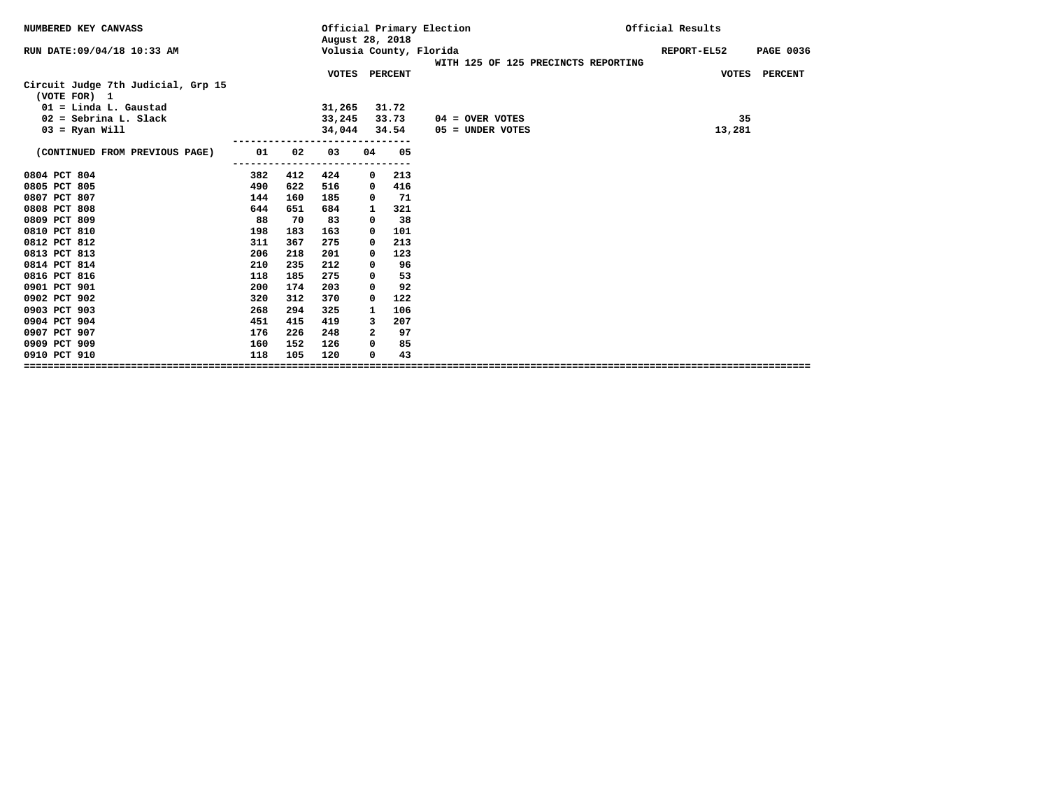NUMBERED KEY CANVASS

RUN DATE:09/04/18 10:33 AM

Official Primary Election
August 28, 2018
Volusia County, Florida

WITH 125 OF 125 PRECINCTS REPORTING

Official Results

REPORT-EL52

## Circuit Judge 7th Judicial, Grp 15

(VOTE FOR) 1

| | VOTES | PERCENT |
|---|---|---|
| 01 = Linda L. Gaustad | 31,265 | 31.72 |
| 02 = Sebrina L. Slack | 33,245 | 33.73 |
| 03 = Ryan Will | 34,044 | 34.54 |

| | VOTES | PERCENT |
|---|---|---|
| 04 = OVER VOTES | 35 | |
| 05 = UNDER VOTES | 13,281 | |

| (CONTINUED FROM PREVIOUS PAGE) | 01 | 02 | 03 | 04 | 05 |
|---|---|---|---|---|---|
| 0804 PCT 804 | 382 | 412 | 424 | 0 | 213 |
| 0805 PCT 805 | 490 | 622 | 516 | 0 | 416 |
| 0807 PCT 807 | 144 | 160 | 185 | 0 | 71 |
| 0808 PCT 808 | 644 | 651 | 684 | 1 | 321 |
| 0809 PCT 809 | 88 | 70 | 83 | 0 | 38 |
| 0810 PCT 810 | 198 | 183 | 163 | 0 | 101 |
| 0812 PCT 812 | 311 | 367 | 275 | 0 | 213 |
| 0813 PCT 813 | 206 | 218 | 201 | 0 | 123 |
| 0814 PCT 814 | 210 | 235 | 212 | 0 | 96 |
| 0816 PCT 816 | 118 | 185 | 275 | 0 | 53 |
| 0901 PCT 901 | 200 | 174 | 203 | 0 | 92 |
| 0902 PCT 902 | 320 | 312 | 370 | 0 | 122 |
| 0903 PCT 903 | 268 | 294 | 325 | 1 | 106 |
| 0904 PCT 904 | 451 | 415 | 419 | 3 | 207 |
| 0907 PCT 907 | 176 | 226 | 248 | 2 | 97 |
| 0909 PCT 909 | 160 | 152 | 126 | 0 | 85 |
| 0910 PCT 910 | 118 | 105 | 120 | 0 | 43 |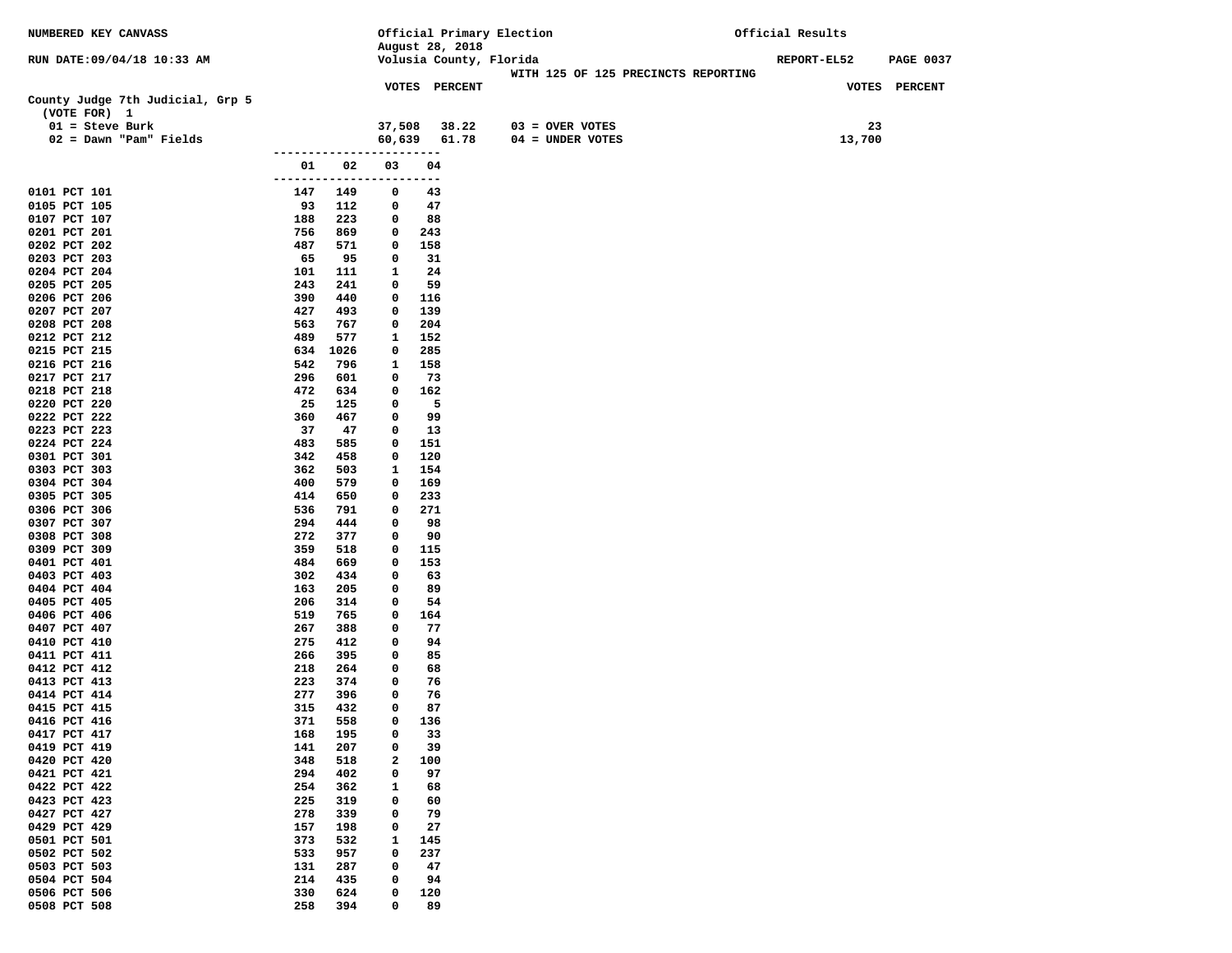NUMBERED KEY CANVASS

RUN DATE:09/04/18 10:33 AM

Official Primary Election
August 28, 2018
Volusia County, Florida

Official Results

REPORT-EL52 PAGE 0037

WITH 125 OF 125 PRECINCTS REPORTING

**County Judge 7th Judicial, Grp 5**
(VOTE FOR) 1

| | VOTES | PERCENT | | VOTES |
|---|---|---|---|---|
| 01 = Steve Burk | 37,508 | 38.22 | 03 = OVER VOTES | 23 |
| 02 = Dawn "Pam" Fields | 60,639 | 61.78 | 04 = UNDER VOTES | 13,700 |

| Precinct | 01 | 02 | 03 | 04 |
|---|---|---|---|---|
| 0101 PCT 101 | 147 | 149 | 0 | 43 |
| 0105 PCT 105 | 93 | 112 | 0 | 47 |
| 0107 PCT 107 | 188 | 223 | 0 | 88 |
| 0201 PCT 201 | 756 | 869 | 0 | 243 |
| 0202 PCT 202 | 487 | 571 | 0 | 158 |
| 0203 PCT 203 | 65 | 95 | 0 | 31 |
| 0204 PCT 204 | 101 | 111 | 1 | 24 |
| 0205 PCT 205 | 243 | 241 | 0 | 59 |
| 0206 PCT 206 | 390 | 440 | 0 | 116 |
| 0207 PCT 207 | 427 | 493 | 0 | 139 |
| 0208 PCT 208 | 563 | 767 | 0 | 204 |
| 0212 PCT 212 | 489 | 577 | 1 | 152 |
| 0215 PCT 215 | 634 | 1026 | 0 | 285 |
| 0216 PCT 216 | 542 | 796 | 1 | 158 |
| 0217 PCT 217 | 296 | 601 | 0 | 73 |
| 0218 PCT 218 | 472 | 634 | 0 | 162 |
| 0220 PCT 220 | 25 | 125 | 0 | 5 |
| 0222 PCT 222 | 360 | 467 | 0 | 99 |
| 0223 PCT 223 | 37 | 47 | 0 | 13 |
| 0224 PCT 224 | 483 | 585 | 0 | 151 |
| 0301 PCT 301 | 342 | 458 | 0 | 120 |
| 0303 PCT 303 | 362 | 503 | 1 | 154 |
| 0304 PCT 304 | 400 | 579 | 0 | 169 |
| 0305 PCT 305 | 414 | 650 | 0 | 233 |
| 0306 PCT 306 | 536 | 791 | 0 | 271 |
| 0307 PCT 307 | 294 | 444 | 0 | 98 |
| 0308 PCT 308 | 272 | 377 | 0 | 90 |
| 0309 PCT 309 | 359 | 518 | 0 | 115 |
| 0401 PCT 401 | 484 | 669 | 0 | 153 |
| 0403 PCT 403 | 302 | 434 | 0 | 63 |
| 0404 PCT 404 | 163 | 205 | 0 | 89 |
| 0405 PCT 405 | 206 | 314 | 0 | 54 |
| 0406 PCT 406 | 519 | 765 | 0 | 164 |
| 0407 PCT 407 | 267 | 388 | 0 | 77 |
| 0410 PCT 410 | 275 | 412 | 0 | 94 |
| 0411 PCT 411 | 266 | 395 | 0 | 85 |
| 0412 PCT 412 | 218 | 264 | 0 | 68 |
| 0413 PCT 413 | 223 | 374 | 0 | 76 |
| 0414 PCT 414 | 277 | 396 | 0 | 76 |
| 0415 PCT 415 | 315 | 432 | 0 | 87 |
| 0416 PCT 416 | 371 | 558 | 0 | 136 |
| 0417 PCT 417 | 168 | 195 | 0 | 33 |
| 0419 PCT 419 | 141 | 207 | 0 | 39 |
| 0420 PCT 420 | 348 | 518 | 2 | 100 |
| 0421 PCT 421 | 294 | 402 | 0 | 97 |
| 0422 PCT 422 | 254 | 362 | 1 | 68 |
| 0423 PCT 423 | 225 | 319 | 0 | 60 |
| 0427 PCT 427 | 278 | 339 | 0 | 79 |
| 0429 PCT 429 | 157 | 198 | 0 | 27 |
| 0501 PCT 501 | 373 | 532 | 1 | 145 |
| 0502 PCT 502 | 533 | 957 | 0 | 237 |
| 0503 PCT 503 | 131 | 287 | 0 | 47 |
| 0504 PCT 504 | 214 | 435 | 0 | 94 |
| 0506 PCT 506 | 330 | 624 | 0 | 120 |
| 0508 PCT 508 | 258 | 394 | 0 | 89 |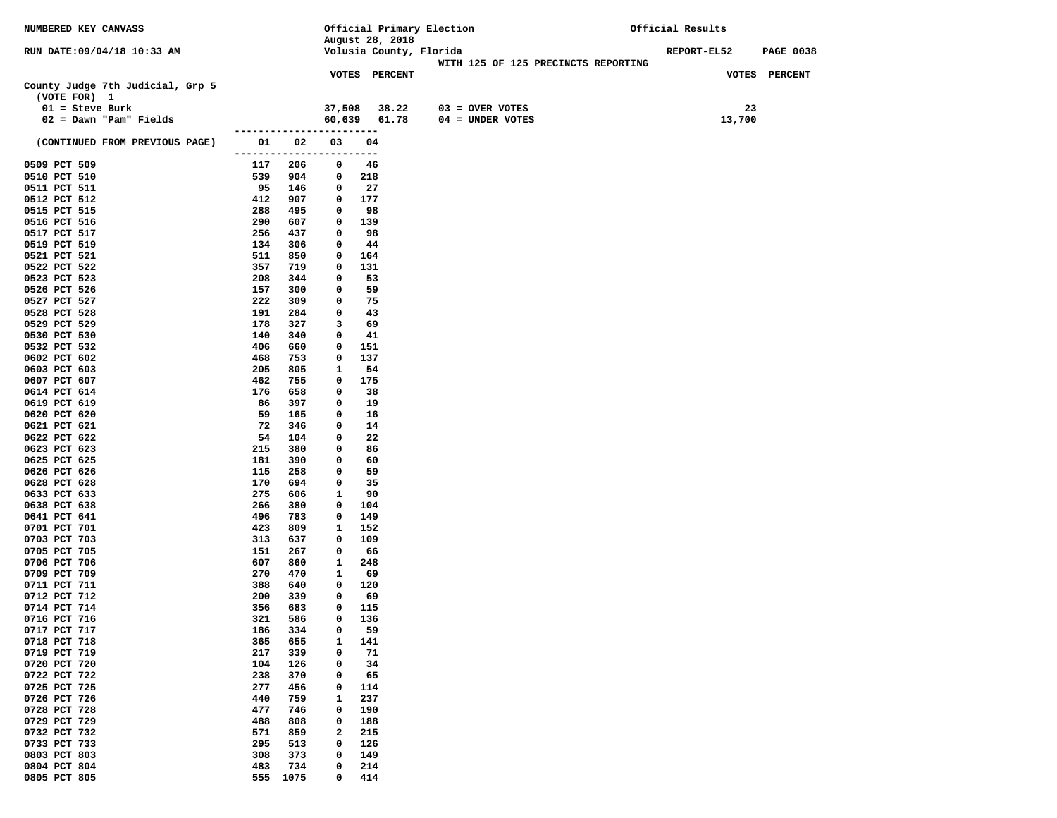NUMBERED KEY CANVASS

Official Primary Election
August 28, 2018
Volusia County, Florida

Official Results

RUN DATE:09/04/18 10:33 AM

REPORT-EL52

WITH 125 OF 125 PRECINCTS REPORTING

**County Judge 7th Judicial, Grp 5**
(VOTE FOR) 1

| | VOTES | PERCENT |
|---|---|---|
| 01 = Steve Burk | 37,508 | 38.22 |
| 02 = Dawn "Pam" Fields | 60,639 | 61.78 |

| | VOTES |
|---|---|
| 03 = OVER VOTES | 23 |
| 04 = UNDER VOTES | 13,700 |

| (CONTINUED FROM PREVIOUS PAGE) | 01 | 02 | 03 | 04 |
|---|---|---|---|---|
| 0509 PCT 509 | 117 | 206 | 0 | 46 |
| 0510 PCT 510 | 539 | 904 | 0 | 218 |
| 0511 PCT 511 | 95 | 146 | 0 | 27 |
| 0512 PCT 512 | 412 | 907 | 0 | 177 |
| 0515 PCT 515 | 288 | 495 | 0 | 98 |
| 0516 PCT 516 | 290 | 607 | 0 | 139 |
| 0517 PCT 517 | 256 | 437 | 0 | 98 |
| 0519 PCT 519 | 134 | 306 | 0 | 44 |
| 0521 PCT 521 | 511 | 850 | 0 | 164 |
| 0522 PCT 522 | 357 | 719 | 0 | 131 |
| 0523 PCT 523 | 208 | 344 | 0 | 53 |
| 0526 PCT 526 | 157 | 300 | 0 | 59 |
| 0527 PCT 527 | 222 | 309 | 0 | 75 |
| 0528 PCT 528 | 191 | 284 | 0 | 43 |
| 0529 PCT 529 | 178 | 327 | 3 | 69 |
| 0530 PCT 530 | 140 | 340 | 0 | 41 |
| 0532 PCT 532 | 406 | 660 | 0 | 151 |
| 0602 PCT 602 | 468 | 753 | 0 | 137 |
| 0603 PCT 603 | 205 | 805 | 1 | 54 |
| 0607 PCT 607 | 462 | 755 | 0 | 175 |
| 0614 PCT 614 | 176 | 658 | 0 | 38 |
| 0619 PCT 619 | 86 | 397 | 0 | 19 |
| 0620 PCT 620 | 59 | 165 | 0 | 16 |
| 0621 PCT 621 | 72 | 346 | 0 | 14 |
| 0622 PCT 622 | 54 | 104 | 0 | 22 |
| 0623 PCT 623 | 215 | 380 | 0 | 86 |
| 0625 PCT 625 | 181 | 390 | 0 | 60 |
| 0626 PCT 626 | 115 | 258 | 0 | 59 |
| 0628 PCT 628 | 170 | 694 | 0 | 35 |
| 0633 PCT 633 | 275 | 606 | 1 | 90 |
| 0638 PCT 638 | 266 | 380 | 0 | 104 |
| 0641 PCT 641 | 496 | 783 | 0 | 149 |
| 0701 PCT 701 | 423 | 809 | 1 | 152 |
| 0703 PCT 703 | 313 | 637 | 0 | 109 |
| 0705 PCT 705 | 151 | 267 | 0 | 66 |
| 0706 PCT 706 | 607 | 860 | 1 | 248 |
| 0709 PCT 709 | 270 | 470 | 1 | 69 |
| 0711 PCT 711 | 388 | 640 | 0 | 120 |
| 0712 PCT 712 | 200 | 339 | 0 | 69 |
| 0714 PCT 714 | 356 | 683 | 0 | 115 |
| 0716 PCT 716 | 321 | 586 | 0 | 136 |
| 0717 PCT 717 | 186 | 334 | 0 | 59 |
| 0718 PCT 718 | 365 | 655 | 1 | 141 |
| 0719 PCT 719 | 217 | 339 | 0 | 71 |
| 0720 PCT 720 | 104 | 126 | 0 | 34 |
| 0722 PCT 722 | 238 | 370 | 0 | 65 |
| 0725 PCT 725 | 277 | 456 | 0 | 114 |
| 0726 PCT 726 | 440 | 759 | 1 | 237 |
| 0728 PCT 728 | 477 | 746 | 0 | 190 |
| 0729 PCT 729 | 488 | 808 | 0 | 188 |
| 0732 PCT 732 | 571 | 859 | 2 | 215 |
| 0733 PCT 733 | 295 | 513 | 0 | 126 |
| 0803 PCT 803 | 308 | 373 | 0 | 149 |
| 0804 PCT 804 | 483 | 734 | 0 | 214 |
| 0805 PCT 805 | 555 | 1075 | 0 | 414 |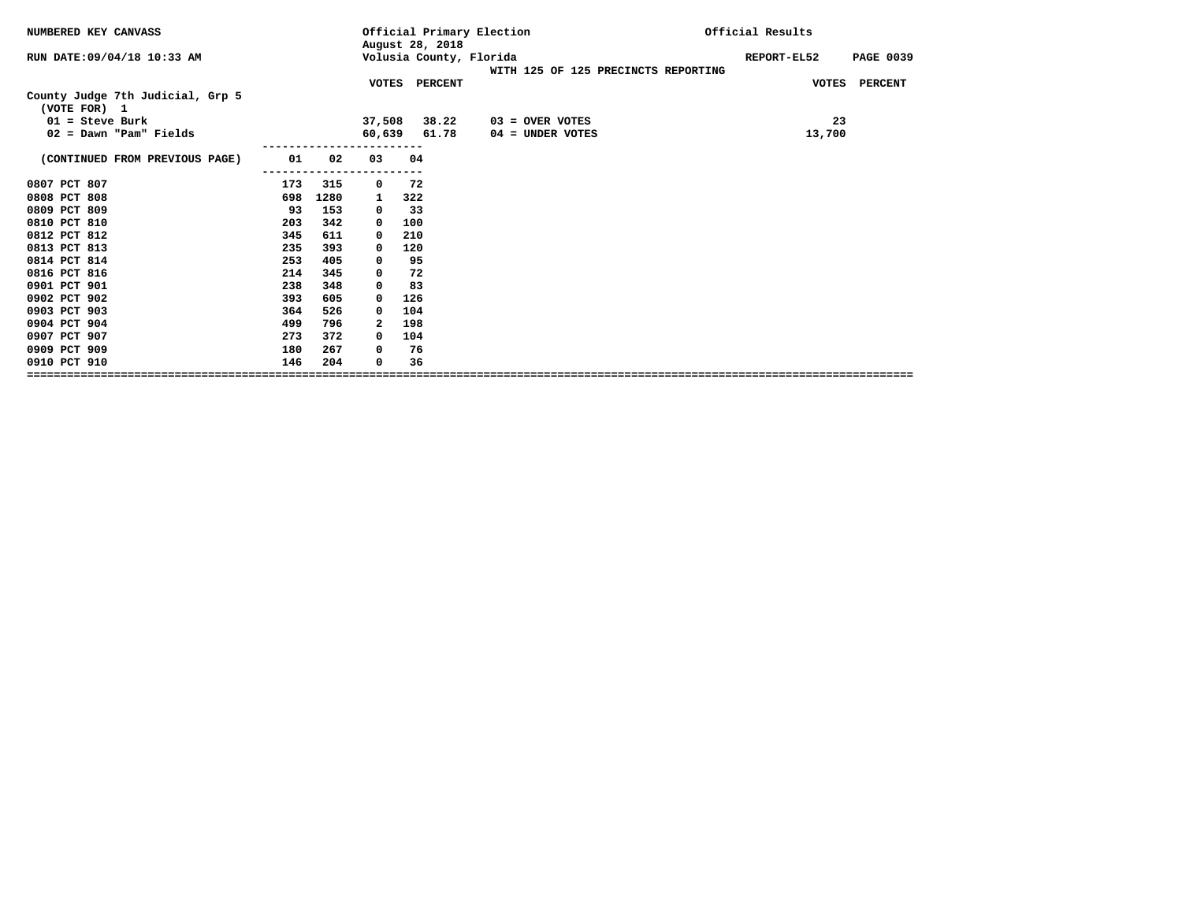NUMBERED KEY CANVASS

Official Primary Election
August 28, 2018
Volusia County, Florida

Official Results

RUN DATE:09/04/18 10:33 AM

WITH 125 OF 125 PRECINCTS REPORTING

REPORT-EL52

## County Judge 7th Judicial, Grp 5
(VOTE FOR) 1

| | VOTES | PERCENT |
|---|---|---|
| 01 = Steve Burk | 37,508 | 38.22 |
| 02 = Dawn "Pam" Fields | 60,639 | 61.78 |

| | VOTES | PERCENT |
|---|---|---|
| 03 = OVER VOTES | 23 | |
| 04 = UNDER VOTES | 13,700 | |

| (CONTINUED FROM PREVIOUS PAGE) | 01 | 02 | 03 | 04 |
|---|---|---|---|---|
| 0807 PCT 807 | 173 | 315 | 0 | 72 |
| 0808 PCT 808 | 698 | 1280 | 1 | 322 |
| 0809 PCT 809 | 93 | 153 | 0 | 33 |
| 0810 PCT 810 | 203 | 342 | 0 | 100 |
| 0812 PCT 812 | 345 | 611 | 0 | 210 |
| 0813 PCT 813 | 235 | 393 | 0 | 120 |
| 0814 PCT 814 | 253 | 405 | 0 | 95 |
| 0816 PCT 816 | 214 | 345 | 0 | 72 |
| 0901 PCT 901 | 238 | 348 | 0 | 83 |
| 0902 PCT 902 | 393 | 605 | 0 | 126 |
| 0903 PCT 903 | 364 | 526 | 0 | 104 |
| 0904 PCT 904 | 499 | 796 | 2 | 198 |
| 0907 PCT 907 | 273 | 372 | 0 | 104 |
| 0909 PCT 909 | 180 | 267 | 0 | 76 |
| 0910 PCT 910 | 146 | 204 | 0 | 36 |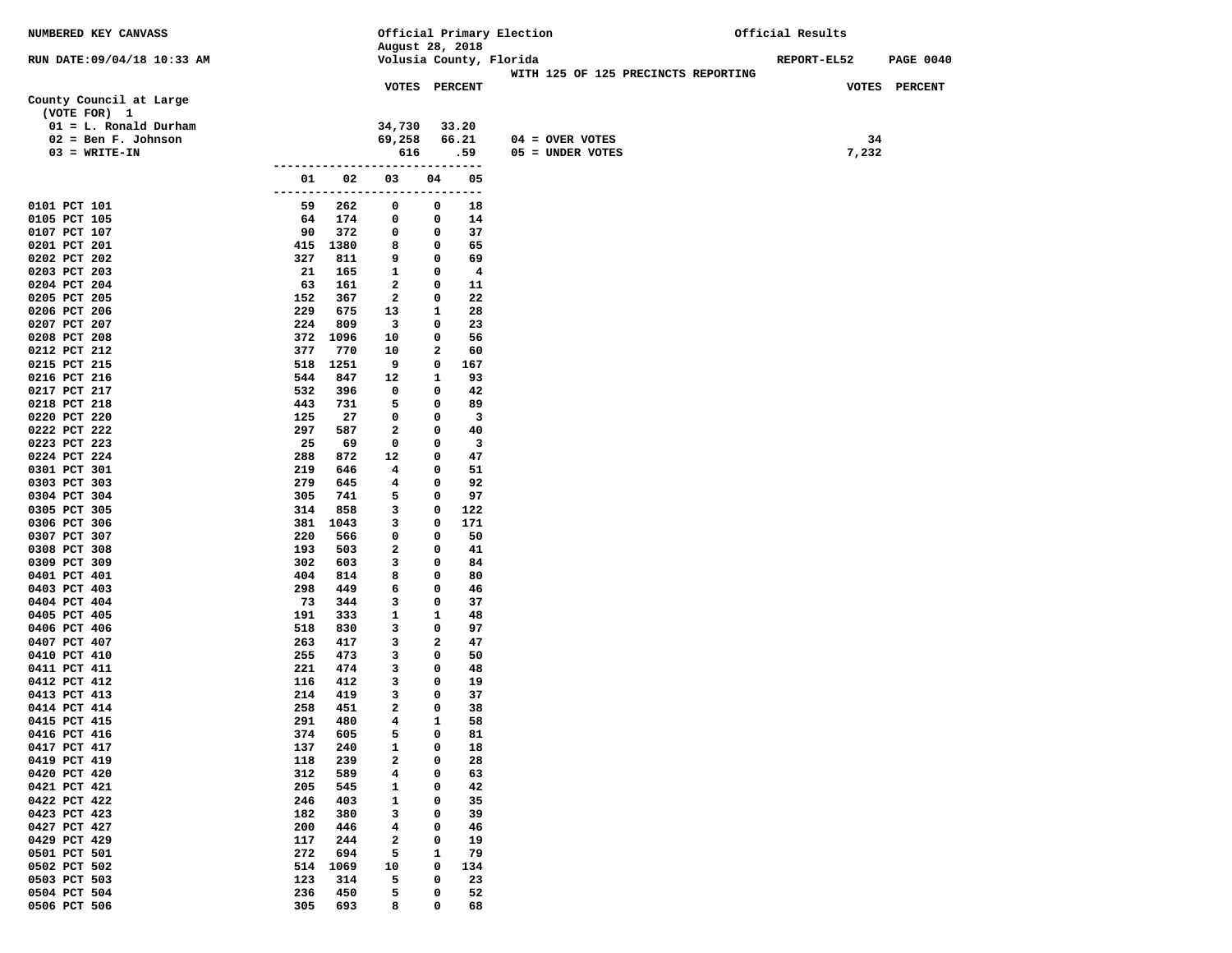NUMBERED KEY CANVASS

RUN DATE:09/04/18 10:33 AM

Official Primary Election
August 28, 2018
Volusia County, Florida

WITH 125 OF 125 PRECINCTS REPORTING

Official Results

REPORT-EL52 PAGE 0040

## County Council at Large

(VOTE FOR) 1

| | VOTES | PERCENT | | VOTES | PERCENT |
|---|---|---|---|---|---|
| 01 = L. Ronald Durham | 34,730 | 33.20 | | | |
| 02 = Ben F. Johnson | 69,258 | 66.21 | 04 = OVER VOTES | 34 | |
| 03 = WRITE-IN | 616 | .59 | 05 = UNDER VOTES | 7,232 | |

| | 01 | 02 | 03 | 04 | 05 |
|---|---|---|---|---|---|
| 0101 PCT 101 | 59 | 262 | 0 | 0 | 18 |
| 0105 PCT 105 | 64 | 174 | 0 | 0 | 14 |
| 0107 PCT 107 | 90 | 372 | 0 | 0 | 37 |
| 0201 PCT 201 | 415 | 1380 | 8 | 0 | 65 |
| 0202 PCT 202 | 327 | 811 | 9 | 0 | 69 |
| 0203 PCT 203 | 21 | 165 | 1 | 0 | 4 |
| 0204 PCT 204 | 63 | 161 | 2 | 0 | 11 |
| 0205 PCT 205 | 152 | 367 | 2 | 0 | 22 |
| 0206 PCT 206 | 229 | 675 | 13 | 1 | 28 |
| 0207 PCT 207 | 224 | 809 | 3 | 0 | 23 |
| 0208 PCT 208 | 372 | 1096 | 10 | 0 | 56 |
| 0212 PCT 212 | 377 | 770 | 10 | 2 | 60 |
| 0215 PCT 215 | 518 | 1251 | 9 | 0 | 167 |
| 0216 PCT 216 | 544 | 847 | 12 | 1 | 93 |
| 0217 PCT 217 | 532 | 396 | 0 | 0 | 42 |
| 0218 PCT 218 | 443 | 731 | 5 | 0 | 89 |
| 0220 PCT 220 | 125 | 27 | 0 | 0 | 3 |
| 0222 PCT 222 | 297 | 587 | 2 | 0 | 40 |
| 0223 PCT 223 | 25 | 69 | 0 | 0 | 3 |
| 0224 PCT 224 | 288 | 872 | 12 | 0 | 47 |
| 0301 PCT 301 | 219 | 646 | 4 | 0 | 51 |
| 0303 PCT 303 | 279 | 645 | 4 | 0 | 92 |
| 0304 PCT 304 | 305 | 741 | 5 | 0 | 97 |
| 0305 PCT 305 | 314 | 858 | 3 | 0 | 122 |
| 0306 PCT 306 | 381 | 1043 | 3 | 0 | 171 |
| 0307 PCT 307 | 220 | 566 | 0 | 0 | 50 |
| 0308 PCT 308 | 193 | 503 | 2 | 0 | 41 |
| 0309 PCT 309 | 302 | 603 | 3 | 0 | 84 |
| 0401 PCT 401 | 404 | 814 | 8 | 0 | 80 |
| 0403 PCT 403 | 298 | 449 | 6 | 0 | 46 |
| 0404 PCT 404 | 73 | 344 | 3 | 0 | 37 |
| 0405 PCT 405 | 191 | 333 | 1 | 1 | 48 |
| 0406 PCT 406 | 518 | 830 | 3 | 0 | 97 |
| 0407 PCT 407 | 263 | 417 | 3 | 2 | 47 |
| 0410 PCT 410 | 255 | 473 | 3 | 0 | 50 |
| 0411 PCT 411 | 221 | 474 | 3 | 0 | 48 |
| 0412 PCT 412 | 116 | 412 | 3 | 0 | 19 |
| 0413 PCT 413 | 214 | 419 | 3 | 0 | 37 |
| 0414 PCT 414 | 258 | 451 | 2 | 0 | 38 |
| 0415 PCT 415 | 291 | 480 | 4 | 1 | 58 |
| 0416 PCT 416 | 374 | 605 | 5 | 0 | 81 |
| 0417 PCT 417 | 137 | 240 | 1 | 0 | 18 |
| 0419 PCT 419 | 118 | 239 | 2 | 0 | 28 |
| 0420 PCT 420 | 312 | 589 | 4 | 0 | 63 |
| 0421 PCT 421 | 205 | 545 | 1 | 0 | 42 |
| 0422 PCT 422 | 246 | 403 | 1 | 0 | 35 |
| 0423 PCT 423 | 182 | 380 | 3 | 0 | 39 |
| 0427 PCT 427 | 200 | 446 | 4 | 0 | 46 |
| 0429 PCT 429 | 117 | 244 | 2 | 0 | 19 |
| 0501 PCT 501 | 272 | 694 | 5 | 1 | 79 |
| 0502 PCT 502 | 514 | 1069 | 10 | 0 | 134 |
| 0503 PCT 503 | 123 | 314 | 5 | 0 | 23 |
| 0504 PCT 504 | 236 | 450 | 5 | 0 | 52 |
| 0506 PCT 506 | 305 | 693 | 8 | 0 | 68 |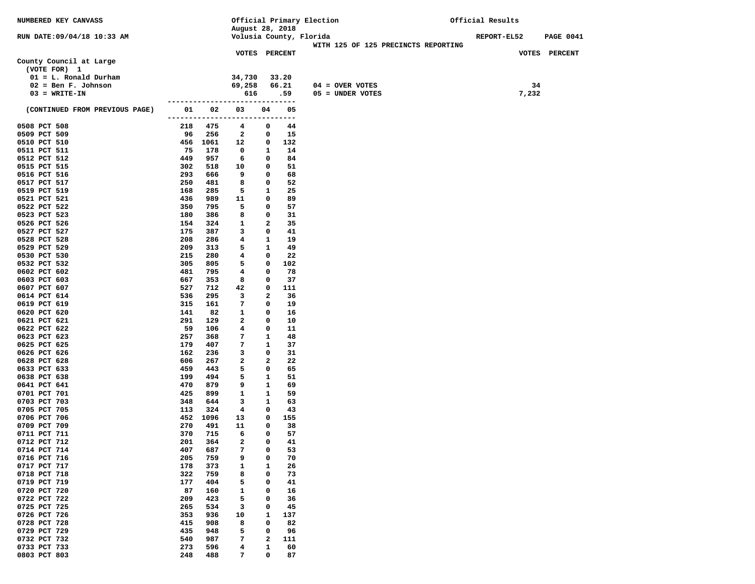NUMBERED KEY CANVASS — Official Primary Election, August 28, 2018 — Volusia County, Florida — Official Results

RUN DATE:09/04/18 10:33 AM — REPORT-EL52

WITH 125 OF 125 PRECINCTS REPORTING

## County Council at Large

(VOTE FOR) 1

| | VOTES | PERCENT |
|---|---|---|
| 01 = L. Ronald Durham | 34,730 | 33.20 |
| 02 = Ben F. Johnson | 69,258 | 66.21 |
| 03 = WRITE-IN | 616 | .59 |

| | VOTES |
|---|---|
| 04 = OVER VOTES | 34 |
| 05 = UNDER VOTES | 7,232 |

(CONTINUED FROM PREVIOUS PAGE)

| Precinct | 01 | 02 | 03 | 04 | 05 |
|---|---|---|---|---|---|
| 0508 PCT 508 | 218 | 475 | 4 | 0 | 44 |
| 0509 PCT 509 | 96 | 256 | 2 | 0 | 15 |
| 0510 PCT 510 | 456 | 1061 | 12 | 0 | 132 |
| 0511 PCT 511 | 75 | 178 | 0 | 1 | 14 |
| 0512 PCT 512 | 449 | 957 | 6 | 0 | 84 |
| 0515 PCT 515 | 302 | 518 | 10 | 0 | 51 |
| 0516 PCT 516 | 293 | 666 | 9 | 0 | 68 |
| 0517 PCT 517 | 250 | 481 | 8 | 0 | 52 |
| 0519 PCT 519 | 168 | 285 | 5 | 1 | 25 |
| 0521 PCT 521 | 436 | 989 | 11 | 0 | 89 |
| 0522 PCT 522 | 350 | 795 | 5 | 0 | 57 |
| 0523 PCT 523 | 180 | 386 | 8 | 0 | 31 |
| 0526 PCT 526 | 154 | 324 | 1 | 2 | 35 |
| 0527 PCT 527 | 175 | 387 | 3 | 0 | 41 |
| 0528 PCT 528 | 208 | 286 | 4 | 1 | 19 |
| 0529 PCT 529 | 209 | 313 | 5 | 1 | 49 |
| 0530 PCT 530 | 215 | 280 | 4 | 0 | 22 |
| 0532 PCT 532 | 305 | 805 | 5 | 0 | 102 |
| 0602 PCT 602 | 481 | 795 | 4 | 0 | 78 |
| 0603 PCT 603 | 667 | 353 | 8 | 0 | 37 |
| 0607 PCT 607 | 527 | 712 | 42 | 0 | 111 |
| 0614 PCT 614 | 536 | 295 | 3 | 2 | 36 |
| 0619 PCT 619 | 315 | 161 | 7 | 0 | 19 |
| 0620 PCT 620 | 141 | 82 | 1 | 0 | 16 |
| 0621 PCT 621 | 291 | 129 | 2 | 0 | 10 |
| 0622 PCT 622 | 59 | 106 | 4 | 0 | 11 |
| 0623 PCT 623 | 257 | 368 | 7 | 1 | 48 |
| 0625 PCT 625 | 179 | 407 | 7 | 1 | 37 |
| 0626 PCT 626 | 162 | 236 | 3 | 0 | 31 |
| 0628 PCT 628 | 606 | 267 | 2 | 2 | 22 |
| 0633 PCT 633 | 459 | 443 | 5 | 0 | 65 |
| 0638 PCT 638 | 199 | 494 | 5 | 1 | 51 |
| 0641 PCT 641 | 470 | 879 | 9 | 1 | 69 |
| 0701 PCT 701 | 425 | 899 | 1 | 1 | 59 |
| 0703 PCT 703 | 348 | 644 | 3 | 1 | 63 |
| 0705 PCT 705 | 113 | 324 | 4 | 0 | 43 |
| 0706 PCT 706 | 452 | 1096 | 13 | 0 | 155 |
| 0709 PCT 709 | 270 | 491 | 11 | 0 | 38 |
| 0711 PCT 711 | 370 | 715 | 6 | 0 | 57 |
| 0712 PCT 712 | 201 | 364 | 2 | 0 | 41 |
| 0714 PCT 714 | 407 | 687 | 7 | 0 | 53 |
| 0716 PCT 716 | 205 | 759 | 9 | 0 | 70 |
| 0717 PCT 717 | 178 | 373 | 1 | 1 | 26 |
| 0718 PCT 718 | 322 | 759 | 8 | 0 | 73 |
| 0719 PCT 719 | 177 | 404 | 5 | 0 | 41 |
| 0720 PCT 720 | 87 | 160 | 1 | 0 | 16 |
| 0722 PCT 722 | 209 | 423 | 5 | 0 | 36 |
| 0725 PCT 725 | 265 | 534 | 3 | 0 | 45 |
| 0726 PCT 726 | 353 | 936 | 10 | 1 | 137 |
| 0728 PCT 728 | 415 | 908 | 8 | 0 | 82 |
| 0729 PCT 729 | 435 | 948 | 5 | 0 | 96 |
| 0732 PCT 732 | 540 | 987 | 7 | 2 | 111 |
| 0733 PCT 733 | 273 | 596 | 4 | 1 | 60 |
| 0803 PCT 803 | 248 | 488 | 7 | 0 | 87 |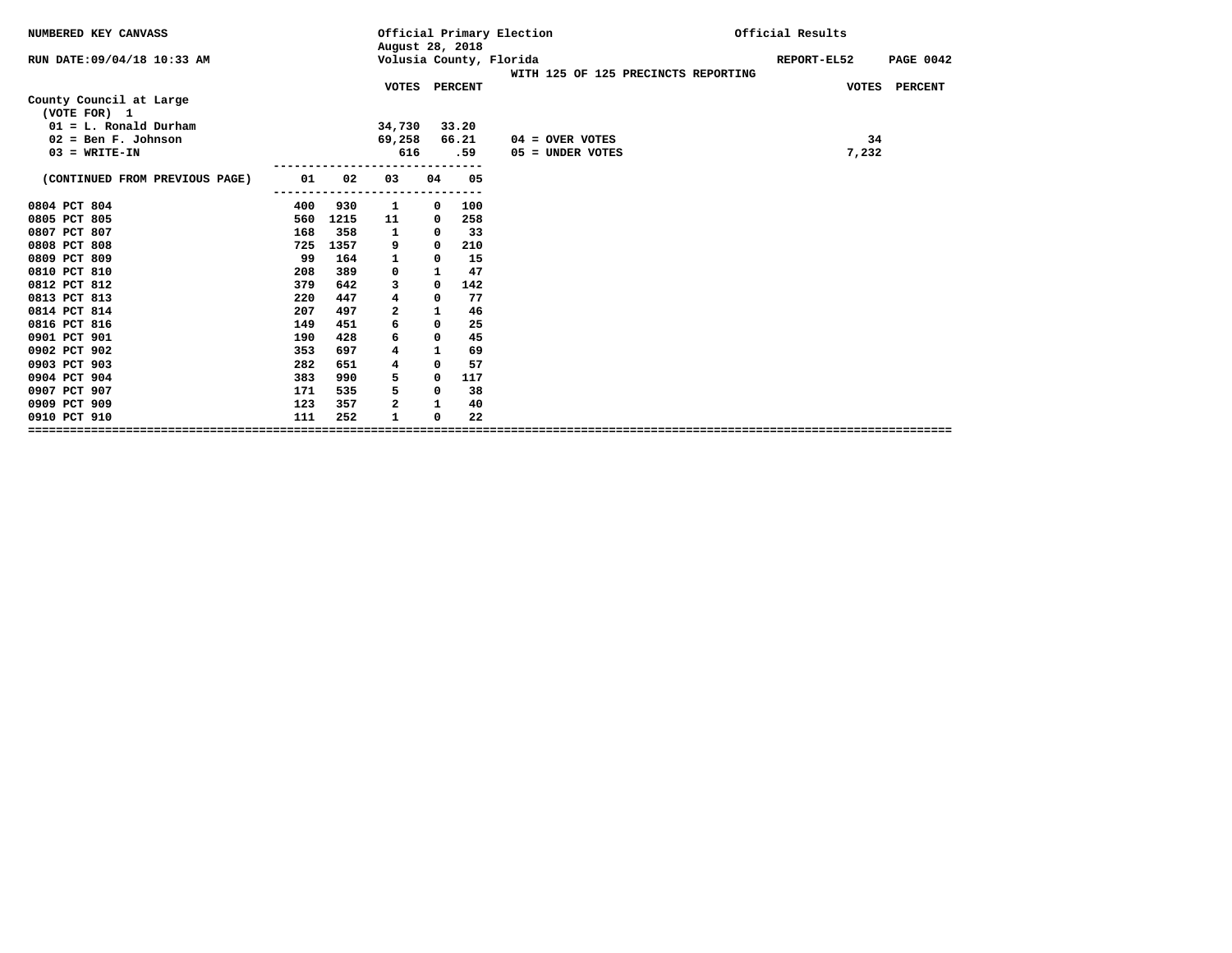NUMBERED KEY CANVASS

Official Primary Election
August 28, 2018
Volusia County, Florida

Official Results

RUN DATE:09/04/18 10:33 AM

REPORT-EL52

WITH 125 OF 125 PRECINCTS REPORTING

**County Council at Large**
(VOTE FOR) 1

| | VOTES | PERCENT |
|---|---|---|
| 01 = L. Ronald Durham | 34,730 | 33.20 |
| 02 = Ben F. Johnson | 69,258 | 66.21 |
| 03 = WRITE-IN | 616 | .59 |

| | VOTES | PERCENT |
|---|---|---|
| 04 = OVER VOTES | 34 | |
| 05 = UNDER VOTES | 7,232 | |

| (CONTINUED FROM PREVIOUS PAGE) | 01 | 02 | 03 | 04 | 05 |
|---|---|---|---|---|---|
| 0804 PCT 804 | 400 | 930 | 1 | 0 | 100 |
| 0805 PCT 805 | 560 | 1215 | 11 | 0 | 258 |
| 0807 PCT 807 | 168 | 358 | 1 | 0 | 33 |
| 0808 PCT 808 | 725 | 1357 | 9 | 0 | 210 |
| 0809 PCT 809 | 99 | 164 | 1 | 0 | 15 |
| 0810 PCT 810 | 208 | 389 | 0 | 1 | 47 |
| 0812 PCT 812 | 379 | 642 | 3 | 0 | 142 |
| 0813 PCT 813 | 220 | 447 | 4 | 0 | 77 |
| 0814 PCT 814 | 207 | 497 | 2 | 1 | 46 |
| 0816 PCT 816 | 149 | 451 | 6 | 0 | 25 |
| 0901 PCT 901 | 190 | 428 | 6 | 0 | 45 |
| 0902 PCT 902 | 353 | 697 | 4 | 1 | 69 |
| 0903 PCT 903 | 282 | 651 | 4 | 0 | 57 |
| 0904 PCT 904 | 383 | 990 | 5 | 0 | 117 |
| 0907 PCT 907 | 171 | 535 | 5 | 0 | 38 |
| 0909 PCT 909 | 123 | 357 | 2 | 1 | 40 |
| 0910 PCT 910 | 111 | 252 | 1 | 0 | 22 |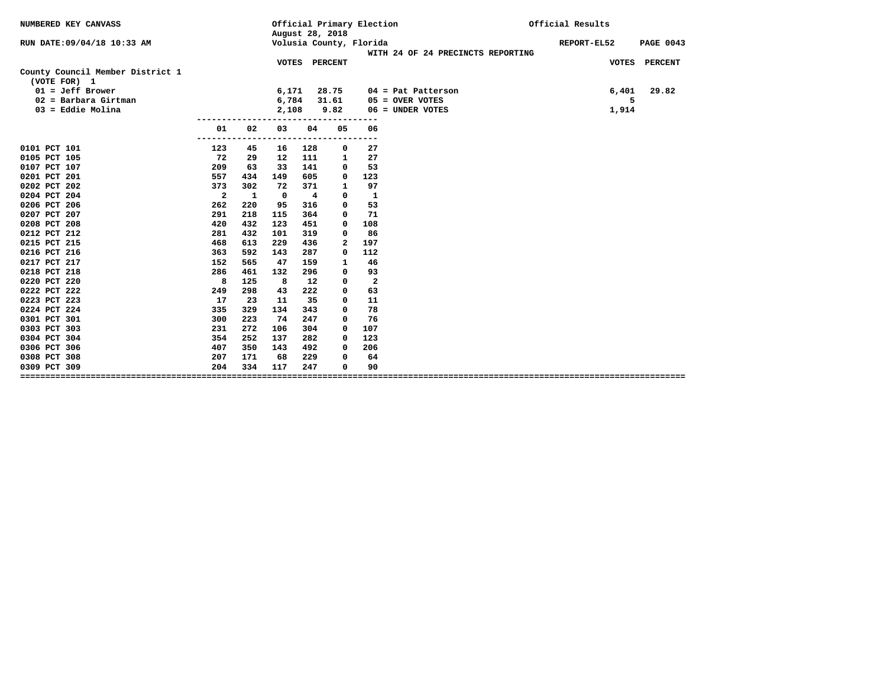NUMBERED KEY CANVASS

Official Primary Election
August 28, 2018
Volusia County, Florida

Official Results

RUN DATE:09/04/18 10:33 AM

REPORT-EL52

WITH 24 OF 24 PRECINCTS REPORTING

## County Council Member District 1

(VOTE FOR) 1

| | VOTES | PERCENT | | VOTES | PERCENT |
|---|---|---|---|---|---|
| 01 = Jeff Brower | 6,171 | 28.75 | 04 = Pat Patterson | 6,401 | 29.82 |
| 02 = Barbara Girtman | 6,784 | 31.61 | 05 = OVER VOTES | 5 | |
| 03 = Eddie Molina | 2,108 | 9.82 | 06 = UNDER VOTES | 1,914 | |

| | 01 | 02 | 03 | 04 | 05 | 06 |
|---|---|---|---|---|---|---|
| 0101 PCT 101 | 123 | 45 | 16 | 128 | 0 | 27 |
| 0105 PCT 105 | 72 | 29 | 12 | 111 | 1 | 27 |
| 0107 PCT 107 | 209 | 63 | 33 | 141 | 0 | 53 |
| 0201 PCT 201 | 557 | 434 | 149 | 605 | 0 | 123 |
| 0202 PCT 202 | 373 | 302 | 72 | 371 | 1 | 97 |
| 0204 PCT 204 | 2 | 1 | 0 | 4 | 0 | 1 |
| 0206 PCT 206 | 262 | 220 | 95 | 316 | 0 | 53 |
| 0207 PCT 207 | 291 | 218 | 115 | 364 | 0 | 71 |
| 0208 PCT 208 | 420 | 432 | 123 | 451 | 0 | 108 |
| 0212 PCT 212 | 281 | 432 | 101 | 319 | 0 | 86 |
| 0215 PCT 215 | 468 | 613 | 229 | 436 | 2 | 197 |
| 0216 PCT 216 | 363 | 592 | 143 | 287 | 0 | 112 |
| 0217 PCT 217 | 152 | 565 | 47 | 159 | 1 | 46 |
| 0218 PCT 218 | 286 | 461 | 132 | 296 | 0 | 93 |
| 0220 PCT 220 | 8 | 125 | 8 | 12 | 0 | 2 |
| 0222 PCT 222 | 249 | 298 | 43 | 222 | 0 | 63 |
| 0223 PCT 223 | 17 | 23 | 11 | 35 | 0 | 11 |
| 0224 PCT 224 | 335 | 329 | 134 | 343 | 0 | 78 |
| 0301 PCT 301 | 300 | 223 | 74 | 247 | 0 | 76 |
| 0303 PCT 303 | 231 | 272 | 106 | 304 | 0 | 107 |
| 0304 PCT 304 | 354 | 252 | 137 | 282 | 0 | 123 |
| 0306 PCT 306 | 407 | 350 | 143 | 492 | 0 | 206 |
| 0308 PCT 308 | 207 | 171 | 68 | 229 | 0 | 64 |
| 0309 PCT 309 | 204 | 334 | 117 | 247 | 0 | 90 |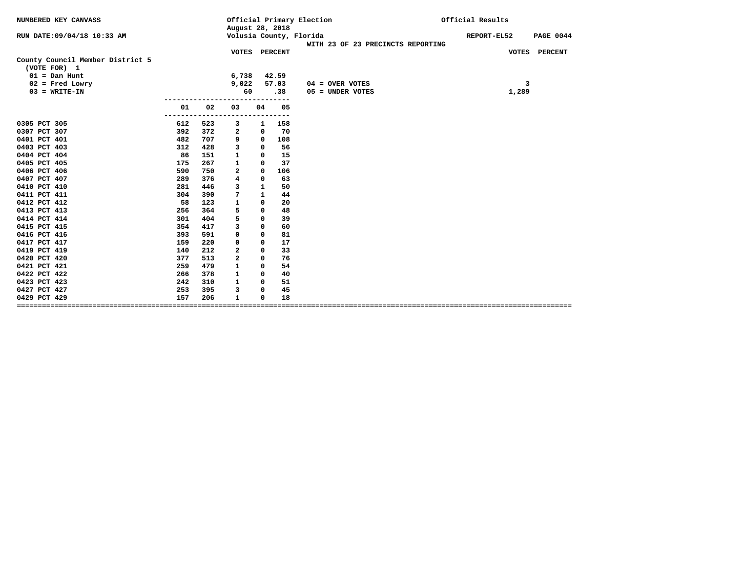NUMBERED KEY CANVASS

Official Primary Election
August 28, 2018
Volusia County, Florida

Official Results

RUN DATE:09/04/18 10:33 AM

REPORT-EL52

WITH 23 OF 23 PRECINCTS REPORTING

## County Council Member District 5

(VOTE FOR) 1

| | VOTES | PERCENT |
|---|---|---|
| 01 = Dan Hunt | 6,738 | 42.59 |
| 02 = Fred Lowry | 9,022 | 57.03 |
| 03 = WRITE-IN | 60 | .38 |

| | VOTES | PERCENT |
|---|---|---|
| 04 = OVER VOTES | 3 | |
| 05 = UNDER VOTES | 1,289 | |

| Precinct | 01 | 02 | 03 | 04 | 05 |
|---|---|---|---|---|---|
| 0305 PCT 305 | 612 | 523 | 3 | 1 | 158 |
| 0307 PCT 307 | 392 | 372 | 2 | 0 | 70 |
| 0401 PCT 401 | 482 | 707 | 9 | 0 | 108 |
| 0403 PCT 403 | 312 | 428 | 3 | 0 | 56 |
| 0404 PCT 404 | 86 | 151 | 1 | 0 | 15 |
| 0405 PCT 405 | 175 | 267 | 1 | 0 | 37 |
| 0406 PCT 406 | 590 | 750 | 2 | 0 | 106 |
| 0407 PCT 407 | 289 | 376 | 4 | 0 | 63 |
| 0410 PCT 410 | 281 | 446 | 3 | 1 | 50 |
| 0411 PCT 411 | 304 | 390 | 7 | 1 | 44 |
| 0412 PCT 412 | 58 | 123 | 1 | 0 | 20 |
| 0413 PCT 413 | 256 | 364 | 5 | 0 | 48 |
| 0414 PCT 414 | 301 | 404 | 5 | 0 | 39 |
| 0415 PCT 415 | 354 | 417 | 3 | 0 | 60 |
| 0416 PCT 416 | 393 | 591 | 0 | 0 | 81 |
| 0417 PCT 417 | 159 | 220 | 0 | 0 | 17 |
| 0419 PCT 419 | 140 | 212 | 2 | 0 | 33 |
| 0420 PCT 420 | 377 | 513 | 2 | 0 | 76 |
| 0421 PCT 421 | 259 | 479 | 1 | 0 | 54 |
| 0422 PCT 422 | 266 | 378 | 1 | 0 | 40 |
| 0423 PCT 423 | 242 | 310 | 1 | 0 | 51 |
| 0427 PCT 427 | 253 | 395 | 3 | 0 | 45 |
| 0429 PCT 429 | 157 | 206 | 1 | 0 | 18 |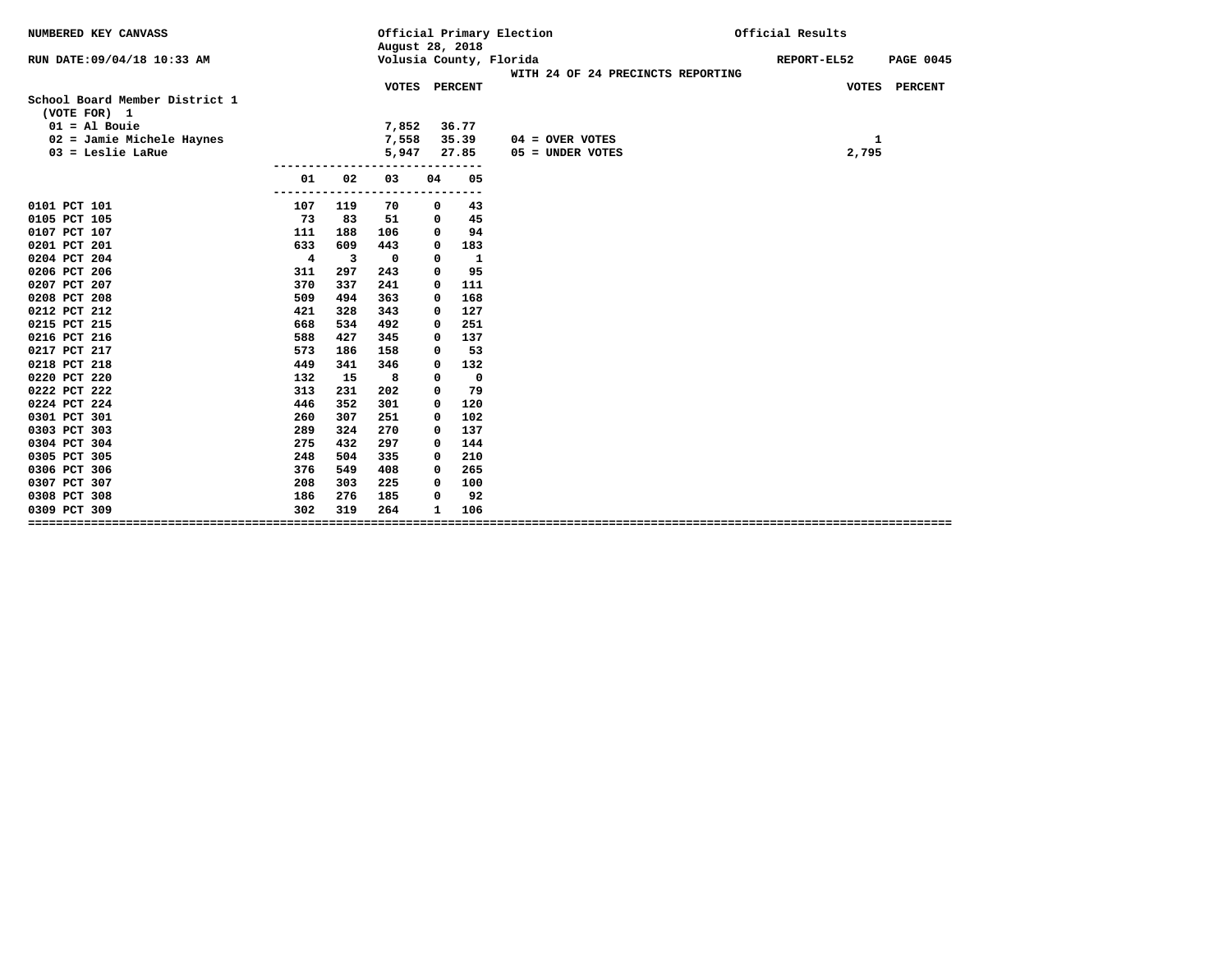NUMBERED KEY CANVASS

Official Primary Election
August 28, 2018
Volusia County, Florida

Official Results

RUN DATE:09/04/18 10:33 AM

REPORT-EL52

WITH 24 OF 24 PRECINCTS REPORTING

## School Board Member District 1

(VOTE FOR) 1

| Candidate | VOTES | PERCENT |
|---|---|---|
| 01 = Al Bouie | 7,852 | 36.77 |
| 02 = Jamie Michele Haynes | 7,558 | 35.39 |
| 03 = Leslie LaRue | 5,947 | 27.85 |

| | VOTES | PERCENT |
|---|---|---|
| 04 = OVER VOTES | 1 | |
| 05 = UNDER VOTES | 2,795 | |

| Precinct | 01 | 02 | 03 | 04 | 05 |
|---|---|---|---|---|---|
| 0101 PCT 101 | 107 | 119 | 70 | 0 | 43 |
| 0105 PCT 105 | 73 | 83 | 51 | 0 | 45 |
| 0107 PCT 107 | 111 | 188 | 106 | 0 | 94 |
| 0201 PCT 201 | 633 | 609 | 443 | 0 | 183 |
| 0204 PCT 204 | 4 | 3 | 0 | 0 | 1 |
| 0206 PCT 206 | 311 | 297 | 243 | 0 | 95 |
| 0207 PCT 207 | 370 | 337 | 241 | 0 | 111 |
| 0208 PCT 208 | 509 | 494 | 363 | 0 | 168 |
| 0212 PCT 212 | 421 | 328 | 343 | 0 | 127 |
| 0215 PCT 215 | 668 | 534 | 492 | 0 | 251 |
| 0216 PCT 216 | 588 | 427 | 345 | 0 | 137 |
| 0217 PCT 217 | 573 | 186 | 158 | 0 | 53 |
| 0218 PCT 218 | 449 | 341 | 346 | 0 | 132 |
| 0220 PCT 220 | 132 | 15 | 8 | 0 | 0 |
| 0222 PCT 222 | 313 | 231 | 202 | 0 | 79 |
| 0224 PCT 224 | 446 | 352 | 301 | 0 | 120 |
| 0301 PCT 301 | 260 | 307 | 251 | 0 | 102 |
| 0303 PCT 303 | 289 | 324 | 270 | 0 | 137 |
| 0304 PCT 304 | 275 | 432 | 297 | 0 | 144 |
| 0305 PCT 305 | 248 | 504 | 335 | 0 | 210 |
| 0306 PCT 306 | 376 | 549 | 408 | 0 | 265 |
| 0307 PCT 307 | 208 | 303 | 225 | 0 | 100 |
| 0308 PCT 308 | 186 | 276 | 185 | 0 | 92 |
| 0309 PCT 309 | 302 | 319 | 264 | 1 | 106 |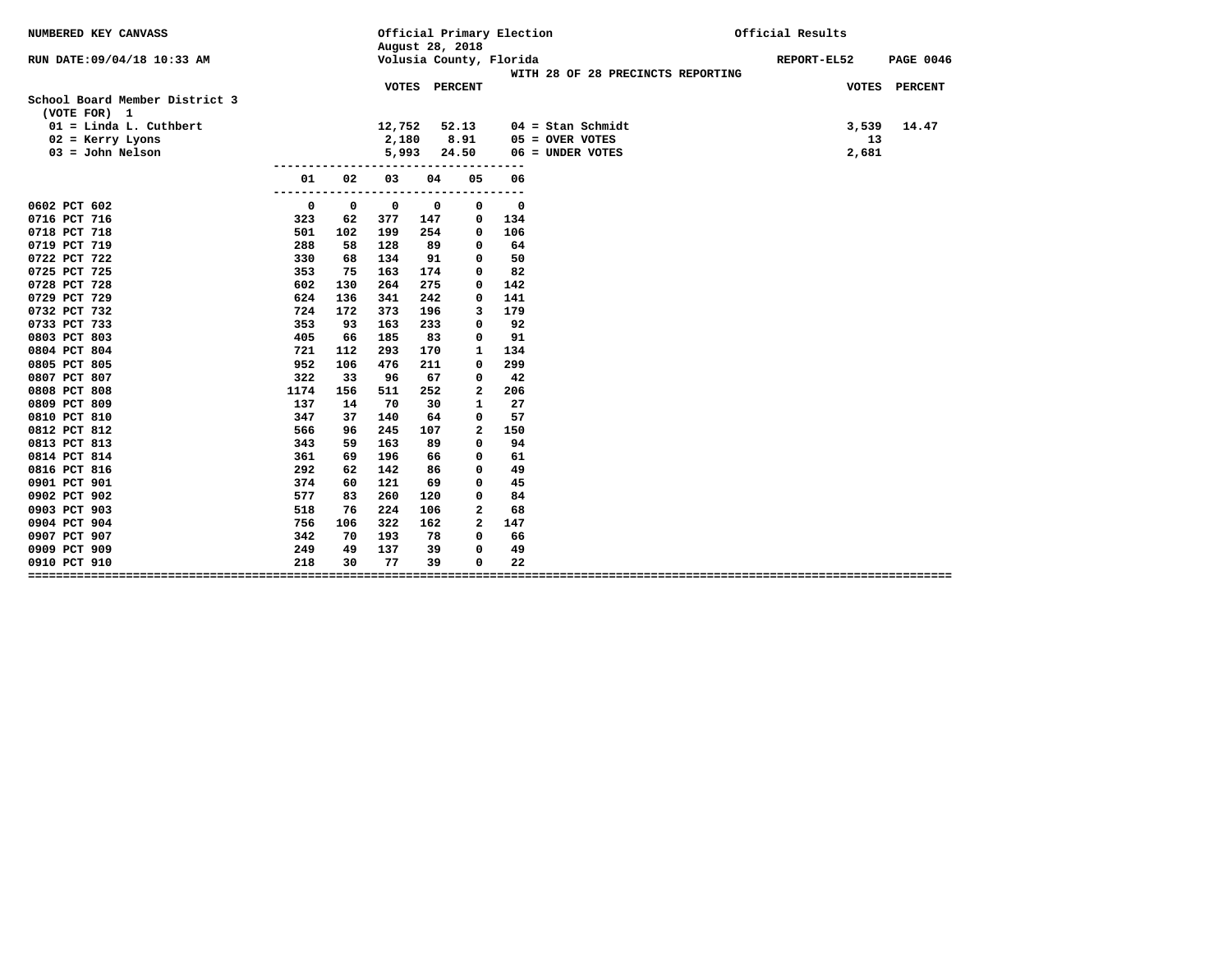NUMBERED KEY CANVASS

RUN DATE:09/04/18 10:33 AM

Official Primary Election
August 28, 2018
Volusia County, Florida

Official Results

REPORT-EL52 PAGE 0046

WITH 28 OF 28 PRECINCTS REPORTING

## School Board Member District 3
(VOTE FOR) 1

| | VOTES | PERCENT |
|---|---|---|
| 01 = Linda L. Cuthbert | 12,752 | 52.13 |
| 02 = Kerry Lyons | 2,180 | 8.91 |
| 03 = John Nelson | 5,993 | 24.50 |
| 04 = Stan Schmidt | 3,539 | 14.47 |
| 05 = OVER VOTES | 13 | |
| 06 = UNDER VOTES | 2,681 | |

| | 01 | 02 | 03 | 04 | 05 | 06 |
|---|---|---|---|---|---|---|
| 0602 PCT 602 | 0 | 0 | 0 | 0 | 0 | 0 |
| 0716 PCT 716 | 323 | 62 | 377 | 147 | 0 | 134 |
| 0718 PCT 718 | 501 | 102 | 199 | 254 | 0 | 106 |
| 0719 PCT 719 | 288 | 58 | 128 | 89 | 0 | 64 |
| 0722 PCT 722 | 330 | 68 | 134 | 91 | 0 | 50 |
| 0725 PCT 725 | 353 | 75 | 163 | 174 | 0 | 82 |
| 0728 PCT 728 | 602 | 130 | 264 | 275 | 0 | 142 |
| 0729 PCT 729 | 624 | 136 | 341 | 242 | 0 | 141 |
| 0732 PCT 732 | 724 | 172 | 373 | 196 | 3 | 179 |
| 0733 PCT 733 | 353 | 93 | 163 | 233 | 0 | 92 |
| 0803 PCT 803 | 405 | 66 | 185 | 83 | 0 | 91 |
| 0804 PCT 804 | 721 | 112 | 293 | 170 | 1 | 134 |
| 0805 PCT 805 | 952 | 106 | 476 | 211 | 0 | 299 |
| 0807 PCT 807 | 322 | 33 | 96 | 67 | 0 | 42 |
| 0808 PCT 808 | 1174 | 156 | 511 | 252 | 2 | 206 |
| 0809 PCT 809 | 137 | 14 | 70 | 30 | 1 | 27 |
| 0810 PCT 810 | 347 | 37 | 140 | 64 | 0 | 57 |
| 0812 PCT 812 | 566 | 96 | 245 | 107 | 2 | 150 |
| 0813 PCT 813 | 343 | 59 | 163 | 89 | 0 | 94 |
| 0814 PCT 814 | 361 | 69 | 196 | 66 | 0 | 61 |
| 0816 PCT 816 | 292 | 62 | 142 | 86 | 0 | 49 |
| 0901 PCT 901 | 374 | 60 | 121 | 69 | 0 | 45 |
| 0902 PCT 902 | 577 | 83 | 260 | 120 | 0 | 84 |
| 0903 PCT 903 | 518 | 76 | 224 | 106 | 2 | 68 |
| 0904 PCT 904 | 756 | 106 | 322 | 162 | 2 | 147 |
| 0907 PCT 907 | 342 | 70 | 193 | 78 | 0 | 66 |
| 0909 PCT 909 | 249 | 49 | 137 | 39 | 0 | 49 |
| 0910 PCT 910 | 218 | 30 | 77 | 39 | 0 | 22 |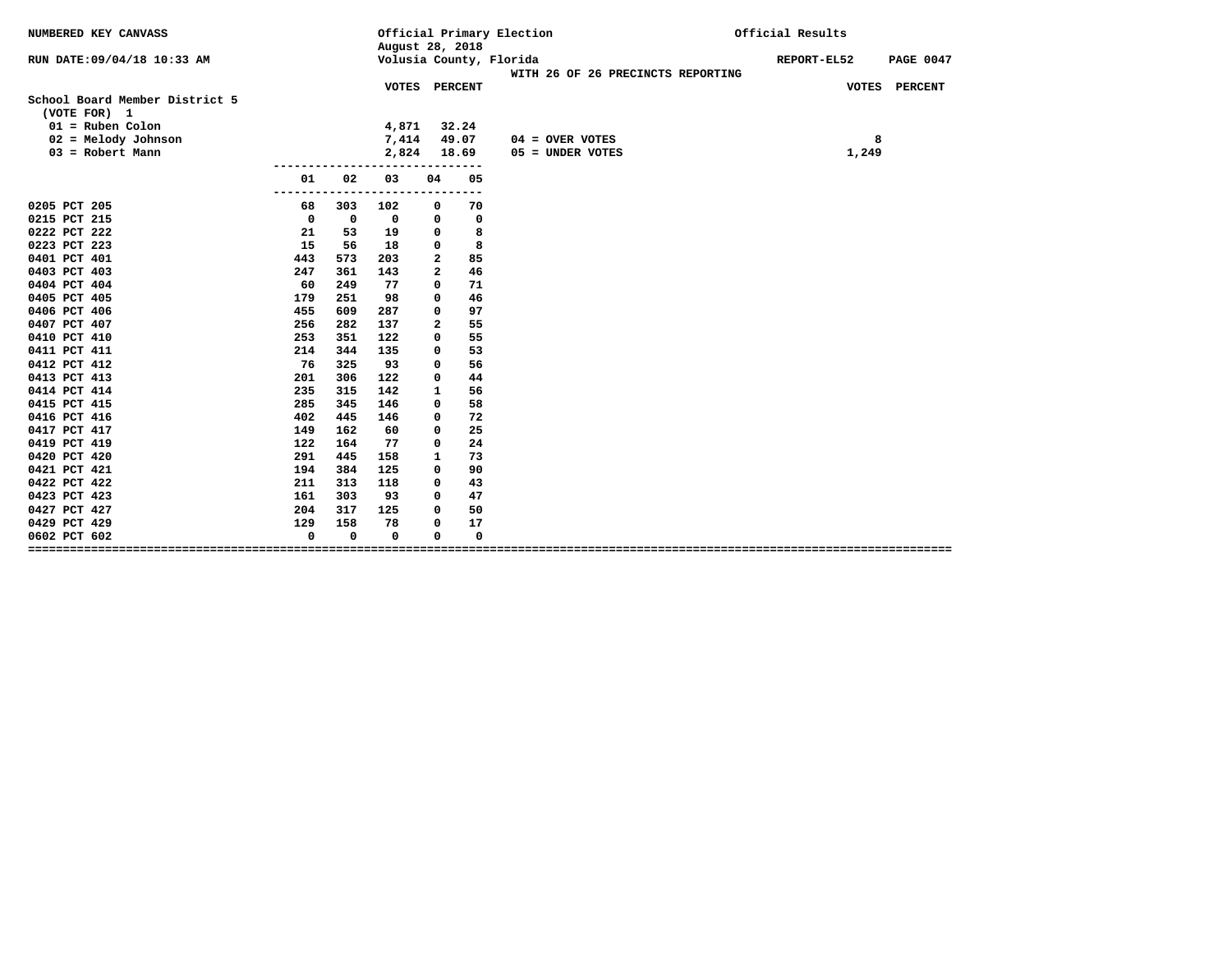NUMBERED KEY CANVASS

Official Primary Election
August 28, 2018
Volusia County, Florida

Official Results

RUN DATE:09/04/18 10:33 AM

REPORT-EL52 PAGE 0047

WITH 26 OF 26 PRECINCTS REPORTING

## School Board Member District 5
(VOTE FOR) 1

| Candidate | VOTES | PERCENT |
|---|---|---|
| 01 = Ruben Colon | 4,871 | 32.24 |
| 02 = Melody Johnson | 7,414 | 49.07 |
| 03 = Robert Mann | 2,824 | 18.69 |

| | VOTES |
|---|---|
| 04 = OVER VOTES | 8 |
| 05 = UNDER VOTES | 1,249 |

| Precinct | 01 | 02 | 03 | 04 | 05 |
|---|---|---|---|---|---|
| 0205 PCT 205 | 68 | 303 | 102 | 0 | 70 |
| 0215 PCT 215 | 0 | 0 | 0 | 0 | 0 |
| 0222 PCT 222 | 21 | 53 | 19 | 0 | 8 |
| 0223 PCT 223 | 15 | 56 | 18 | 0 | 8 |
| 0401 PCT 401 | 443 | 573 | 203 | 2 | 85 |
| 0403 PCT 403 | 247 | 361 | 143 | 2 | 46 |
| 0404 PCT 404 | 60 | 249 | 77 | 0 | 71 |
| 0405 PCT 405 | 179 | 251 | 98 | 0 | 46 |
| 0406 PCT 406 | 455 | 609 | 287 | 0 | 97 |
| 0407 PCT 407 | 256 | 282 | 137 | 2 | 55 |
| 0410 PCT 410 | 253 | 351 | 122 | 0 | 55 |
| 0411 PCT 411 | 214 | 344 | 135 | 0 | 53 |
| 0412 PCT 412 | 76 | 325 | 93 | 0 | 56 |
| 0413 PCT 413 | 201 | 306 | 122 | 0 | 44 |
| 0414 PCT 414 | 235 | 315 | 142 | 1 | 56 |
| 0415 PCT 415 | 285 | 345 | 146 | 0 | 58 |
| 0416 PCT 416 | 402 | 445 | 146 | 0 | 72 |
| 0417 PCT 417 | 149 | 162 | 60 | 0 | 25 |
| 0419 PCT 419 | 122 | 164 | 77 | 0 | 24 |
| 0420 PCT 420 | 291 | 445 | 158 | 1 | 73 |
| 0421 PCT 421 | 194 | 384 | 125 | 0 | 90 |
| 0422 PCT 422 | 211 | 313 | 118 | 0 | 43 |
| 0423 PCT 423 | 161 | 303 | 93 | 0 | 47 |
| 0427 PCT 427 | 204 | 317 | 125 | 0 | 50 |
| 0429 PCT 429 | 129 | 158 | 78 | 0 | 17 |
| 0602 PCT 602 | 0 | 0 | 0 | 0 | 0 |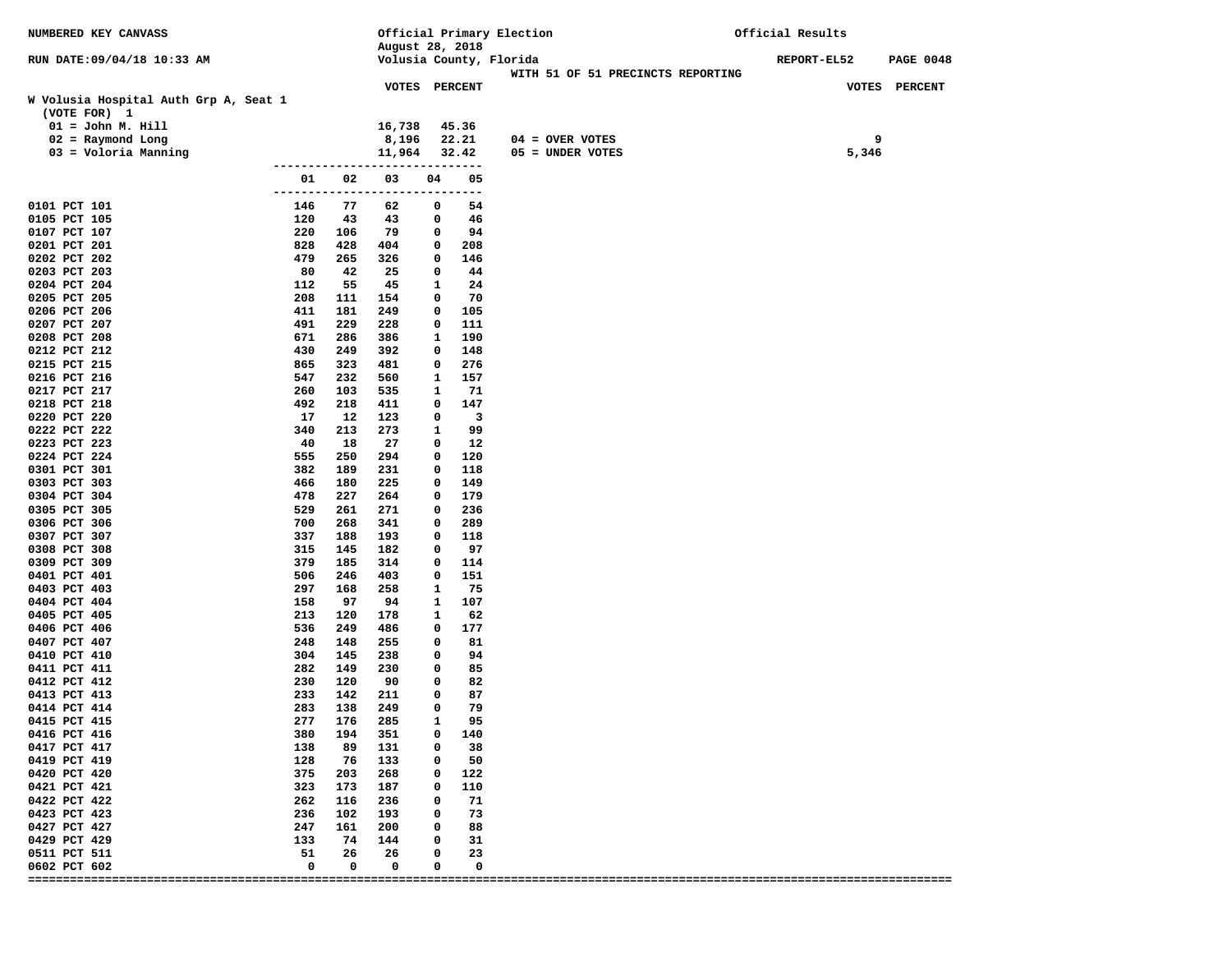NUMBERED KEY CANVASS

RUN DATE:09/04/18 10:33 AM

Official Primary Election
August 28, 2018
Volusia County, Florida

WITH 51 OF 51 PRECINCTS REPORTING

Official Results

REPORT-EL52

## W Volusia Hospital Auth Grp A, Seat 1

(VOTE FOR) 1

| | VOTES | PERCENT |
|---|---|---|
| 01 = John M. Hill | 16,738 | 45.36 |
| 02 = Raymond Long | 8,196 | 22.21 |
| 03 = Voloria Manning | 11,964 | 32.42 |

| | VOTES | PERCENT |
|---|---|---|
| 04 = OVER VOTES | 9 | |
| 05 = UNDER VOTES | 5,346 | |

| Precinct | 01 | 02 | 03 | 04 | 05 |
|---|---|---|---|---|---|
| 0101 PCT 101 | 146 | 77 | 62 | 0 | 54 |
| 0105 PCT 105 | 120 | 43 | 43 | 0 | 46 |
| 0107 PCT 107 | 220 | 106 | 79 | 0 | 94 |
| 0201 PCT 201 | 828 | 428 | 404 | 0 | 208 |
| 0202 PCT 202 | 479 | 265 | 326 | 0 | 146 |
| 0203 PCT 203 | 80 | 42 | 25 | 0 | 44 |
| 0204 PCT 204 | 112 | 55 | 45 | 1 | 24 |
| 0205 PCT 205 | 208 | 111 | 154 | 0 | 70 |
| 0206 PCT 206 | 411 | 181 | 249 | 0 | 105 |
| 0207 PCT 207 | 491 | 229 | 228 | 0 | 111 |
| 0208 PCT 208 | 671 | 286 | 386 | 1 | 190 |
| 0212 PCT 212 | 430 | 249 | 392 | 0 | 148 |
| 0215 PCT 215 | 865 | 323 | 481 | 0 | 276 |
| 0216 PCT 216 | 547 | 232 | 560 | 1 | 157 |
| 0217 PCT 217 | 260 | 103 | 535 | 1 | 71 |
| 0218 PCT 218 | 492 | 218 | 411 | 0 | 147 |
| 0220 PCT 220 | 17 | 12 | 123 | 0 | 3 |
| 0222 PCT 222 | 340 | 213 | 273 | 1 | 99 |
| 0223 PCT 223 | 40 | 18 | 27 | 0 | 12 |
| 0224 PCT 224 | 555 | 250 | 294 | 0 | 120 |
| 0301 PCT 301 | 382 | 189 | 231 | 0 | 118 |
| 0303 PCT 303 | 466 | 180 | 225 | 0 | 149 |
| 0304 PCT 304 | 478 | 227 | 264 | 0 | 179 |
| 0305 PCT 305 | 529 | 261 | 271 | 0 | 236 |
| 0306 PCT 306 | 700 | 268 | 341 | 0 | 289 |
| 0307 PCT 307 | 337 | 188 | 193 | 0 | 118 |
| 0308 PCT 308 | 315 | 145 | 182 | 0 | 97 |
| 0309 PCT 309 | 379 | 185 | 314 | 0 | 114 |
| 0401 PCT 401 | 506 | 246 | 403 | 0 | 151 |
| 0403 PCT 403 | 297 | 168 | 258 | 1 | 75 |
| 0404 PCT 404 | 158 | 97 | 94 | 1 | 107 |
| 0405 PCT 405 | 213 | 120 | 178 | 1 | 62 |
| 0406 PCT 406 | 536 | 249 | 486 | 0 | 177 |
| 0407 PCT 407 | 248 | 148 | 255 | 0 | 81 |
| 0410 PCT 410 | 304 | 145 | 238 | 0 | 94 |
| 0411 PCT 411 | 282 | 149 | 230 | 0 | 85 |
| 0412 PCT 412 | 230 | 120 | 90 | 0 | 82 |
| 0413 PCT 413 | 233 | 142 | 211 | 0 | 87 |
| 0414 PCT 414 | 283 | 138 | 249 | 0 | 79 |
| 0415 PCT 415 | 277 | 176 | 285 | 1 | 95 |
| 0416 PCT 416 | 380 | 194 | 351 | 0 | 140 |
| 0417 PCT 417 | 138 | 89 | 131 | 0 | 38 |
| 0419 PCT 419 | 128 | 76 | 133 | 0 | 50 |
| 0420 PCT 420 | 375 | 203 | 268 | 0 | 122 |
| 0421 PCT 421 | 323 | 173 | 187 | 0 | 110 |
| 0422 PCT 422 | 262 | 116 | 236 | 0 | 71 |
| 0423 PCT 423 | 236 | 102 | 193 | 0 | 73 |
| 0427 PCT 427 | 247 | 161 | 200 | 0 | 88 |
| 0429 PCT 429 | 133 | 74 | 144 | 0 | 31 |
| 0511 PCT 511 | 51 | 26 | 26 | 0 | 23 |
| 0602 PCT 602 | 0 | 0 | 0 | 0 | 0 |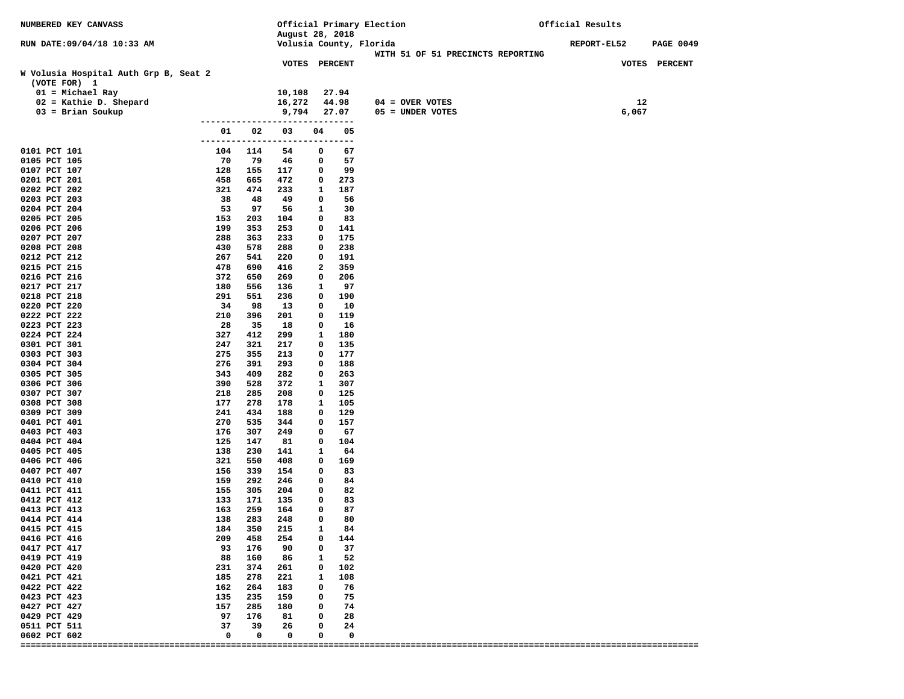NUMBERED KEY CANVASS

Official Primary Election
August 28, 2018
Volusia County, Florida

Official Results

RUN DATE:09/04/18 10:33 AM

REPORT-EL52

WITH 51 OF 51 PRECINCTS REPORTING

## W Volusia Hospital Auth Grp B, Seat 2

(VOTE FOR) 1

| | VOTES | PERCENT |
|---|---|---|
| 01 = Michael Ray | 10,108 | 27.94 |
| 02 = Kathie D. Shepard | 16,272 | 44.98 |
| 03 = Brian Soukup | 9,794 | 27.07 |

| | VOTES | PERCENT |
|---|---|---|
| 04 = OVER VOTES | 12 | |
| 05 = UNDER VOTES | 6,067 | |

| | 01 | 02 | 03 | 04 | 05 |
|---|---|---|---|---|---|
| 0101 PCT 101 | 104 | 114 | 54 | 0 | 67 |
| 0105 PCT 105 | 70 | 79 | 46 | 0 | 57 |
| 0107 PCT 107 | 128 | 155 | 117 | 0 | 99 |
| 0201 PCT 201 | 458 | 665 | 472 | 0 | 273 |
| 0202 PCT 202 | 321 | 474 | 233 | 1 | 187 |
| 0203 PCT 203 | 38 | 48 | 49 | 0 | 56 |
| 0204 PCT 204 | 53 | 97 | 56 | 1 | 30 |
| 0205 PCT 205 | 153 | 203 | 104 | 0 | 83 |
| 0206 PCT 206 | 199 | 353 | 253 | 0 | 141 |
| 0207 PCT 207 | 288 | 363 | 233 | 0 | 175 |
| 0208 PCT 208 | 430 | 578 | 288 | 0 | 238 |
| 0212 PCT 212 | 267 | 541 | 220 | 0 | 191 |
| 0215 PCT 215 | 478 | 690 | 416 | 2 | 359 |
| 0216 PCT 216 | 372 | 650 | 269 | 0 | 206 |
| 0217 PCT 217 | 180 | 556 | 136 | 1 | 97 |
| 0218 PCT 218 | 291 | 551 | 236 | 0 | 190 |
| 0220 PCT 220 | 34 | 98 | 13 | 0 | 10 |
| 0222 PCT 222 | 210 | 396 | 201 | 0 | 119 |
| 0223 PCT 223 | 28 | 35 | 18 | 0 | 16 |
| 0224 PCT 224 | 327 | 412 | 299 | 1 | 180 |
| 0301 PCT 301 | 247 | 321 | 217 | 0 | 135 |
| 0303 PCT 303 | 275 | 355 | 213 | 0 | 177 |
| 0304 PCT 304 | 276 | 391 | 293 | 0 | 188 |
| 0305 PCT 305 | 343 | 409 | 282 | 0 | 263 |
| 0306 PCT 306 | 390 | 528 | 372 | 1 | 307 |
| 0307 PCT 307 | 218 | 285 | 208 | 0 | 125 |
| 0308 PCT 308 | 177 | 278 | 178 | 1 | 105 |
| 0309 PCT 309 | 241 | 434 | 188 | 0 | 129 |
| 0401 PCT 401 | 270 | 535 | 344 | 0 | 157 |
| 0403 PCT 403 | 176 | 307 | 249 | 0 | 67 |
| 0404 PCT 404 | 125 | 147 | 81 | 0 | 104 |
| 0405 PCT 405 | 138 | 230 | 141 | 1 | 64 |
| 0406 PCT 406 | 321 | 550 | 408 | 0 | 169 |
| 0407 PCT 407 | 156 | 339 | 154 | 0 | 83 |
| 0410 PCT 410 | 159 | 292 | 246 | 0 | 84 |
| 0411 PCT 411 | 155 | 305 | 204 | 0 | 82 |
| 0412 PCT 412 | 133 | 171 | 135 | 0 | 83 |
| 0413 PCT 413 | 163 | 259 | 164 | 0 | 87 |
| 0414 PCT 414 | 138 | 283 | 248 | 0 | 80 |
| 0415 PCT 415 | 184 | 350 | 215 | 1 | 84 |
| 0416 PCT 416 | 209 | 458 | 254 | 0 | 144 |
| 0417 PCT 417 | 93 | 176 | 90 | 0 | 37 |
| 0419 PCT 419 | 88 | 160 | 86 | 1 | 52 |
| 0420 PCT 420 | 231 | 374 | 261 | 0 | 102 |
| 0421 PCT 421 | 185 | 278 | 221 | 1 | 108 |
| 0422 PCT 422 | 162 | 264 | 183 | 0 | 76 |
| 0423 PCT 423 | 135 | 235 | 159 | 0 | 75 |
| 0427 PCT 427 | 157 | 285 | 180 | 0 | 74 |
| 0429 PCT 429 | 97 | 176 | 81 | 0 | 28 |
| 0511 PCT 511 | 37 | 39 | 26 | 0 | 24 |
| 0602 PCT 602 | 0 | 0 | 0 | 0 | 0 |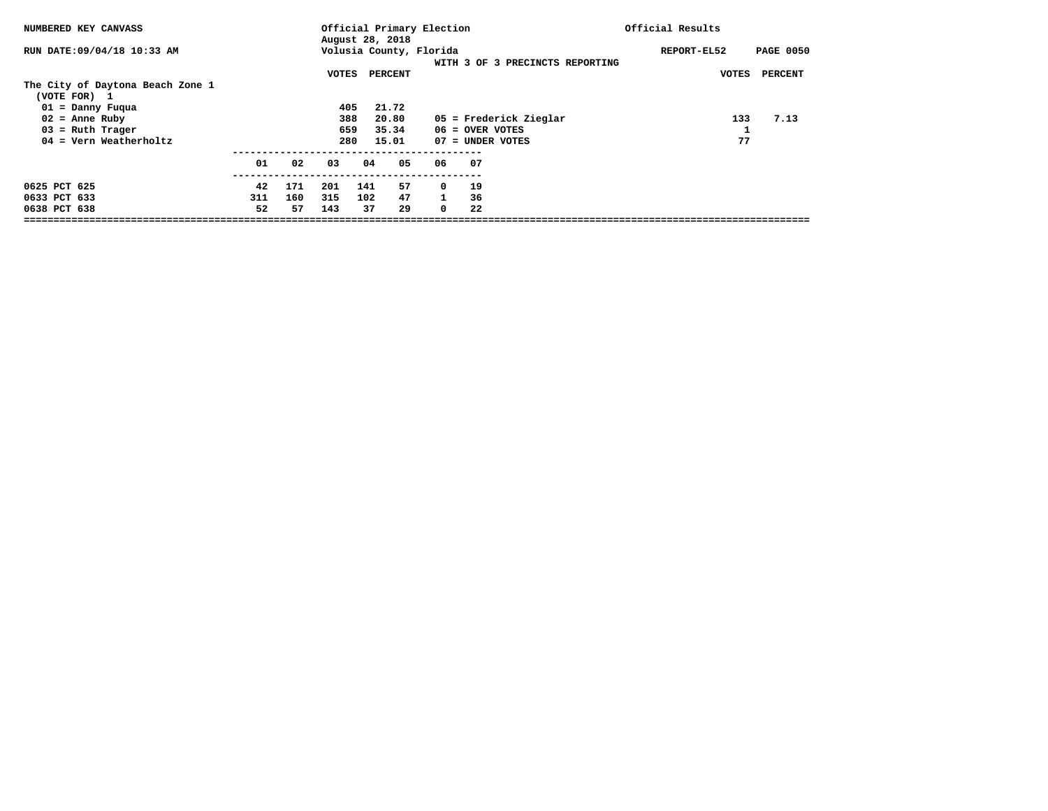NUMBERED KEY CANVASS

RUN DATE:09/04/18 10:33 AM

Official Primary Election
August 28, 2018
Volusia County, Florida

Official Results

REPORT-EL52

WITH 3 OF 3 PRECINCTS REPORTING

## The City of Daytona Beach Zone 1

(VOTE FOR) 1

| Candidate | VOTES | PERCENT |
|---|---|---|
| 01 = Danny Fuqua | 405 | 21.72 |
| 02 = Anne Ruby | 388 | 20.80 |
| 03 = Ruth Trager | 659 | 35.34 |
| 04 = Vern Weatherholtz | 280 | 15.01 |
| 05 = Frederick Zieglar | 133 | 7.13 |
| 06 = OVER VOTES | 1 | |
| 07 = UNDER VOTES | 77 | |

| Precinct | 01 | 02 | 03 | 04 | 05 | 06 | 07 |
|---|---|---|---|---|---|---|---|
| 0625 PCT 625 | 42 | 171 | 201 | 141 | 57 | 0 | 19 |
| 0633 PCT 633 | 311 | 160 | 315 | 102 | 47 | 1 | 36 |
| 0638 PCT 638 | 52 | 57 | 143 | 37 | 29 | 0 | 22 |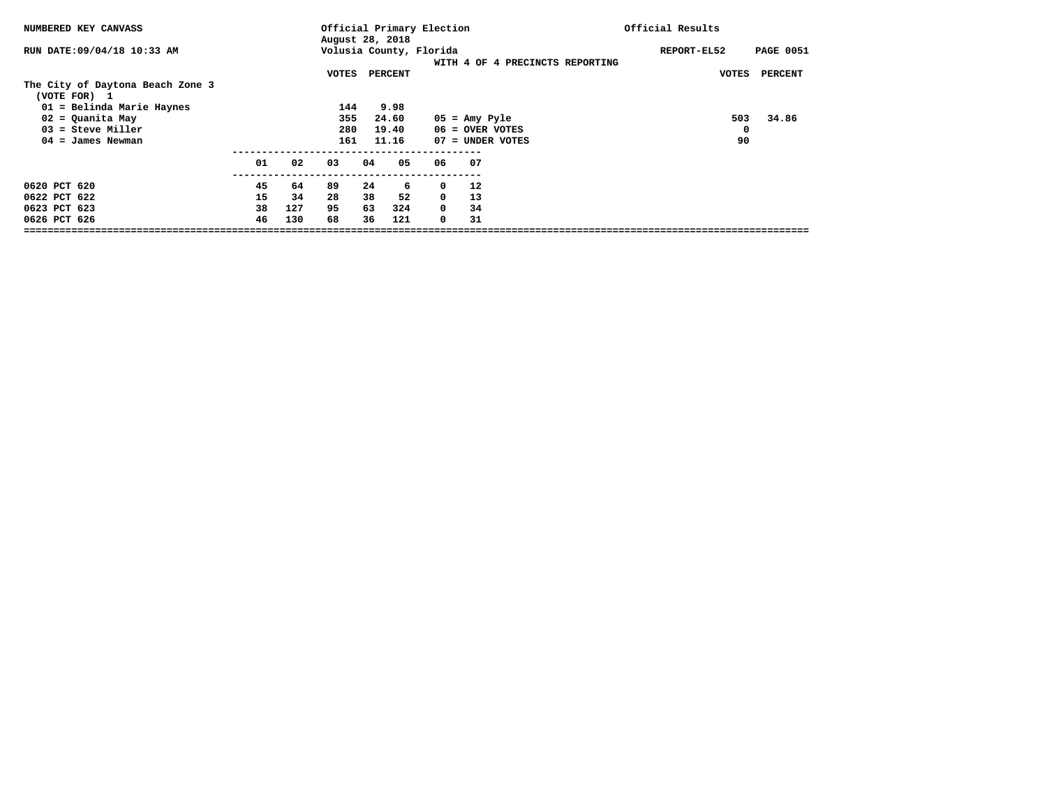NUMBERED KEY CANVASS — Official Primary Election, August 28, 2018 — Official Results

RUN DATE:09/04/18 10:33 AM — Volusia County, Florida — REPORT-EL52

WITH 4 OF 4 PRECINCTS REPORTING

## The City of Daytona Beach Zone 3

(VOTE FOR) 1

| Code | Candidate | VOTES | PERCENT |
|---|---|---|---|
| 01 | Belinda Marie Haynes | 144 | 9.98 |
| 02 | Quanita May | 355 | 24.60 |
| 03 | Steve Miller | 280 | 19.40 |
| 04 | James Newman | 161 | 11.16 |
| 05 | Amy Pyle | 503 | 34.86 |
| 06 | OVER VOTES | 0 | |
| 07 | UNDER VOTES | 90 | |

| Precinct | 01 | 02 | 03 | 04 | 05 | 06 | 07 |
|---|---|---|---|---|---|---|---|
| 0620 PCT 620 | 45 | 64 | 89 | 24 | 6 | 0 | 12 |
| 0622 PCT 622 | 15 | 34 | 28 | 38 | 52 | 0 | 13 |
| 0623 PCT 623 | 38 | 127 | 95 | 63 | 324 | 0 | 34 |
| 0626 PCT 626 | 46 | 130 | 68 | 36 | 121 | 0 | 31 |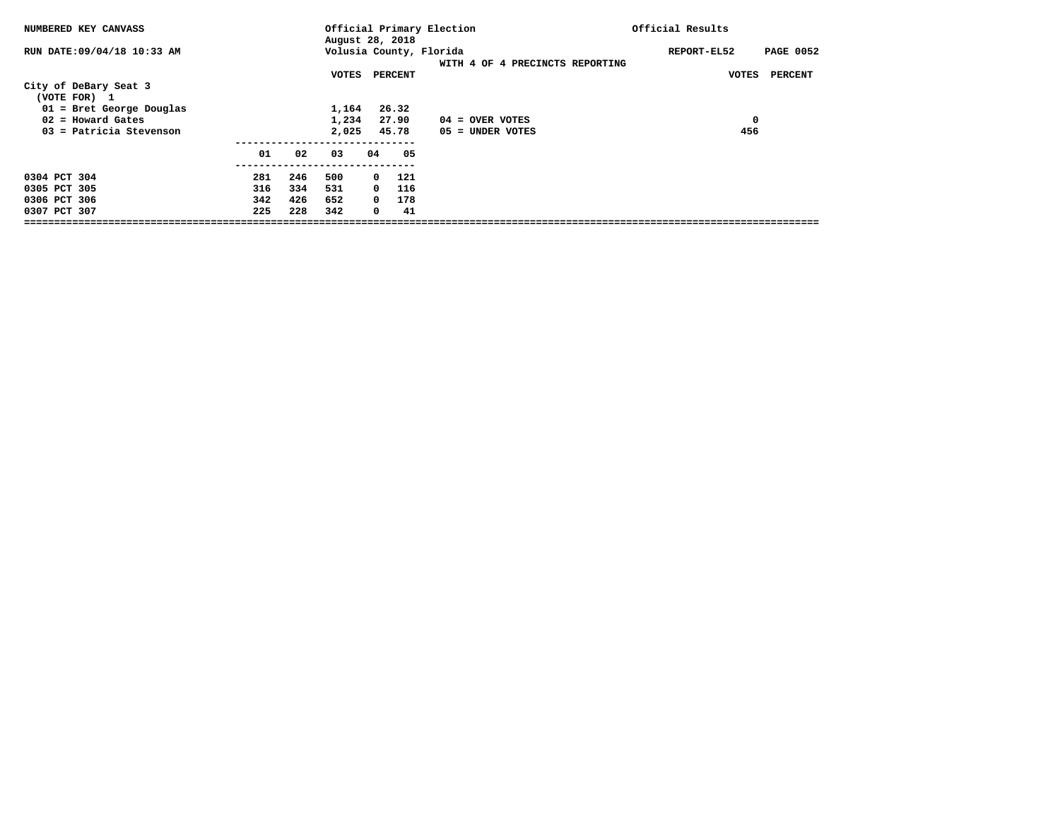NUMBERED KEY CANVASS

RUN DATE:09/04/18 10:33 AM

Official Primary Election
August 28, 2018
Volusia County, Florida

WITH 4 OF 4 PRECINCTS REPORTING

Official Results

REPORT-EL52

## City of DeBary Seat 3
(VOTE FOR) 1

| Candidate | VOTES | PERCENT |
|---|---|---|
| 01 = Bret George Douglas | 1,164 | 26.32 |
| 02 = Howard Gates | 1,234 | 27.90 |
| 03 = Patricia Stevenson | 2,025 | 45.78 |

| | VOTES | PERCENT |
|---|---|---|
| 04 = OVER VOTES | 0 | |
| 05 = UNDER VOTES | 456 | |

| Precinct | 01 | 02 | 03 | 04 | 05 |
|---|---|---|---|---|---|
| 0304 PCT 304 | 281 | 246 | 500 | 0 | 121 |
| 0305 PCT 305 | 316 | 334 | 531 | 0 | 116 |
| 0306 PCT 306 | 342 | 426 | 652 | 0 | 178 |
| 0307 PCT 307 | 225 | 228 | 342 | 0 | 41 |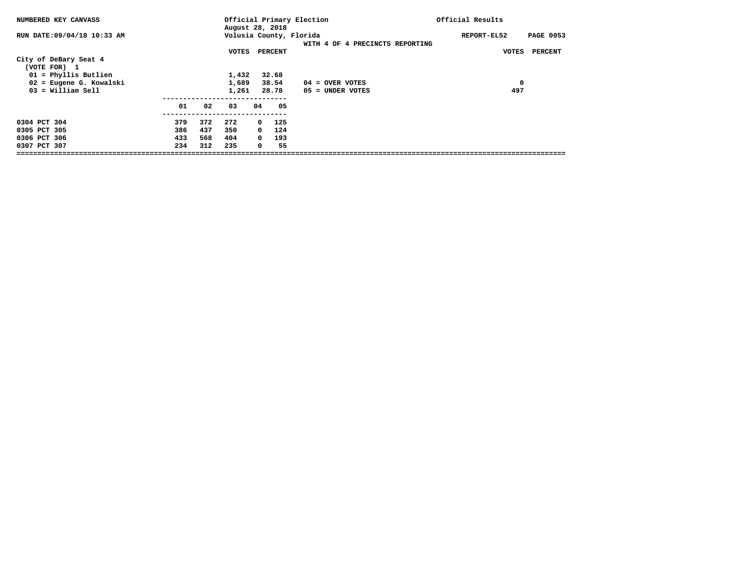NUMBERED KEY CANVASS

RUN DATE:09/04/18 10:33 AM

Official Primary Election
August 28, 2018
Volusia County, Florida

Official Results

REPORT-EL52 PAGE 0053

WITH 4 OF 4 PRECINCTS REPORTING

**City of DeBary Seat 4**
(VOTE FOR) 1

| | VOTES | PERCENT |
|---|---|---|
| 01 = Phyllis Butlien | 1,432 | 32.68 |
| 02 = Eugene G. Kowalski | 1,689 | 38.54 |
| 03 = William Sell | 1,261 | 28.78 |

| | VOTES | PERCENT |
|---|---|---|
| 04 = OVER VOTES | 0 | |
| 05 = UNDER VOTES | 497 | |

| | 01 | 02 | 03 | 04 | 05 |
|---|---|---|---|---|---|
| 0304 PCT 304 | 379 | 372 | 272 | 0 | 125 |
| 0305 PCT 305 | 386 | 437 | 350 | 0 | 124 |
| 0306 PCT 306 | 433 | 568 | 404 | 0 | 193 |
| 0307 PCT 307 | 234 | 312 | 235 | 0 | 55 |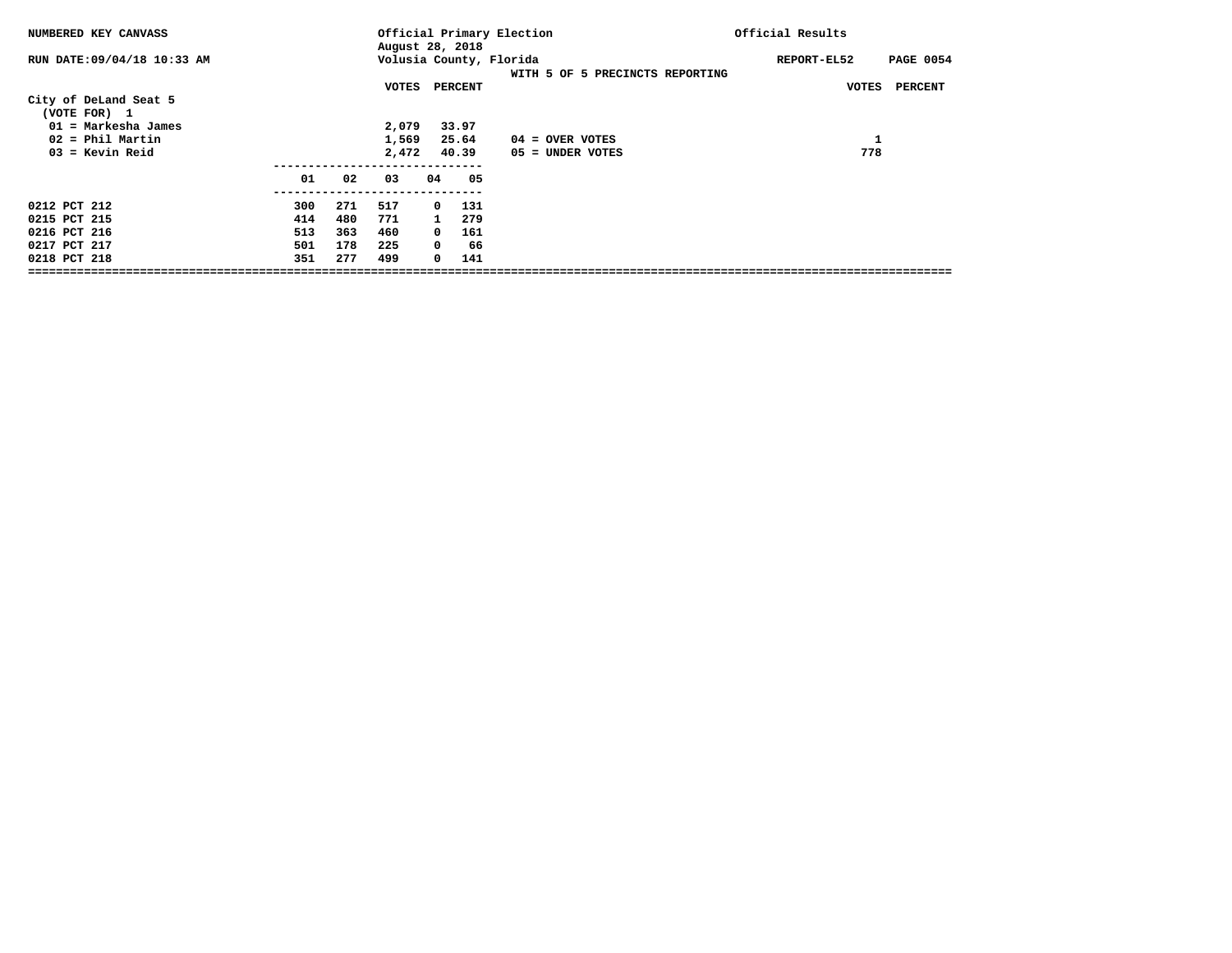NUMBERED KEY CANVASS

RUN DATE:09/04/18 10:33 AM

Official Primary Election
August 28, 2018
Volusia County, Florida

WITH 5 OF 5 PRECINCTS REPORTING

Official Results

REPORT-EL52

## City of DeLand Seat 5

(VOTE FOR) 1

| | VOTES | PERCENT |
|---|---|---|
| 01 = Markesha James | 2,079 | 33.97 |
| 02 = Phil Martin | 1,569 | 25.64 |
| 03 = Kevin Reid | 2,472 | 40.39 |

| | VOTES | PERCENT |
|---|---|---|
| 04 = OVER VOTES | 1 | |
| 05 = UNDER VOTES | 778 | |

| | 01 | 02 | 03 | 04 | 05 |
|---|---|---|---|---|---|
| 0212 PCT 212 | 300 | 271 | 517 | 0 | 131 |
| 0215 PCT 215 | 414 | 480 | 771 | 1 | 279 |
| 0216 PCT 216 | 513 | 363 | 460 | 0 | 161 |
| 0217 PCT 217 | 501 | 178 | 225 | 0 | 66 |
| 0218 PCT 218 | 351 | 277 | 499 | 0 | 141 |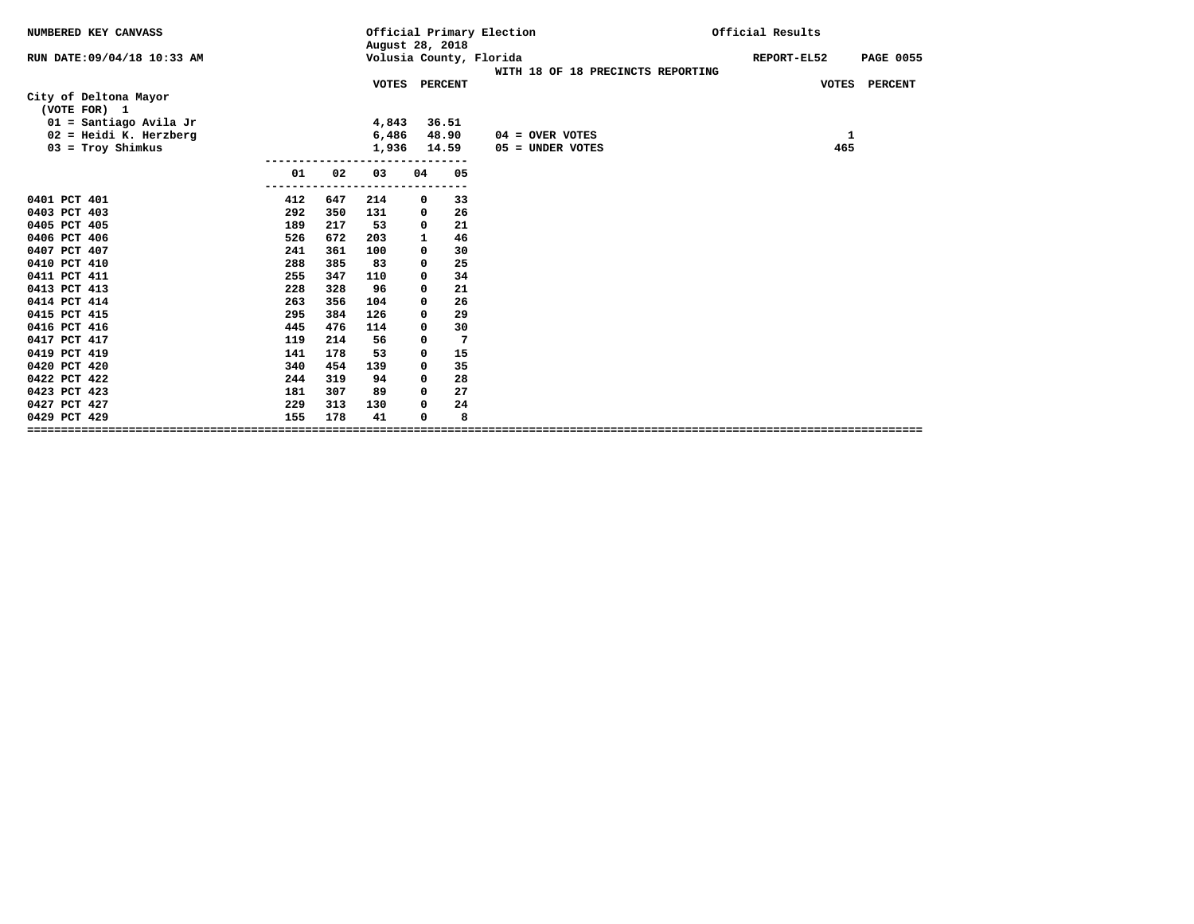NUMBERED KEY CANVASS

RUN DATE:09/04/18 10:33 AM

Official Primary Election
August 28, 2018
Volusia County, Florida

WITH 18 OF 18 PRECINCTS REPORTING

Official Results

REPORT-EL52

## City of Deltona Mayor

(VOTE FOR) 1

| | VOTES | PERCENT |
|---|---|---|
| 01 = Santiago Avila Jr | 4,843 | 36.51 |
| 02 = Heidi K. Herzberg | 6,486 | 48.90 |
| 03 = Troy Shimkus | 1,936 | 14.59 |

| | VOTES | PERCENT |
|---|---|---|
| 04 = OVER VOTES | 1 | |
| 05 = UNDER VOTES | 465 | |

| | 01 | 02 | 03 | 04 | 05 |
|---|---|---|---|---|---|
| 0401 PCT 401 | 412 | 647 | 214 | 0 | 33 |
| 0403 PCT 403 | 292 | 350 | 131 | 0 | 26 |
| 0405 PCT 405 | 189 | 217 | 53 | 0 | 21 |
| 0406 PCT 406 | 526 | 672 | 203 | 1 | 46 |
| 0407 PCT 407 | 241 | 361 | 100 | 0 | 30 |
| 0410 PCT 410 | 288 | 385 | 83 | 0 | 25 |
| 0411 PCT 411 | 255 | 347 | 110 | 0 | 34 |
| 0413 PCT 413 | 228 | 328 | 96 | 0 | 21 |
| 0414 PCT 414 | 263 | 356 | 104 | 0 | 26 |
| 0415 PCT 415 | 295 | 384 | 126 | 0 | 29 |
| 0416 PCT 416 | 445 | 476 | 114 | 0 | 30 |
| 0417 PCT 417 | 119 | 214 | 56 | 0 | 7 |
| 0419 PCT 419 | 141 | 178 | 53 | 0 | 15 |
| 0420 PCT 420 | 340 | 454 | 139 | 0 | 35 |
| 0422 PCT 422 | 244 | 319 | 94 | 0 | 28 |
| 0423 PCT 423 | 181 | 307 | 89 | 0 | 27 |
| 0427 PCT 427 | 229 | 313 | 130 | 0 | 24 |
| 0429 PCT 429 | 155 | 178 | 41 | 0 | 8 |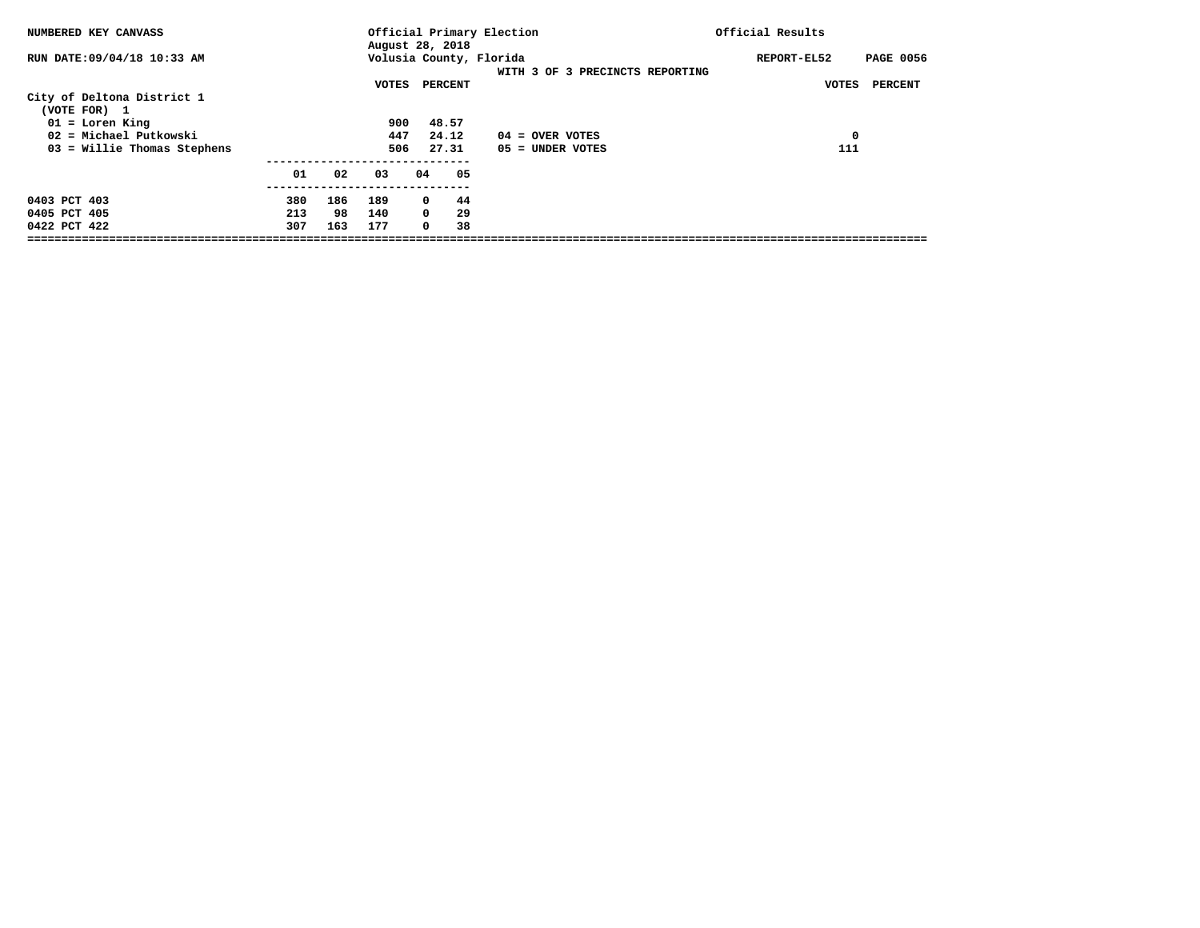NUMBERED KEY CANVASS — Official Primary Election, August 28, 2018 — Official Results

RUN DATE:09/04/18 10:33 AM — Volusia County, Florida — REPORT-EL52

WITH 3 OF 3 PRECINCTS REPORTING

**City of Deltona District 1**
(VOTE FOR) 1

| | VOTES | PERCENT |
|---|---|---|
| 01 = Loren King | 900 | 48.57 |
| 02 = Michael Putkowski | 447 | 24.12 |
| 03 = Willie Thomas Stephens | 506 | 27.31 |

| | VOTES | PERCENT |
|---|---|---|
| 04 = OVER VOTES | 0 | |
| 05 = UNDER VOTES | 111 | |

| | 01 | 02 | 03 | 04 | 05 |
|---|---|---|---|---|---|
| 0403 PCT 403 | 380 | 186 | 189 | 0 | 44 |
| 0405 PCT 405 | 213 | 98 | 140 | 0 | 29 |
| 0422 PCT 422 | 307 | 163 | 177 | 0 | 38 |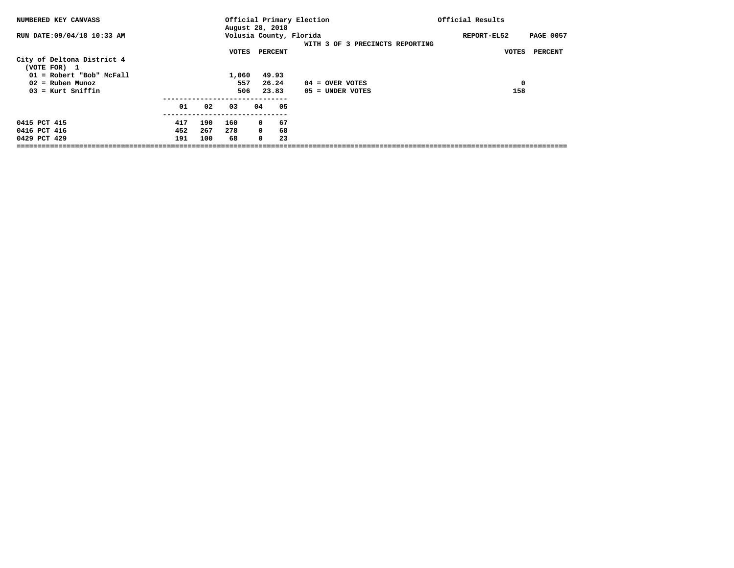NUMBERED KEY CANVASS

Official Primary Election
August 28, 2018
Volusia County, Florida

Official Results

RUN DATE:09/04/18 10:33 AM

REPORT-EL52

WITH 3 OF 3 PRECINCTS REPORTING

## City of Deltona District 4
(VOTE FOR) 1

| | VOTES | PERCENT |
|---|---|---|
| 01 = Robert "Bob" McFall | 1,060 | 49.93 |
| 02 = Ruben Munoz | 557 | 26.24 |
| 03 = Kurt Sniffin | 506 | 23.83 |

| | VOTES | PERCENT |
|---|---|---|
| 04 = OVER VOTES | 0 | |
| 05 = UNDER VOTES | 158 | |

| | 01 | 02 | 03 | 04 | 05 |
|---|---|---|---|---|---|
| 0415 PCT 415 | 417 | 190 | 160 | 0 | 67 |
| 0416 PCT 416 | 452 | 267 | 278 | 0 | 68 |
| 0429 PCT 429 | 191 | 100 | 68 | 0 | 23 |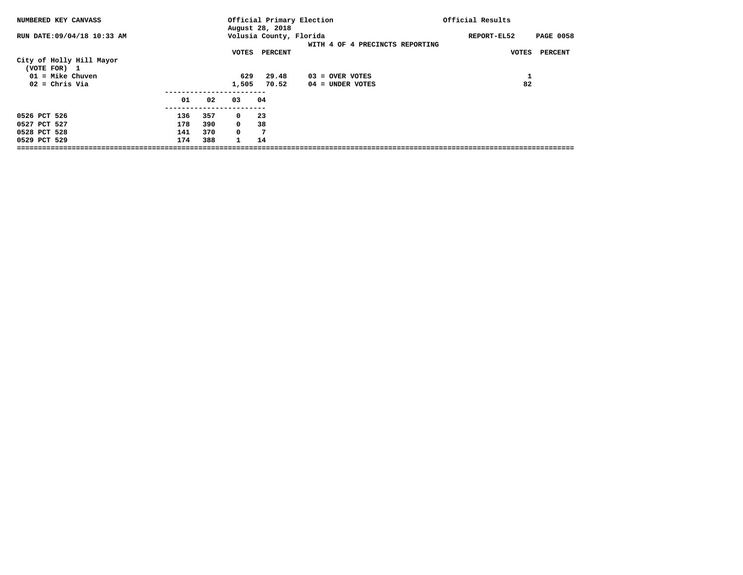NUMBERED KEY CANVASS

RUN DATE:09/04/18 10:33 AM

Official Primary Election
August 28, 2018
Volusia County, Florida

Official Results

REPORT-EL52

WITH 4 OF 4 PRECINCTS REPORTING

## City of Holly Hill Mayor

(VOTE FOR) 1

| | VOTES | PERCENT | | VOTES | PERCENT |
|---|---|---|---|---|---|
| 01 = Mike Chuven | 629 | 29.48 | 03 = OVER VOTES | 1 | |
| 02 = Chris Via | 1,505 | 70.52 | 04 = UNDER VOTES | 82 | |

| | 01 | 02 | 03 | 04 |
|---|---|---|---|---|
| 0526 PCT 526 | 136 | 357 | 0 | 23 |
| 0527 PCT 527 | 178 | 390 | 0 | 38 |
| 0528 PCT 528 | 141 | 370 | 0 | 7 |
| 0529 PCT 529 | 174 | 388 | 1 | 14 |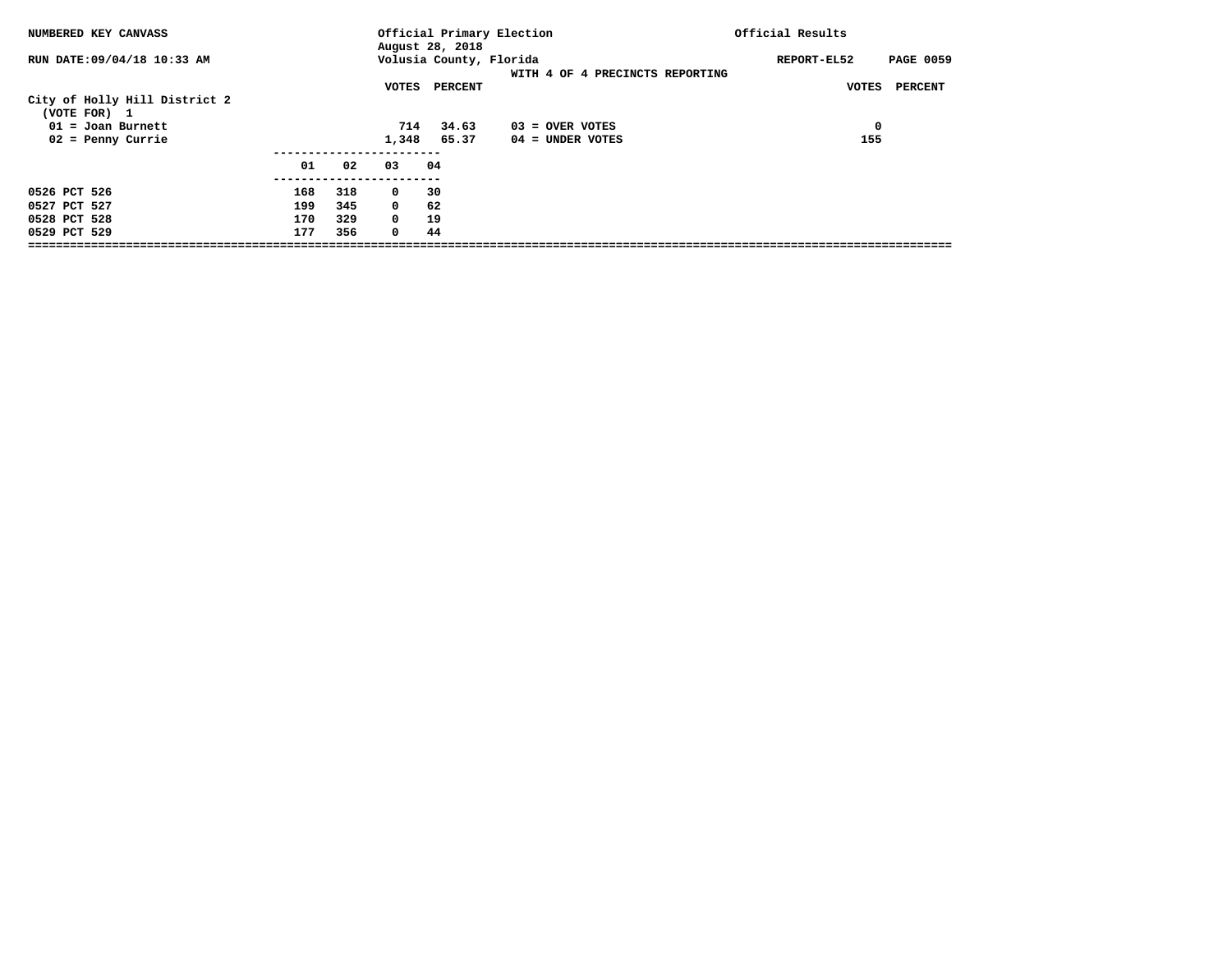NUMBERED KEY CANVASS

Official Primary Election
August 28, 2018
Volusia County, Florida

Official Results

RUN DATE:09/04/18 10:33 AM

REPORT-EL52

WITH 4 OF 4 PRECINCTS REPORTING

**City of Holly Hill District 2**
(VOTE FOR) 1

| | VOTES | PERCENT | | VOTES | PERCENT |
|---|---|---|---|---|---|
| 01 = Joan Burnett | 714 | 34.63 | 03 = OVER VOTES | 0 | |
| 02 = Penny Currie | 1,348 | 65.37 | 04 = UNDER VOTES | 155 | |

| | 01 | 02 | 03 | 04 |
|---|---|---|---|---|
| 0526 PCT 526 | 168 | 318 | 0 | 30 |
| 0527 PCT 527 | 199 | 345 | 0 | 62 |
| 0528 PCT 528 | 170 | 329 | 0 | 19 |
| 0529 PCT 529 | 177 | 356 | 0 | 44 |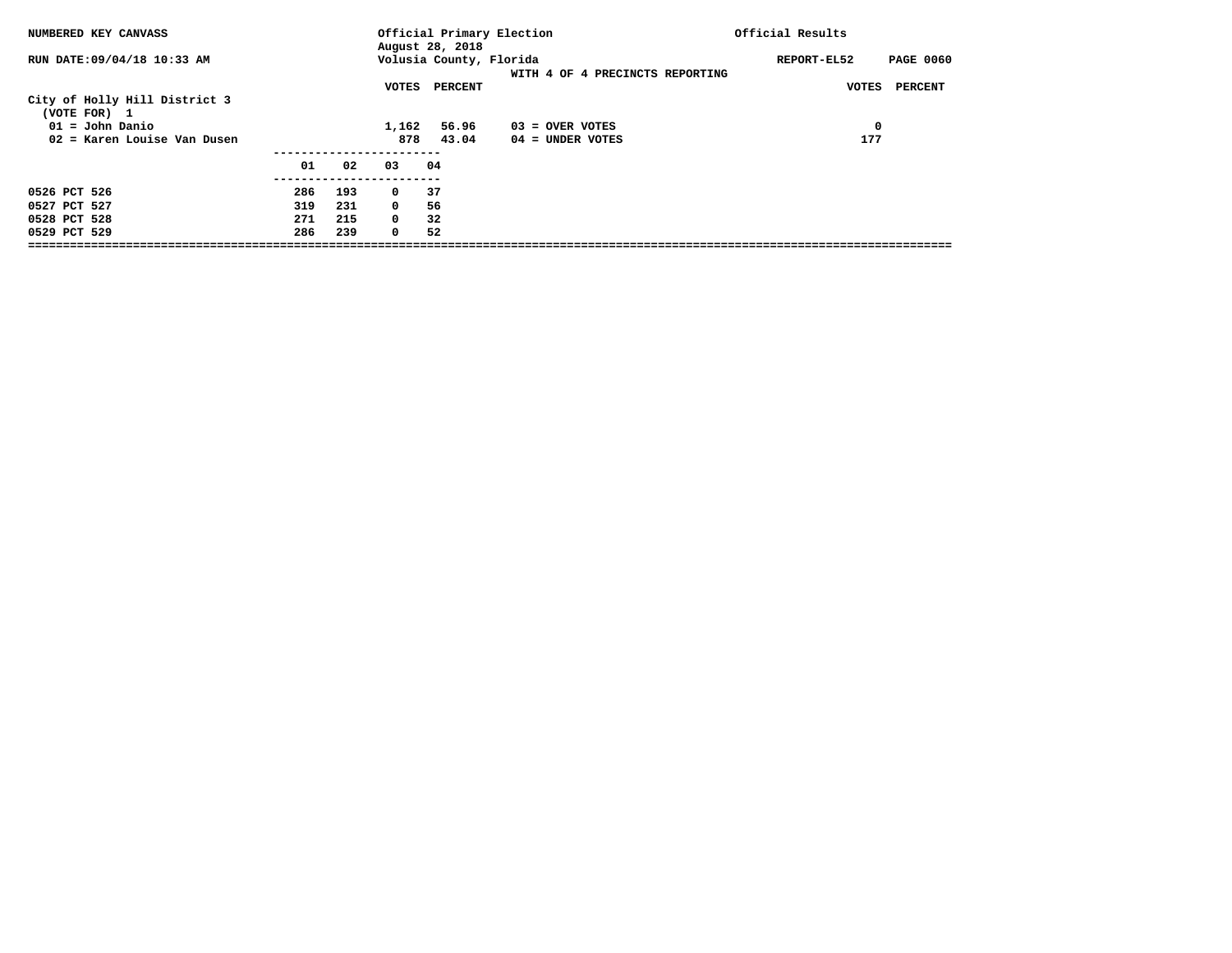NUMBERED KEY CANVASS — Official Primary Election — Official Results

August 28, 2018

RUN DATE:09/04/18 10:33 AM — Volusia County, Florida — REPORT-EL52 PAGE 0060

WITH 4 OF 4 PRECINCTS REPORTING

**City of Holly Hill District 3**
(VOTE FOR) 1

| | VOTES | PERCENT | | VOTES | PERCENT |
|---|---|---|---|---|---|
| 01 = John Danio | 1,162 | 56.96 | 03 = OVER VOTES | 0 | |
| 02 = Karen Louise Van Dusen | 878 | 43.04 | 04 = UNDER VOTES | 177 | |

| | 01 | 02 | 03 | 04 |
|---|---|---|---|---|
| 0526 PCT 526 | 286 | 193 | 0 | 37 |
| 0527 PCT 527 | 319 | 231 | 0 | 56 |
| 0528 PCT 528 | 271 | 215 | 0 | 32 |
| 0529 PCT 529 | 286 | 239 | 0 | 52 |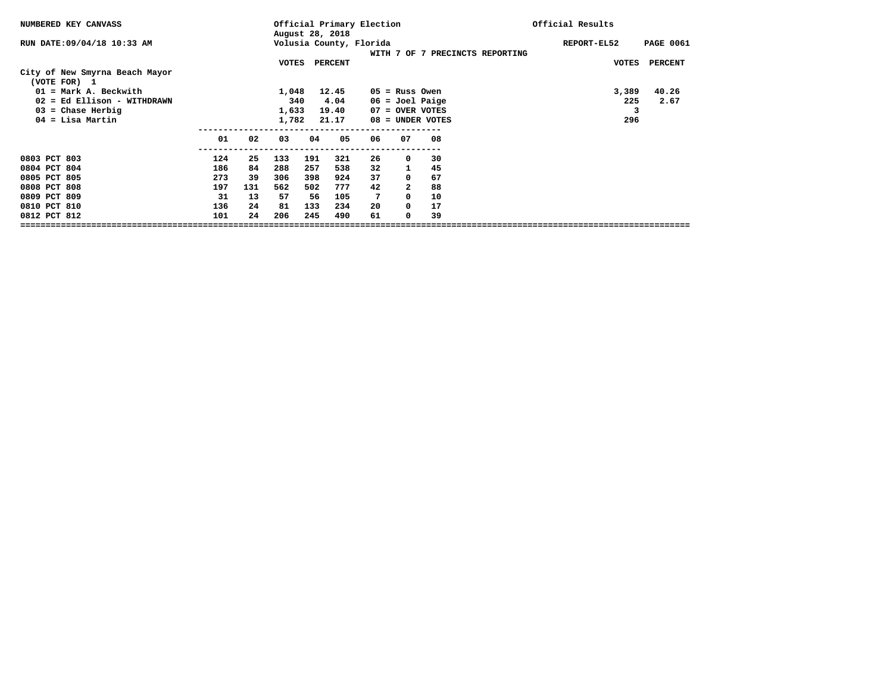NUMBERED KEY CANVASS

RUN DATE:09/04/18 10:33 AM

Official Primary Election
August 28, 2018
Volusia County, Florida

WITH 7 OF 7 PRECINCTS REPORTING

Official Results

REPORT-EL52

## City of New Smyrna Beach Mayor

(VOTE FOR) 1

| Candidate | VOTES | PERCENT |
|---|---|---|
| 01 = Mark A. Beckwith | 1,048 | 12.45 |
| 02 = Ed Ellison - WITHDRAWN | 340 | 4.04 |
| 03 = Chase Herbig | 1,633 | 19.40 |
| 04 = Lisa Martin | 1,782 | 21.17 |
| 05 = Russ Owen | 3,389 | 40.26 |
| 06 = Joel Paige | 225 | 2.67 |
| 07 = OVER VOTES | 3 | |
| 08 = UNDER VOTES | 296 | |

| Precinct | 01 | 02 | 03 | 04 | 05 | 06 | 07 | 08 |
|---|---|---|---|---|---|---|---|---|
| 0803 PCT 803 | 124 | 25 | 133 | 191 | 321 | 26 | 0 | 30 |
| 0804 PCT 804 | 186 | 84 | 288 | 257 | 538 | 32 | 1 | 45 |
| 0805 PCT 805 | 273 | 39 | 306 | 398 | 924 | 37 | 0 | 67 |
| 0808 PCT 808 | 197 | 131 | 562 | 502 | 777 | 42 | 2 | 88 |
| 0809 PCT 809 | 31 | 13 | 57 | 56 | 105 | 7 | 0 | 10 |
| 0810 PCT 810 | 136 | 24 | 81 | 133 | 234 | 20 | 0 | 17 |
| 0812 PCT 812 | 101 | 24 | 206 | 245 | 490 | 61 | 0 | 39 |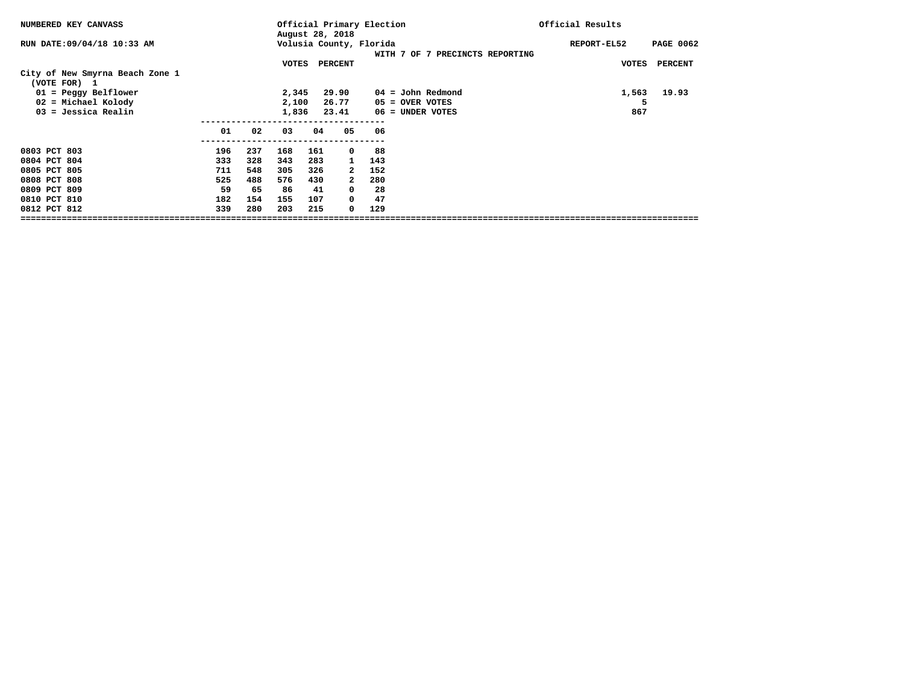NUMBERED KEY CANVASS

RUN DATE:09/04/18 10:33 AM

Official Primary Election
August 28, 2018
Volusia County, Florida

Official Results

REPORT-EL52 PAGE 0062

WITH 7 OF 7 PRECINCTS REPORTING

## City of New Smyrna Beach Zone 1

(VOTE FOR) 1

| | VOTES | PERCENT | | VOTES | PERCENT |
|---|---|---|---|---|---|
| 01 = Peggy Belflower | 2,345 | 29.90 | 04 = John Redmond | 1,563 | 19.93 |
| 02 = Michael Kolody | 2,100 | 26.77 | 05 = OVER VOTES | 5 | |
| 03 = Jessica Realin | 1,836 | 23.41 | 06 = UNDER VOTES | 867 | |

| | 01 | 02 | 03 | 04 | 05 | 06 |
|---|---|---|---|---|---|---|
| 0803 PCT 803 | 196 | 237 | 168 | 161 | 0 | 88 |
| 0804 PCT 804 | 333 | 328 | 343 | 283 | 1 | 143 |
| 0805 PCT 805 | 711 | 548 | 305 | 326 | 2 | 152 |
| 0808 PCT 808 | 525 | 488 | 576 | 430 | 2 | 280 |
| 0809 PCT 809 | 59 | 65 | 86 | 41 | 0 | 28 |
| 0810 PCT 810 | 182 | 154 | 155 | 107 | 0 | 47 |
| 0812 PCT 812 | 339 | 280 | 203 | 215 | 0 | 129 |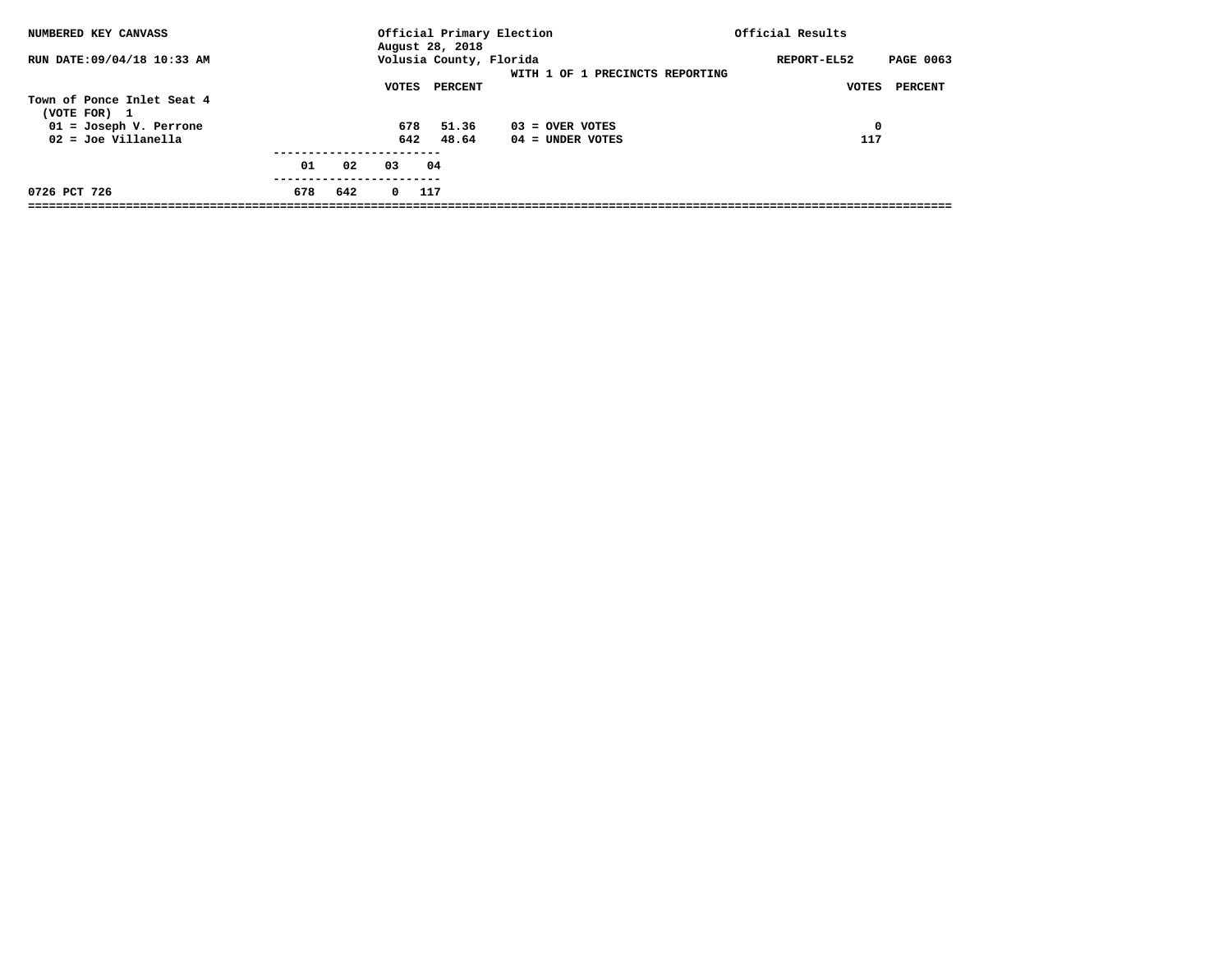NUMBERED KEY CANVASS

RUN DATE:09/04/18 10:33 AM

Official Primary Election
August 28, 2018
Volusia County, Florida
WITH 1 OF 1 PRECINCTS REPORTING

Official Results

REPORT-EL52 PAGE 0063

**Town of Ponce Inlet Seat 4**
(VOTE FOR) 1

| Candidate | VOTES | PERCENT |
|---|---|---|
| 01 = Joseph V. Perrone | 678 | 51.36 |
| 02 = Joe Villanella | 642 | 48.64 |

| | VOTES | PERCENT |
|---|---|---|
| 03 = OVER VOTES | 0 | |
| 04 = UNDER VOTES | 117 | |

| Precinct | 01 | 02 | 03 | 04 |
|---|---|---|---|---|
| 0726 PCT 726 | 678 | 642 | 0 | 117 |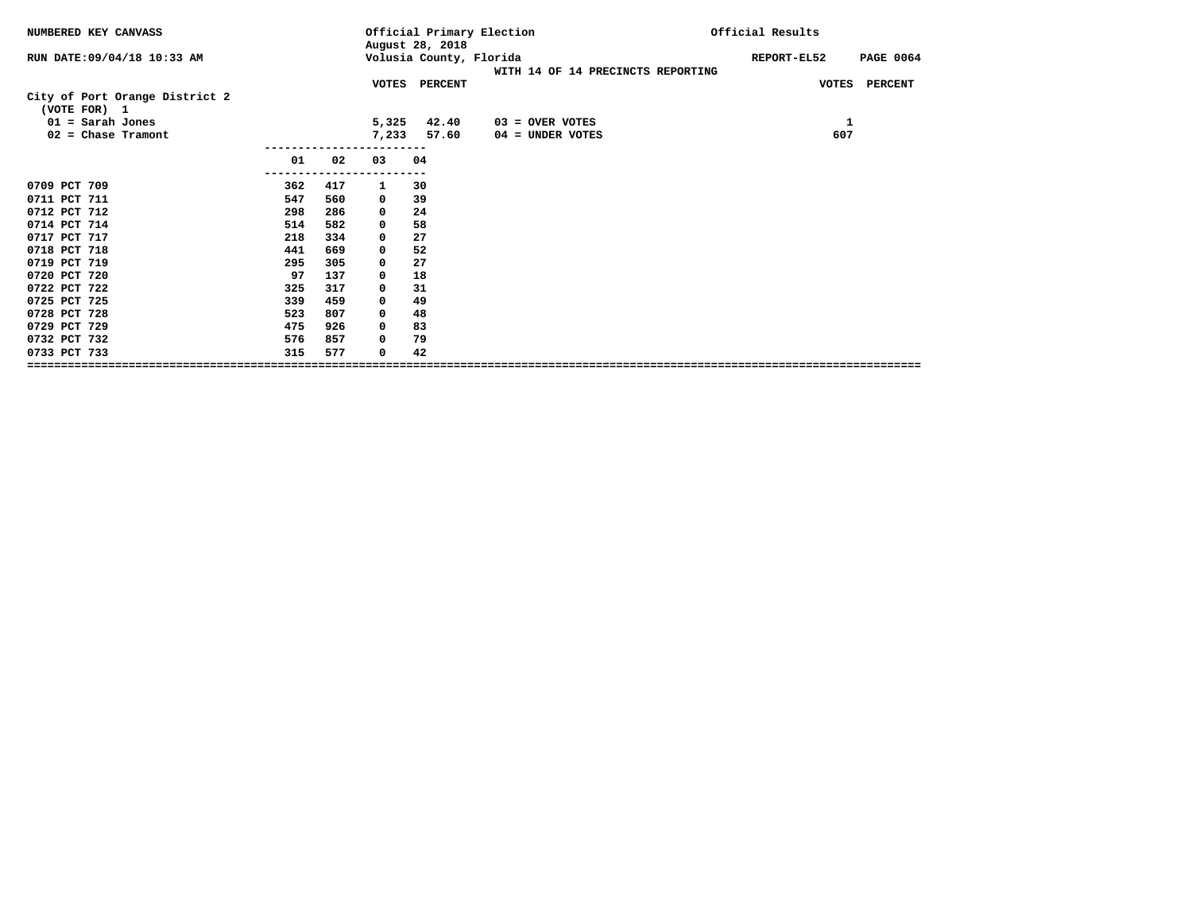NUMBERED KEY CANVASS — Official Primary Election, August 28, 2018 — Official Results

RUN DATE:09/04/18 10:33 AM — Volusia County, Florida — REPORT-EL52

WITH 14 OF 14 PRECINCTS REPORTING

## City of Port Orange District 2

(VOTE FOR) 1

| | VOTES | PERCENT |
|---|---|---|
| 01 = Sarah Jones | 5,325 | 42.40 |
| 02 = Chase Tramont | 7,233 | 57.60 |

| | VOTES | PERCENT |
|---|---|---|
| 03 = OVER VOTES | 1 | |
| 04 = UNDER VOTES | 607 | |

| Precinct | 01 | 02 | 03 | 04 |
|---|---|---|---|---|
| 0709 PCT 709 | 362 | 417 | 1 | 30 |
| 0711 PCT 711 | 547 | 560 | 0 | 39 |
| 0712 PCT 712 | 298 | 286 | 0 | 24 |
| 0714 PCT 714 | 514 | 582 | 0 | 58 |
| 0717 PCT 717 | 218 | 334 | 0 | 27 |
| 0718 PCT 718 | 441 | 669 | 0 | 52 |
| 0719 PCT 719 | 295 | 305 | 0 | 27 |
| 0720 PCT 720 | 97 | 137 | 0 | 18 |
| 0722 PCT 722 | 325 | 317 | 0 | 31 |
| 0725 PCT 725 | 339 | 459 | 0 | 49 |
| 0728 PCT 728 | 523 | 807 | 0 | 48 |
| 0729 PCT 729 | 475 | 926 | 0 | 83 |
| 0732 PCT 732 | 576 | 857 | 0 | 79 |
| 0733 PCT 733 | 315 | 577 | 0 | 42 |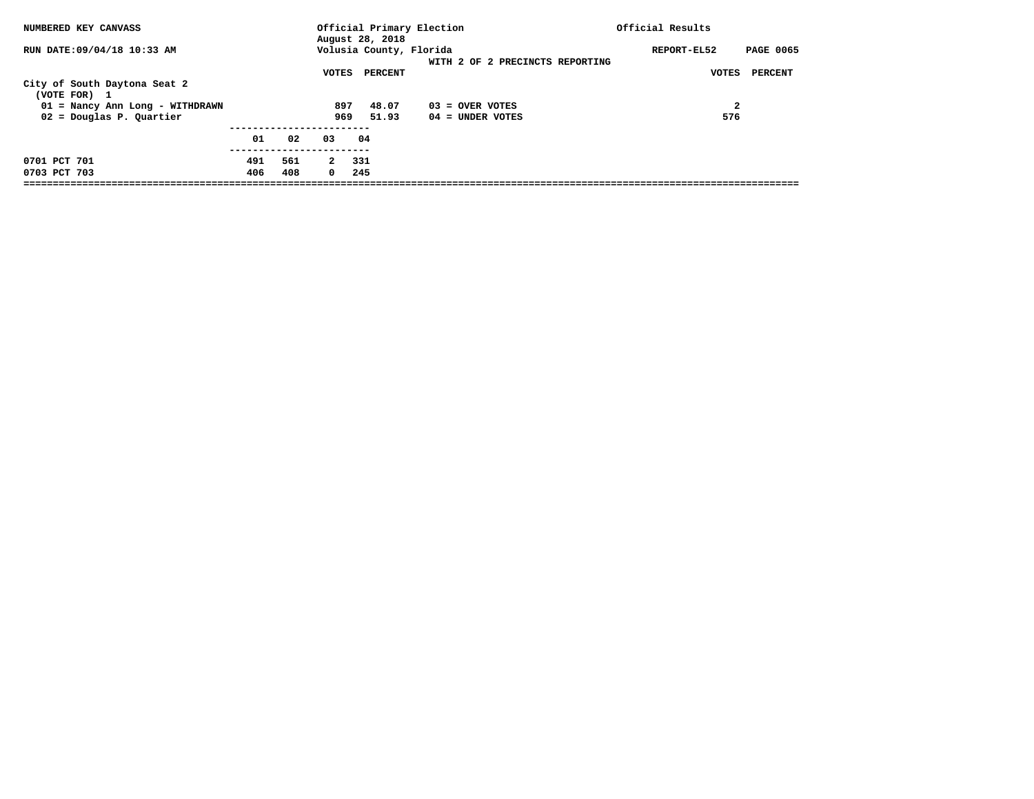NUMBERED KEY CANVASS

Official Primary Election
August 28, 2018
Volusia County, Florida

Official Results

RUN DATE:09/04/18 10:33 AM

REPORT-EL52

WITH 2 OF 2 PRECINCTS REPORTING

**City of South Daytona Seat 2**
(VOTE FOR) 1

| | VOTES | PERCENT | | VOTES | PERCENT |
|---|---|---|---|---|---|
| 01 = Nancy Ann Long - WITHDRAWN | 897 | 48.07 | 03 = OVER VOTES | 2 | |
| 02 = Douglas P. Quartier | 969 | 51.93 | 04 = UNDER VOTES | 576 | |

| | 01 | 02 | 03 | 04 |
|---|---|---|---|---|
| 0701 PCT 701 | 491 | 561 | 2 | 331 |
| 0703 PCT 703 | 406 | 408 | 0 | 245 |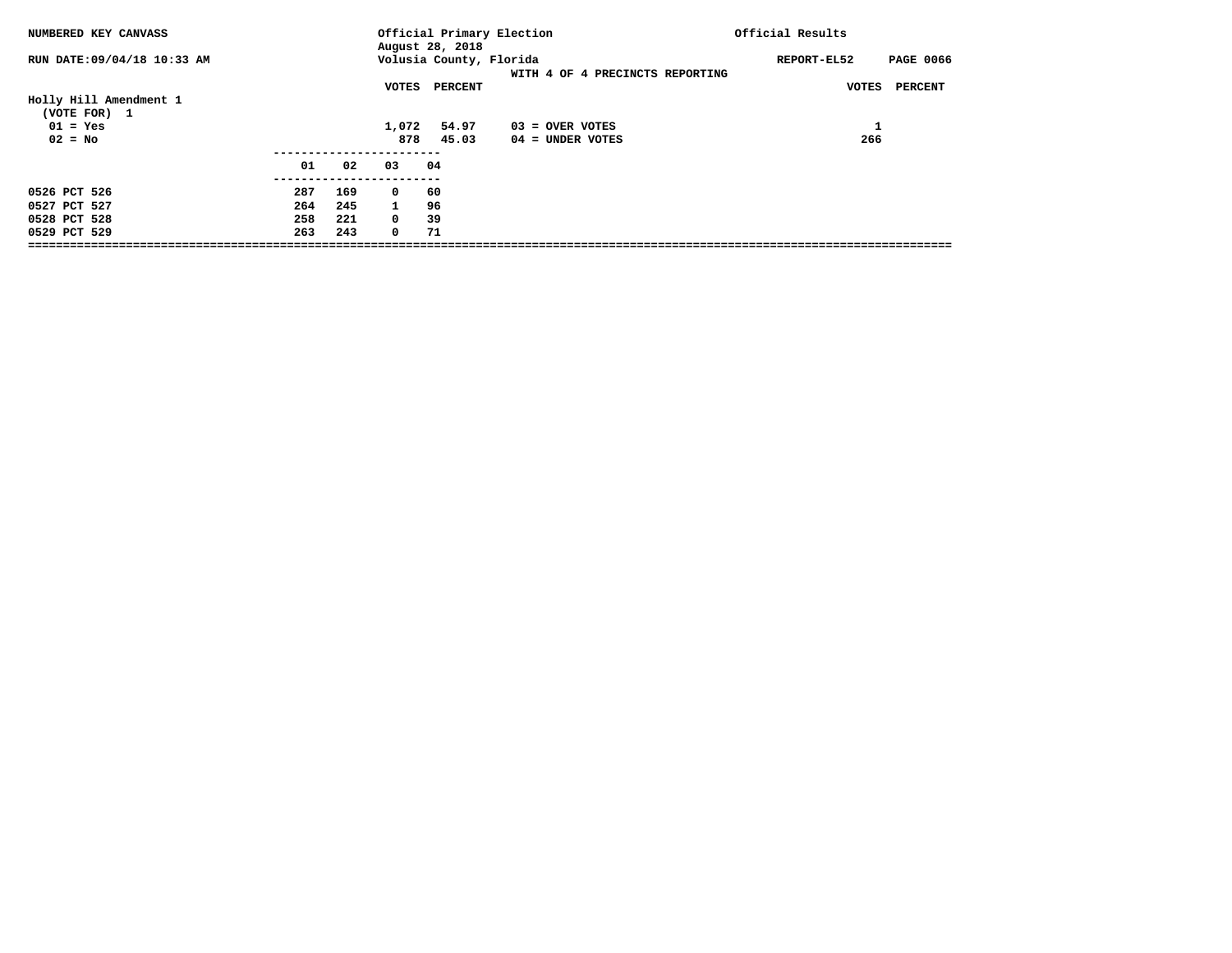NUMBERED KEY CANVASS — Official Primary Election, August 28, 2018 — Official Results

RUN DATE:09/04/18 10:33 AM — Volusia County, Florida — REPORT-EL52

WITH 4 OF 4 PRECINCTS REPORTING

**Holly Hill Amendment 1**
(VOTE FOR) 1

| | VOTES | PERCENT |
|---|---|---|
| 01 = Yes | 1,072 | 54.97 |
| 02 = No | 878 | 45.03 |

| | VOTES | PERCENT |
|---|---|---|
| 03 = OVER VOTES | 1 | |
| 04 = UNDER VOTES | 266 | |

| | 01 | 02 | 03 | 04 |
|---|---|---|---|---|
| 0526 PCT 526 | 287 | 169 | 0 | 60 |
| 0527 PCT 527 | 264 | 245 | 1 | 96 |
| 0528 PCT 528 | 258 | 221 | 0 | 39 |
| 0529 PCT 529 | 263 | 243 | 0 | 71 |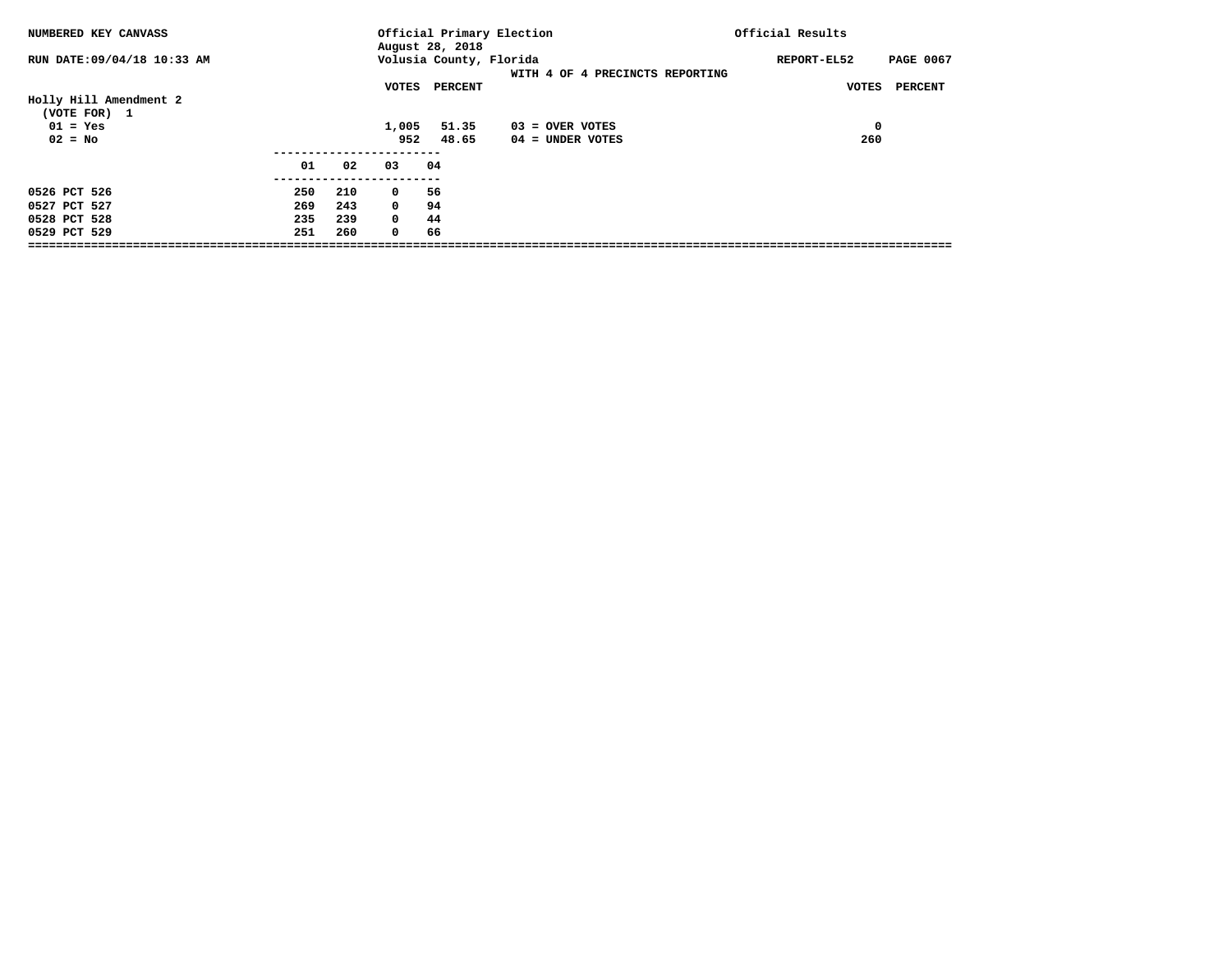NUMBERED KEY CANVASS

RUN DATE:09/04/18 10:33 AM

Official Primary Election
August 28, 2018
Volusia County, Florida

WITH 4 OF 4 PRECINCTS REPORTING

Official Results

REPORT-EL52 PAGE 0067

**Holly Hill Amendment 2**
(VOTE FOR) 1

| | VOTES | PERCENT | | VOTES | PERCENT |
|---|---|---|---|---|---|
| 01 = Yes | 1,005 | 51.35 | 03 = OVER VOTES | 0 | |
| 02 = No | 952 | 48.65 | 04 = UNDER VOTES | 260 | |

| | 01 | 02 | 03 | 04 |
|---|---|---|---|---|
| 0526 PCT 526 | 250 | 210 | 0 | 56 |
| 0527 PCT 527 | 269 | 243 | 0 | 94 |
| 0528 PCT 528 | 235 | 239 | 0 | 44 |
| 0529 PCT 529 | 251 | 260 | 0 | 66 |